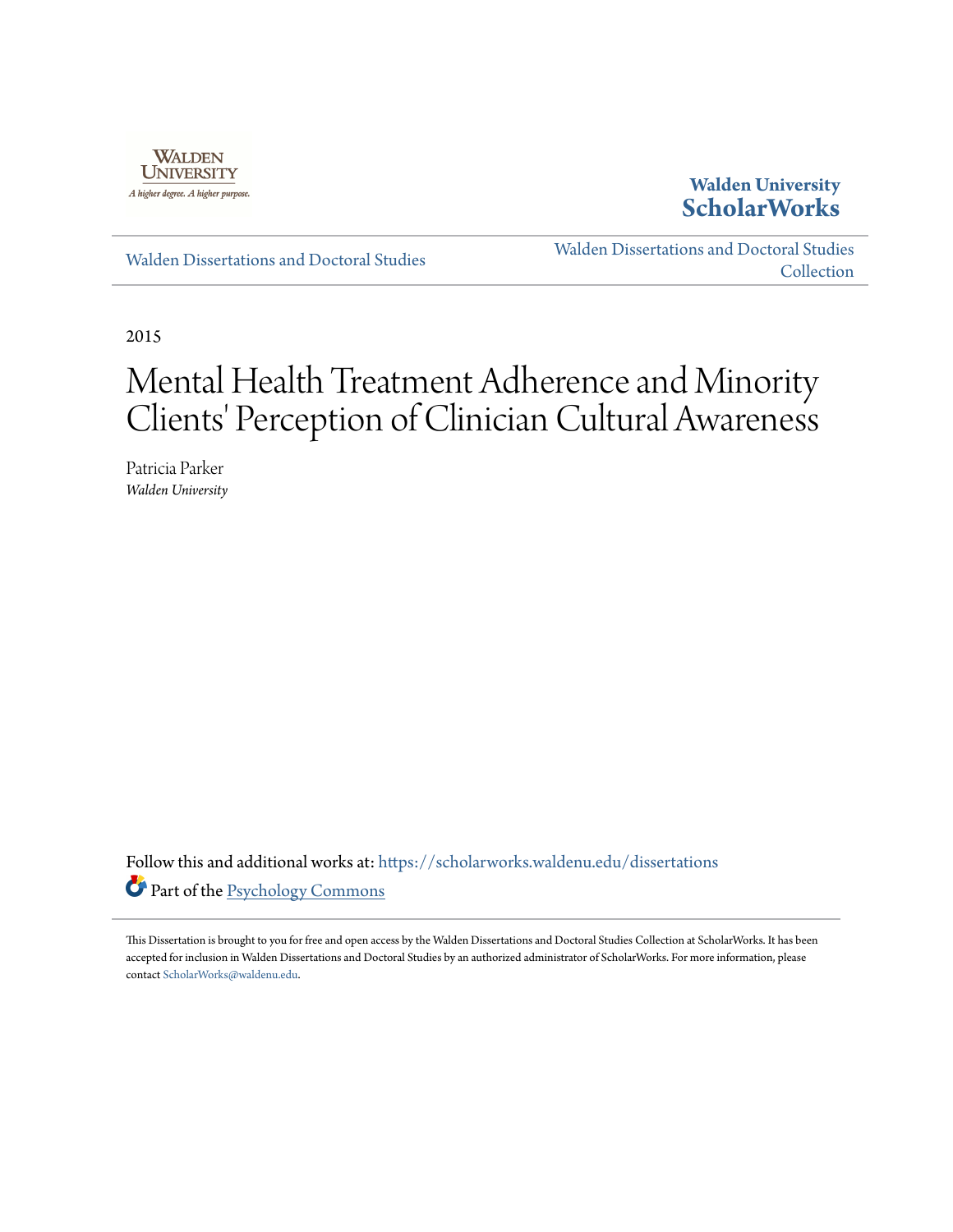Walden University
A higher degree. A higher purpose.

**Walden University ScholarWorks**

Walden Dissertations and Doctoral Studies

Walden Dissertations and Doctoral Studies Collection

2015

# Mental Health Treatment Adherence and Minority Clients' Perception of Clinician Cultural Awareness

Patricia Parker
*Walden University*

Follow this and additional works at: https://scholarworks.waldenu.edu/dissertations

Part of the Psychology Commons

This Dissertation is brought to you for free and open access by the Walden Dissertations and Doctoral Studies Collection at ScholarWorks. It has been accepted for inclusion in Walden Dissertations and Doctoral Studies by an authorized administrator of ScholarWorks. For more information, please contact ScholarWorks@waldenu.edu.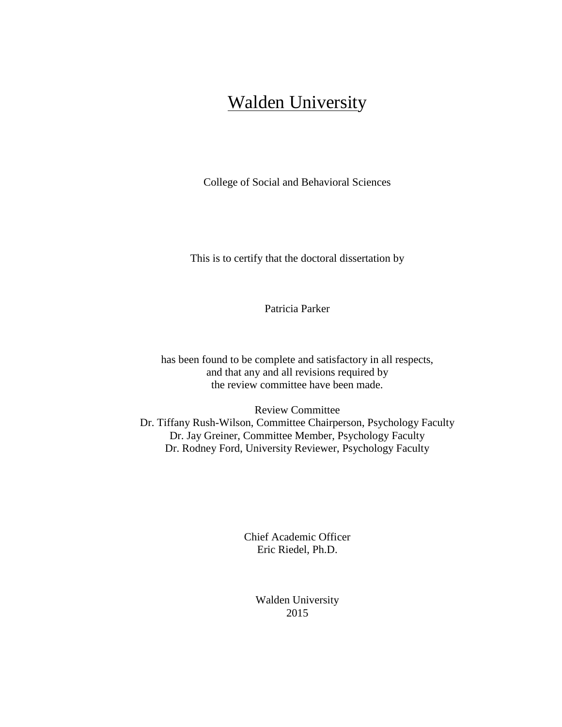# Walden University

College of Social and Behavioral Sciences

This is to certify that the doctoral dissertation by

Patricia Parker

has been found to be complete and satisfactory in all respects,
and that any and all revisions required by
the review committee have been made.

Review Committee
Dr. Tiffany Rush-Wilson, Committee Chairperson, Psychology Faculty
Dr. Jay Greiner, Committee Member, Psychology Faculty
Dr. Rodney Ford, University Reviewer, Psychology Faculty

Chief Academic Officer
Eric Riedel, Ph.D.

Walden University
2015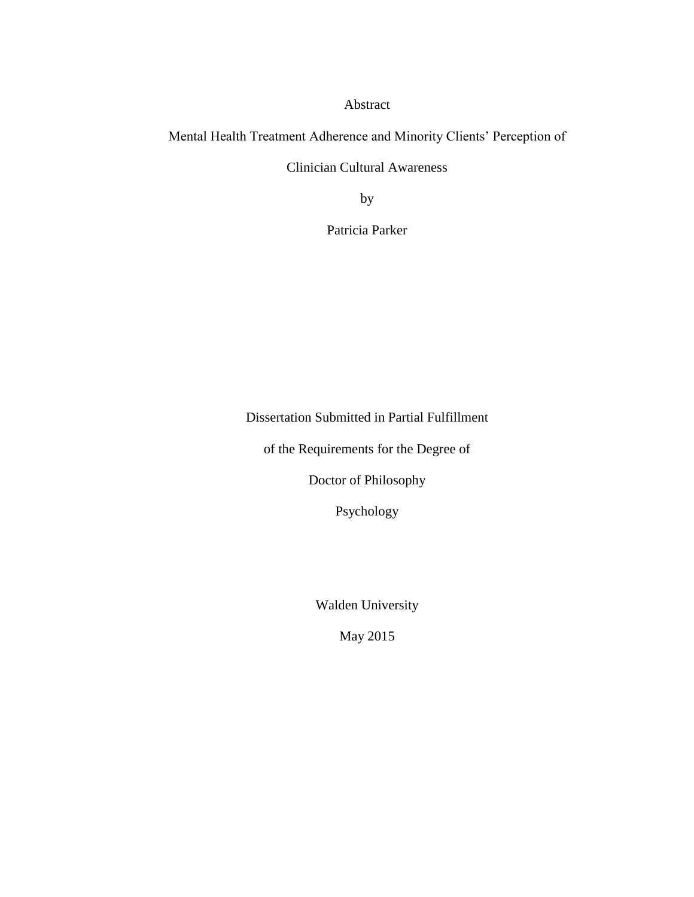Abstract

Mental Health Treatment Adherence and Minority Clients' Perception of

Clinician Cultural Awareness

by

Patricia Parker

Dissertation Submitted in Partial Fulfillment

of the Requirements for the Degree of

Doctor of Philosophy

Psychology

Walden University

May 2015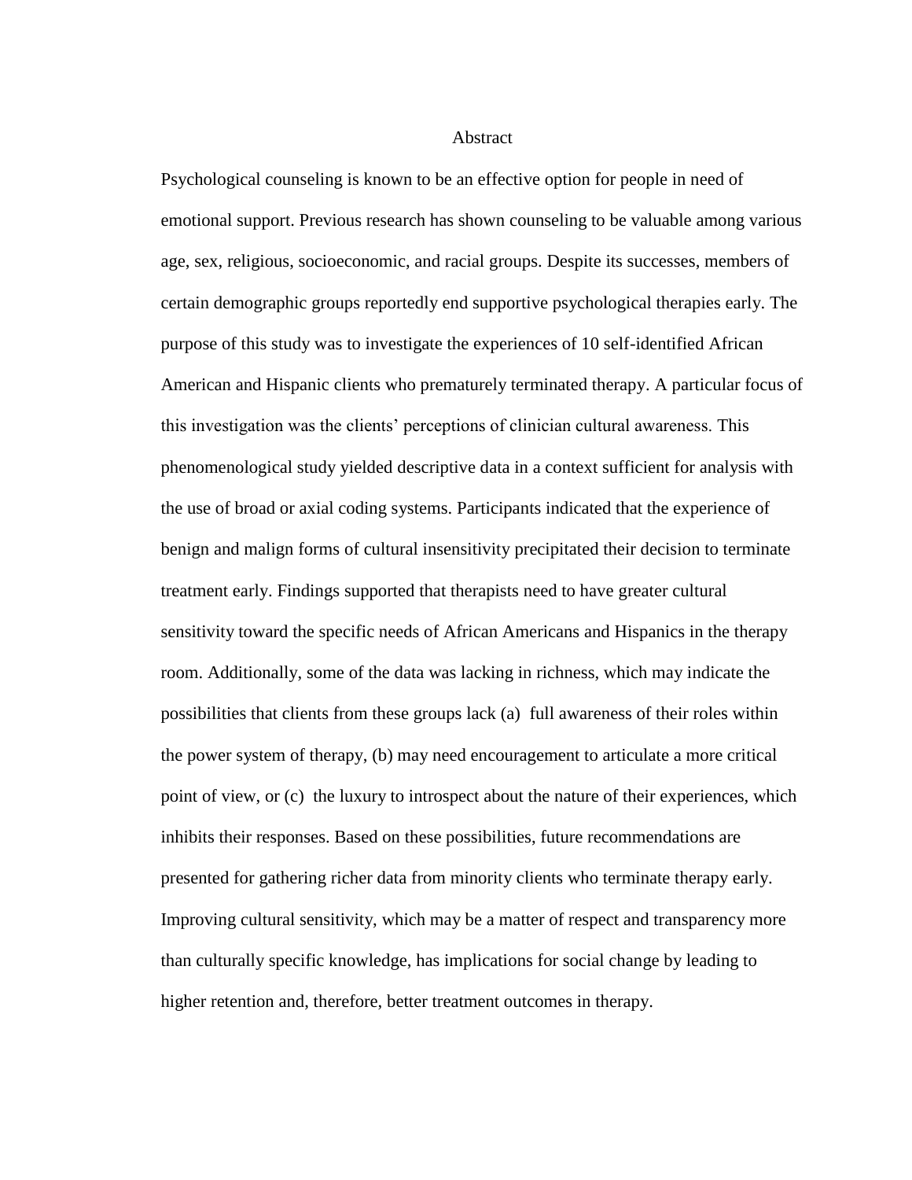# Abstract

Psychological counseling is known to be an effective option for people in need of emotional support. Previous research has shown counseling to be valuable among various age, sex, religious, socioeconomic, and racial groups. Despite its successes, members of certain demographic groups reportedly end supportive psychological therapies early. The purpose of this study was to investigate the experiences of 10 self-identified African American and Hispanic clients who prematurely terminated therapy. A particular focus of this investigation was the clients' perceptions of clinician cultural awareness. This phenomenological study yielded descriptive data in a context sufficient for analysis with the use of broad or axial coding systems. Participants indicated that the experience of benign and malign forms of cultural insensitivity precipitated their decision to terminate treatment early. Findings supported that therapists need to have greater cultural sensitivity toward the specific needs of African Americans and Hispanics in the therapy room. Additionally, some of the data was lacking in richness, which may indicate the possibilities that clients from these groups lack (a) full awareness of their roles within the power system of therapy, (b) may need encouragement to articulate a more critical point of view, or (c) the luxury to introspect about the nature of their experiences, which inhibits their responses. Based on these possibilities, future recommendations are presented for gathering richer data from minority clients who terminate therapy early. Improving cultural sensitivity, which may be a matter of respect and transparency more than culturally specific knowledge, has implications for social change by leading to higher retention and, therefore, better treatment outcomes in therapy.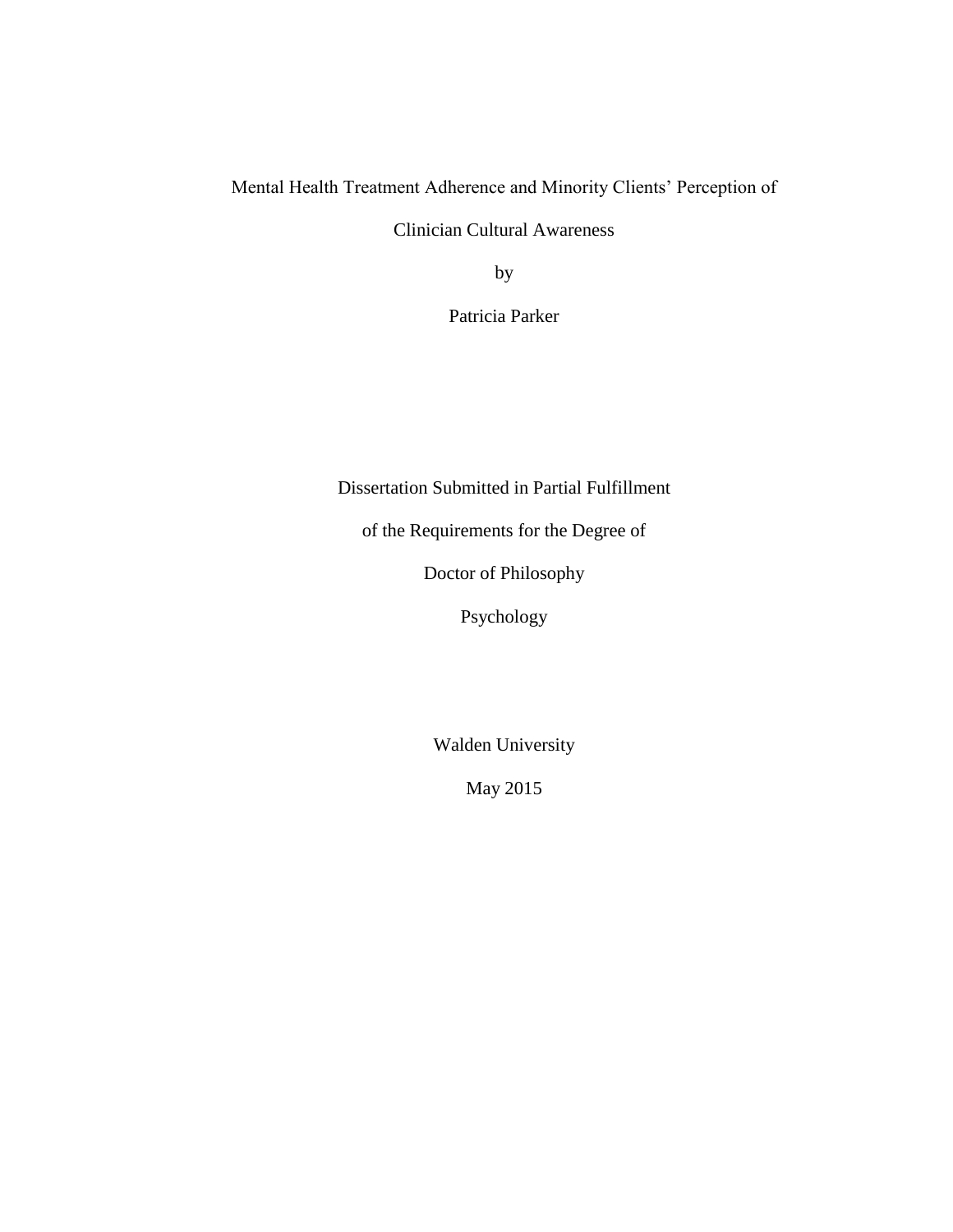Mental Health Treatment Adherence and Minority Clients' Perception of

Clinician Cultural Awareness

by

Patricia Parker

Dissertation Submitted in Partial Fulfillment

of the Requirements for the Degree of

Doctor of Philosophy

Psychology

Walden University

May 2015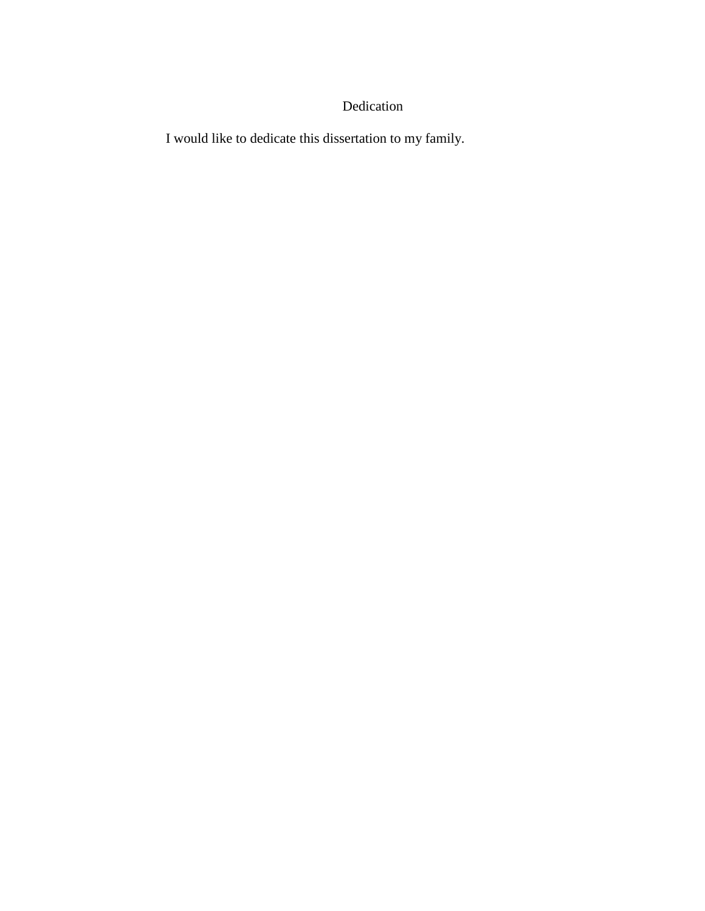# Dedication

I would like to dedicate this dissertation to my family.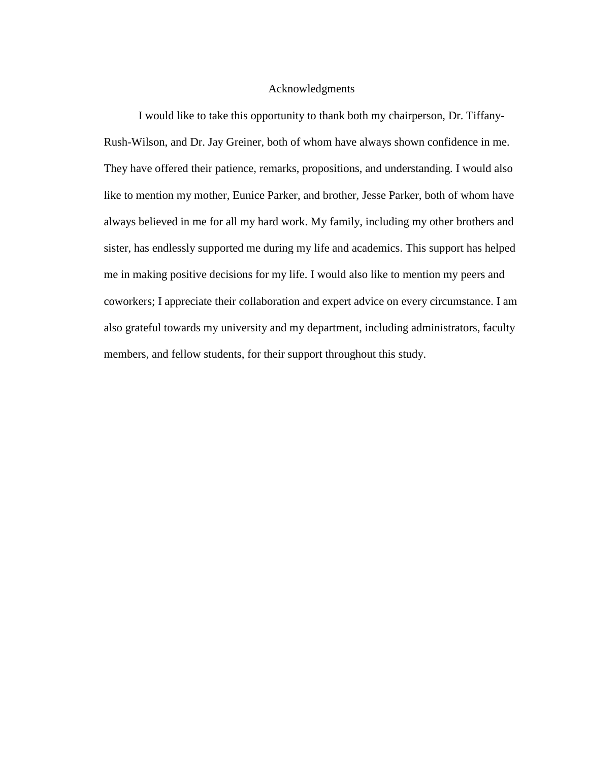# Acknowledgments

I would like to take this opportunity to thank both my chairperson, Dr. Tiffany-Rush-Wilson, and Dr. Jay Greiner, both of whom have always shown confidence in me. They have offered their patience, remarks, propositions, and understanding. I would also like to mention my mother, Eunice Parker, and brother, Jesse Parker, both of whom have always believed in me for all my hard work. My family, including my other brothers and sister, has endlessly supported me during my life and academics. This support has helped me in making positive decisions for my life. I would also like to mention my peers and coworkers; I appreciate their collaboration and expert advice on every circumstance. I am also grateful towards my university and my department, including administrators, faculty members, and fellow students, for their support throughout this study.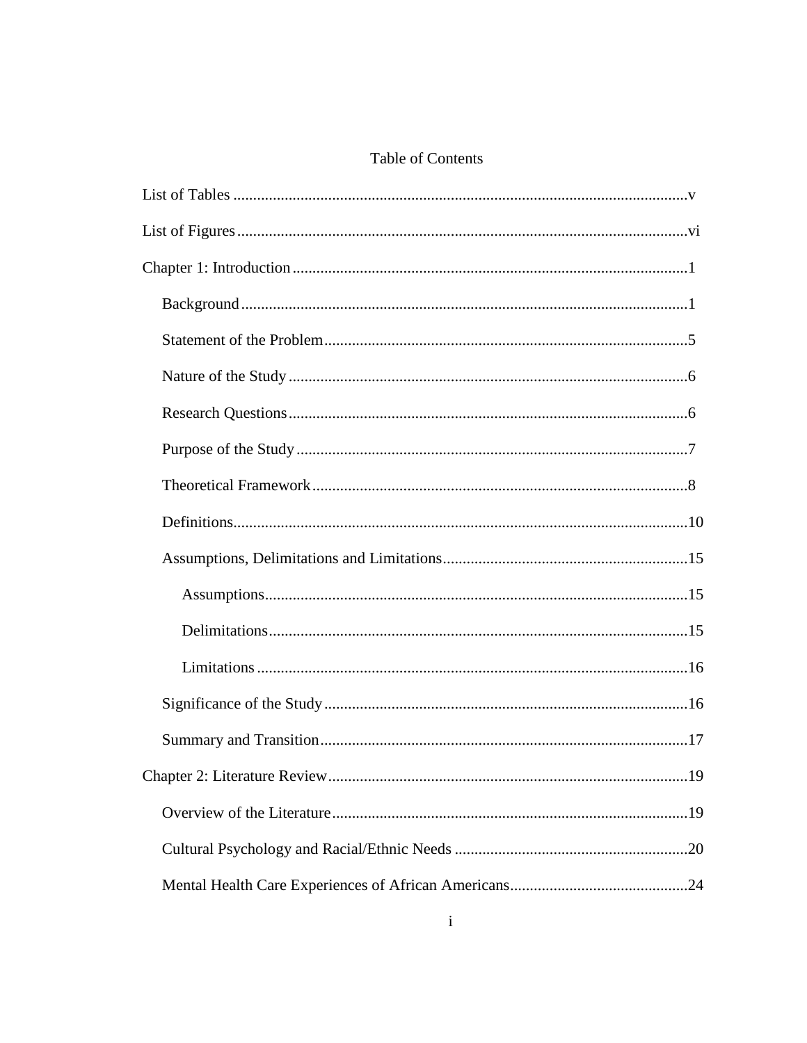# Table of Contents

List of Tables ....................................................................................................................v

List of Figures ..................................................................................................................vi

Chapter 1: Introduction ....................................................................................................1

- Background ................................................................................................................1
- Statement of the Problem ...........................................................................................5
- Nature of the Study .....................................................................................................6
- Research Questions .....................................................................................................6
- Purpose of the Study ...................................................................................................7
- Theoretical Framework ...............................................................................................8
- Definitions..................................................................................................................10
- Assumptions, Delimitations and Limitations.............................................................15
    - Assumptions..........................................................................................................15
    - Delimitations.........................................................................................................15
    - Limitations ............................................................................................................16
- Significance of the Study ...........................................................................................16
- Summary and Transition ............................................................................................17

Chapter 2: Literature Review ..........................................................................................19

- Overview of the Literature .........................................................................................19
- Cultural Psychology and Racial/Ethnic Needs ..........................................................20
- Mental Health Care Experiences of African Americans............................................24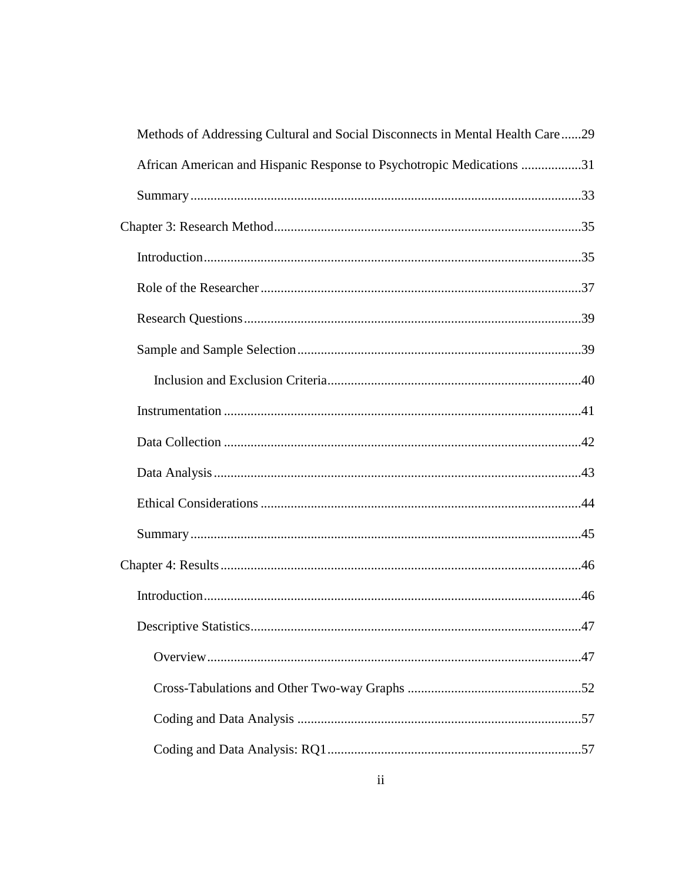Methods of Addressing Cultural and Social Disconnects in Mental Health Care......29

African American and Hispanic Response to Psychotropic Medications ..................31

Summary....................................................................................................................33

Chapter 3: Research Method............................................................................................35

Introduction................................................................................................................35

Role of the Researcher...............................................................................................37

Research Questions....................................................................................................39

Sample and Sample Selection....................................................................................39

Inclusion and Exclusion Criteria...........................................................................40

Instrumentation ..........................................................................................................41

Data Collection ..........................................................................................................42

Data Analysis.............................................................................................................43

Ethical Considerations ...............................................................................................44

Summary....................................................................................................................45

Chapter 4: Results............................................................................................................46

Introduction................................................................................................................46

Descriptive Statistics..................................................................................................47

Overview...............................................................................................................47

Cross-Tabulations and Other Two-way Graphs ....................................................52

Coding and Data Analysis ....................................................................................57

Coding and Data Analysis: RQ1...........................................................................57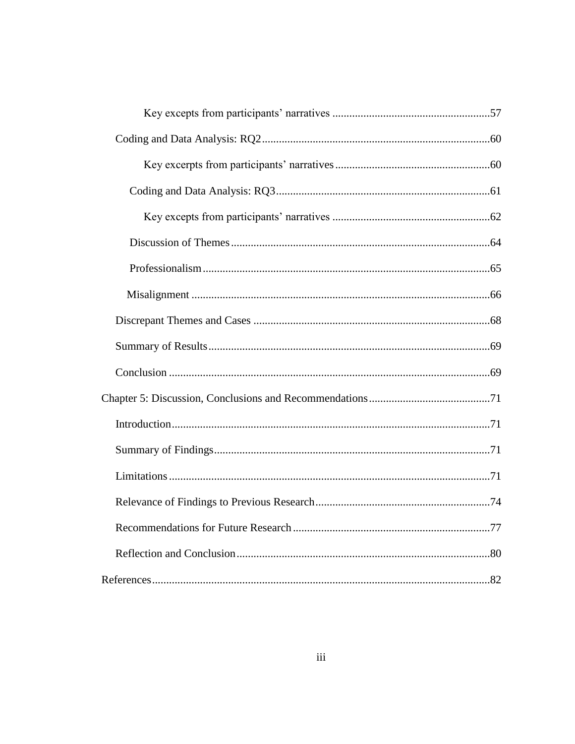Key excepts from participants' narratives ........................................................57

Coding and Data Analysis: RQ2 ..................................................................................60

Key excerpts from participants' narratives ......................................................60

Coding and Data Analysis: RQ3 ............................................................................61

Key excepts from participants' narratives ........................................................62

Discussion of Themes ............................................................................................64

Professionalism ......................................................................................................65

Misalignment ..........................................................................................................66

Discrepant Themes and Cases ....................................................................................68

Summary of Results ....................................................................................................69

Conclusion ..................................................................................................................69

Chapter 5: Discussion, Conclusions and Recommendations ...........................................71

Introduction ..................................................................................................................71

Summary of Findings ...................................................................................................71

Limitations ...................................................................................................................71

Relevance of Findings to Previous Research ..............................................................74

Recommendations for Future Research .......................................................................77

Reflection and Conclusion ...........................................................................................80

References .........................................................................................................................82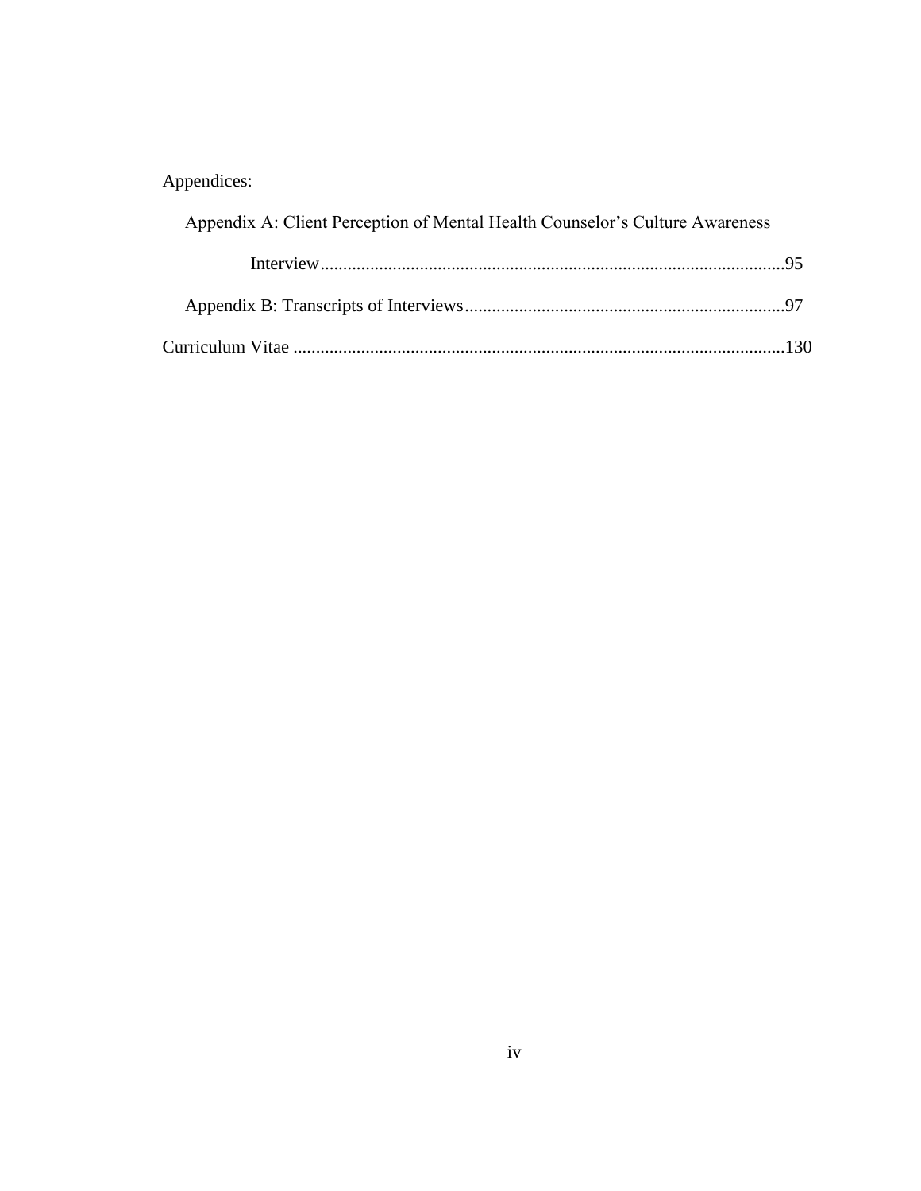Appendices:

Appendix A: Client Perception of Mental Health Counselor's Culture Awareness Interview......................................................................................................95

Appendix B: Transcripts of Interviews......................................................................97

Curriculum Vitae ............................................................................................................130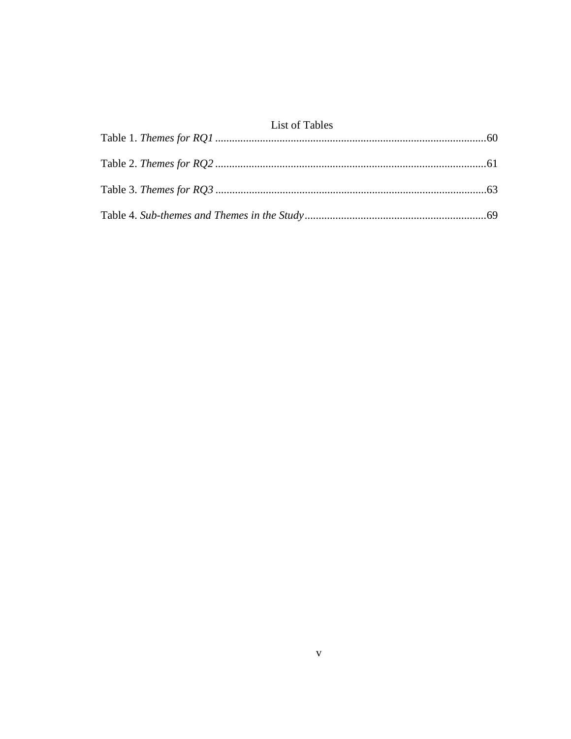# List of Tables

Table 1. *Themes for RQ1* ..... 60

Table 2. *Themes for RQ2* ..... 61

Table 3. *Themes for RQ3* ..... 63

Table 4. *Sub-themes and Themes in the Study* ..... 69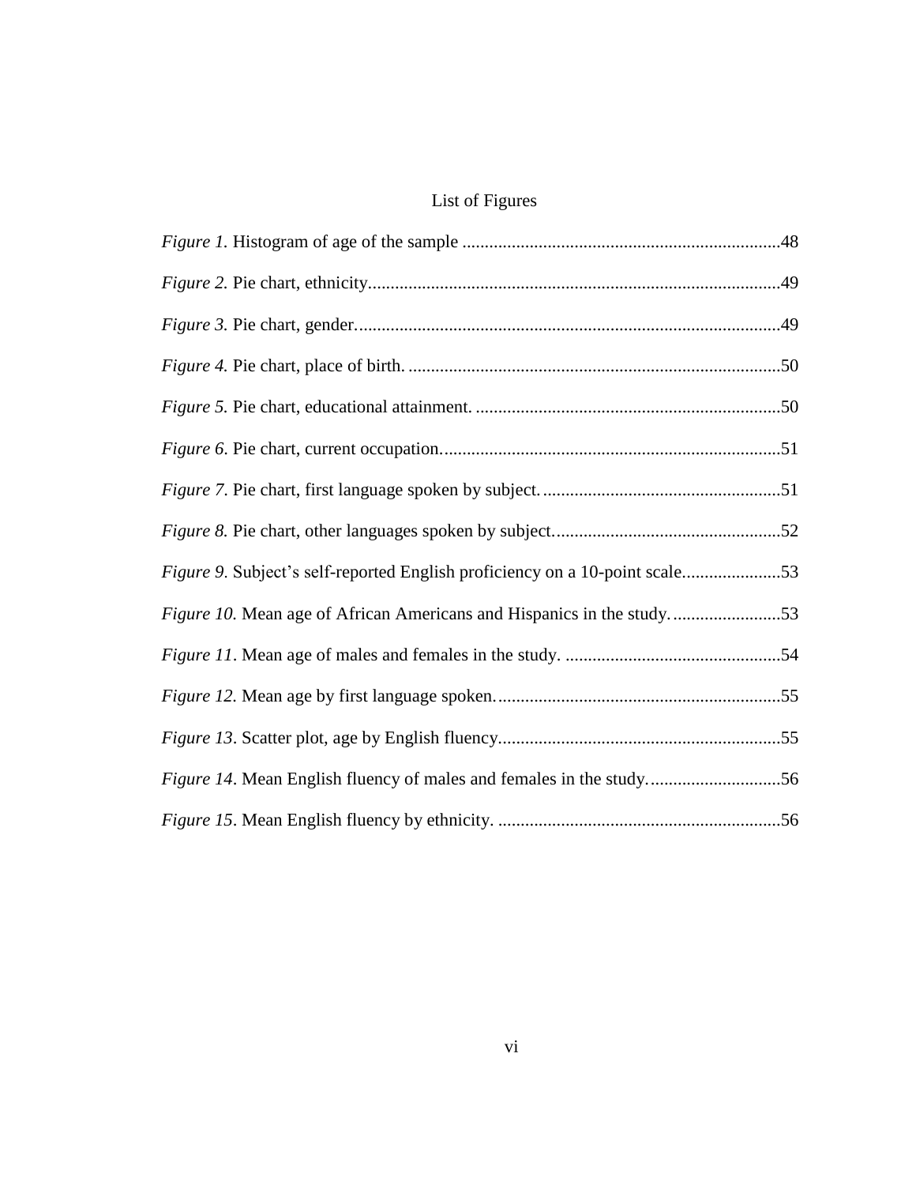# List of Figures

*Figure 1.* Histogram of age of the sample ....................................................................48

*Figure 2.* Pie chart, ethnicity.........................................................................................49

*Figure 3.* Pie chart, gender............................................................................................49

*Figure 4.* Pie chart, place of birth. ................................................................................50

*Figure 5.* Pie chart, educational attainment. .................................................................50

*Figure 6.* Pie chart, current occupation..........................................................................51

*Figure 7.* Pie chart, first language spoken by subject....................................................51

*Figure 8.* Pie chart, other languages spoken by subject.................................................52

*Figure 9.* Subject's self-reported English proficiency on a 10-point scale.....................53

*Figure 10.* Mean age of African Americans and Hispanics in the study........................53

*Figure 11*. Mean age of males and females in the study. ..............................................54

*Figure 12.* Mean age by first language spoken..............................................................55

*Figure 13*. Scatter plot, age by English fluency.............................................................55

*Figure 14*. Mean English fluency of males and females in the study.............................56

*Figure 15*. Mean English fluency by ethnicity. ..............................................................56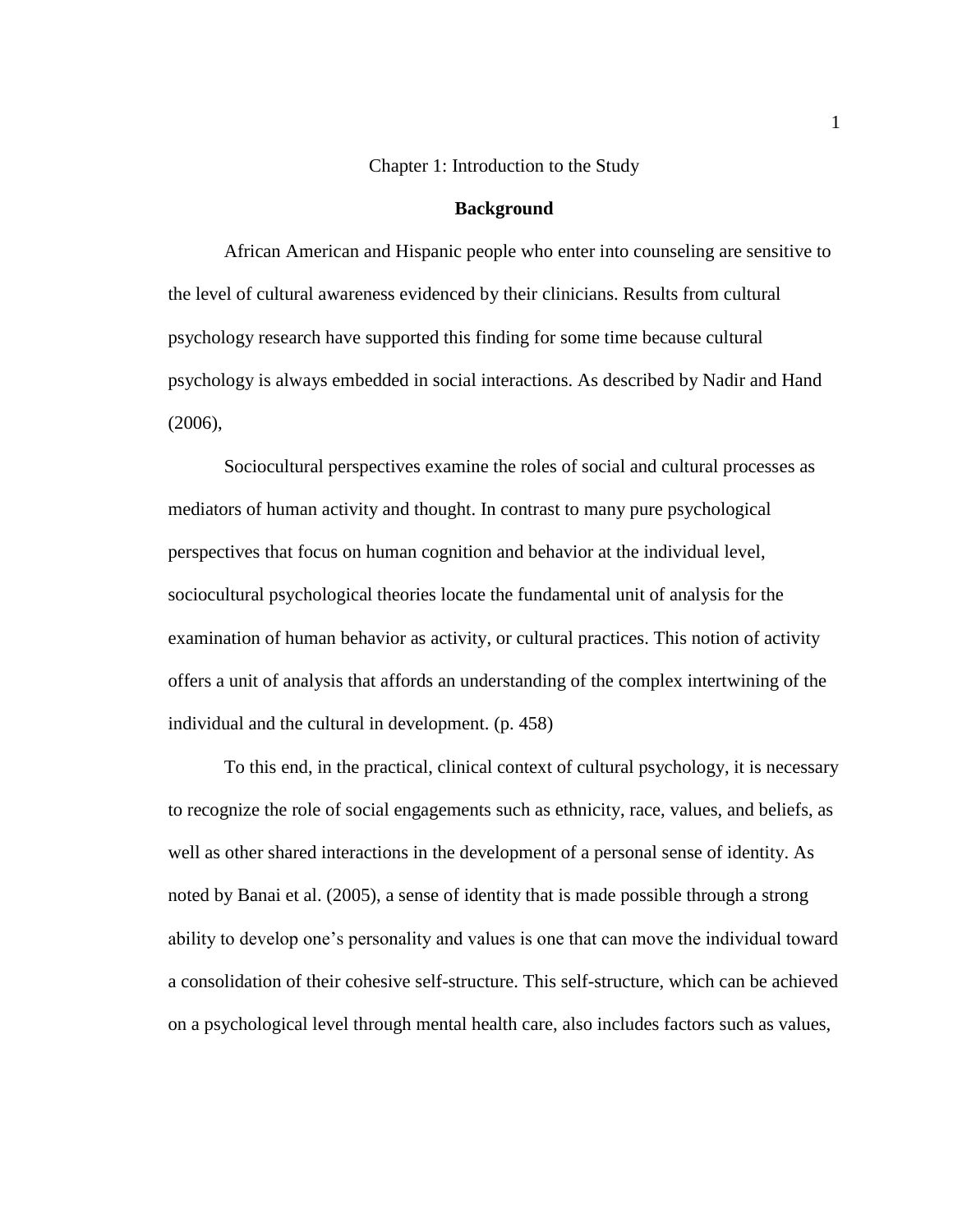# Chapter 1: Introduction to the Study

## Background

African American and Hispanic people who enter into counseling are sensitive to the level of cultural awareness evidenced by their clinicians. Results from cultural psychology research have supported this finding for some time because cultural psychology is always embedded in social interactions. As described by Nadir and Hand (2006),

> Sociocultural perspectives examine the roles of social and cultural processes as mediators of human activity and thought. In contrast to many pure psychological perspectives that focus on human cognition and behavior at the individual level, sociocultural psychological theories locate the fundamental unit of analysis for the examination of human behavior as activity, or cultural practices. This notion of activity offers a unit of analysis that affords an understanding of the complex intertwining of the individual and the cultural in development. (p. 458)

To this end, in the practical, clinical context of cultural psychology, it is necessary to recognize the role of social engagements such as ethnicity, race, values, and beliefs, as well as other shared interactions in the development of a personal sense of identity. As noted by Banai et al. (2005), a sense of identity that is made possible through a strong ability to develop one's personality and values is one that can move the individual toward a consolidation of their cohesive self-structure. This self-structure, which can be achieved on a psychological level through mental health care, also includes factors such as values,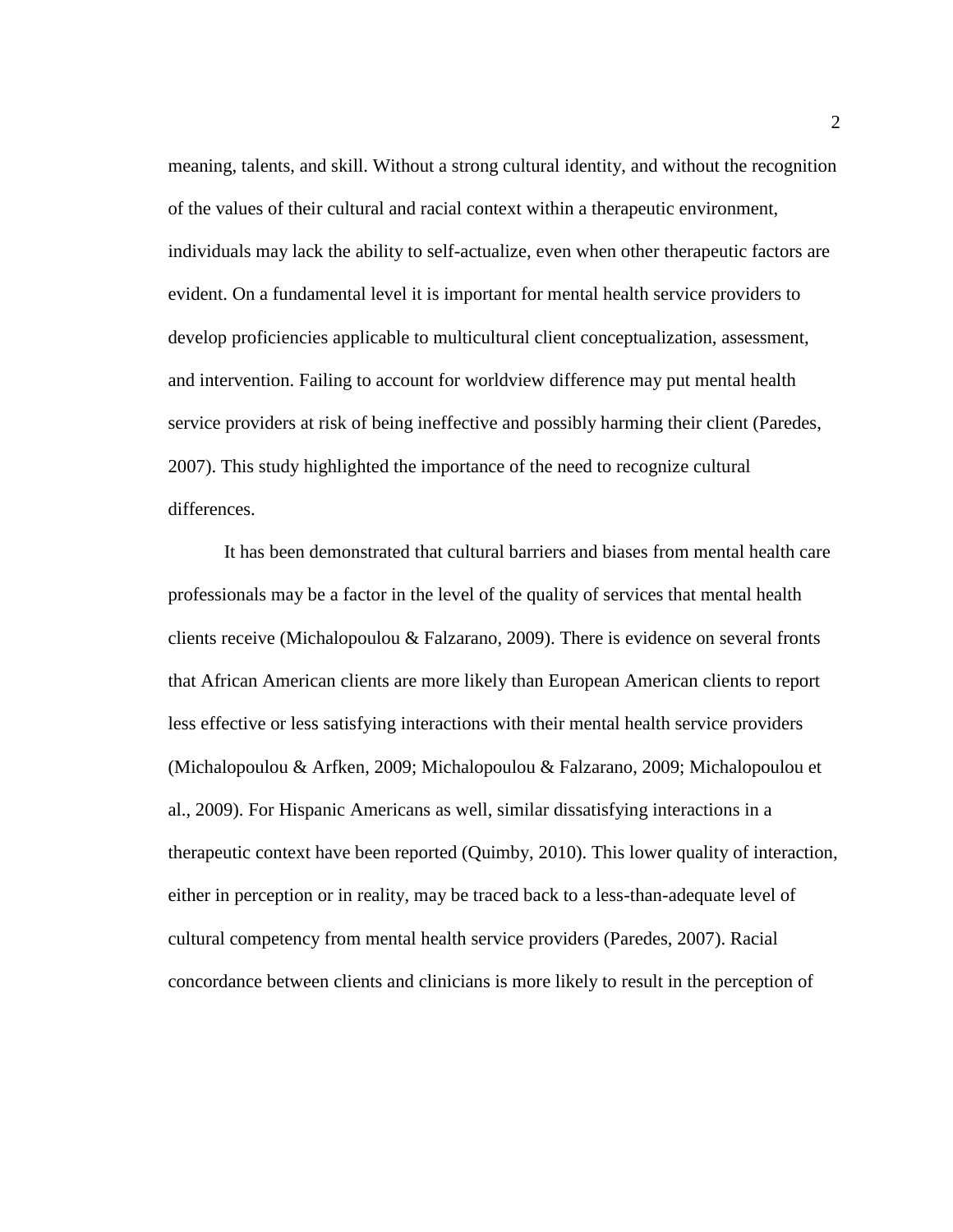meaning, talents, and skill. Without a strong cultural identity, and without the recognition of the values of their cultural and racial context within a therapeutic environment, individuals may lack the ability to self-actualize, even when other therapeutic factors are evident. On a fundamental level it is important for mental health service providers to develop proficiencies applicable to multicultural client conceptualization, assessment, and intervention. Failing to account for worldview difference may put mental health service providers at risk of being ineffective and possibly harming their client (Paredes, 2007). This study highlighted the importance of the need to recognize cultural differences.

It has been demonstrated that cultural barriers and biases from mental health care professionals may be a factor in the level of the quality of services that mental health clients receive (Michalopoulou & Falzarano, 2009). There is evidence on several fronts that African American clients are more likely than European American clients to report less effective or less satisfying interactions with their mental health service providers (Michalopoulou & Arfken, 2009; Michalopoulou & Falzarano, 2009; Michalopoulou et al., 2009). For Hispanic Americans as well, similar dissatisfying interactions in a therapeutic context have been reported (Quimby, 2010). This lower quality of interaction, either in perception or in reality, may be traced back to a less-than-adequate level of cultural competency from mental health service providers (Paredes, 2007). Racial concordance between clients and clinicians is more likely to result in the perception of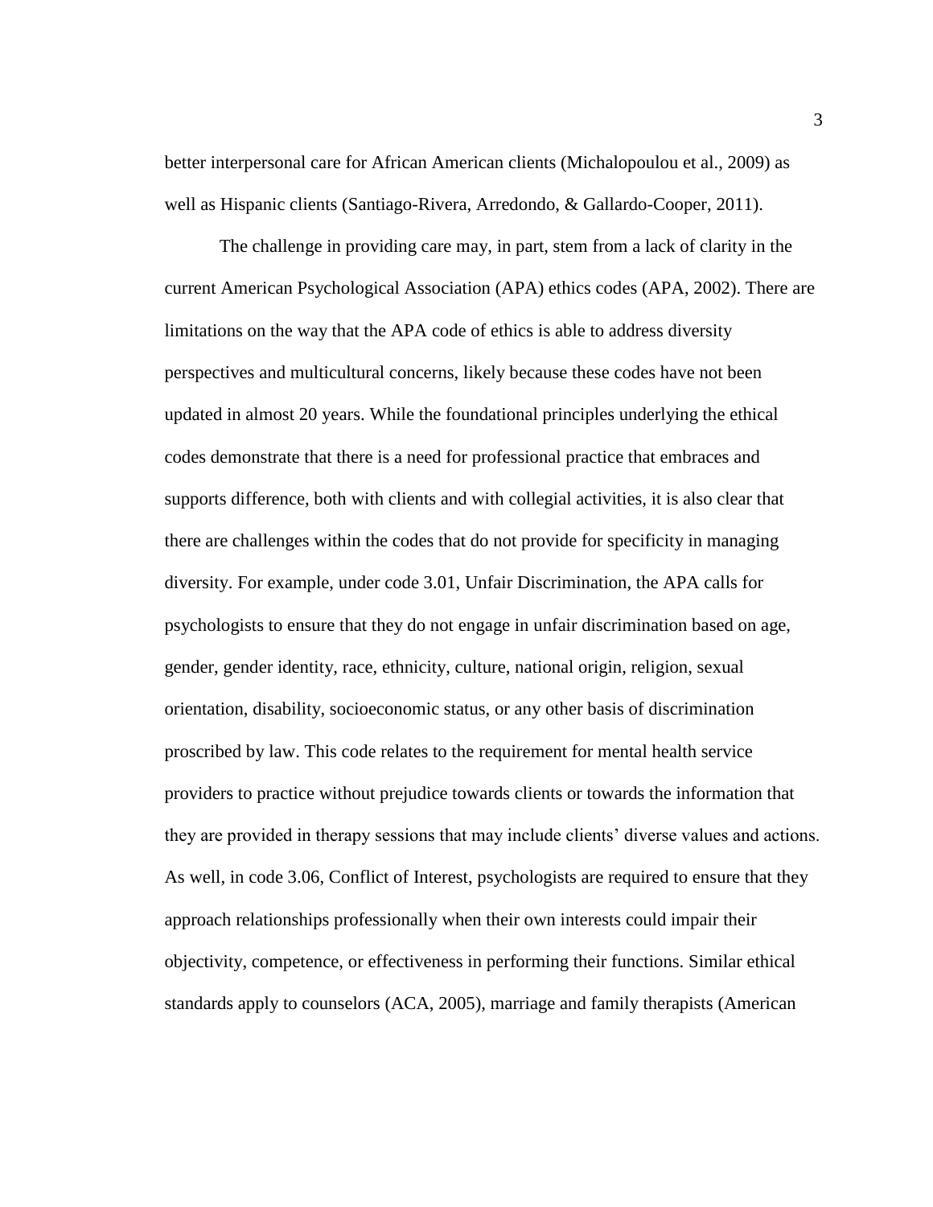better interpersonal care for African American clients (Michalopoulou et al., 2009) as well as Hispanic clients (Santiago-Rivera, Arredondo, & Gallardo-Cooper, 2011).

The challenge in providing care may, in part, stem from a lack of clarity in the current American Psychological Association (APA) ethics codes (APA, 2002). There are limitations on the way that the APA code of ethics is able to address diversity perspectives and multicultural concerns, likely because these codes have not been updated in almost 20 years. While the foundational principles underlying the ethical codes demonstrate that there is a need for professional practice that embraces and supports difference, both with clients and with collegial activities, it is also clear that there are challenges within the codes that do not provide for specificity in managing diversity. For example, under code 3.01, Unfair Discrimination, the APA calls for psychologists to ensure that they do not engage in unfair discrimination based on age, gender, gender identity, race, ethnicity, culture, national origin, religion, sexual orientation, disability, socioeconomic status, or any other basis of discrimination proscribed by law. This code relates to the requirement for mental health service providers to practice without prejudice towards clients or towards the information that they are provided in therapy sessions that may include clients' diverse values and actions. As well, in code 3.06, Conflict of Interest, psychologists are required to ensure that they approach relationships professionally when their own interests could impair their objectivity, competence, or effectiveness in performing their functions. Similar ethical standards apply to counselors (ACA, 2005), marriage and family therapists (American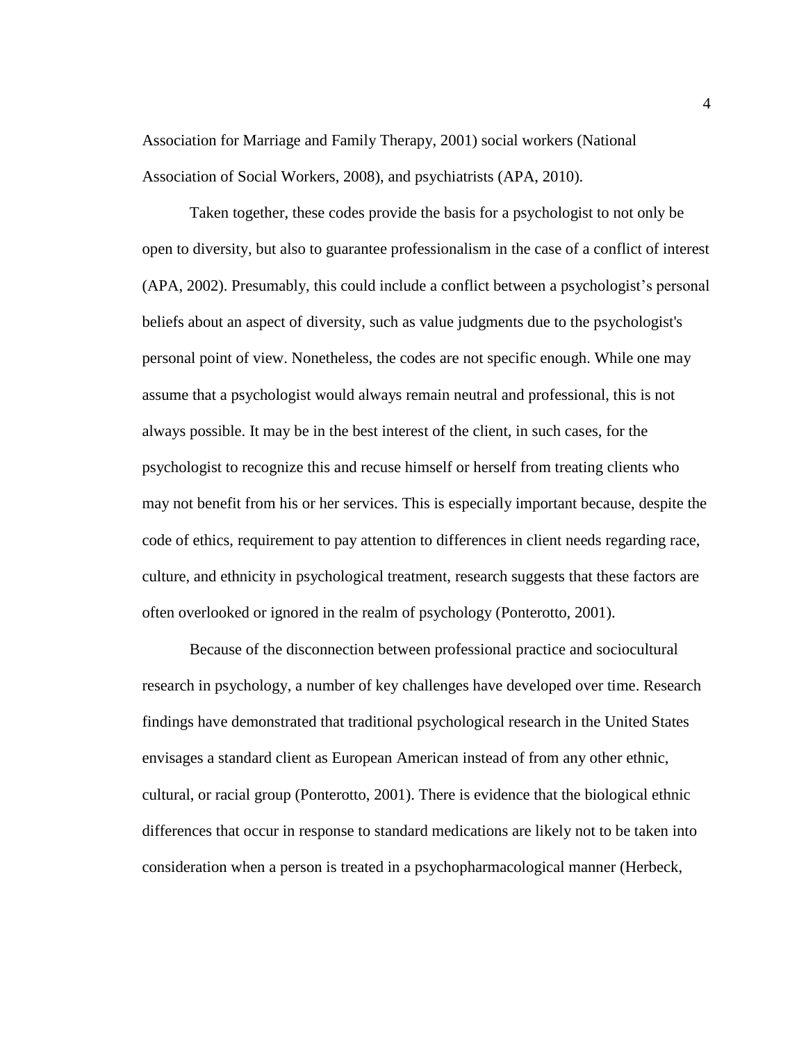Association for Marriage and Family Therapy, 2001) social workers (National Association of Social Workers, 2008), and psychiatrists (APA, 2010).

Taken together, these codes provide the basis for a psychologist to not only be open to diversity, but also to guarantee professionalism in the case of a conflict of interest (APA, 2002). Presumably, this could include a conflict between a psychologist's personal beliefs about an aspect of diversity, such as value judgments due to the psychologist's personal point of view. Nonetheless, the codes are not specific enough. While one may assume that a psychologist would always remain neutral and professional, this is not always possible. It may be in the best interest of the client, in such cases, for the psychologist to recognize this and recuse himself or herself from treating clients who may not benefit from his or her services. This is especially important because, despite the code of ethics, requirement to pay attention to differences in client needs regarding race, culture, and ethnicity in psychological treatment, research suggests that these factors are often overlooked or ignored in the realm of psychology (Ponterotto, 2001).

Because of the disconnection between professional practice and sociocultural research in psychology, a number of key challenges have developed over time. Research findings have demonstrated that traditional psychological research in the United States envisages a standard client as European American instead of from any other ethnic, cultural, or racial group (Ponterotto, 2001). There is evidence that the biological ethnic differences that occur in response to standard medications are likely not to be taken into consideration when a person is treated in a psychopharmacological manner (Herbeck,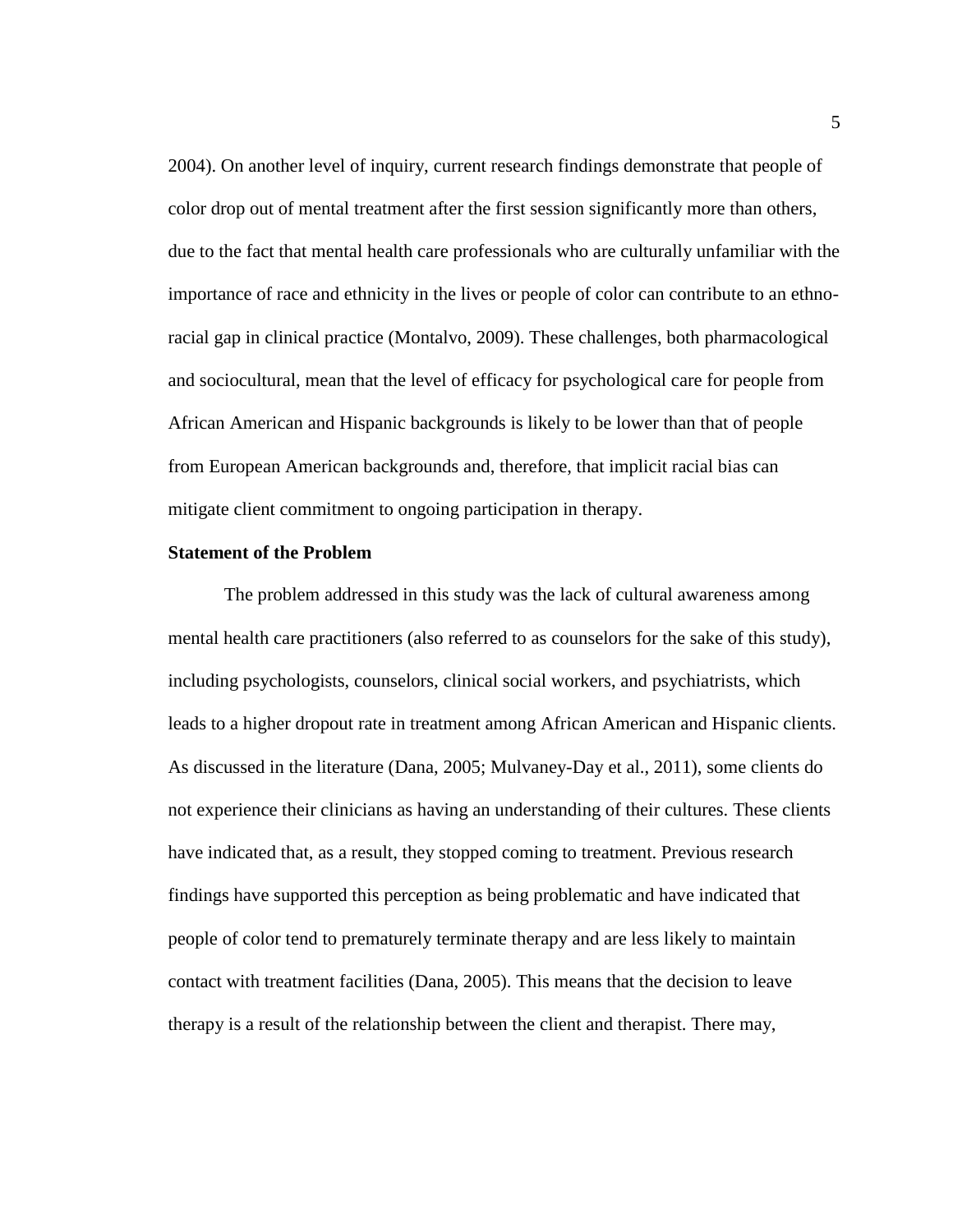2004). On another level of inquiry, current research findings demonstrate that people of color drop out of mental treatment after the first session significantly more than others, due to the fact that mental health care professionals who are culturally unfamiliar with the importance of race and ethnicity in the lives or people of color can contribute to an ethno-racial gap in clinical practice (Montalvo, 2009). These challenges, both pharmacological and sociocultural, mean that the level of efficacy for psychological care for people from African American and Hispanic backgrounds is likely to be lower than that of people from European American backgrounds and, therefore, that implicit racial bias can mitigate client commitment to ongoing participation in therapy.

**Statement of the Problem**

The problem addressed in this study was the lack of cultural awareness among mental health care practitioners (also referred to as counselors for the sake of this study), including psychologists, counselors, clinical social workers, and psychiatrists, which leads to a higher dropout rate in treatment among African American and Hispanic clients. As discussed in the literature (Dana, 2005; Mulvaney-Day et al., 2011), some clients do not experience their clinicians as having an understanding of their cultures. These clients have indicated that, as a result, they stopped coming to treatment. Previous research findings have supported this perception as being problematic and have indicated that people of color tend to prematurely terminate therapy and are less likely to maintain contact with treatment facilities (Dana, 2005). This means that the decision to leave therapy is a result of the relationship between the client and therapist. There may,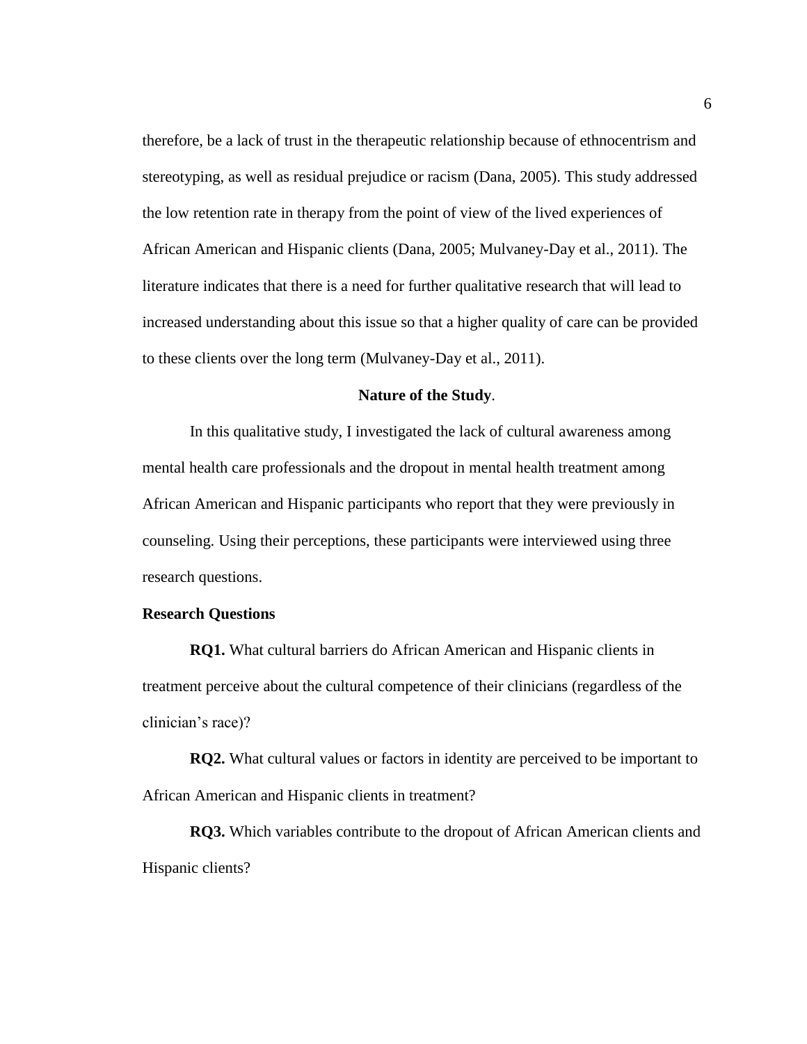therefore, be a lack of trust in the therapeutic relationship because of ethnocentrism and stereotyping, as well as residual prejudice or racism (Dana, 2005). This study addressed the low retention rate in therapy from the point of view of the lived experiences of African American and Hispanic clients (Dana, 2005; Mulvaney-Day et al., 2011). The literature indicates that there is a need for further qualitative research that will lead to increased understanding about this issue so that a higher quality of care can be provided to these clients over the long term (Mulvaney-Day et al., 2011).

## Nature of the Study.

In this qualitative study, I investigated the lack of cultural awareness among mental health care professionals and the dropout in mental health treatment among African American and Hispanic participants who report that they were previously in counseling. Using their perceptions, these participants were interviewed using three research questions.

### Research Questions

**RQ1.** What cultural barriers do African American and Hispanic clients in treatment perceive about the cultural competence of their clinicians (regardless of the clinician's race)?

**RQ2.** What cultural values or factors in identity are perceived to be important to African American and Hispanic clients in treatment?

**RQ3.** Which variables contribute to the dropout of African American clients and Hispanic clients?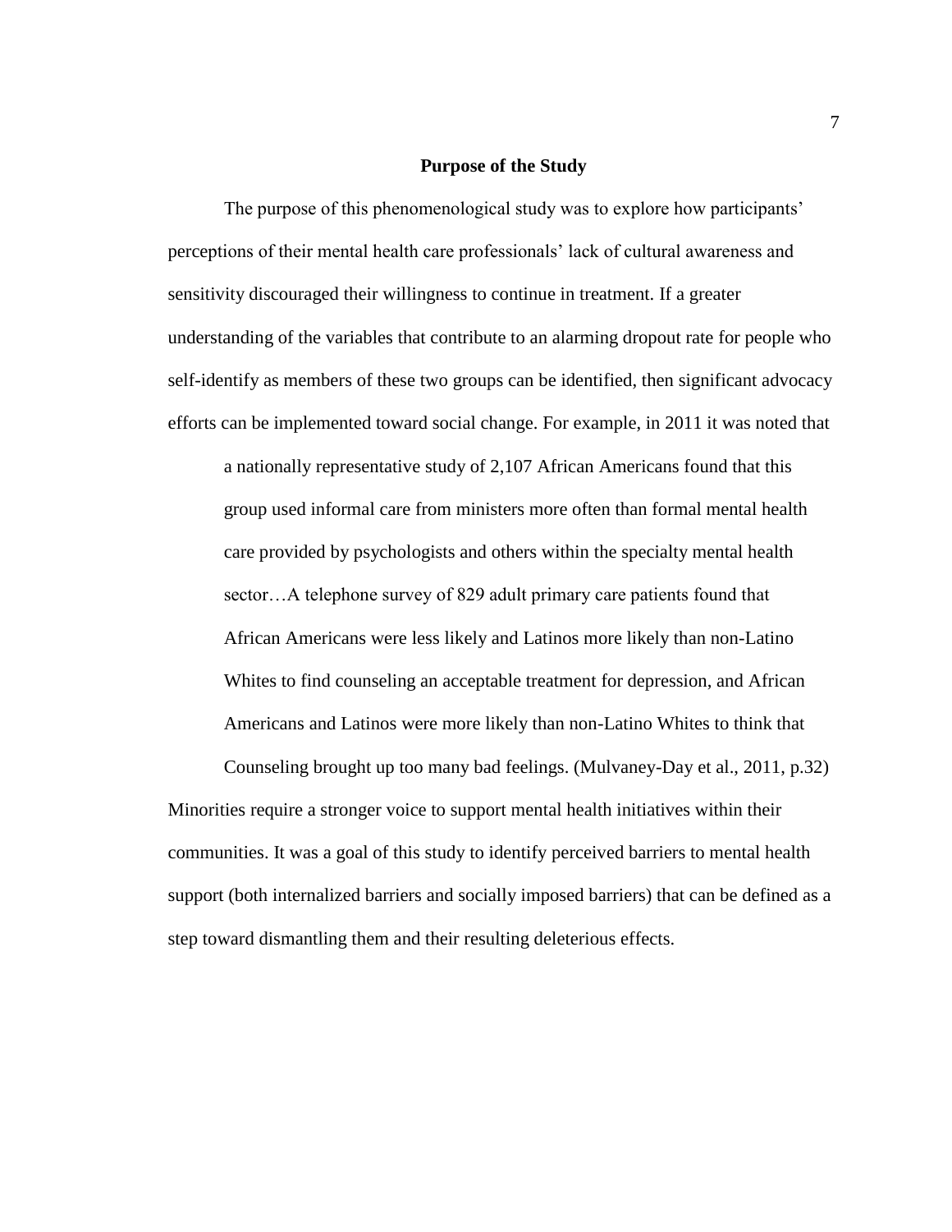## Purpose of the Study

The purpose of this phenomenological study was to explore how participants' perceptions of their mental health care professionals' lack of cultural awareness and sensitivity discouraged their willingness to continue in treatment. If a greater understanding of the variables that contribute to an alarming dropout rate for people who self-identify as members of these two groups can be identified, then significant advocacy efforts can be implemented toward social change. For example, in 2011 it was noted that

> a nationally representative study of 2,107 African Americans found that this group used informal care from ministers more often than formal mental health care provided by psychologists and others within the specialty mental health sector…A telephone survey of 829 adult primary care patients found that African Americans were less likely and Latinos more likely than non-Latino Whites to find counseling an acceptable treatment for depression, and African Americans and Latinos were more likely than non-Latino Whites to think that Counseling brought up too many bad feelings. (Mulvaney-Day et al., 2011, p.32)

Minorities require a stronger voice to support mental health initiatives within their communities. It was a goal of this study to identify perceived barriers to mental health support (both internalized barriers and socially imposed barriers) that can be defined as a step toward dismantling them and their resulting deleterious effects.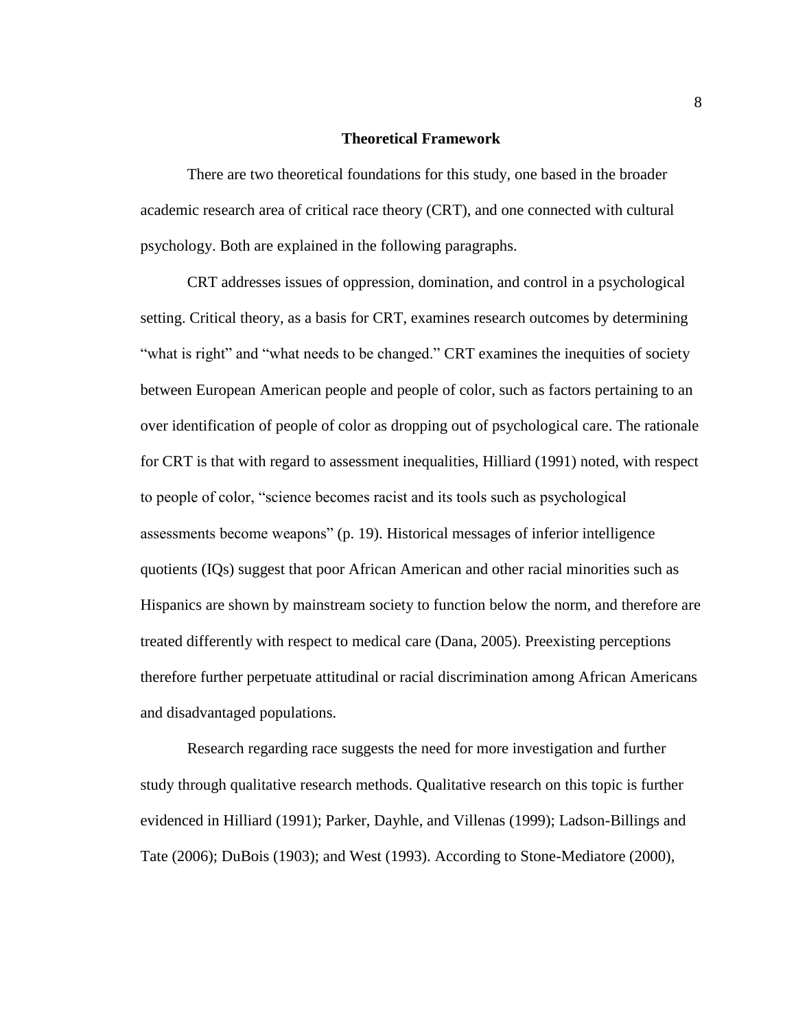## Theoretical Framework

There are two theoretical foundations for this study, one based in the broader academic research area of critical race theory (CRT), and one connected with cultural psychology. Both are explained in the following paragraphs.

CRT addresses issues of oppression, domination, and control in a psychological setting. Critical theory, as a basis for CRT, examines research outcomes by determining "what is right" and "what needs to be changed." CRT examines the inequities of society between European American people and people of color, such as factors pertaining to an over identification of people of color as dropping out of psychological care. The rationale for CRT is that with regard to assessment inequalities, Hilliard (1991) noted, with respect to people of color, "science becomes racist and its tools such as psychological assessments become weapons" (p. 19). Historical messages of inferior intelligence quotients (IQs) suggest that poor African American and other racial minorities such as Hispanics are shown by mainstream society to function below the norm, and therefore are treated differently with respect to medical care (Dana, 2005). Preexisting perceptions therefore further perpetuate attitudinal or racial discrimination among African Americans and disadvantaged populations.

Research regarding race suggests the need for more investigation and further study through qualitative research methods. Qualitative research on this topic is further evidenced in Hilliard (1991); Parker, Dayhle, and Villenas (1999); Ladson-Billings and Tate (2006); DuBois (1903); and West (1993). According to Stone-Mediatore (2000),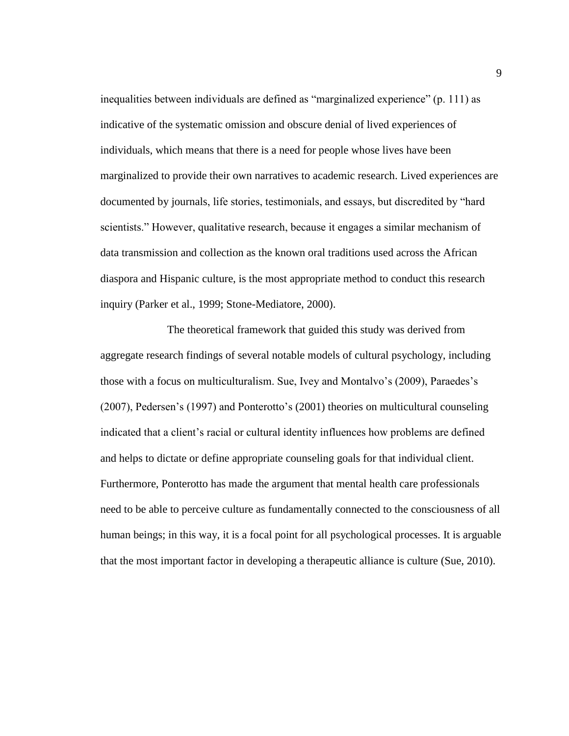inequalities between individuals are defined as "marginalized experience" (p. 111) as indicative of the systematic omission and obscure denial of lived experiences of individuals, which means that there is a need for people whose lives have been marginalized to provide their own narratives to academic research. Lived experiences are documented by journals, life stories, testimonials, and essays, but discredited by "hard scientists." However, qualitative research, because it engages a similar mechanism of data transmission and collection as the known oral traditions used across the African diaspora and Hispanic culture, is the most appropriate method to conduct this research inquiry (Parker et al., 1999; Stone-Mediatore, 2000).

The theoretical framework that guided this study was derived from aggregate research findings of several notable models of cultural psychology, including those with a focus on multiculturalism. Sue, Ivey and Montalvo's (2009), Paraedes's (2007), Pedersen's (1997) and Ponterotto's (2001) theories on multicultural counseling indicated that a client's racial or cultural identity influences how problems are defined and helps to dictate or define appropriate counseling goals for that individual client. Furthermore, Ponterotto has made the argument that mental health care professionals need to be able to perceive culture as fundamentally connected to the consciousness of all human beings; in this way, it is a focal point for all psychological processes. It is arguable that the most important factor in developing a therapeutic alliance is culture (Sue, 2010).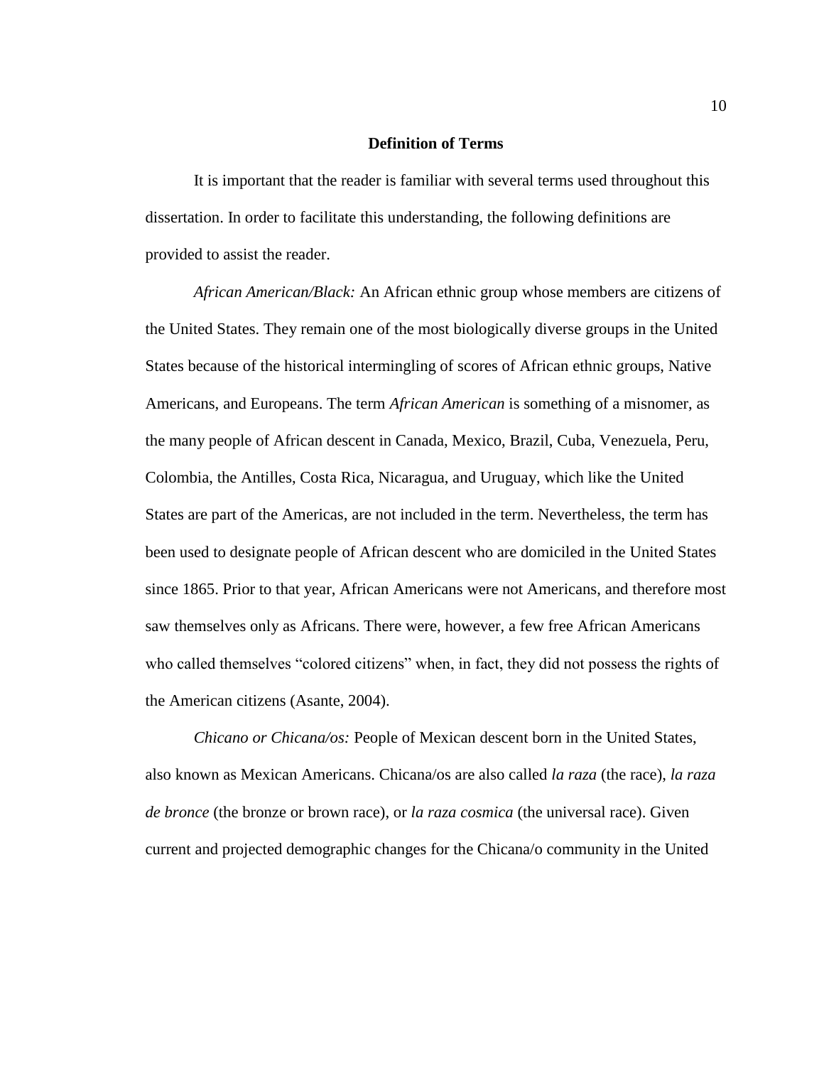## Definition of Terms

It is important that the reader is familiar with several terms used throughout this dissertation. In order to facilitate this understanding, the following definitions are provided to assist the reader.

*African American/Black:* An African ethnic group whose members are citizens of the United States. They remain one of the most biologically diverse groups in the United States because of the historical intermingling of scores of African ethnic groups, Native Americans, and Europeans. The term *African American* is something of a misnomer, as the many people of African descent in Canada, Mexico, Brazil, Cuba, Venezuela, Peru, Colombia, the Antilles, Costa Rica, Nicaragua, and Uruguay, which like the United States are part of the Americas, are not included in the term. Nevertheless, the term has been used to designate people of African descent who are domiciled in the United States since 1865. Prior to that year, African Americans were not Americans, and therefore most saw themselves only as Africans. There were, however, a few free African Americans who called themselves "colored citizens" when, in fact, they did not possess the rights of the American citizens (Asante, 2004).

*Chicano or Chicana/os:* People of Mexican descent born in the United States, also known as Mexican Americans. Chicana/os are also called *la raza* (the race), *la raza de bronce* (the bronze or brown race), or *la raza cosmica* (the universal race). Given current and projected demographic changes for the Chicana/o community in the United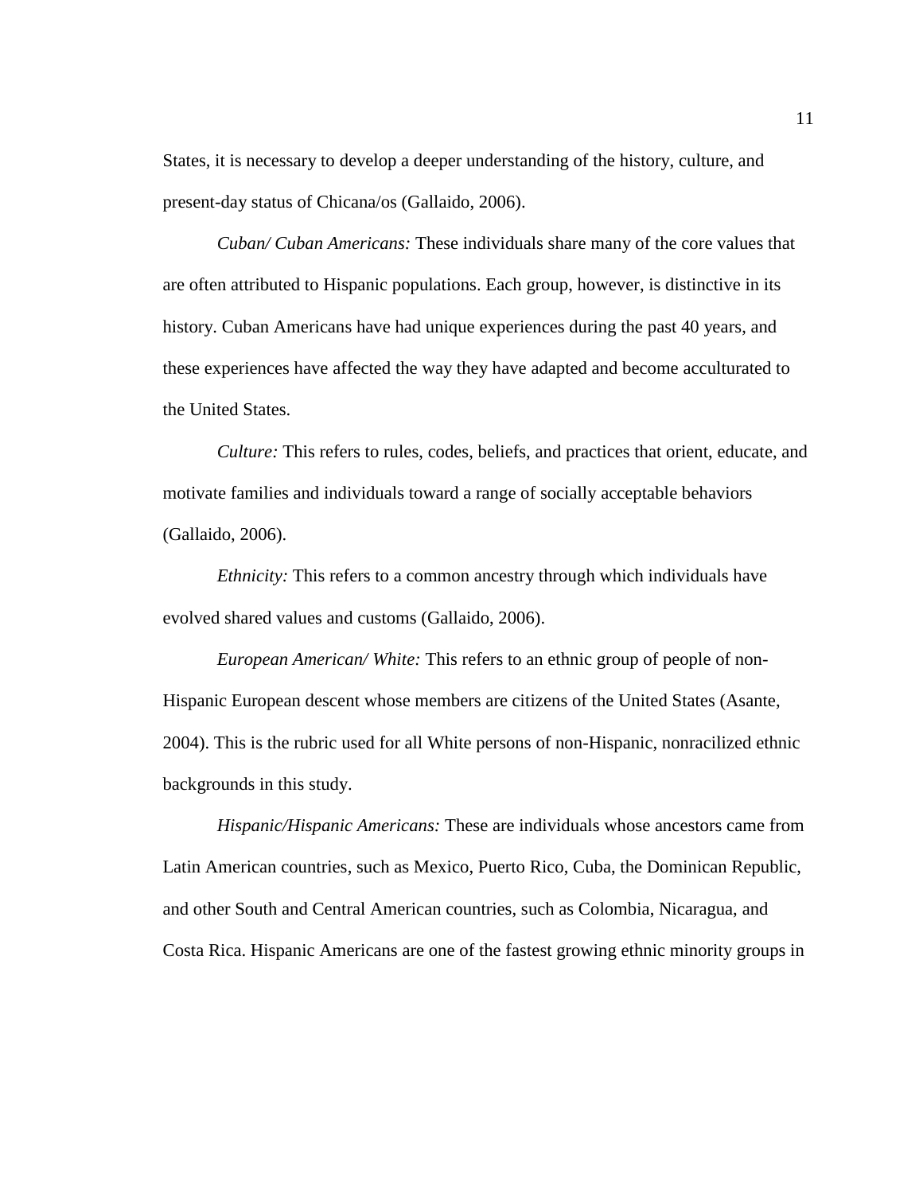States, it is necessary to develop a deeper understanding of the history, culture, and present-day status of Chicana/os (Gallaido, 2006).

*Cuban/ Cuban Americans:* These individuals share many of the core values that are often attributed to Hispanic populations. Each group, however, is distinctive in its history. Cuban Americans have had unique experiences during the past 40 years, and these experiences have affected the way they have adapted and become acculturated to the United States.

*Culture:* This refers to rules, codes, beliefs, and practices that orient, educate, and motivate families and individuals toward a range of socially acceptable behaviors (Gallaido, 2006).

*Ethnicity:* This refers to a common ancestry through which individuals have evolved shared values and customs (Gallaido, 2006).

*European American/ White:* This refers to an ethnic group of people of non-Hispanic European descent whose members are citizens of the United States (Asante, 2004). This is the rubric used for all White persons of non-Hispanic, nonracilized ethnic backgrounds in this study.

*Hispanic/Hispanic Americans:* These are individuals whose ancestors came from Latin American countries, such as Mexico, Puerto Rico, Cuba, the Dominican Republic, and other South and Central American countries, such as Colombia, Nicaragua, and Costa Rica. Hispanic Americans are one of the fastest growing ethnic minority groups in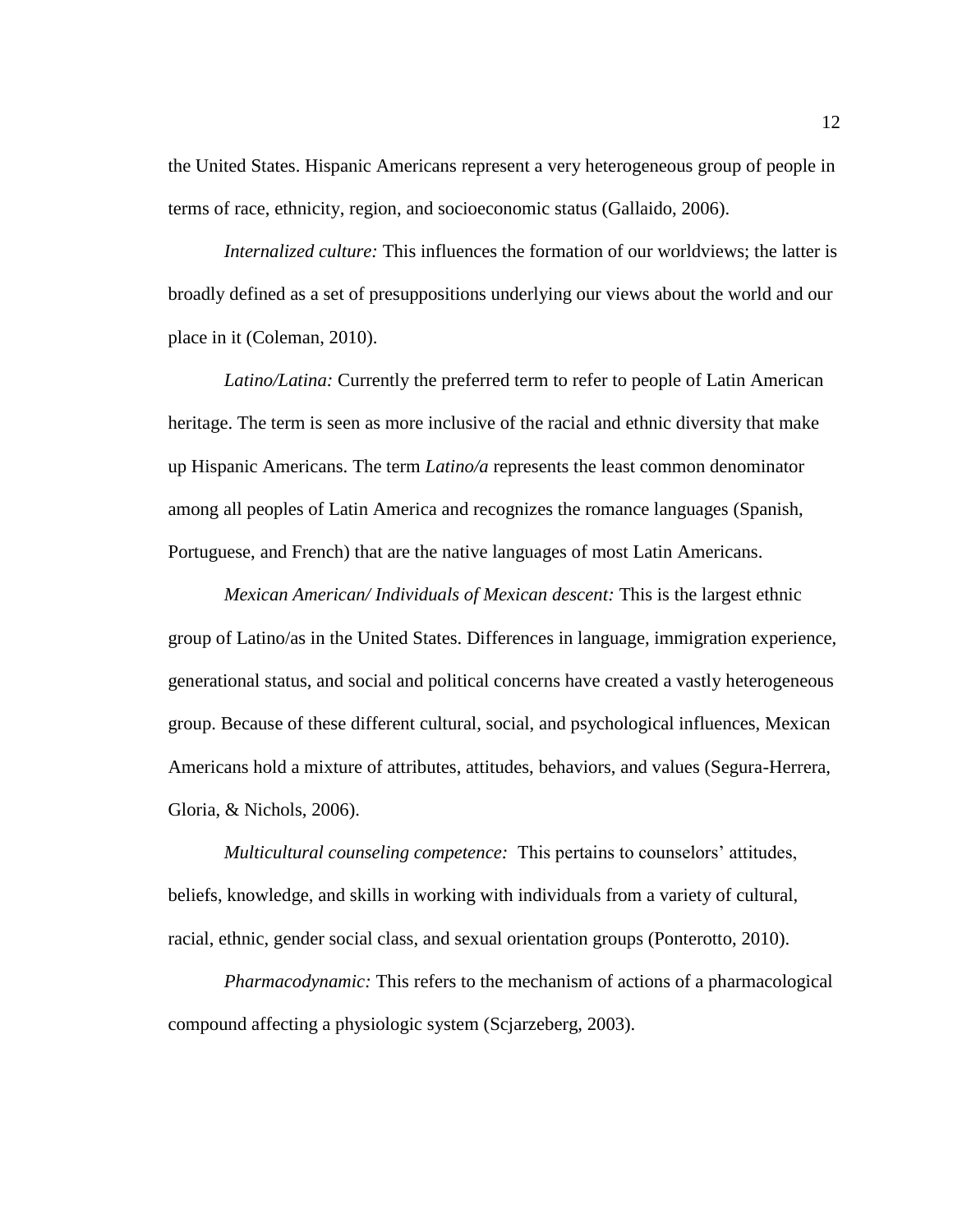the United States. Hispanic Americans represent a very heterogeneous group of people in terms of race, ethnicity, region, and socioeconomic status (Gallaido, 2006).

*Internalized culture:* This influences the formation of our worldviews; the latter is broadly defined as a set of presuppositions underlying our views about the world and our place in it (Coleman, 2010).

*Latino/Latina:* Currently the preferred term to refer to people of Latin American heritage. The term is seen as more inclusive of the racial and ethnic diversity that make up Hispanic Americans. The term *Latino/a* represents the least common denominator among all peoples of Latin America and recognizes the romance languages (Spanish, Portuguese, and French) that are the native languages of most Latin Americans.

*Mexican American/ Individuals of Mexican descent:* This is the largest ethnic group of Latino/as in the United States. Differences in language, immigration experience, generational status, and social and political concerns have created a vastly heterogeneous group. Because of these different cultural, social, and psychological influences, Mexican Americans hold a mixture of attributes, attitudes, behaviors, and values (Segura-Herrera, Gloria, & Nichols, 2006).

*Multicultural counseling competence:* This pertains to counselors' attitudes, beliefs, knowledge, and skills in working with individuals from a variety of cultural, racial, ethnic, gender social class, and sexual orientation groups (Ponterotto, 2010).

*Pharmacodynamic:* This refers to the mechanism of actions of a pharmacological compound affecting a physiologic system (Scjarzeberg, 2003).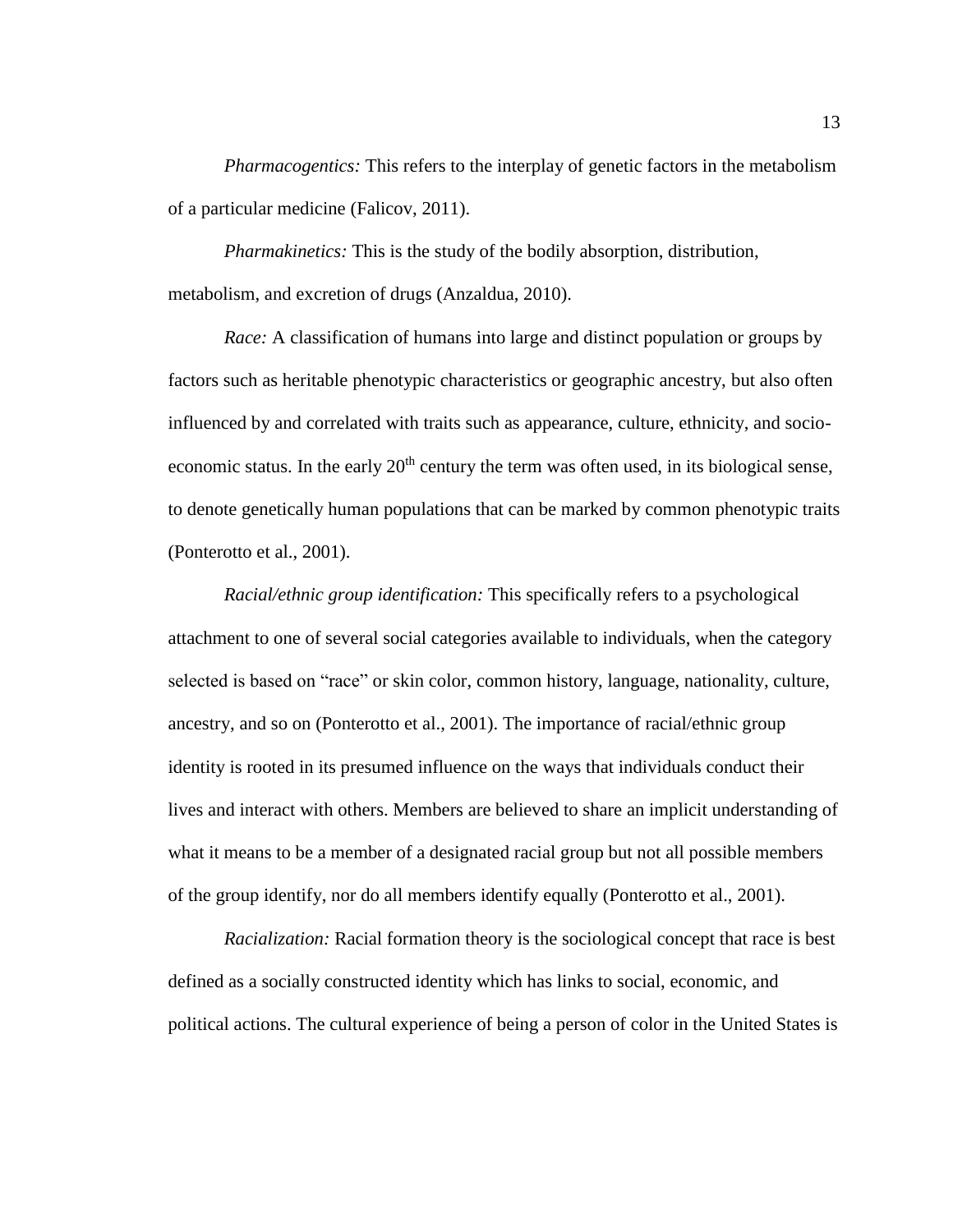*Pharmacogentics:* This refers to the interplay of genetic factors in the metabolism of a particular medicine (Falicov, 2011).

*Pharmakinetics:* This is the study of the bodily absorption, distribution, metabolism, and excretion of drugs (Anzaldua, 2010).

*Race:* A classification of humans into large and distinct population or groups by factors such as heritable phenotypic characteristics or geographic ancestry, but also often influenced by and correlated with traits such as appearance, culture, ethnicity, and socio-economic status. In the early 20th century the term was often used, in its biological sense, to denote genetically human populations that can be marked by common phenotypic traits (Ponterotto et al., 2001).

*Racial/ethnic group identification:* This specifically refers to a psychological attachment to one of several social categories available to individuals, when the category selected is based on "race" or skin color, common history, language, nationality, culture, ancestry, and so on (Ponterotto et al., 2001). The importance of racial/ethnic group identity is rooted in its presumed influence on the ways that individuals conduct their lives and interact with others. Members are believed to share an implicit understanding of what it means to be a member of a designated racial group but not all possible members of the group identify, nor do all members identify equally (Ponterotto et al., 2001).

*Racialization:* Racial formation theory is the sociological concept that race is best defined as a socially constructed identity which has links to social, economic, and political actions. The cultural experience of being a person of color in the United States is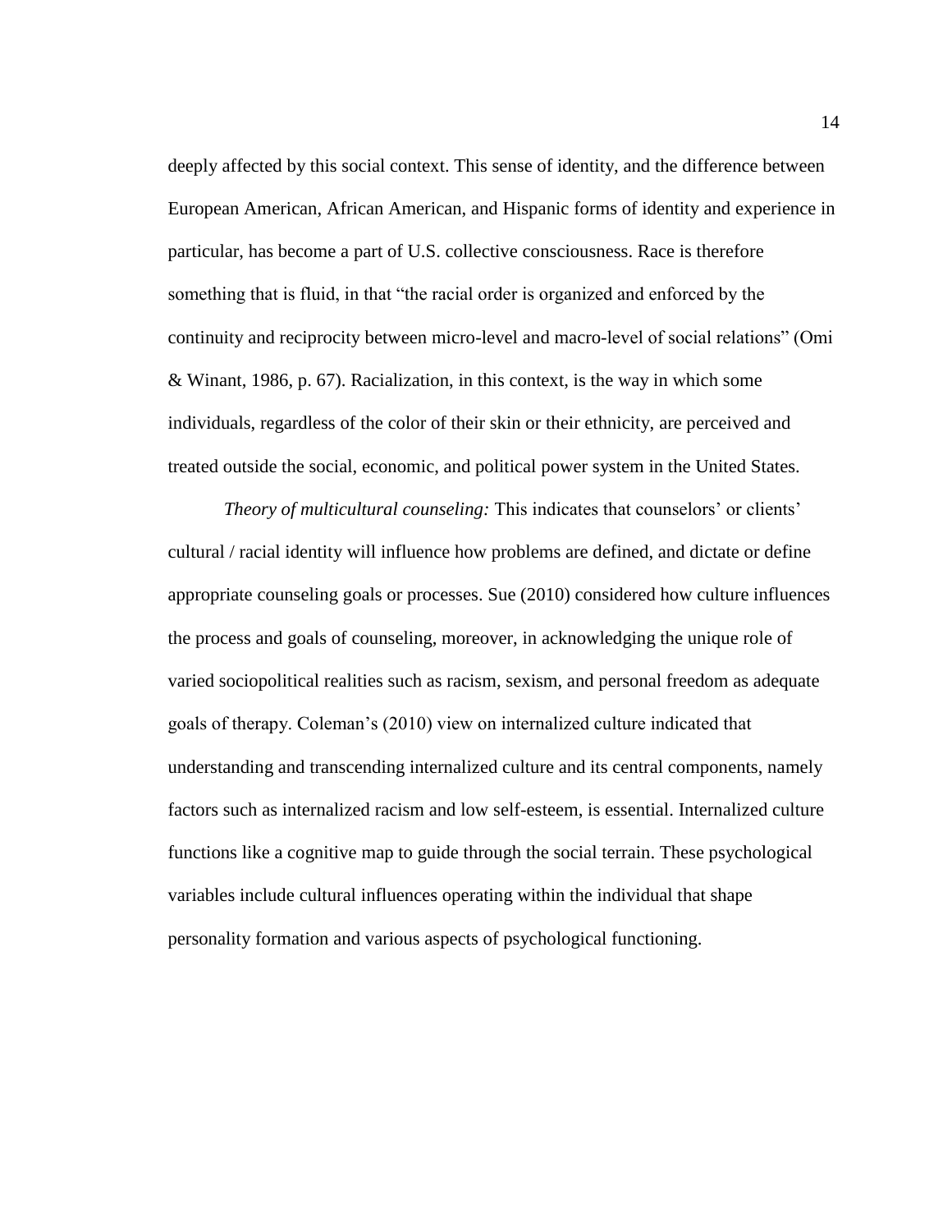deeply affected by this social context. This sense of identity, and the difference between European American, African American, and Hispanic forms of identity and experience in particular, has become a part of U.S. collective consciousness. Race is therefore something that is fluid, in that "the racial order is organized and enforced by the continuity and reciprocity between micro-level and macro-level of social relations" (Omi & Winant, 1986, p. 67). Racialization, in this context, is the way in which some individuals, regardless of the color of their skin or their ethnicity, are perceived and treated outside the social, economic, and political power system in the United States.

*Theory of multicultural counseling:* This indicates that counselors' or clients' cultural / racial identity will influence how problems are defined, and dictate or define appropriate counseling goals or processes. Sue (2010) considered how culture influences the process and goals of counseling, moreover, in acknowledging the unique role of varied sociopolitical realities such as racism, sexism, and personal freedom as adequate goals of therapy. Coleman's (2010) view on internalized culture indicated that understanding and transcending internalized culture and its central components, namely factors such as internalized racism and low self-esteem, is essential. Internalized culture functions like a cognitive map to guide through the social terrain. These psychological variables include cultural influences operating within the individual that shape personality formation and various aspects of psychological functioning.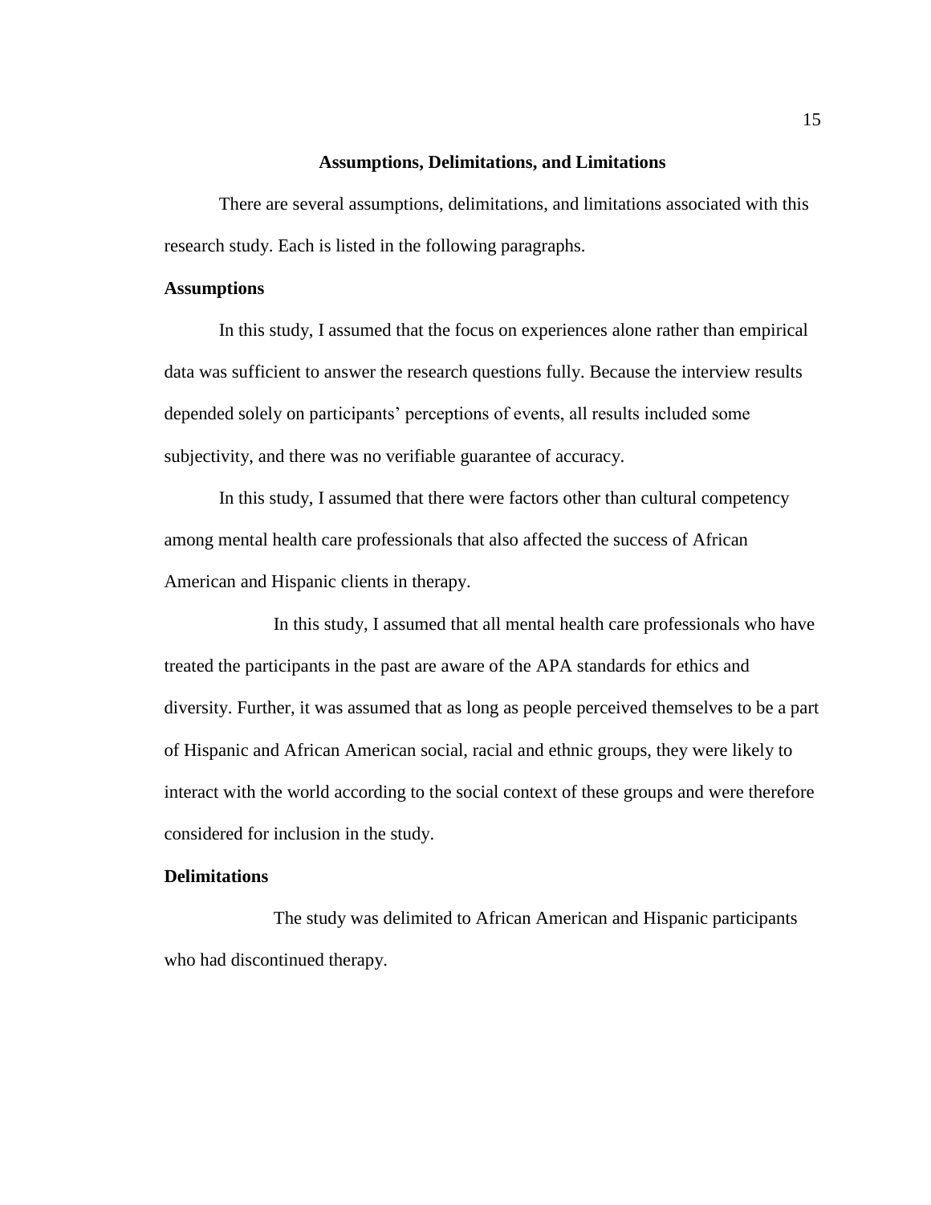## Assumptions, Delimitations, and Limitations

There are several assumptions, delimitations, and limitations associated with this research study. Each is listed in the following paragraphs.

### Assumptions

In this study, I assumed that the focus on experiences alone rather than empirical data was sufficient to answer the research questions fully. Because the interview results depended solely on participants' perceptions of events, all results included some subjectivity, and there was no verifiable guarantee of accuracy.

In this study, I assumed that there were factors other than cultural competency among mental health care professionals that also affected the success of African American and Hispanic clients in therapy.

In this study, I assumed that all mental health care professionals who have treated the participants in the past are aware of the APA standards for ethics and diversity. Further, it was assumed that as long as people perceived themselves to be a part of Hispanic and African American social, racial and ethnic groups, they were likely to interact with the world according to the social context of these groups and were therefore considered for inclusion in the study.

### Delimitations

The study was delimited to African American and Hispanic participants who had discontinued therapy.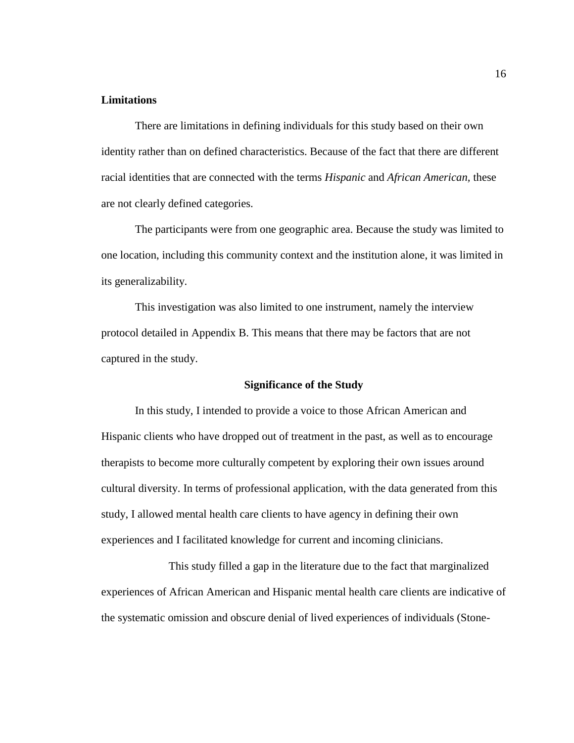**Limitations**

There are limitations in defining individuals for this study based on their own identity rather than on defined characteristics. Because of the fact that there are different racial identities that are connected with the terms *Hispanic* and *African American*, these are not clearly defined categories.

The participants were from one geographic area. Because the study was limited to one location, including this community context and the institution alone, it was limited in its generalizability.

This investigation was also limited to one instrument, namely the interview protocol detailed in Appendix B. This means that there may be factors that are not captured in the study.

## Significance of the Study

In this study, I intended to provide a voice to those African American and Hispanic clients who have dropped out of treatment in the past, as well as to encourage therapists to become more culturally competent by exploring their own issues around cultural diversity. In terms of professional application, with the data generated from this study, I allowed mental health care clients to have agency in defining their own experiences and I facilitated knowledge for current and incoming clinicians.

This study filled a gap in the literature due to the fact that marginalized experiences of African American and Hispanic mental health care clients are indicative of the systematic omission and obscure denial of lived experiences of individuals (Stone-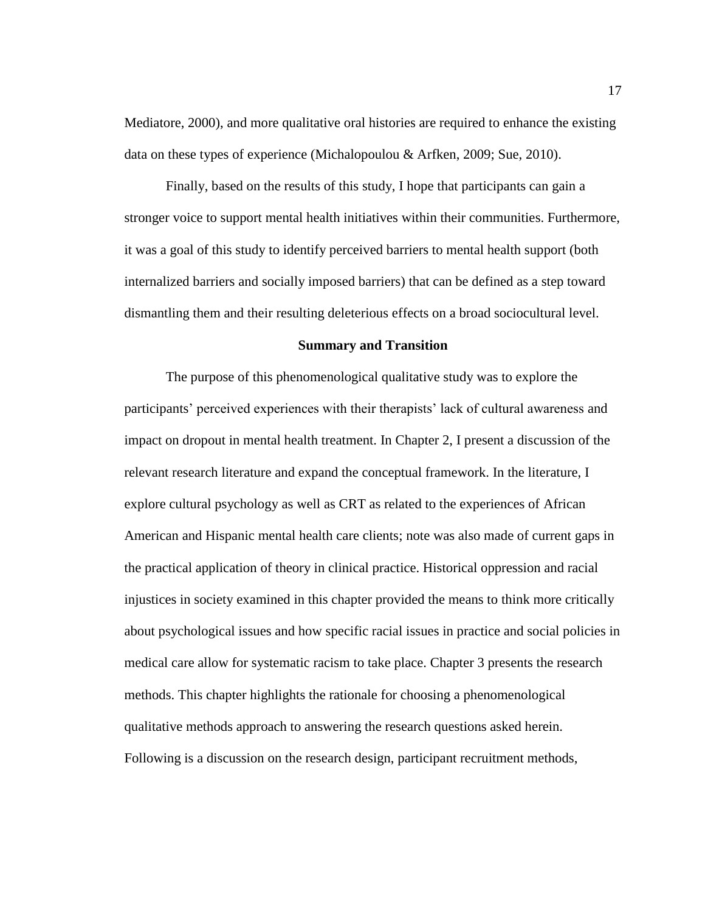Mediatore, 2000), and more qualitative oral histories are required to enhance the existing data on these types of experience (Michalopoulou & Arfken, 2009; Sue, 2010).

Finally, based on the results of this study, I hope that participants can gain a stronger voice to support mental health initiatives within their communities. Furthermore, it was a goal of this study to identify perceived barriers to mental health support (both internalized barriers and socially imposed barriers) that can be defined as a step toward dismantling them and their resulting deleterious effects on a broad sociocultural level.

## Summary and Transition

The purpose of this phenomenological qualitative study was to explore the participants' perceived experiences with their therapists' lack of cultural awareness and impact on dropout in mental health treatment. In Chapter 2, I present a discussion of the relevant research literature and expand the conceptual framework. In the literature, I explore cultural psychology as well as CRT as related to the experiences of African American and Hispanic mental health care clients; note was also made of current gaps in the practical application of theory in clinical practice. Historical oppression and racial injustices in society examined in this chapter provided the means to think more critically about psychological issues and how specific racial issues in practice and social policies in medical care allow for systematic racism to take place. Chapter 3 presents the research methods. This chapter highlights the rationale for choosing a phenomenological qualitative methods approach to answering the research questions asked herein. Following is a discussion on the research design, participant recruitment methods,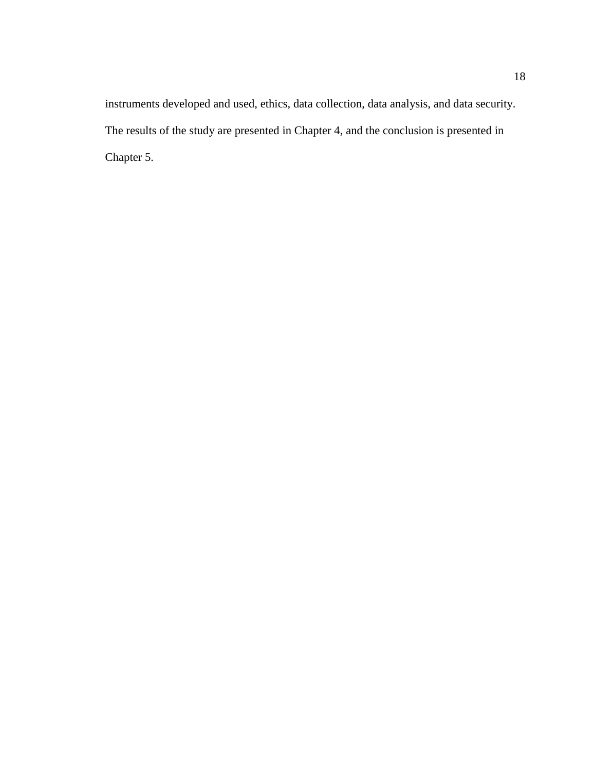instruments developed and used, ethics, data collection, data analysis, and data security. The results of the study are presented in Chapter 4, and the conclusion is presented in Chapter 5.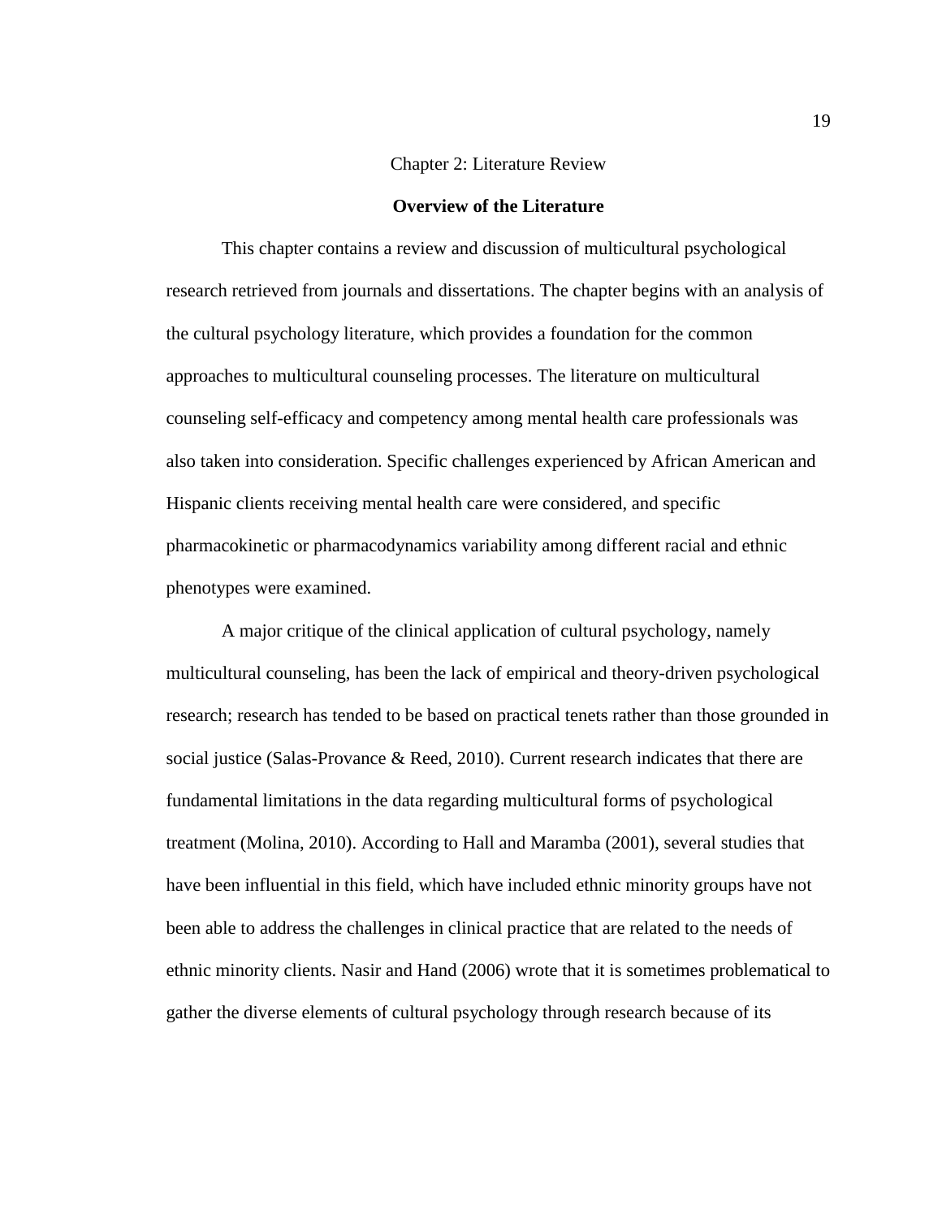# Chapter 2: Literature Review

## Overview of the Literature

This chapter contains a review and discussion of multicultural psychological research retrieved from journals and dissertations. The chapter begins with an analysis of the cultural psychology literature, which provides a foundation for the common approaches to multicultural counseling processes. The literature on multicultural counseling self-efficacy and competency among mental health care professionals was also taken into consideration. Specific challenges experienced by African American and Hispanic clients receiving mental health care were considered, and specific pharmacokinetic or pharmacodynamics variability among different racial and ethnic phenotypes were examined.

A major critique of the clinical application of cultural psychology, namely multicultural counseling, has been the lack of empirical and theory-driven psychological research; research has tended to be based on practical tenets rather than those grounded in social justice (Salas-Provance & Reed, 2010). Current research indicates that there are fundamental limitations in the data regarding multicultural forms of psychological treatment (Molina, 2010). According to Hall and Maramba (2001), several studies that have been influential in this field, which have included ethnic minority groups have not been able to address the challenges in clinical practice that are related to the needs of ethnic minority clients. Nasir and Hand (2006) wrote that it is sometimes problematical to gather the diverse elements of cultural psychology through research because of its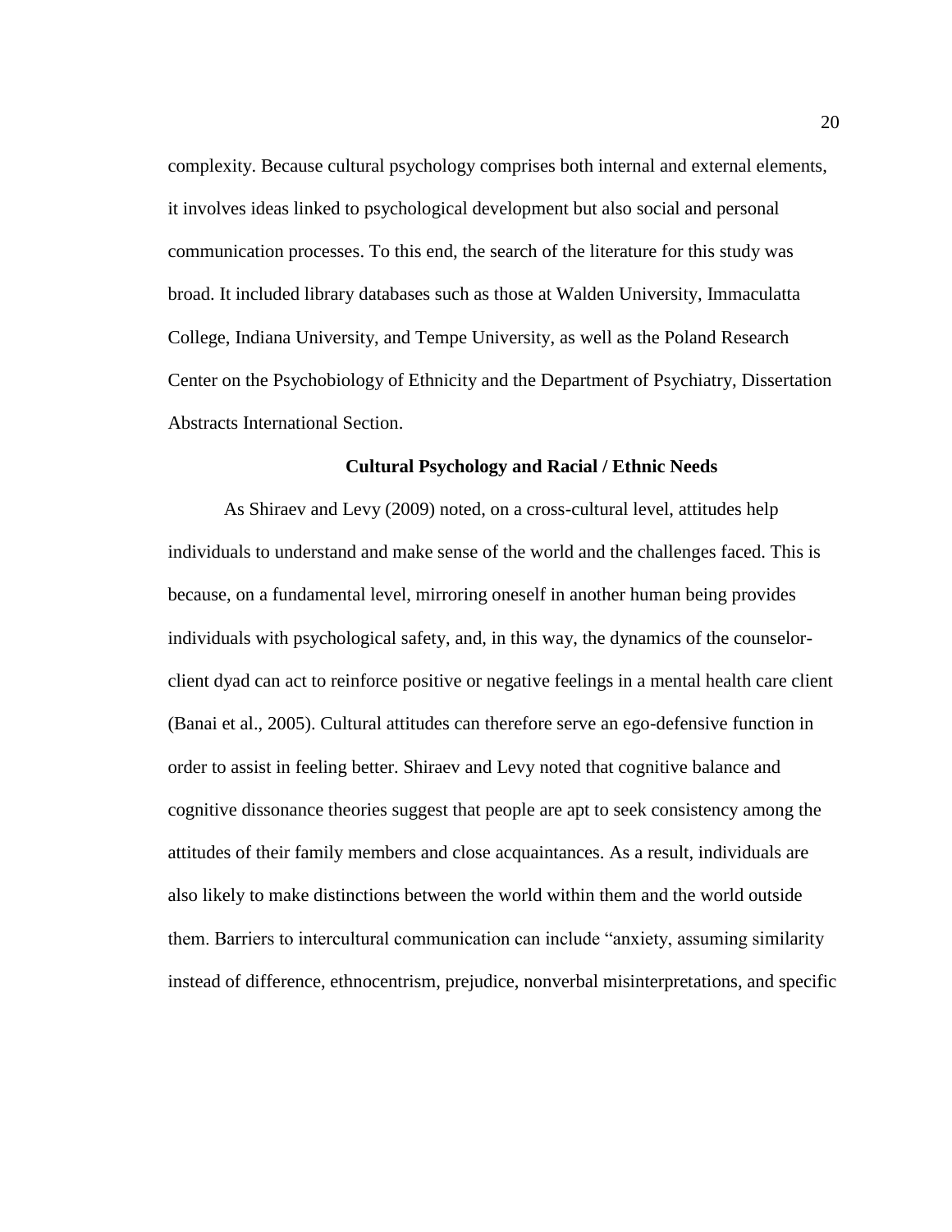complexity. Because cultural psychology comprises both internal and external elements, it involves ideas linked to psychological development but also social and personal communication processes. To this end, the search of the literature for this study was broad. It included library databases such as those at Walden University, Immaculatta College, Indiana University, and Tempe University, as well as the Poland Research Center on the Psychobiology of Ethnicity and the Department of Psychiatry, Dissertation Abstracts International Section.

## Cultural Psychology and Racial / Ethnic Needs

As Shiraev and Levy (2009) noted, on a cross-cultural level, attitudes help individuals to understand and make sense of the world and the challenges faced. This is because, on a fundamental level, mirroring oneself in another human being provides individuals with psychological safety, and, in this way, the dynamics of the counselor-client dyad can act to reinforce positive or negative feelings in a mental health care client (Banai et al., 2005). Cultural attitudes can therefore serve an ego-defensive function in order to assist in feeling better. Shiraev and Levy noted that cognitive balance and cognitive dissonance theories suggest that people are apt to seek consistency among the attitudes of their family members and close acquaintances. As a result, individuals are also likely to make distinctions between the world within them and the world outside them. Barriers to intercultural communication can include “anxiety, assuming similarity instead of difference, ethnocentrism, prejudice, nonverbal misinterpretations, and specific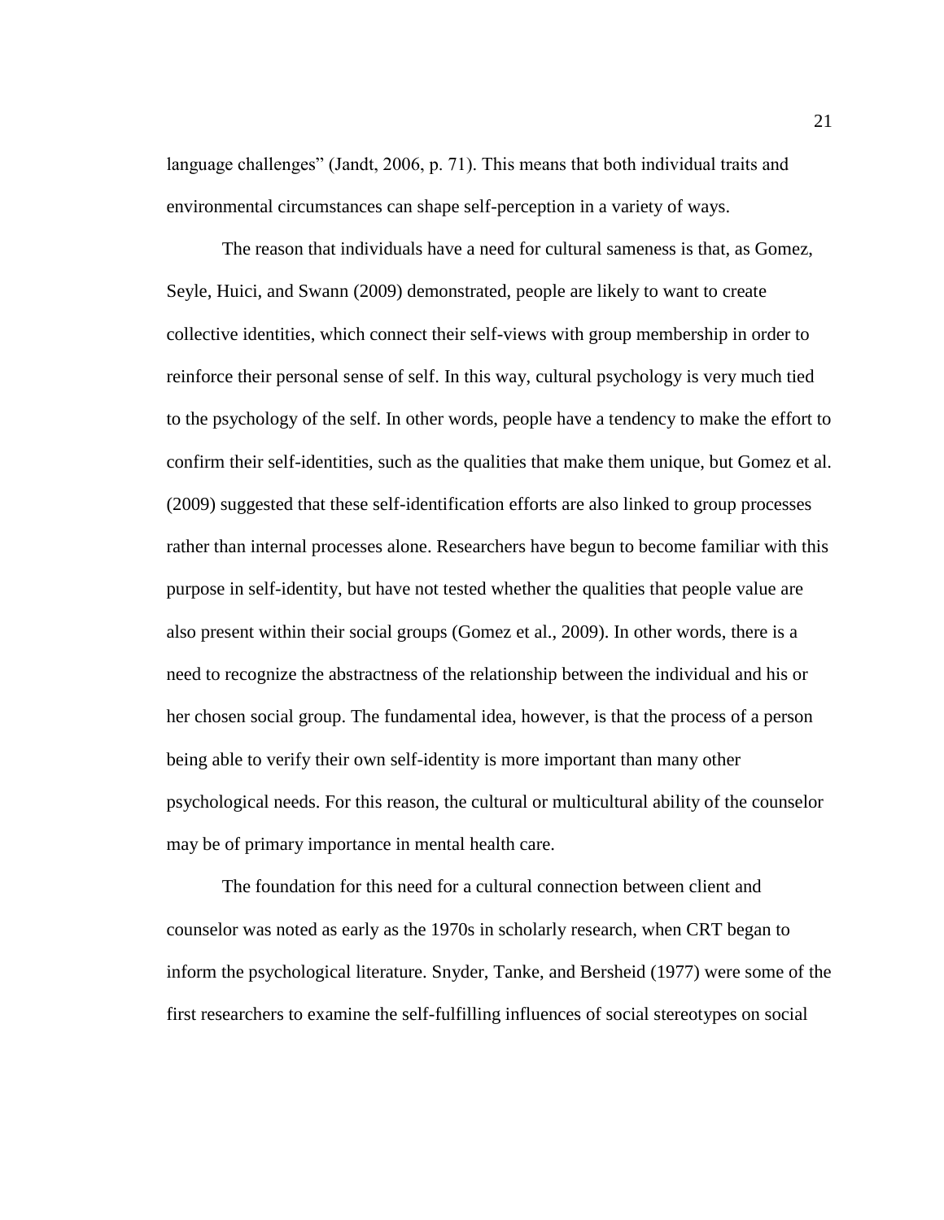language challenges" (Jandt, 2006, p. 71). This means that both individual traits and environmental circumstances can shape self-perception in a variety of ways.

The reason that individuals have a need for cultural sameness is that, as Gomez, Seyle, Huici, and Swann (2009) demonstrated, people are likely to want to create collective identities, which connect their self-views with group membership in order to reinforce their personal sense of self. In this way, cultural psychology is very much tied to the psychology of the self. In other words, people have a tendency to make the effort to confirm their self-identities, such as the qualities that make them unique, but Gomez et al. (2009) suggested that these self-identification efforts are also linked to group processes rather than internal processes alone. Researchers have begun to become familiar with this purpose in self-identity, but have not tested whether the qualities that people value are also present within their social groups (Gomez et al., 2009). In other words, there is a need to recognize the abstractness of the relationship between the individual and his or her chosen social group. The fundamental idea, however, is that the process of a person being able to verify their own self-identity is more important than many other psychological needs. For this reason, the cultural or multicultural ability of the counselor may be of primary importance in mental health care.

The foundation for this need for a cultural connection between client and counselor was noted as early as the 1970s in scholarly research, when CRT began to inform the psychological literature. Snyder, Tanke, and Bersheid (1977) were some of the first researchers to examine the self-fulfilling influences of social stereotypes on social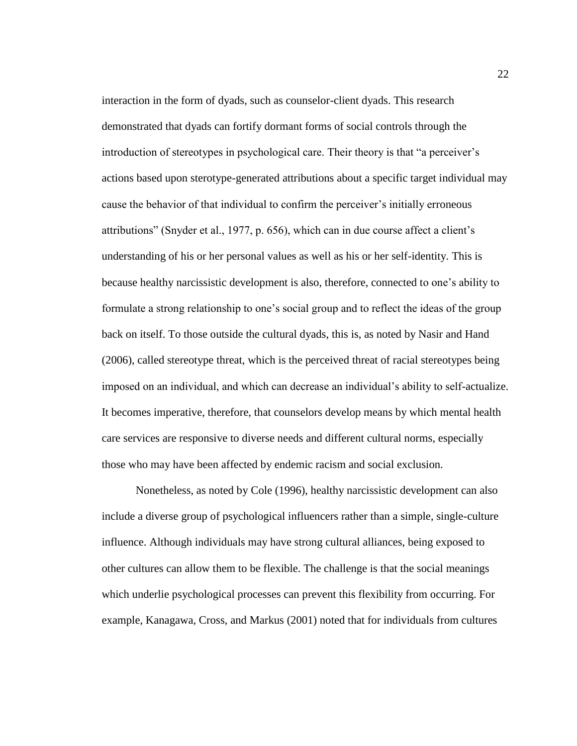interaction in the form of dyads, such as counselor-client dyads. This research demonstrated that dyads can fortify dormant forms of social controls through the introduction of stereotypes in psychological care. Their theory is that "a perceiver's actions based upon sterotype-generated attributions about a specific target individual may cause the behavior of that individual to confirm the perceiver's initially erroneous attributions" (Snyder et al., 1977, p. 656), which can in due course affect a client's understanding of his or her personal values as well as his or her self-identity. This is because healthy narcissistic development is also, therefore, connected to one's ability to formulate a strong relationship to one's social group and to reflect the ideas of the group back on itself. To those outside the cultural dyads, this is, as noted by Nasir and Hand (2006), called stereotype threat, which is the perceived threat of racial stereotypes being imposed on an individual, and which can decrease an individual's ability to self-actualize. It becomes imperative, therefore, that counselors develop means by which mental health care services are responsive to diverse needs and different cultural norms, especially those who may have been affected by endemic racism and social exclusion.

Nonetheless, as noted by Cole (1996), healthy narcissistic development can also include a diverse group of psychological influencers rather than a simple, single-culture influence. Although individuals may have strong cultural alliances, being exposed to other cultures can allow them to be flexible. The challenge is that the social meanings which underlie psychological processes can prevent this flexibility from occurring. For example, Kanagawa, Cross, and Markus (2001) noted that for individuals from cultures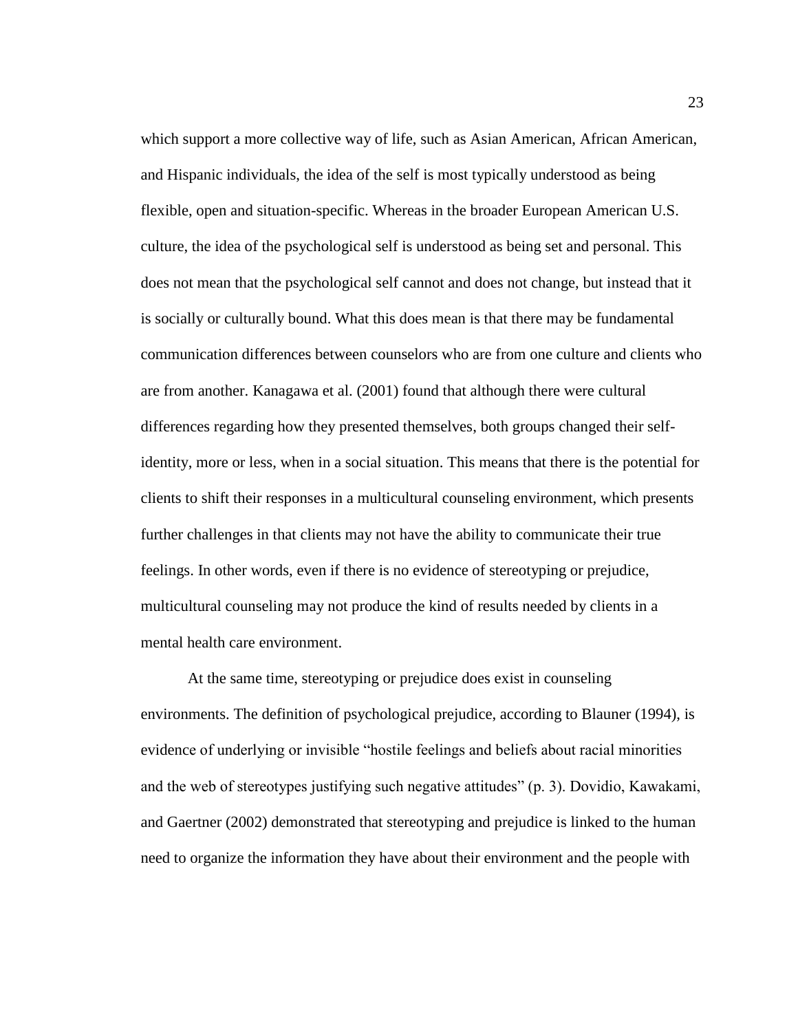which support a more collective way of life, such as Asian American, African American, and Hispanic individuals, the idea of the self is most typically understood as being flexible, open and situation-specific. Whereas in the broader European American U.S. culture, the idea of the psychological self is understood as being set and personal. This does not mean that the psychological self cannot and does not change, but instead that it is socially or culturally bound. What this does mean is that there may be fundamental communication differences between counselors who are from one culture and clients who are from another. Kanagawa et al. (2001) found that although there were cultural differences regarding how they presented themselves, both groups changed their self-identity, more or less, when in a social situation. This means that there is the potential for clients to shift their responses in a multicultural counseling environment, which presents further challenges in that clients may not have the ability to communicate their true feelings. In other words, even if there is no evidence of stereotyping or prejudice, multicultural counseling may not produce the kind of results needed by clients in a mental health care environment.

At the same time, stereotyping or prejudice does exist in counseling environments. The definition of psychological prejudice, according to Blauner (1994), is evidence of underlying or invisible "hostile feelings and beliefs about racial minorities and the web of stereotypes justifying such negative attitudes" (p. 3). Dovidio, Kawakami, and Gaertner (2002) demonstrated that stereotyping and prejudice is linked to the human need to organize the information they have about their environment and the people with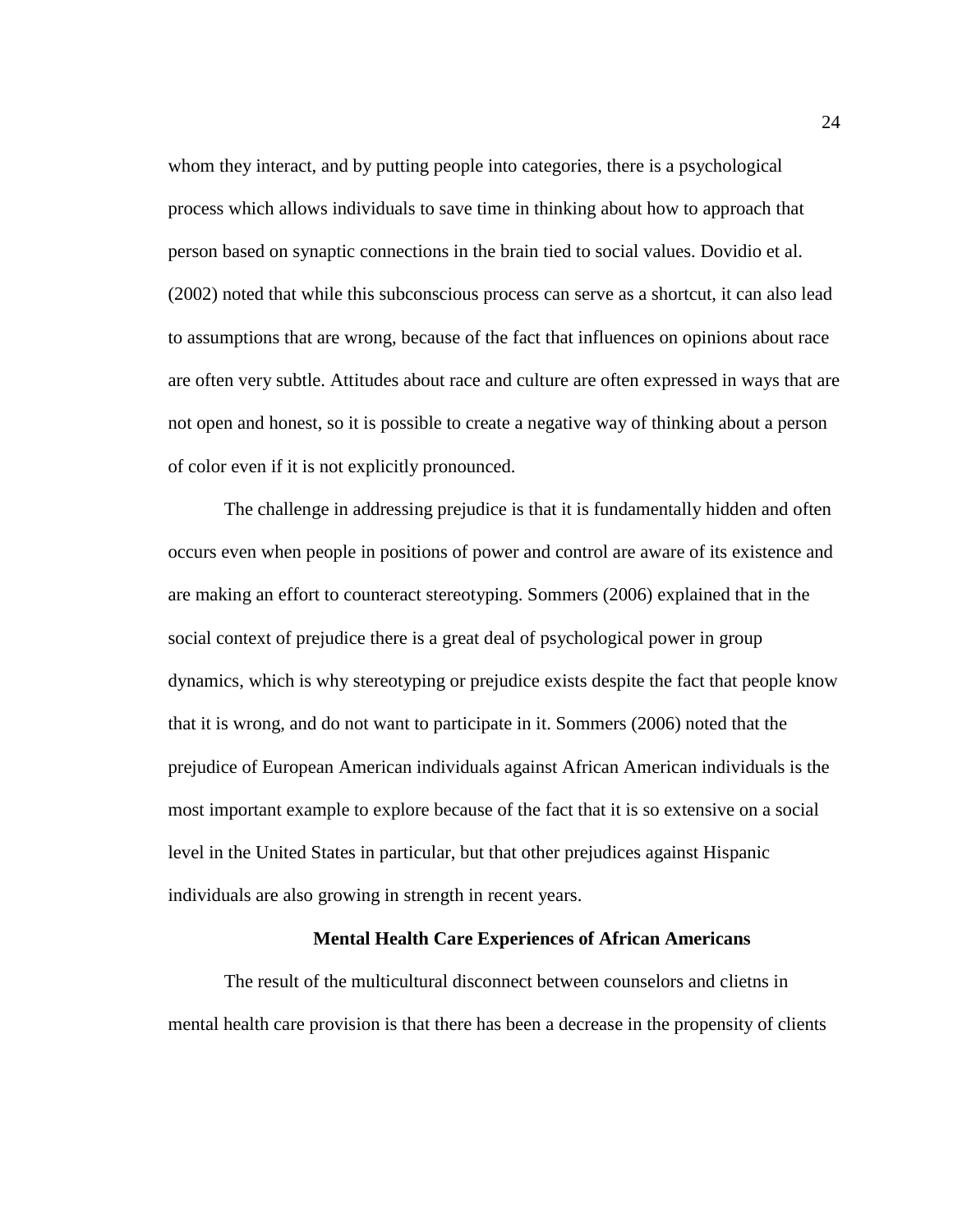whom they interact, and by putting people into categories, there is a psychological process which allows individuals to save time in thinking about how to approach that person based on synaptic connections in the brain tied to social values. Dovidio et al. (2002) noted that while this subconscious process can serve as a shortcut, it can also lead to assumptions that are wrong, because of the fact that influences on opinions about race are often very subtle. Attitudes about race and culture are often expressed in ways that are not open and honest, so it is possible to create a negative way of thinking about a person of color even if it is not explicitly pronounced.

The challenge in addressing prejudice is that it is fundamentally hidden and often occurs even when people in positions of power and control are aware of its existence and are making an effort to counteract stereotyping. Sommers (2006) explained that in the social context of prejudice there is a great deal of psychological power in group dynamics, which is why stereotyping or prejudice exists despite the fact that people know that it is wrong, and do not want to participate in it. Sommers (2006) noted that the prejudice of European American individuals against African American individuals is the most important example to explore because of the fact that it is so extensive on a social level in the United States in particular, but that other prejudices against Hispanic individuals are also growing in strength in recent years.

## Mental Health Care Experiences of African Americans

The result of the multicultural disconnect between counselors and clietns in mental health care provision is that there has been a decrease in the propensity of clients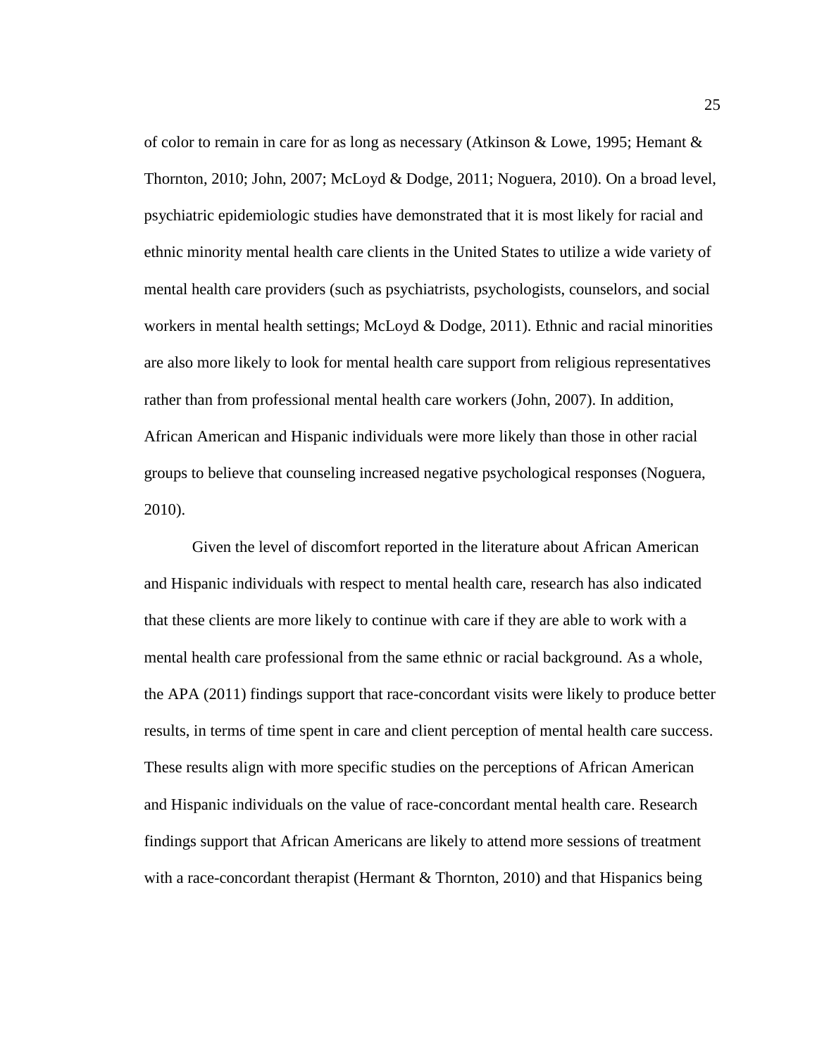of color to remain in care for as long as necessary (Atkinson & Lowe, 1995; Hemant & Thornton, 2010; John, 2007; McLoyd & Dodge, 2011; Noguera, 2010). On a broad level, psychiatric epidemiologic studies have demonstrated that it is most likely for racial and ethnic minority mental health care clients in the United States to utilize a wide variety of mental health care providers (such as psychiatrists, psychologists, counselors, and social workers in mental health settings; McLoyd & Dodge, 2011). Ethnic and racial minorities are also more likely to look for mental health care support from religious representatives rather than from professional mental health care workers (John, 2007). In addition, African American and Hispanic individuals were more likely than those in other racial groups to believe that counseling increased negative psychological responses (Noguera, 2010).

Given the level of discomfort reported in the literature about African American and Hispanic individuals with respect to mental health care, research has also indicated that these clients are more likely to continue with care if they are able to work with a mental health care professional from the same ethnic or racial background. As a whole, the APA (2011) findings support that race-concordant visits were likely to produce better results, in terms of time spent in care and client perception of mental health care success. These results align with more specific studies on the perceptions of African American and Hispanic individuals on the value of race-concordant mental health care. Research findings support that African Americans are likely to attend more sessions of treatment with a race-concordant therapist (Hermant & Thornton, 2010) and that Hispanics being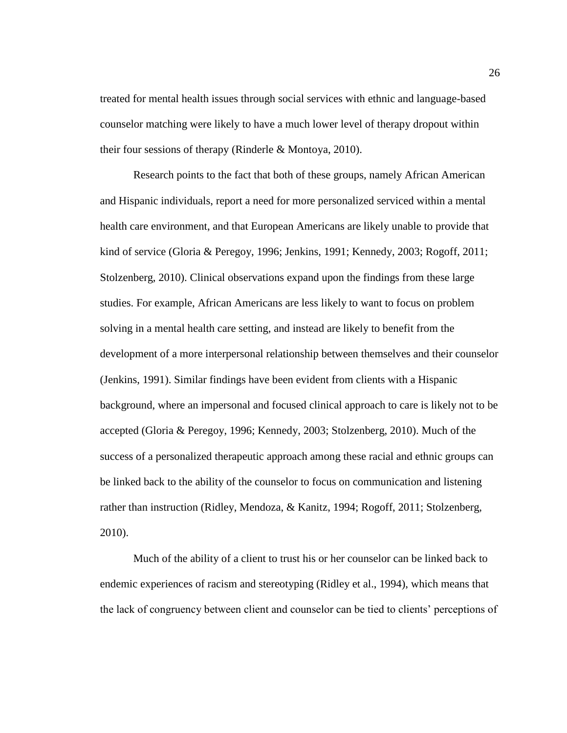treated for mental health issues through social services with ethnic and language-based counselor matching were likely to have a much lower level of therapy dropout within their four sessions of therapy (Rinderle & Montoya, 2010).

Research points to the fact that both of these groups, namely African American and Hispanic individuals, report a need for more personalized serviced within a mental health care environment, and that European Americans are likely unable to provide that kind of service (Gloria & Peregoy, 1996; Jenkins, 1991; Kennedy, 2003; Rogoff, 2011; Stolzenberg, 2010). Clinical observations expand upon the findings from these large studies. For example, African Americans are less likely to want to focus on problem solving in a mental health care setting, and instead are likely to benefit from the development of a more interpersonal relationship between themselves and their counselor (Jenkins, 1991). Similar findings have been evident from clients with a Hispanic background, where an impersonal and focused clinical approach to care is likely not to be accepted (Gloria & Peregoy, 1996; Kennedy, 2003; Stolzenberg, 2010). Much of the success of a personalized therapeutic approach among these racial and ethnic groups can be linked back to the ability of the counselor to focus on communication and listening rather than instruction (Ridley, Mendoza, & Kanitz, 1994; Rogoff, 2011; Stolzenberg, 2010).

Much of the ability of a client to trust his or her counselor can be linked back to endemic experiences of racism and stereotyping (Ridley et al., 1994), which means that the lack of congruency between client and counselor can be tied to clients' perceptions of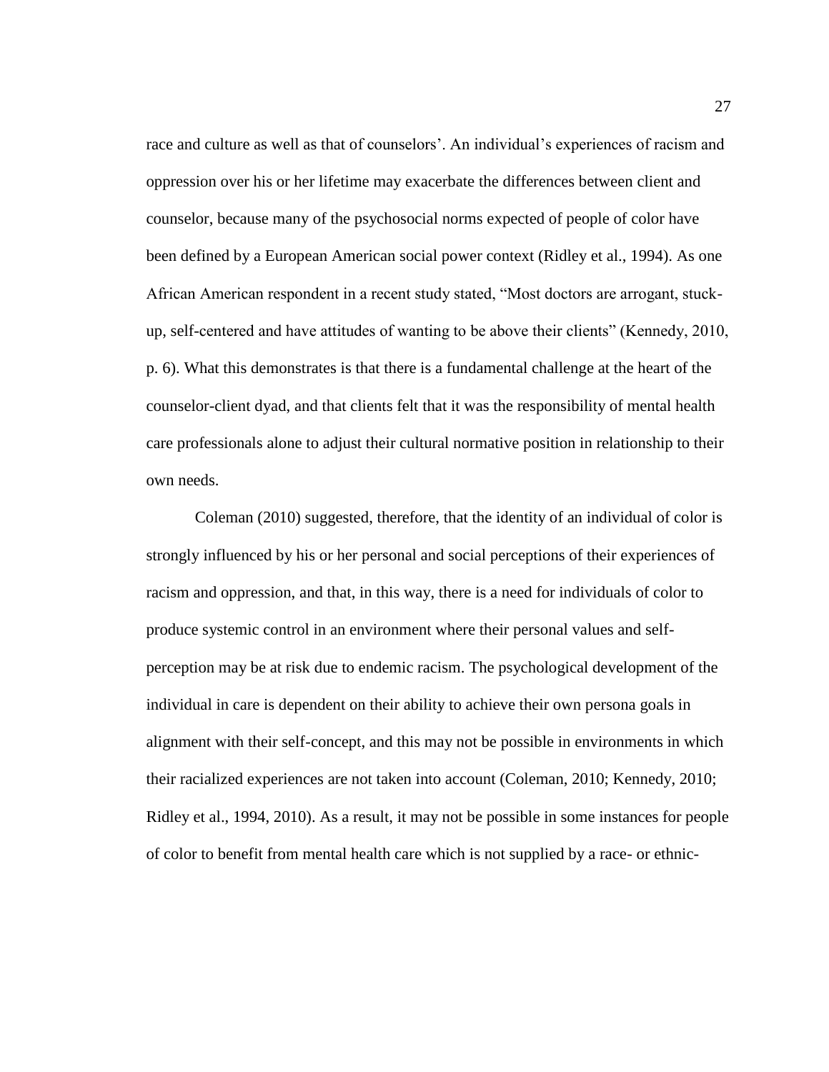race and culture as well as that of counselors'. An individual's experiences of racism and oppression over his or her lifetime may exacerbate the differences between client and counselor, because many of the psychosocial norms expected of people of color have been defined by a European American social power context (Ridley et al., 1994). As one African American respondent in a recent study stated, "Most doctors are arrogant, stuck-up, self-centered and have attitudes of wanting to be above their clients" (Kennedy, 2010, p. 6). What this demonstrates is that there is a fundamental challenge at the heart of the counselor-client dyad, and that clients felt that it was the responsibility of mental health care professionals alone to adjust their cultural normative position in relationship to their own needs.

Coleman (2010) suggested, therefore, that the identity of an individual of color is strongly influenced by his or her personal and social perceptions of their experiences of racism and oppression, and that, in this way, there is a need for individuals of color to produce systemic control in an environment where their personal values and self-perception may be at risk due to endemic racism. The psychological development of the individual in care is dependent on their ability to achieve their own persona goals in alignment with their self-concept, and this may not be possible in environments in which their racialized experiences are not taken into account (Coleman, 2010; Kennedy, 2010; Ridley et al., 1994, 2010). As a result, it may not be possible in some instances for people of color to benefit from mental health care which is not supplied by a race- or ethnic-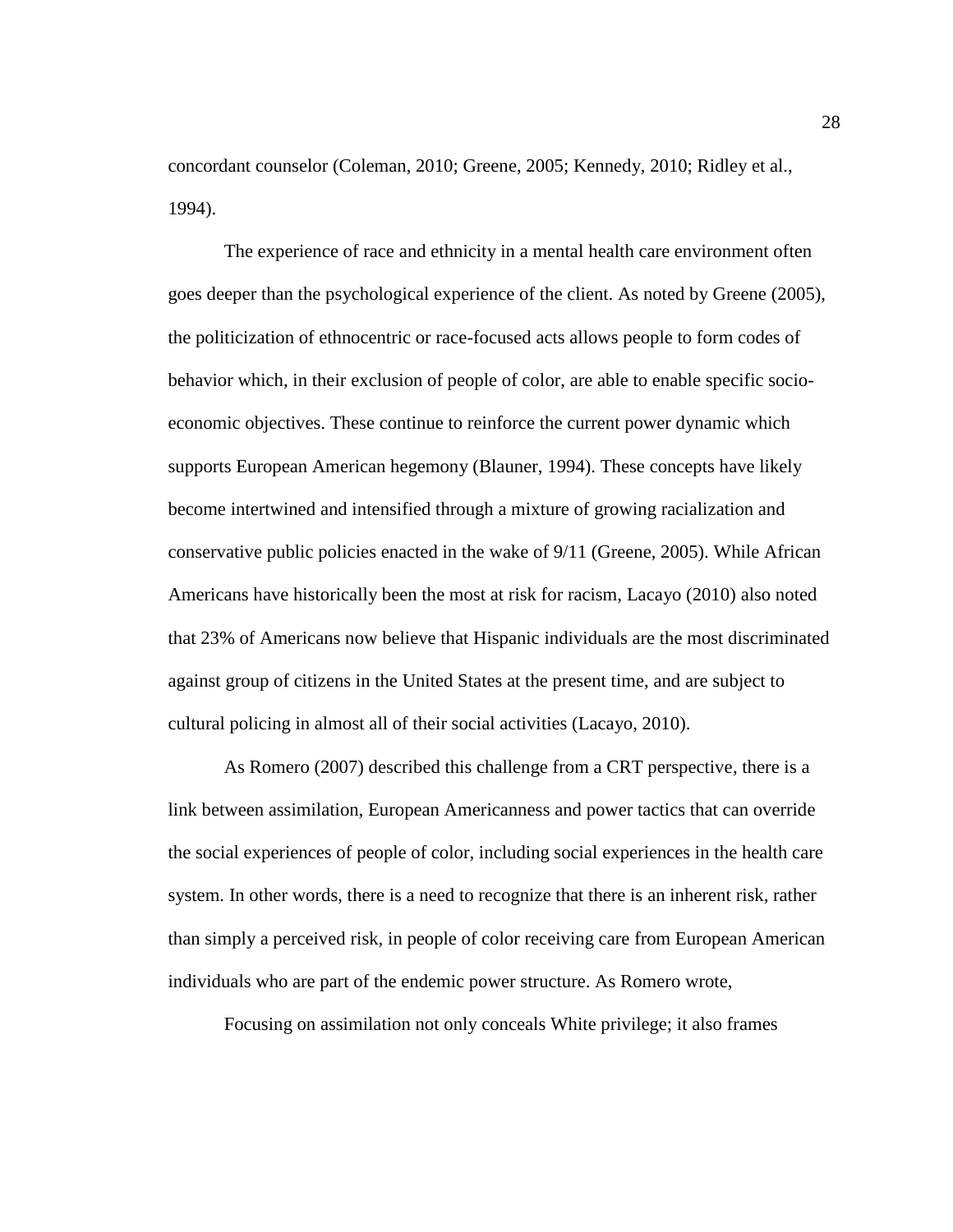concordant counselor (Coleman, 2010; Greene, 2005; Kennedy, 2010; Ridley et al., 1994).

The experience of race and ethnicity in a mental health care environment often goes deeper than the psychological experience of the client. As noted by Greene (2005), the politicization of ethnocentric or race-focused acts allows people to form codes of behavior which, in their exclusion of people of color, are able to enable specific socio-economic objectives. These continue to reinforce the current power dynamic which supports European American hegemony (Blauner, 1994). These concepts have likely become intertwined and intensified through a mixture of growing racialization and conservative public policies enacted in the wake of 9/11 (Greene, 2005). While African Americans have historically been the most at risk for racism, Lacayo (2010) also noted that 23% of Americans now believe that Hispanic individuals are the most discriminated against group of citizens in the United States at the present time, and are subject to cultural policing in almost all of their social activities (Lacayo, 2010).

As Romero (2007) described this challenge from a CRT perspective, there is a link between assimilation, European Americanness and power tactics that can override the social experiences of people of color, including social experiences in the health care system. In other words, there is a need to recognize that there is an inherent risk, rather than simply a perceived risk, in people of color receiving care from European American individuals who are part of the endemic power structure. As Romero wrote,

Focusing on assimilation not only conceals White privilege; it also frames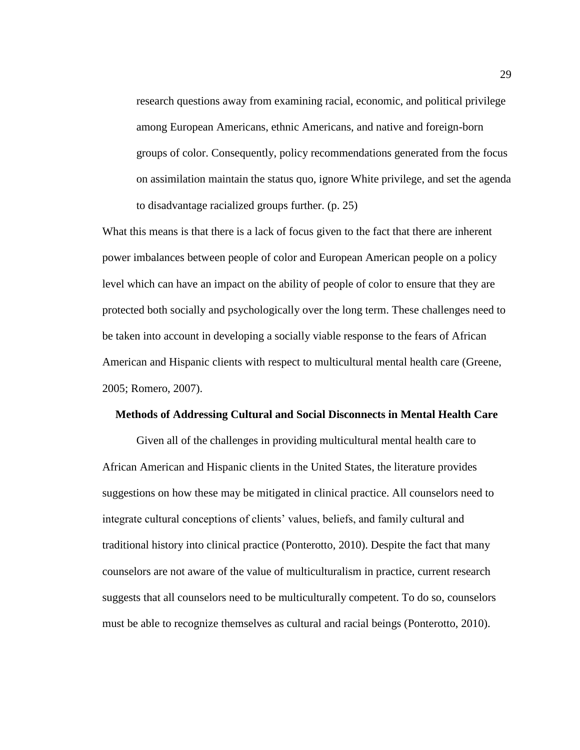> research questions away from examining racial, economic, and political privilege among European Americans, ethnic Americans, and native and foreign-born groups of color. Consequently, policy recommendations generated from the focus on assimilation maintain the status quo, ignore White privilege, and set the agenda to disadvantage racialized groups further. (p. 25)

What this means is that there is a lack of focus given to the fact that there are inherent power imbalances between people of color and European American people on a policy level which can have an impact on the ability of people of color to ensure that they are protected both socially and psychologically over the long term. These challenges need to be taken into account in developing a socially viable response to the fears of African American and Hispanic clients with respect to multicultural mental health care (Greene, 2005; Romero, 2007).

## Methods of Addressing Cultural and Social Disconnects in Mental Health Care

Given all of the challenges in providing multicultural mental health care to African American and Hispanic clients in the United States, the literature provides suggestions on how these may be mitigated in clinical practice. All counselors need to integrate cultural conceptions of clients' values, beliefs, and family cultural and traditional history into clinical practice (Ponterotto, 2010). Despite the fact that many counselors are not aware of the value of multiculturalism in practice, current research suggests that all counselors need to be multiculturally competent. To do so, counselors must be able to recognize themselves as cultural and racial beings (Ponterotto, 2010).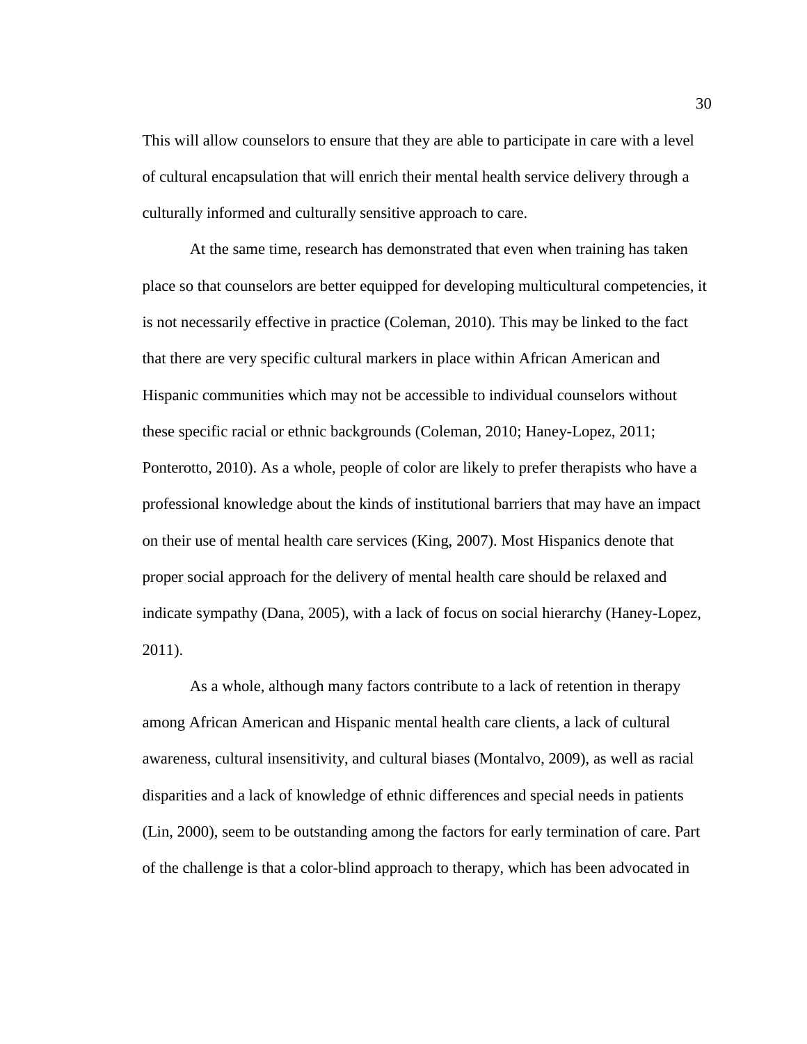This will allow counselors to ensure that they are able to participate in care with a level of cultural encapsulation that will enrich their mental health service delivery through a culturally informed and culturally sensitive approach to care.

At the same time, research has demonstrated that even when training has taken place so that counselors are better equipped for developing multicultural competencies, it is not necessarily effective in practice (Coleman, 2010). This may be linked to the fact that there are very specific cultural markers in place within African American and Hispanic communities which may not be accessible to individual counselors without these specific racial or ethnic backgrounds (Coleman, 2010; Haney-Lopez, 2011; Ponterotto, 2010). As a whole, people of color are likely to prefer therapists who have a professional knowledge about the kinds of institutional barriers that may have an impact on their use of mental health care services (King, 2007). Most Hispanics denote that proper social approach for the delivery of mental health care should be relaxed and indicate sympathy (Dana, 2005), with a lack of focus on social hierarchy (Haney-Lopez, 2011).

As a whole, although many factors contribute to a lack of retention in therapy among African American and Hispanic mental health care clients, a lack of cultural awareness, cultural insensitivity, and cultural biases (Montalvo, 2009), as well as racial disparities and a lack of knowledge of ethnic differences and special needs in patients (Lin, 2000), seem to be outstanding among the factors for early termination of care. Part of the challenge is that a color-blind approach to therapy, which has been advocated in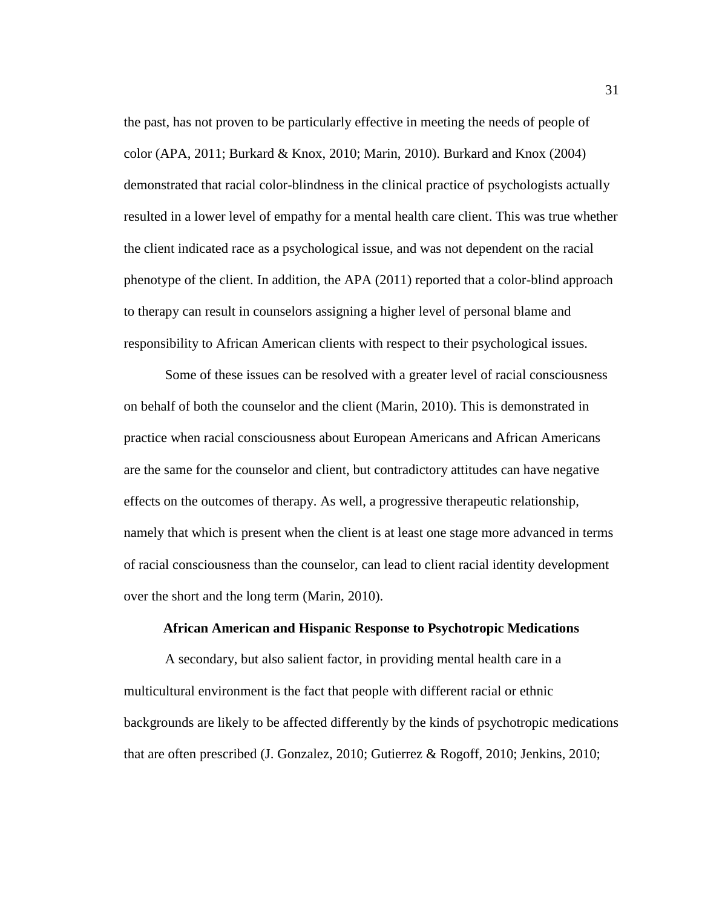the past, has not proven to be particularly effective in meeting the needs of people of color (APA, 2011; Burkard & Knox, 2010; Marin, 2010). Burkard and Knox (2004) demonstrated that racial color-blindness in the clinical practice of psychologists actually resulted in a lower level of empathy for a mental health care client. This was true whether the client indicated race as a psychological issue, and was not dependent on the racial phenotype of the client. In addition, the APA (2011) reported that a color-blind approach to therapy can result in counselors assigning a higher level of personal blame and responsibility to African American clients with respect to their psychological issues.

Some of these issues can be resolved with a greater level of racial consciousness on behalf of both the counselor and the client (Marin, 2010). This is demonstrated in practice when racial consciousness about European Americans and African Americans are the same for the counselor and client, but contradictory attitudes can have negative effects on the outcomes of therapy. As well, a progressive therapeutic relationship, namely that which is present when the client is at least one stage more advanced in terms of racial consciousness than the counselor, can lead to client racial identity development over the short and the long term (Marin, 2010).

## African American and Hispanic Response to Psychotropic Medications

A secondary, but also salient factor, in providing mental health care in a multicultural environment is the fact that people with different racial or ethnic backgrounds are likely to be affected differently by the kinds of psychotropic medications that are often prescribed (J. Gonzalez, 2010; Gutierrez & Rogoff, 2010; Jenkins, 2010;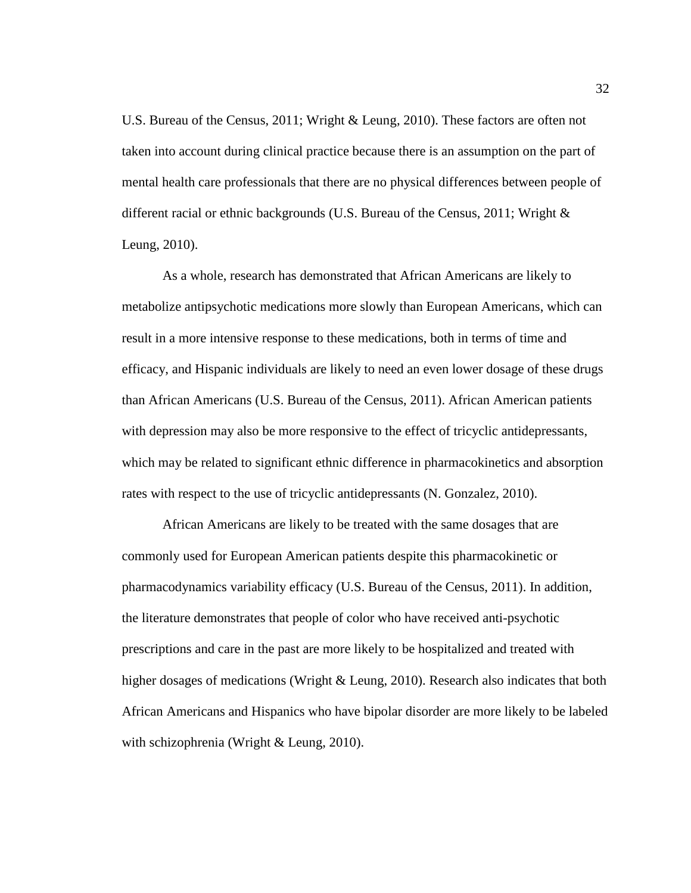U.S. Bureau of the Census, 2011; Wright & Leung, 2010). These factors are often not taken into account during clinical practice because there is an assumption on the part of mental health care professionals that there are no physical differences between people of different racial or ethnic backgrounds (U.S. Bureau of the Census, 2011; Wright & Leung, 2010).

As a whole, research has demonstrated that African Americans are likely to metabolize antipsychotic medications more slowly than European Americans, which can result in a more intensive response to these medications, both in terms of time and efficacy, and Hispanic individuals are likely to need an even lower dosage of these drugs than African Americans (U.S. Bureau of the Census, 2011). African American patients with depression may also be more responsive to the effect of tricyclic antidepressants, which may be related to significant ethnic difference in pharmacokinetics and absorption rates with respect to the use of tricyclic antidepressants (N. Gonzalez, 2010).

African Americans are likely to be treated with the same dosages that are commonly used for European American patients despite this pharmacokinetic or pharmacodynamics variability efficacy (U.S. Bureau of the Census, 2011). In addition, the literature demonstrates that people of color who have received anti-psychotic prescriptions and care in the past are more likely to be hospitalized and treated with higher dosages of medications (Wright & Leung, 2010). Research also indicates that both African Americans and Hispanics who have bipolar disorder are more likely to be labeled with schizophrenia (Wright & Leung, 2010).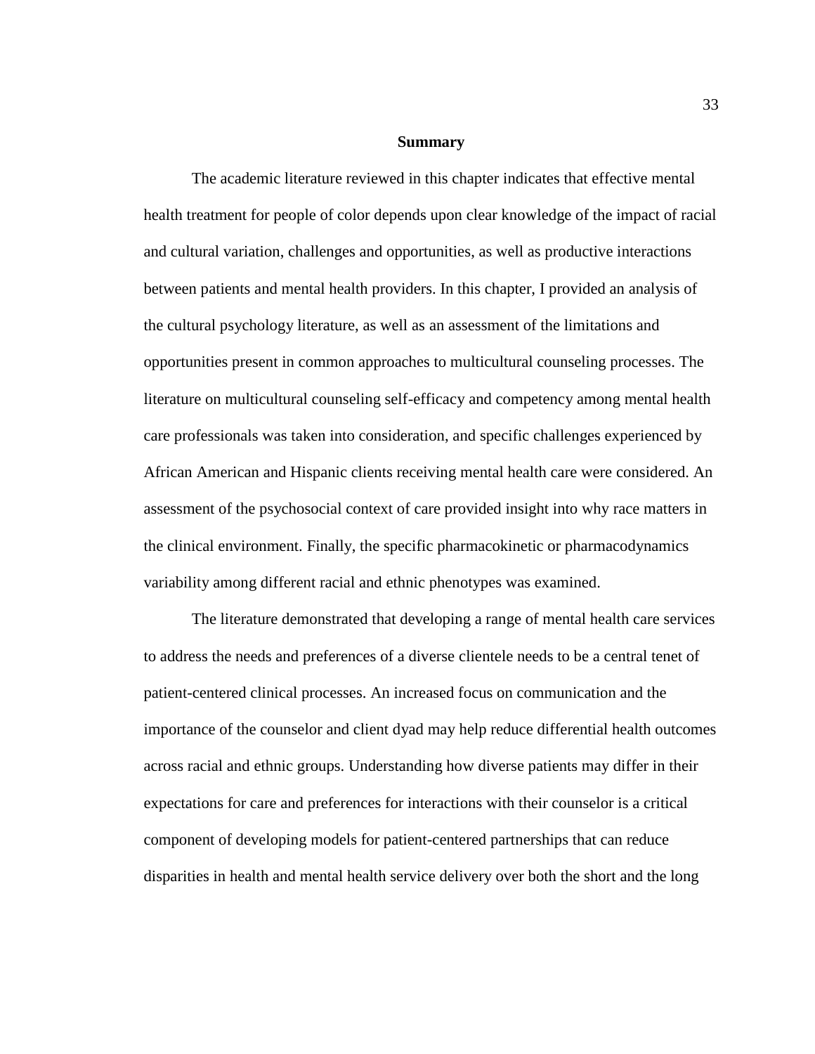## Summary

The academic literature reviewed in this chapter indicates that effective mental health treatment for people of color depends upon clear knowledge of the impact of racial and cultural variation, challenges and opportunities, as well as productive interactions between patients and mental health providers. In this chapter, I provided an analysis of the cultural psychology literature, as well as an assessment of the limitations and opportunities present in common approaches to multicultural counseling processes. The literature on multicultural counseling self-efficacy and competency among mental health care professionals was taken into consideration, and specific challenges experienced by African American and Hispanic clients receiving mental health care were considered. An assessment of the psychosocial context of care provided insight into why race matters in the clinical environment. Finally, the specific pharmacokinetic or pharmacodynamics variability among different racial and ethnic phenotypes was examined.

The literature demonstrated that developing a range of mental health care services to address the needs and preferences of a diverse clientele needs to be a central tenet of patient-centered clinical processes. An increased focus on communication and the importance of the counselor and client dyad may help reduce differential health outcomes across racial and ethnic groups. Understanding how diverse patients may differ in their expectations for care and preferences for interactions with their counselor is a critical component of developing models for patient-centered partnerships that can reduce disparities in health and mental health service delivery over both the short and the long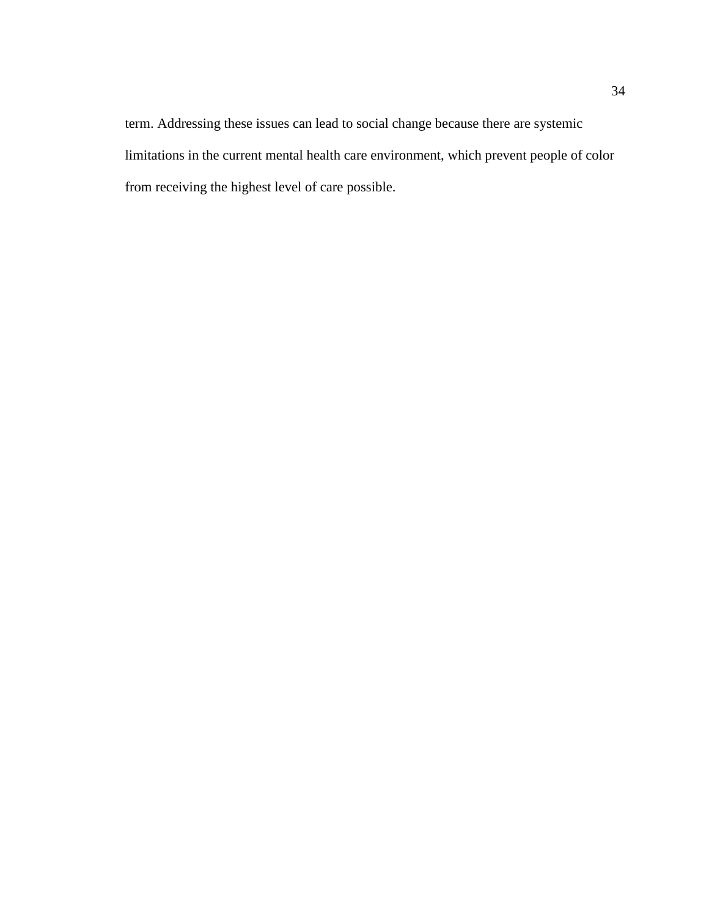term. Addressing these issues can lead to social change because there are systemic limitations in the current mental health care environment, which prevent people of color from receiving the highest level of care possible.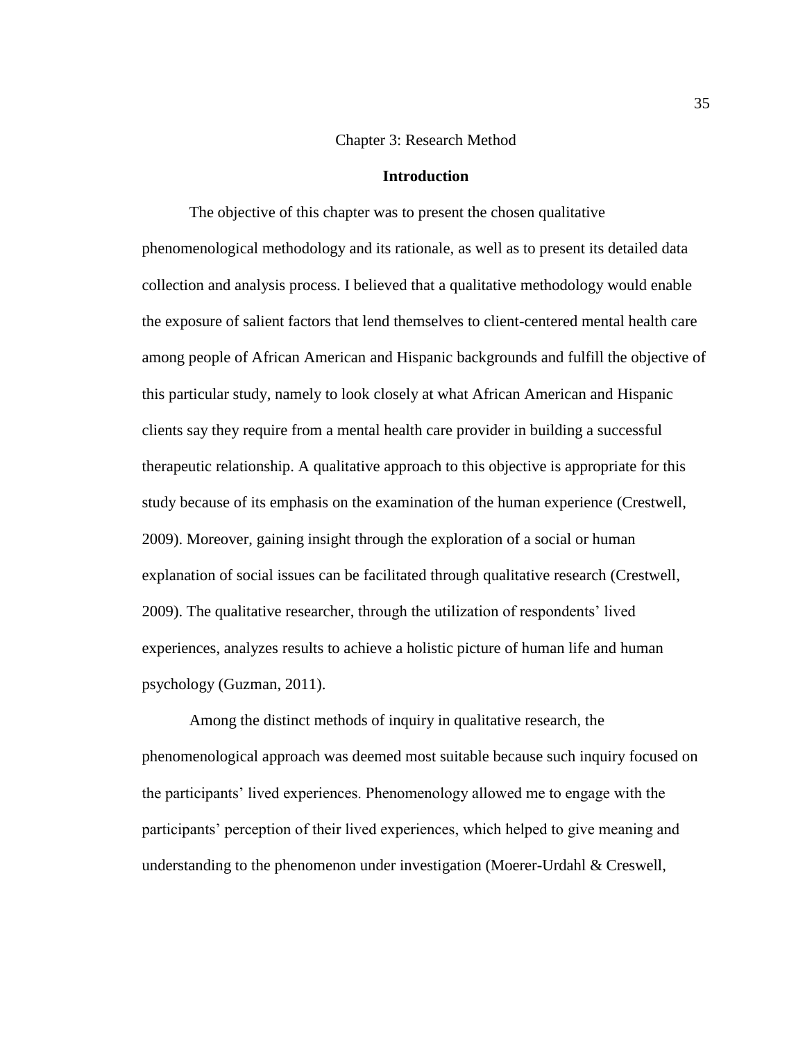# Chapter 3: Research Method

## Introduction

The objective of this chapter was to present the chosen qualitative phenomenological methodology and its rationale, as well as to present its detailed data collection and analysis process. I believed that a qualitative methodology would enable the exposure of salient factors that lend themselves to client-centered mental health care among people of African American and Hispanic backgrounds and fulfill the objective of this particular study, namely to look closely at what African American and Hispanic clients say they require from a mental health care provider in building a successful therapeutic relationship. A qualitative approach to this objective is appropriate for this study because of its emphasis on the examination of the human experience (Crestwell, 2009). Moreover, gaining insight through the exploration of a social or human explanation of social issues can be facilitated through qualitative research (Crestwell, 2009). The qualitative researcher, through the utilization of respondents' lived experiences, analyzes results to achieve a holistic picture of human life and human psychology (Guzman, 2011).

Among the distinct methods of inquiry in qualitative research, the phenomenological approach was deemed most suitable because such inquiry focused on the participants' lived experiences. Phenomenology allowed me to engage with the participants' perception of their lived experiences, which helped to give meaning and understanding to the phenomenon under investigation (Moerer-Urdahl & Creswell,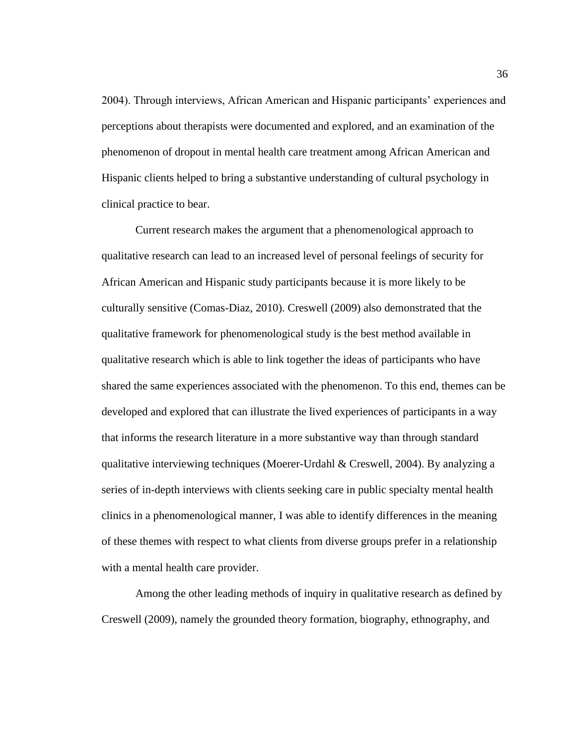2004). Through interviews, African American and Hispanic participants' experiences and perceptions about therapists were documented and explored, and an examination of the phenomenon of dropout in mental health care treatment among African American and Hispanic clients helped to bring a substantive understanding of cultural psychology in clinical practice to bear.

Current research makes the argument that a phenomenological approach to qualitative research can lead to an increased level of personal feelings of security for African American and Hispanic study participants because it is more likely to be culturally sensitive (Comas-Diaz, 2010). Creswell (2009) also demonstrated that the qualitative framework for phenomenological study is the best method available in qualitative research which is able to link together the ideas of participants who have shared the same experiences associated with the phenomenon. To this end, themes can be developed and explored that can illustrate the lived experiences of participants in a way that informs the research literature in a more substantive way than through standard qualitative interviewing techniques (Moerer-Urdahl & Creswell, 2004). By analyzing a series of in-depth interviews with clients seeking care in public specialty mental health clinics in a phenomenological manner, I was able to identify differences in the meaning of these themes with respect to what clients from diverse groups prefer in a relationship with a mental health care provider.

Among the other leading methods of inquiry in qualitative research as defined by Creswell (2009), namely the grounded theory formation, biography, ethnography, and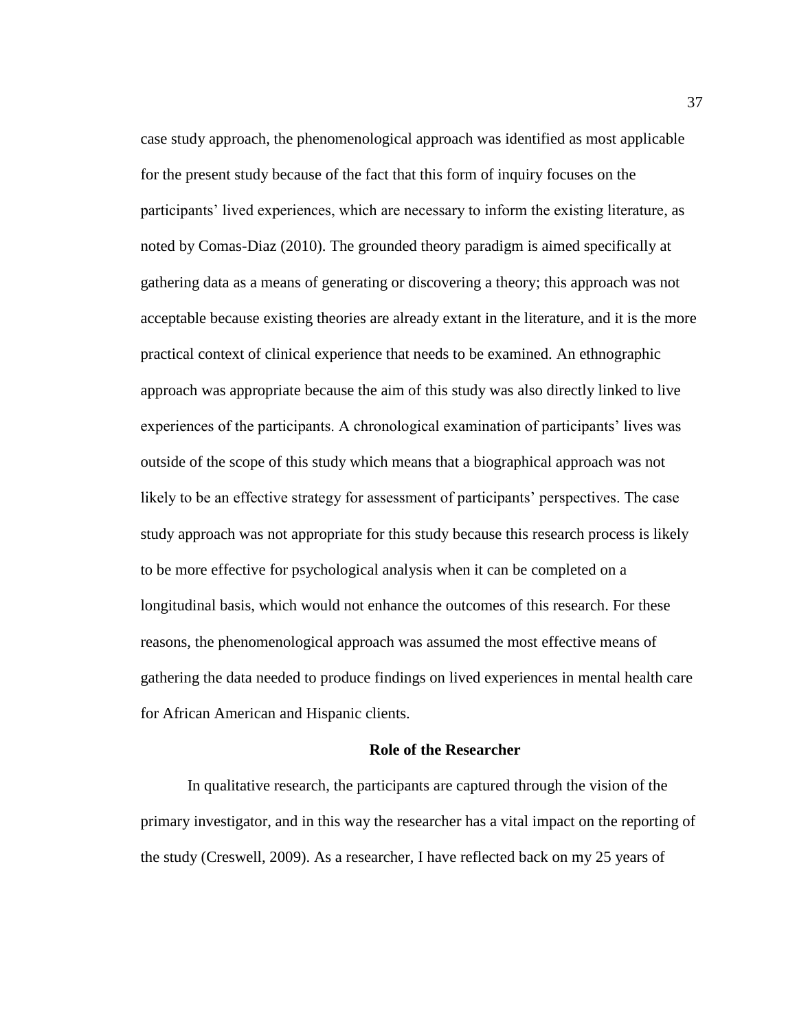case study approach, the phenomenological approach was identified as most applicable for the present study because of the fact that this form of inquiry focuses on the participants' lived experiences, which are necessary to inform the existing literature, as noted by Comas-Diaz (2010). The grounded theory paradigm is aimed specifically at gathering data as a means of generating or discovering a theory; this approach was not acceptable because existing theories are already extant in the literature, and it is the more practical context of clinical experience that needs to be examined. An ethnographic approach was appropriate because the aim of this study was also directly linked to live experiences of the participants. A chronological examination of participants' lives was outside of the scope of this study which means that a biographical approach was not likely to be an effective strategy for assessment of participants' perspectives. The case study approach was not appropriate for this study because this research process is likely to be more effective for psychological analysis when it can be completed on a longitudinal basis, which would not enhance the outcomes of this research. For these reasons, the phenomenological approach was assumed the most effective means of gathering the data needed to produce findings on lived experiences in mental health care for African American and Hispanic clients.

## Role of the Researcher

In qualitative research, the participants are captured through the vision of the primary investigator, and in this way the researcher has a vital impact on the reporting of the study (Creswell, 2009). As a researcher, I have reflected back on my 25 years of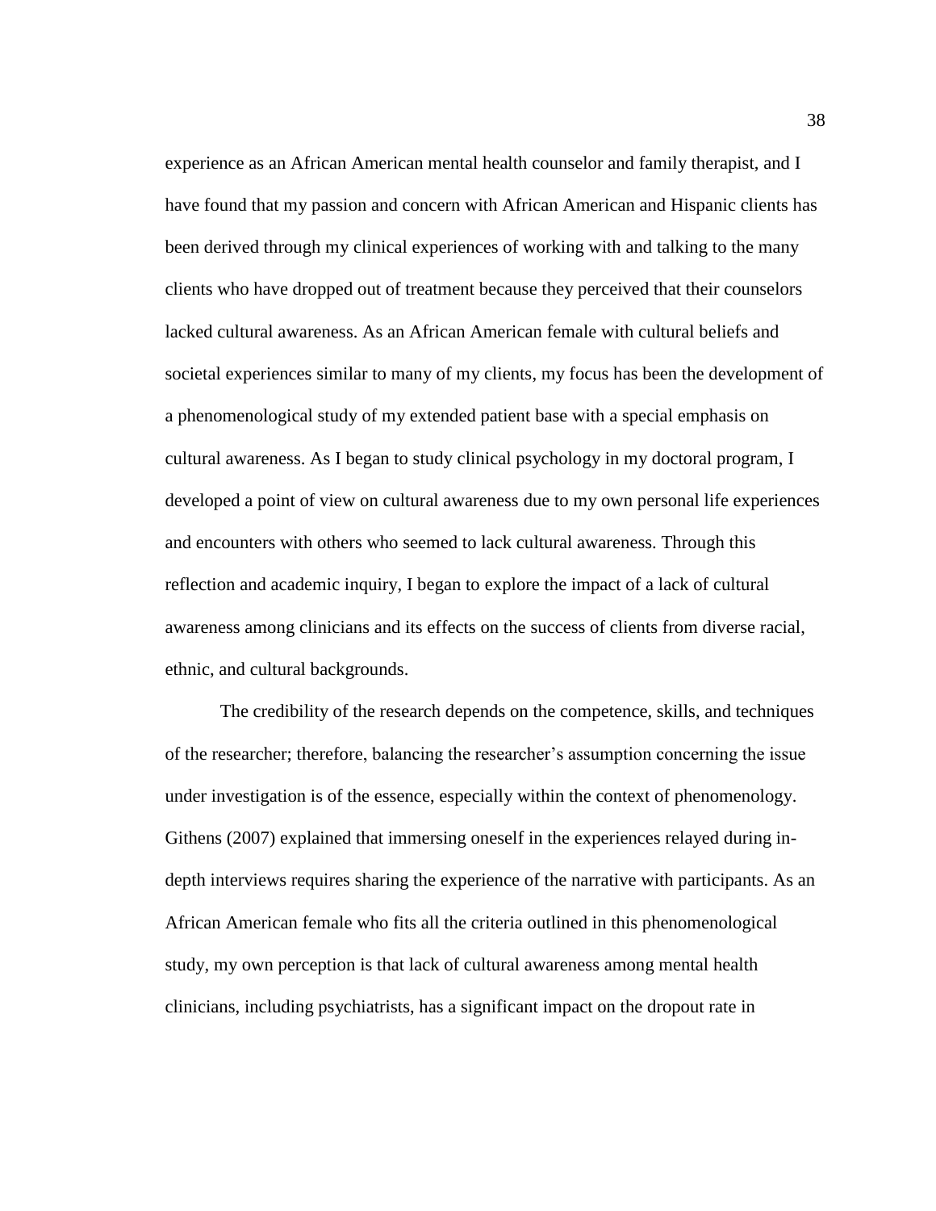experience as an African American mental health counselor and family therapist, and I have found that my passion and concern with African American and Hispanic clients has been derived through my clinical experiences of working with and talking to the many clients who have dropped out of treatment because they perceived that their counselors lacked cultural awareness. As an African American female with cultural beliefs and societal experiences similar to many of my clients, my focus has been the development of a phenomenological study of my extended patient base with a special emphasis on cultural awareness. As I began to study clinical psychology in my doctoral program, I developed a point of view on cultural awareness due to my own personal life experiences and encounters with others who seemed to lack cultural awareness. Through this reflection and academic inquiry, I began to explore the impact of a lack of cultural awareness among clinicians and its effects on the success of clients from diverse racial, ethnic, and cultural backgrounds.

The credibility of the research depends on the competence, skills, and techniques of the researcher; therefore, balancing the researcher's assumption concerning the issue under investigation is of the essence, especially within the context of phenomenology. Githens (2007) explained that immersing oneself in the experiences relayed during in-depth interviews requires sharing the experience of the narrative with participants. As an African American female who fits all the criteria outlined in this phenomenological study, my own perception is that lack of cultural awareness among mental health clinicians, including psychiatrists, has a significant impact on the dropout rate in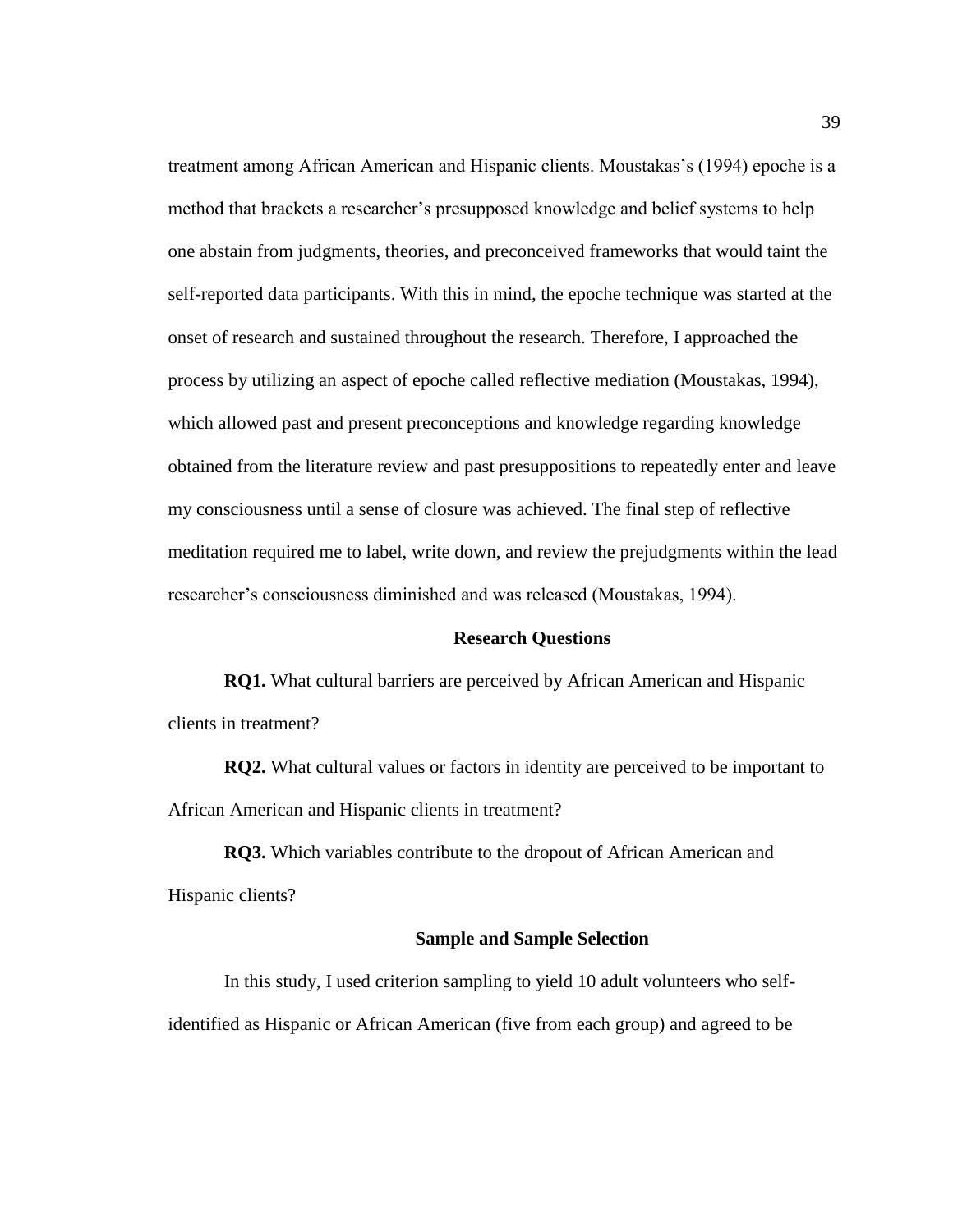treatment among African American and Hispanic clients. Moustakas's (1994) epoche is a method that brackets a researcher's presupposed knowledge and belief systems to help one abstain from judgments, theories, and preconceived frameworks that would taint the self-reported data participants. With this in mind, the epoche technique was started at the onset of research and sustained throughout the research. Therefore, I approached the process by utilizing an aspect of epoche called reflective mediation (Moustakas, 1994), which allowed past and present preconceptions and knowledge regarding knowledge obtained from the literature review and past presuppositions to repeatedly enter and leave my consciousness until a sense of closure was achieved. The final step of reflective meditation required me to label, write down, and review the prejudgments within the lead researcher's consciousness diminished and was released (Moustakas, 1994).

## Research Questions

**RQ1.** What cultural barriers are perceived by African American and Hispanic clients in treatment?

**RQ2.** What cultural values or factors in identity are perceived to be important to African American and Hispanic clients in treatment?

**RQ3.** Which variables contribute to the dropout of African American and Hispanic clients?

## Sample and Sample Selection

In this study, I used criterion sampling to yield 10 adult volunteers who self-identified as Hispanic or African American (five from each group) and agreed to be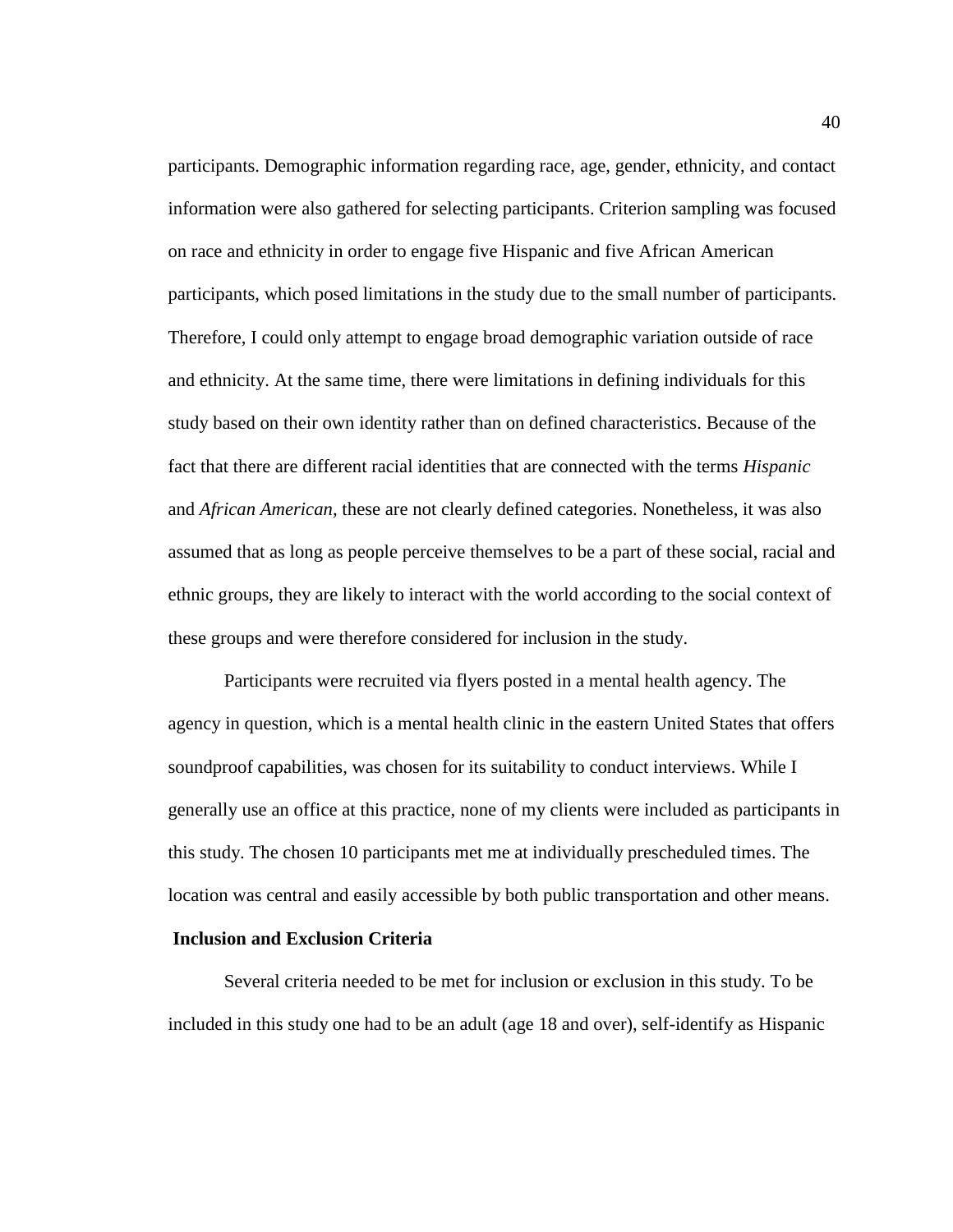participants. Demographic information regarding race, age, gender, ethnicity, and contact information were also gathered for selecting participants. Criterion sampling was focused on race and ethnicity in order to engage five Hispanic and five African American participants, which posed limitations in the study due to the small number of participants. Therefore, I could only attempt to engage broad demographic variation outside of race and ethnicity. At the same time, there were limitations in defining individuals for this study based on their own identity rather than on defined characteristics. Because of the fact that there are different racial identities that are connected with the terms *Hispanic* and *African American*, these are not clearly defined categories. Nonetheless, it was also assumed that as long as people perceive themselves to be a part of these social, racial and ethnic groups, they are likely to interact with the world according to the social context of these groups and were therefore considered for inclusion in the study.

Participants were recruited via flyers posted in a mental health agency. The agency in question, which is a mental health clinic in the eastern United States that offers soundproof capabilities, was chosen for its suitability to conduct interviews. While I generally use an office at this practice, none of my clients were included as participants in this study. The chosen 10 participants met me at individually prescheduled times. The location was central and easily accessible by both public transportation and other means.

**Inclusion and Exclusion Criteria**

Several criteria needed to be met for inclusion or exclusion in this study. To be included in this study one had to be an adult (age 18 and over), self-identify as Hispanic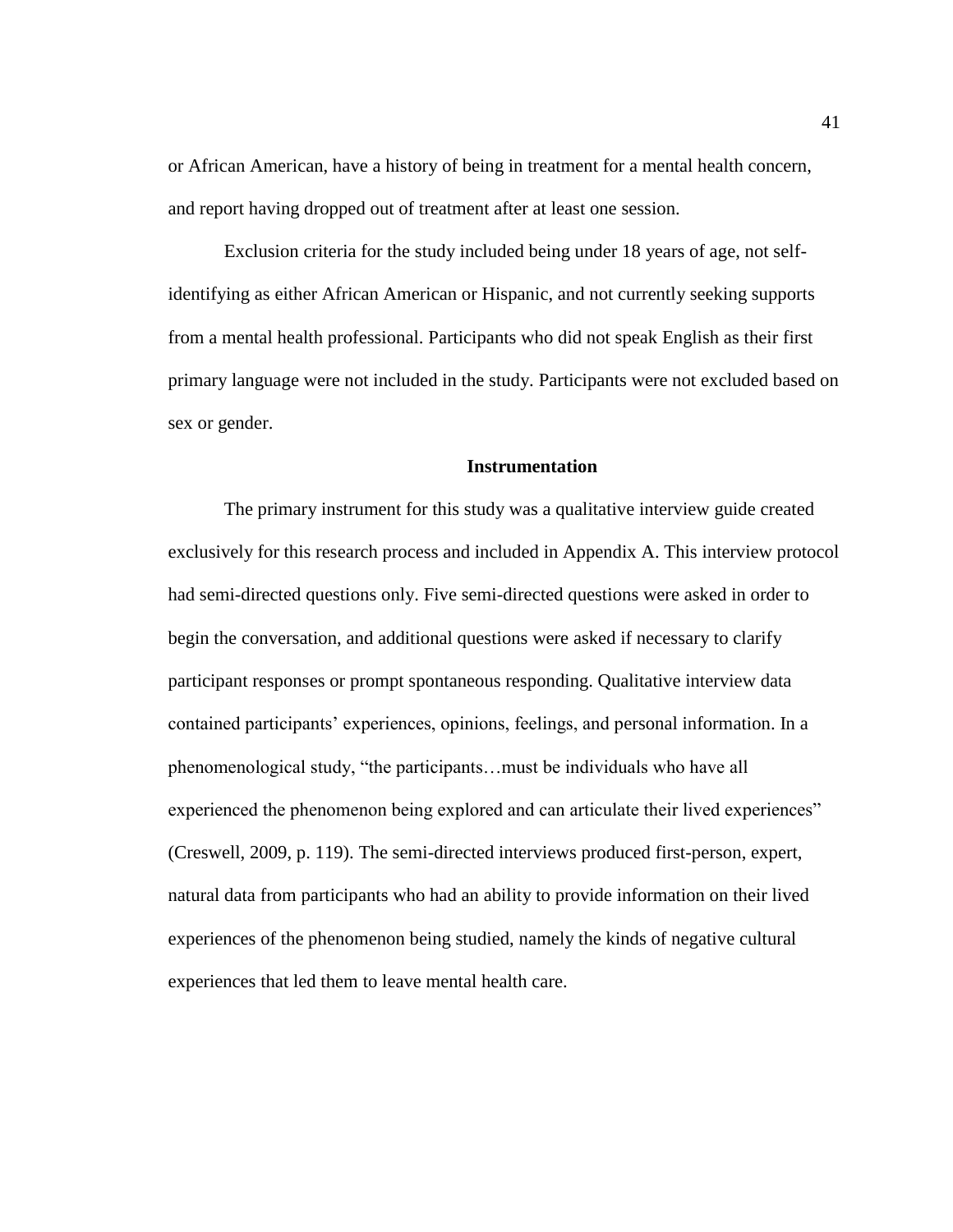or African American, have a history of being in treatment for a mental health concern, and report having dropped out of treatment after at least one session.

Exclusion criteria for the study included being under 18 years of age, not self-identifying as either African American or Hispanic, and not currently seeking supports from a mental health professional. Participants who did not speak English as their first primary language were not included in the study. Participants were not excluded based on sex or gender.

## Instrumentation

The primary instrument for this study was a qualitative interview guide created exclusively for this research process and included in Appendix A. This interview protocol had semi-directed questions only. Five semi-directed questions were asked in order to begin the conversation, and additional questions were asked if necessary to clarify participant responses or prompt spontaneous responding. Qualitative interview data contained participants' experiences, opinions, feelings, and personal information. In a phenomenological study, "the participants…must be individuals who have all experienced the phenomenon being explored and can articulate their lived experiences" (Creswell, 2009, p. 119). The semi-directed interviews produced first-person, expert, natural data from participants who had an ability to provide information on their lived experiences of the phenomenon being studied, namely the kinds of negative cultural experiences that led them to leave mental health care.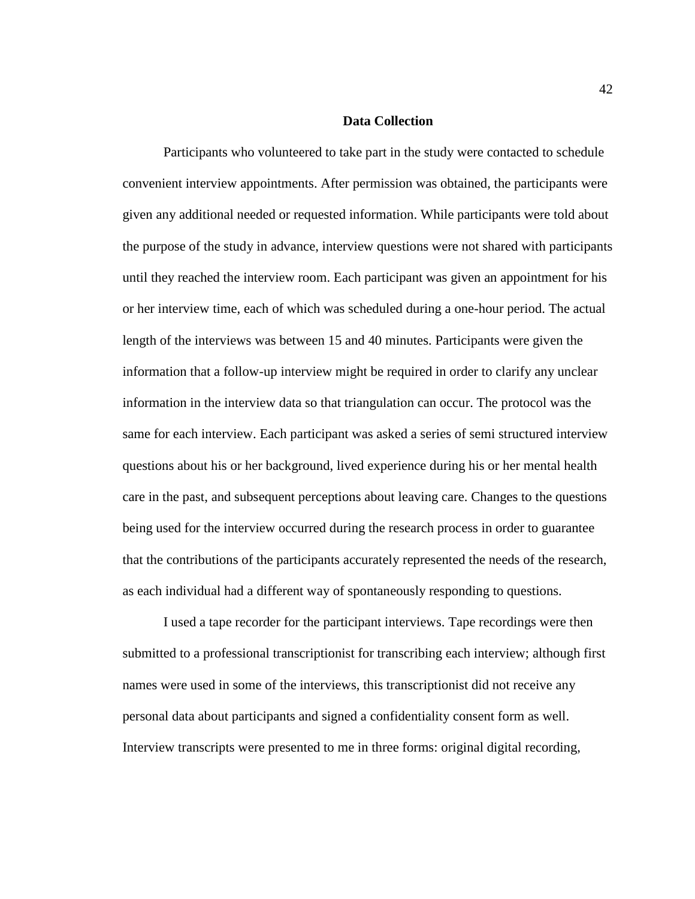## Data Collection

Participants who volunteered to take part in the study were contacted to schedule convenient interview appointments. After permission was obtained, the participants were given any additional needed or requested information. While participants were told about the purpose of the study in advance, interview questions were not shared with participants until they reached the interview room. Each participant was given an appointment for his or her interview time, each of which was scheduled during a one-hour period. The actual length of the interviews was between 15 and 40 minutes. Participants were given the information that a follow-up interview might be required in order to clarify any unclear information in the interview data so that triangulation can occur. The protocol was the same for each interview. Each participant was asked a series of semi structured interview questions about his or her background, lived experience during his or her mental health care in the past, and subsequent perceptions about leaving care. Changes to the questions being used for the interview occurred during the research process in order to guarantee that the contributions of the participants accurately represented the needs of the research, as each individual had a different way of spontaneously responding to questions.

I used a tape recorder for the participant interviews. Tape recordings were then submitted to a professional transcriptionist for transcribing each interview; although first names were used in some of the interviews, this transcriptionist did not receive any personal data about participants and signed a confidentiality consent form as well. Interview transcripts were presented to me in three forms: original digital recording,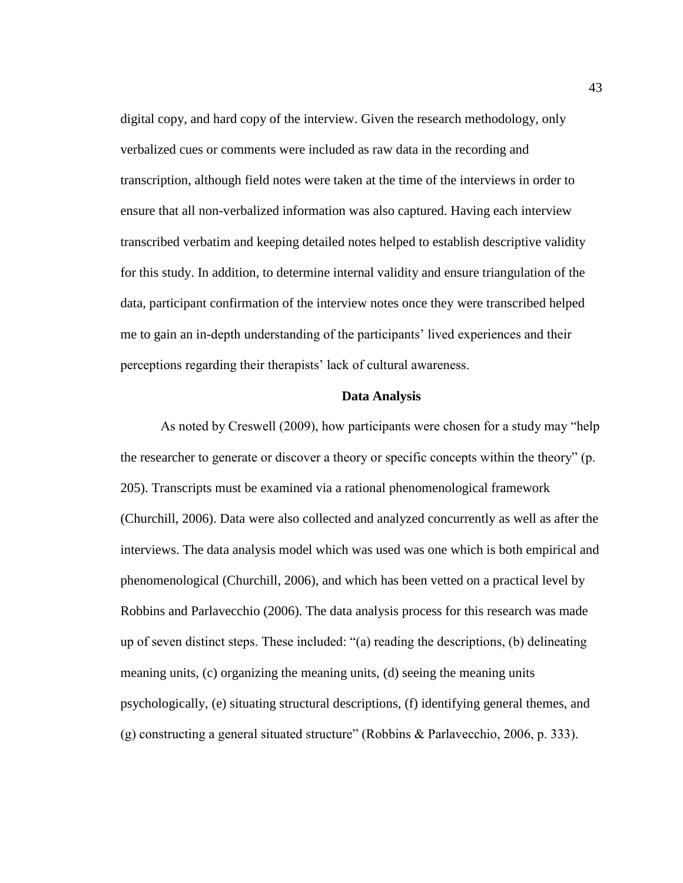digital copy, and hard copy of the interview. Given the research methodology, only verbalized cues or comments were included as raw data in the recording and transcription, although field notes were taken at the time of the interviews in order to ensure that all non-verbalized information was also captured. Having each interview transcribed verbatim and keeping detailed notes helped to establish descriptive validity for this study. In addition, to determine internal validity and ensure triangulation of the data, participant confirmation of the interview notes once they were transcribed helped me to gain an in-depth understanding of the participants' lived experiences and their perceptions regarding their therapists' lack of cultural awareness.

## Data Analysis

As noted by Creswell (2009), how participants were chosen for a study may "help the researcher to generate or discover a theory or specific concepts within the theory" (p. 205). Transcripts must be examined via a rational phenomenological framework (Churchill, 2006). Data were also collected and analyzed concurrently as well as after the interviews. The data analysis model which was used was one which is both empirical and phenomenological (Churchill, 2006), and which has been vetted on a practical level by Robbins and Parlavecchio (2006). The data analysis process for this research was made up of seven distinct steps. These included: "(a) reading the descriptions, (b) delineating meaning units, (c) organizing the meaning units, (d) seeing the meaning units psychologically, (e) situating structural descriptions, (f) identifying general themes, and (g) constructing a general situated structure" (Robbins & Parlavecchio, 2006, p. 333).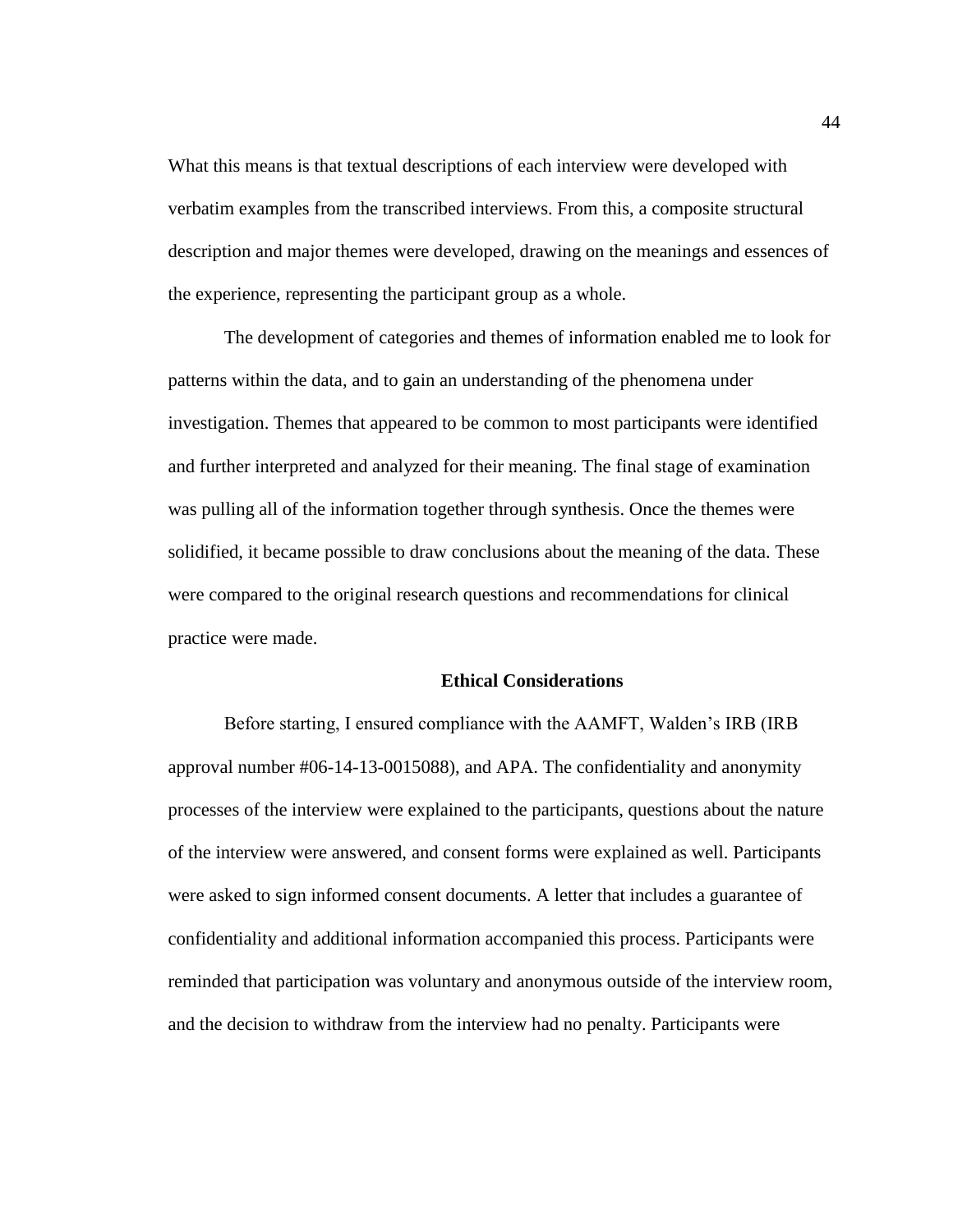What this means is that textual descriptions of each interview were developed with verbatim examples from the transcribed interviews. From this, a composite structural description and major themes were developed, drawing on the meanings and essences of the experience, representing the participant group as a whole.

The development of categories and themes of information enabled me to look for patterns within the data, and to gain an understanding of the phenomena under investigation. Themes that appeared to be common to most participants were identified and further interpreted and analyzed for their meaning. The final stage of examination was pulling all of the information together through synthesis. Once the themes were solidified, it became possible to draw conclusions about the meaning of the data. These were compared to the original research questions and recommendations for clinical practice were made.

## Ethical Considerations

Before starting, I ensured compliance with the AAMFT, Walden's IRB (IRB approval number #06-14-13-0015088), and APA. The confidentiality and anonymity processes of the interview were explained to the participants, questions about the nature of the interview were answered, and consent forms were explained as well. Participants were asked to sign informed consent documents. A letter that includes a guarantee of confidentiality and additional information accompanied this process. Participants were reminded that participation was voluntary and anonymous outside of the interview room, and the decision to withdraw from the interview had no penalty. Participants were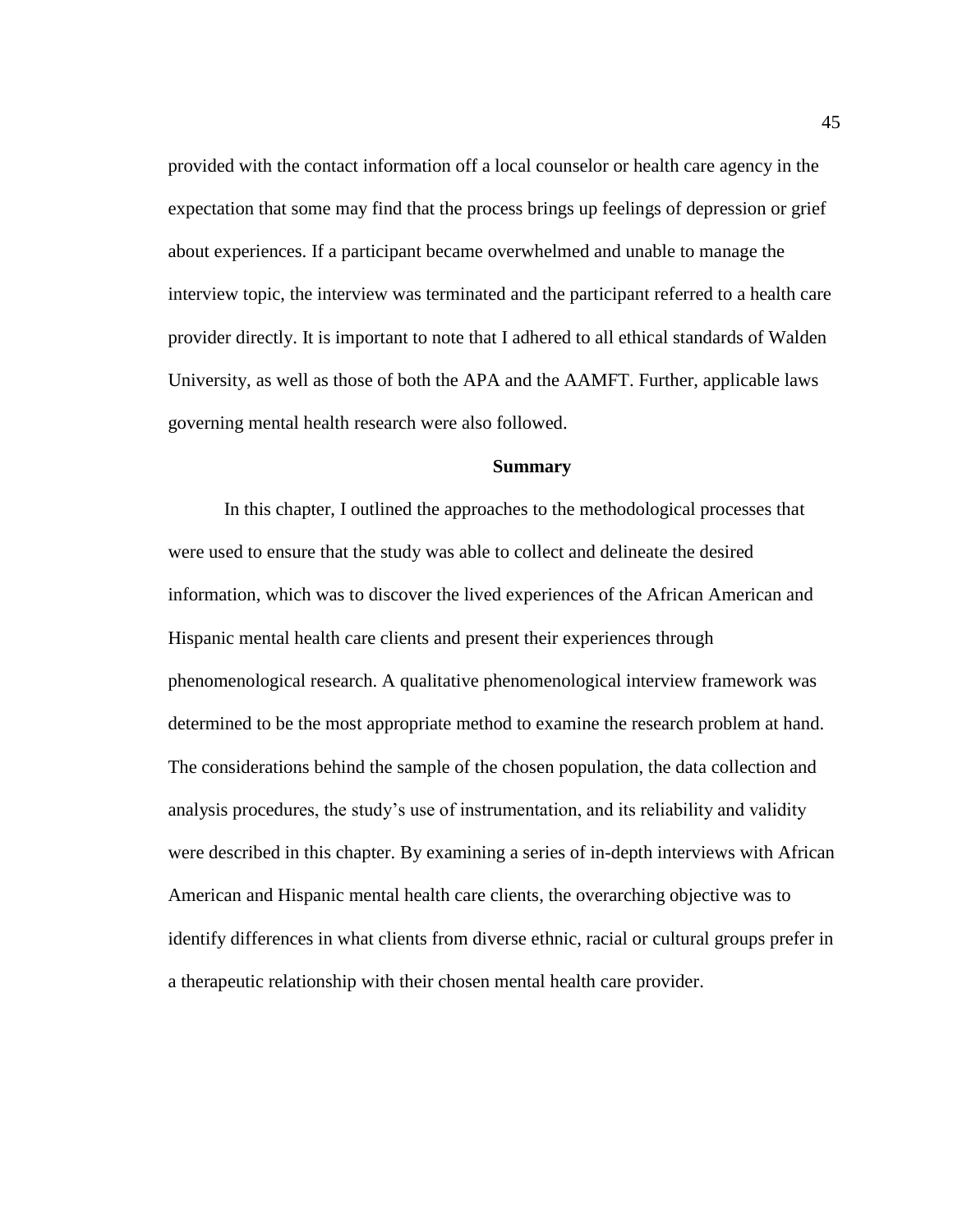provided with the contact information off a local counselor or health care agency in the expectation that some may find that the process brings up feelings of depression or grief about experiences. If a participant became overwhelmed and unable to manage the interview topic, the interview was terminated and the participant referred to a health care provider directly. It is important to note that I adhered to all ethical standards of Walden University, as well as those of both the APA and the AAMFT. Further, applicable laws governing mental health research were also followed.

## Summary

In this chapter, I outlined the approaches to the methodological processes that were used to ensure that the study was able to collect and delineate the desired information, which was to discover the lived experiences of the African American and Hispanic mental health care clients and present their experiences through phenomenological research. A qualitative phenomenological interview framework was determined to be the most appropriate method to examine the research problem at hand. The considerations behind the sample of the chosen population, the data collection and analysis procedures, the study's use of instrumentation, and its reliability and validity were described in this chapter. By examining a series of in-depth interviews with African American and Hispanic mental health care clients, the overarching objective was to identify differences in what clients from diverse ethnic, racial or cultural groups prefer in a therapeutic relationship with their chosen mental health care provider.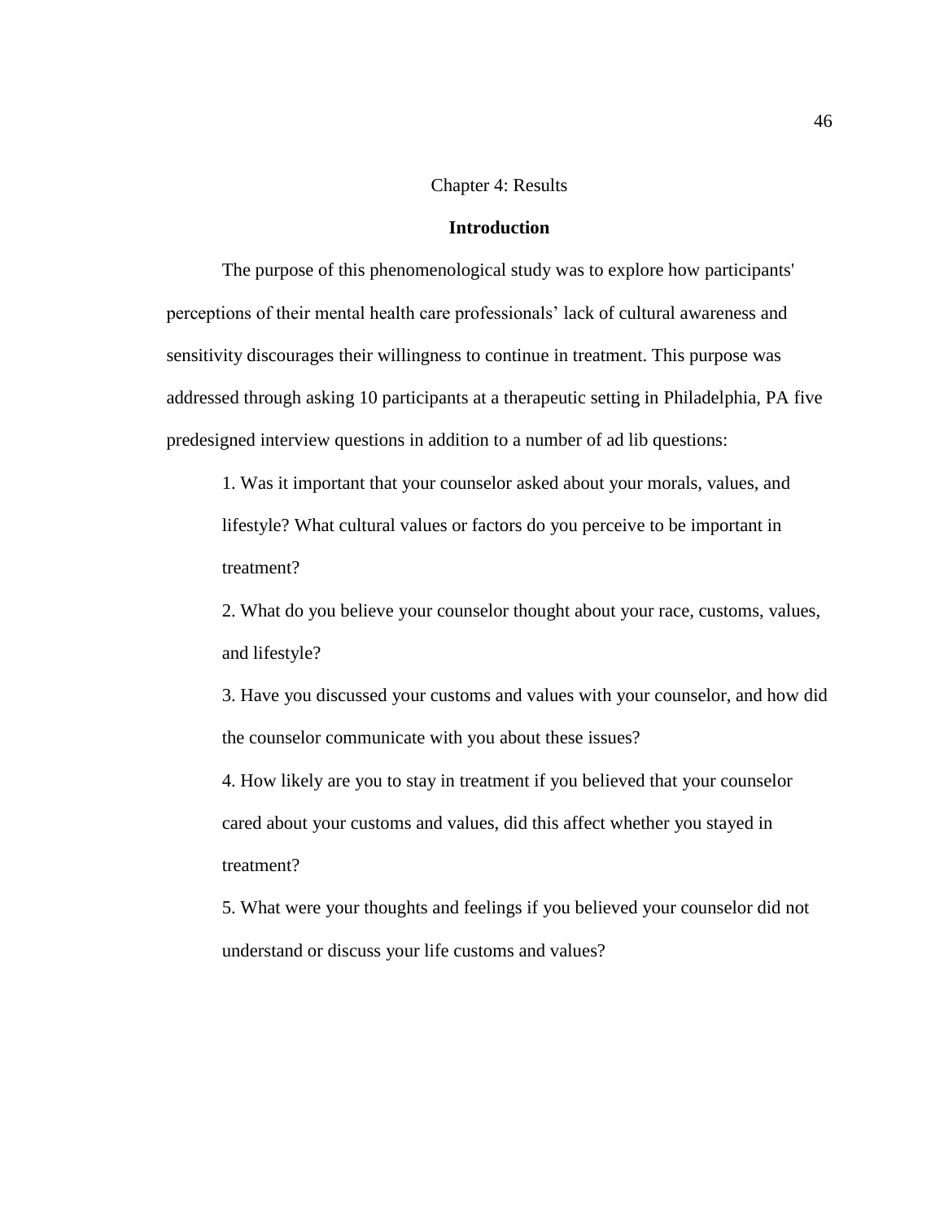# Chapter 4: Results

## Introduction

The purpose of this phenomenological study was to explore how participants' perceptions of their mental health care professionals' lack of cultural awareness and sensitivity discourages their willingness to continue in treatment. This purpose was addressed through asking 10 participants at a therapeutic setting in Philadelphia, PA five predesigned interview questions in addition to a number of ad lib questions:

1. Was it important that your counselor asked about your morals, values, and lifestyle? What cultural values or factors do you perceive to be important in treatment?
2. What do you believe your counselor thought about your race, customs, values, and lifestyle?
3. Have you discussed your customs and values with your counselor, and how did the counselor communicate with you about these issues?
4. How likely are you to stay in treatment if you believed that your counselor cared about your customs and values, did this affect whether you stayed in treatment?
5. What were your thoughts and feelings if you believed your counselor did not understand or discuss your life customs and values?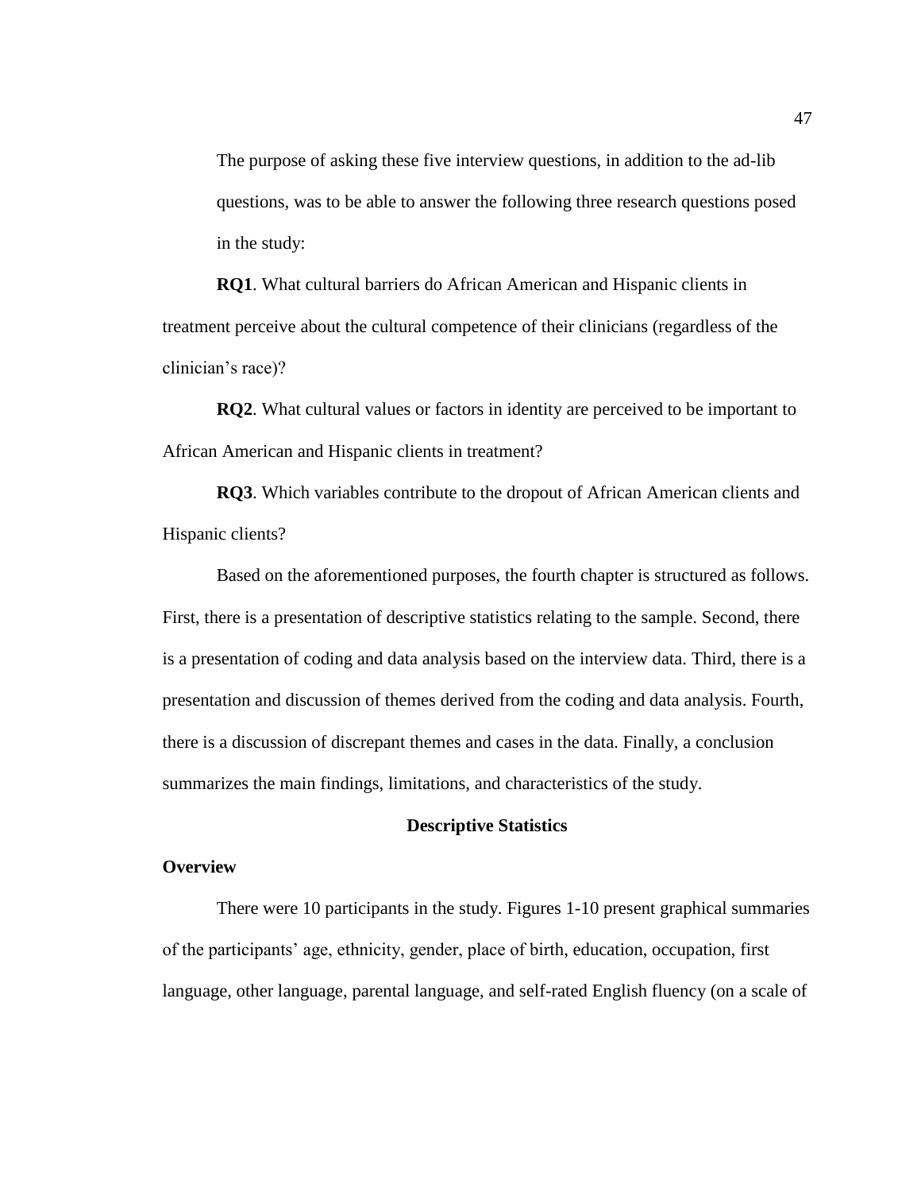The purpose of asking these five interview questions, in addition to the ad-lib questions, was to be able to answer the following three research questions posed in the study:

**RQ1**. What cultural barriers do African American and Hispanic clients in treatment perceive about the cultural competence of their clinicians (regardless of the clinician's race)?

**RQ2**. What cultural values or factors in identity are perceived to be important to African American and Hispanic clients in treatment?

**RQ3**. Which variables contribute to the dropout of African American clients and Hispanic clients?

Based on the aforementioned purposes, the fourth chapter is structured as follows. First, there is a presentation of descriptive statistics relating to the sample. Second, there is a presentation of coding and data analysis based on the interview data. Third, there is a presentation and discussion of themes derived from the coding and data analysis. Fourth, there is a discussion of discrepant themes and cases in the data. Finally, a conclusion summarizes the main findings, limitations, and characteristics of the study.

## Descriptive Statistics

### Overview

There were 10 participants in the study. Figures 1-10 present graphical summaries of the participants' age, ethnicity, gender, place of birth, education, occupation, first language, other language, parental language, and self-rated English fluency (on a scale of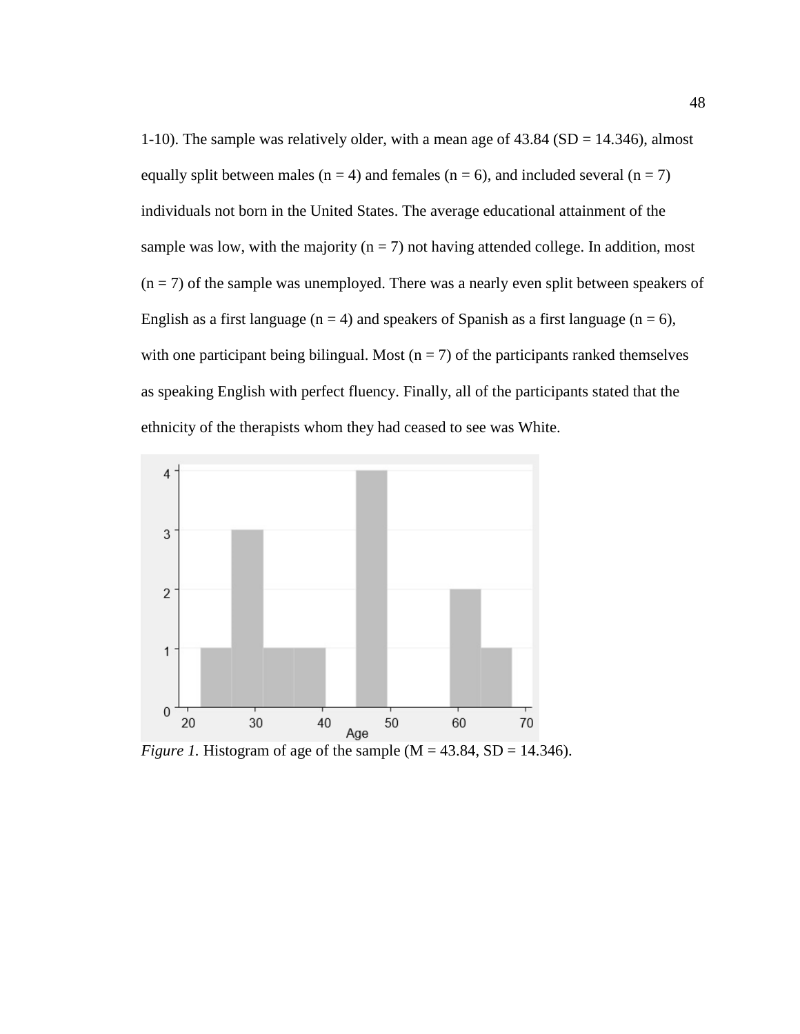1-10). The sample was relatively older, with a mean age of 43.84 (SD = 14.346), almost equally split between males (n = 4) and females (n = 6), and included several (n = 7) individuals not born in the United States. The average educational attainment of the sample was low, with the majority (n = 7) not having attended college. In addition, most (n = 7) of the sample was unemployed. There was a nearly even split between speakers of English as a first language (n = 4) and speakers of Spanish as a first language (n = 6), with one participant being bilingual. Most (n = 7) of the participants ranked themselves as speaking English with perfect fluency. Finally, all of the participants stated that the ethnicity of the therapists whom they had ceased to see was White.

*Figure 1.* Histogram of age of the sample (M = 43.84, SD = 14.346).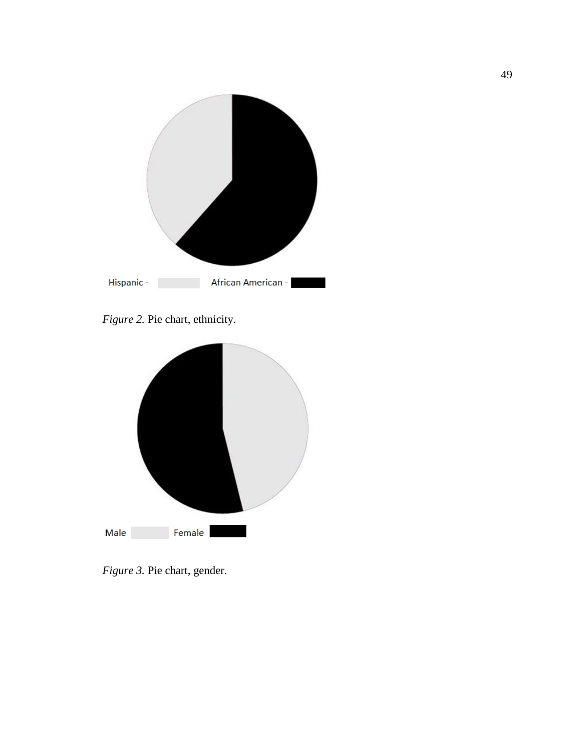Hispanic - African American -

*Figure 2.* Pie chart, ethnicity.

Male Female

*Figure 3.* Pie chart, gender.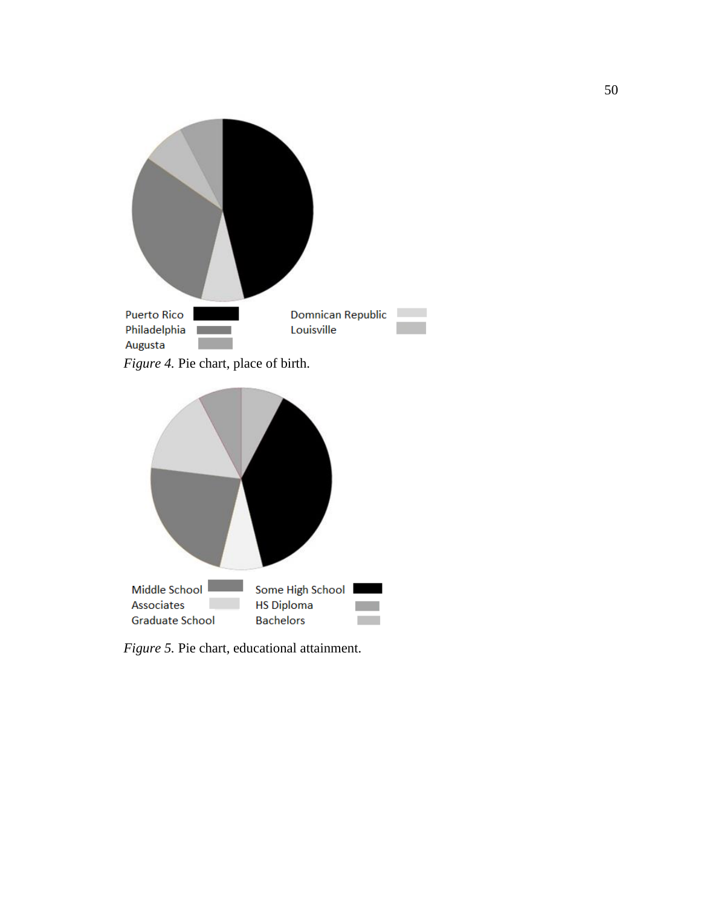Puerto Rico
Philadelphia
Augusta
Domnican Republic
Louisville

*Figure 4.* Pie chart, place of birth.

Middle School
Associates
Graduate School
Some High School
HS Diploma
Bachelors

*Figure 5.* Pie chart, educational attainment.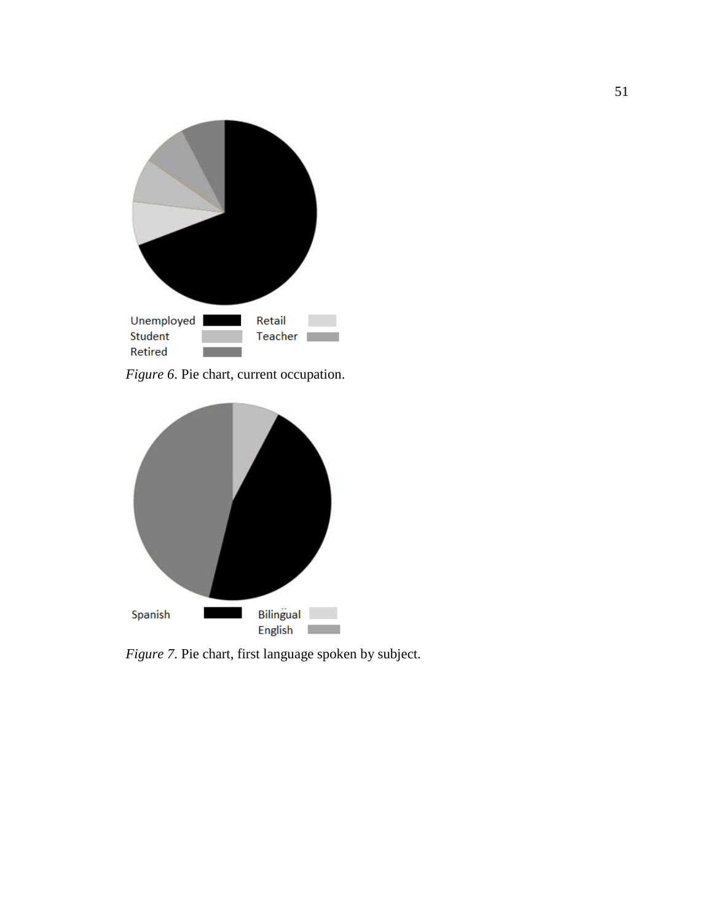Unemployed Retail
Student Teacher
Retired

*Figure 6.* Pie chart, current occupation.

Spanish Bilingual
English

*Figure 7.* Pie chart, first language spoken by subject.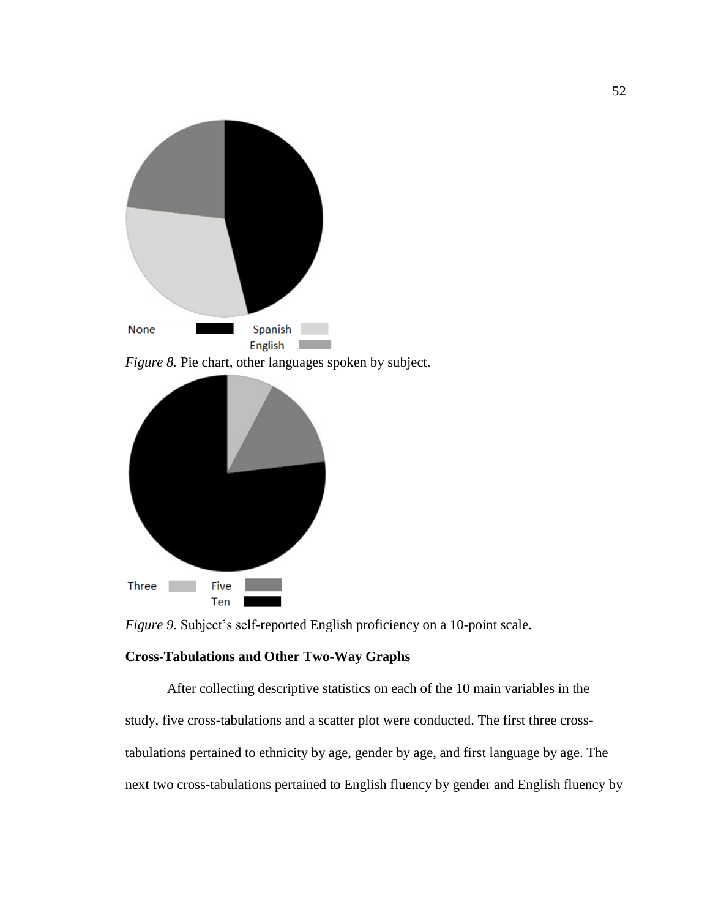None Spanish English

*Figure 8.* Pie chart, other languages spoken by subject.

Three Five Ten

*Figure 9.* Subject's self-reported English proficiency on a 10-point scale.

**Cross-Tabulations and Other Two-Way Graphs**

After collecting descriptive statistics on each of the 10 main variables in the study, five cross-tabulations and a scatter plot were conducted. The first three cross-tabulations pertained to ethnicity by age, gender by age, and first language by age. The next two cross-tabulations pertained to English fluency by gender and English fluency by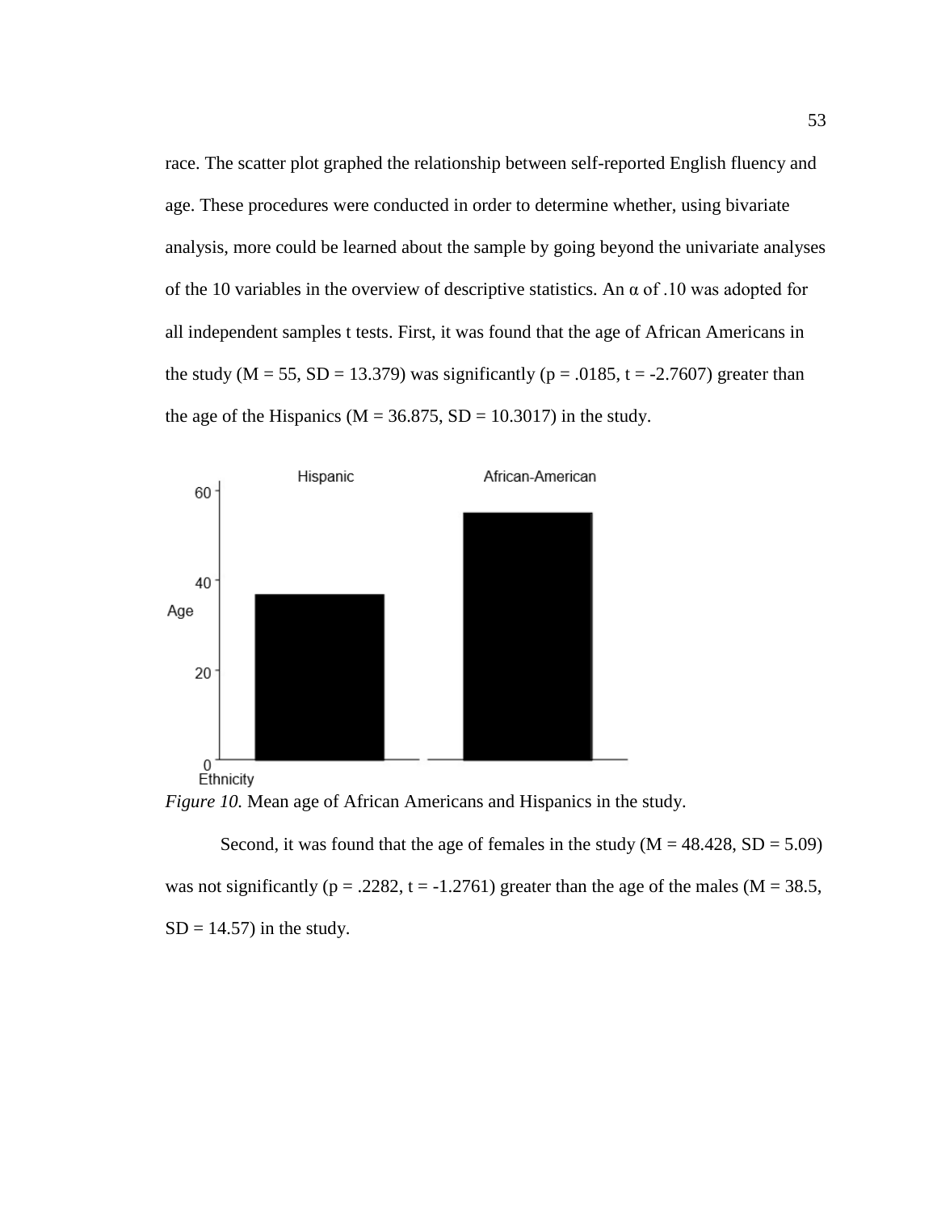race. The scatter plot graphed the relationship between self-reported English fluency and age. These procedures were conducted in order to determine whether, using bivariate analysis, more could be learned about the sample by going beyond the univariate analyses of the 10 variables in the overview of descriptive statistics. An α of .10 was adopted for all independent samples t tests. First, it was found that the age of African Americans in the study ($M = 55$, $SD = 13.379$) was significantly ($p = .0185$, $t = -2.7607$) greater than the age of the Hispanics ($M = 36.875$, $SD = 10.3017$) in the study.

*Figure 10.* Mean age of African Americans and Hispanics in the study.

Second, it was found that the age of females in the study ($M = 48.428$, $SD = 5.09$) was not significantly ($p = .2282$, $t = -1.2761$) greater than the age of the males ($M = 38.5$, $SD = 14.57$) in the study.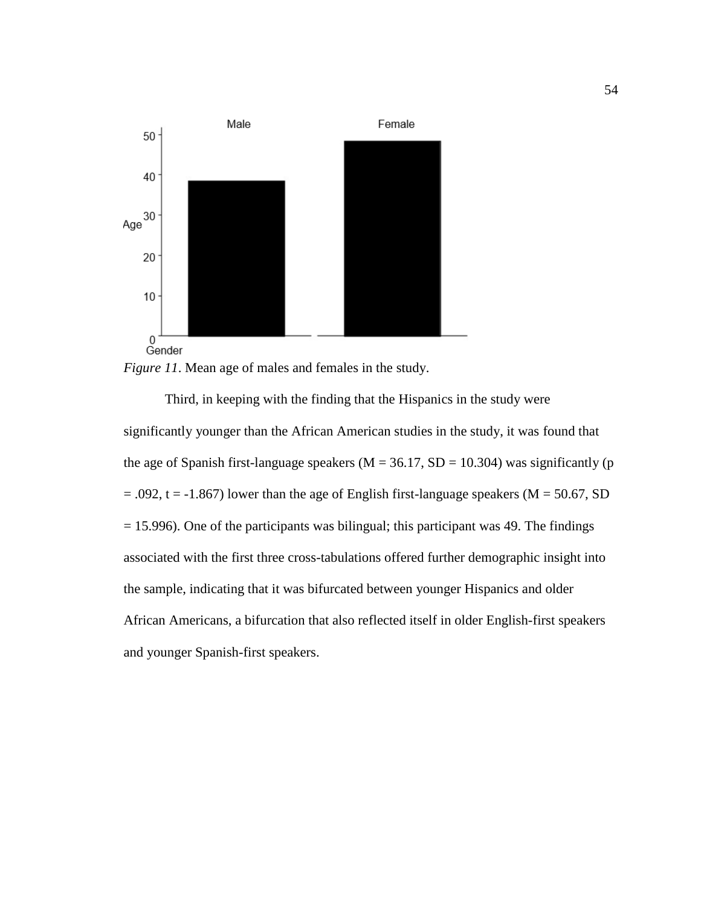*Figure 11*. Mean age of males and females in the study.

Third, in keeping with the finding that the Hispanics in the study were significantly younger than the African American studies in the study, it was found that the age of Spanish first-language speakers ($M = 36.17$, $SD = 10.304$) was significantly ($p = .092$, $t = -1.867$) lower than the age of English first-language speakers ($M = 50.67$, $SD = 15.996$). One of the participants was bilingual; this participant was 49. The findings associated with the first three cross-tabulations offered further demographic insight into the sample, indicating that it was bifurcated between younger Hispanics and older African Americans, a bifurcation that also reflected itself in older English-first speakers and younger Spanish-first speakers.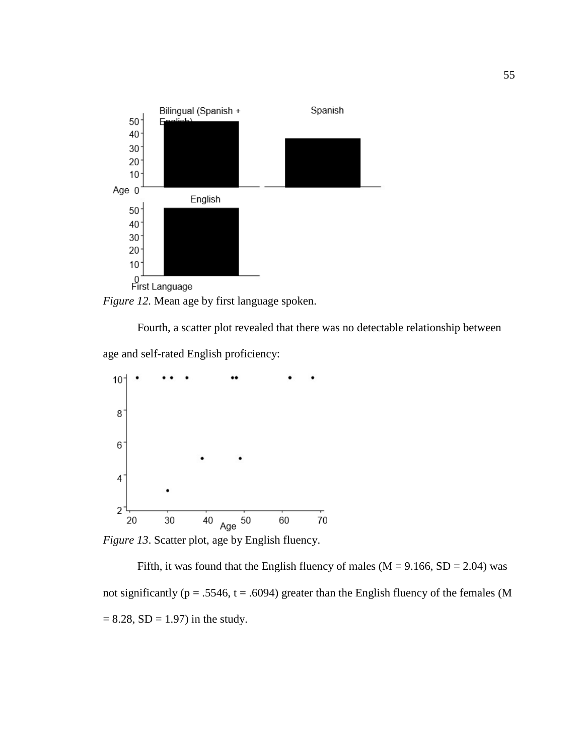*Figure 12.* Mean age by first language spoken.

Fourth, a scatter plot revealed that there was no detectable relationship between age and self-rated English proficiency:

*Figure 13*. Scatter plot, age by English fluency.

Fifth, it was found that the English fluency of males (M = 9.166, SD = 2.04) was not significantly (p = .5546, t = .6094) greater than the English fluency of the females (M = 8.28, SD = 1.97) in the study.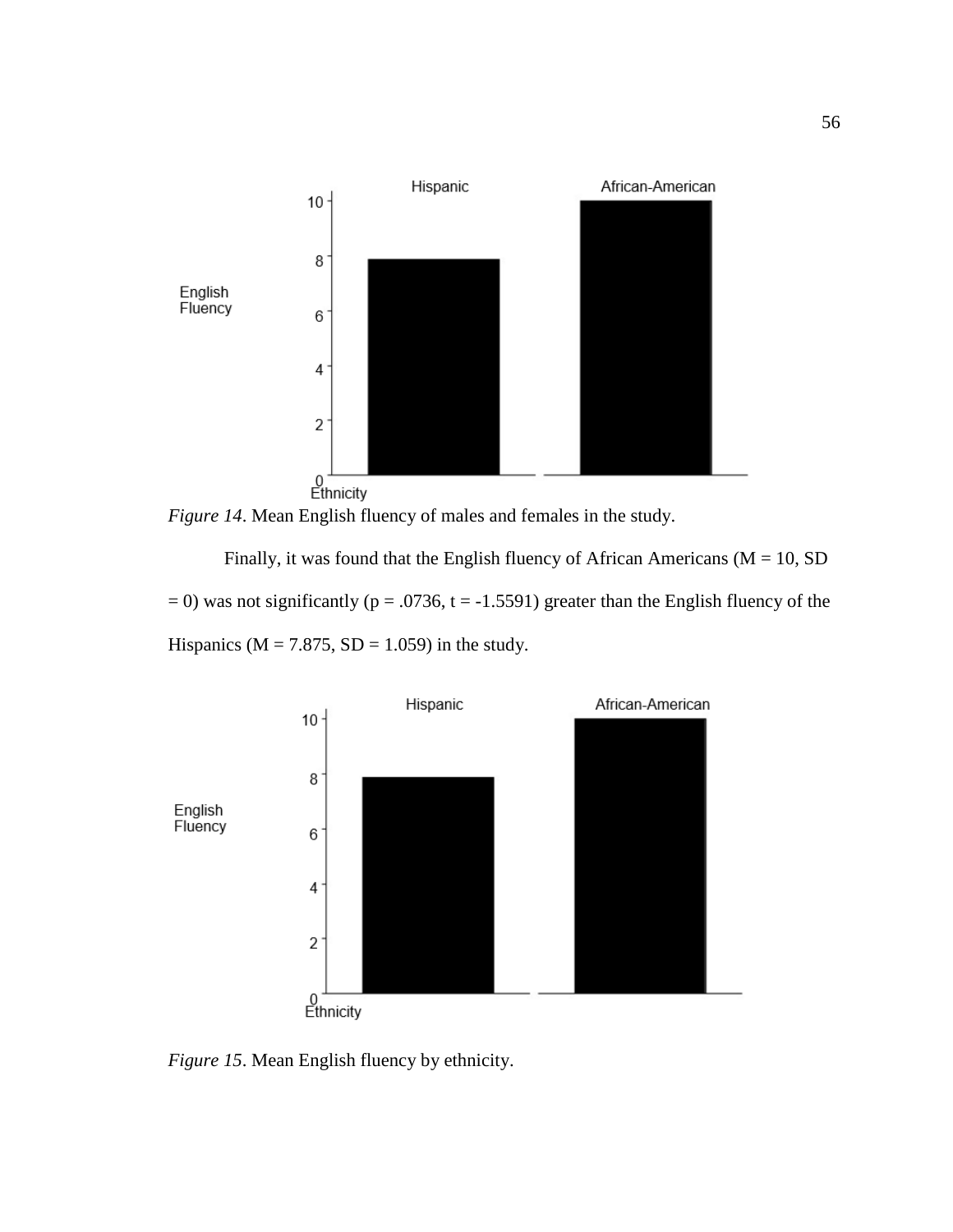*Figure 14*. Mean English fluency of males and females in the study.

Finally, it was found that the English fluency of African Americans (M = 10, SD = 0) was not significantly (p = .0736, t = -1.5591) greater than the English fluency of the Hispanics (M = 7.875, SD = 1.059) in the study.

*Figure 15*. Mean English fluency by ethnicity.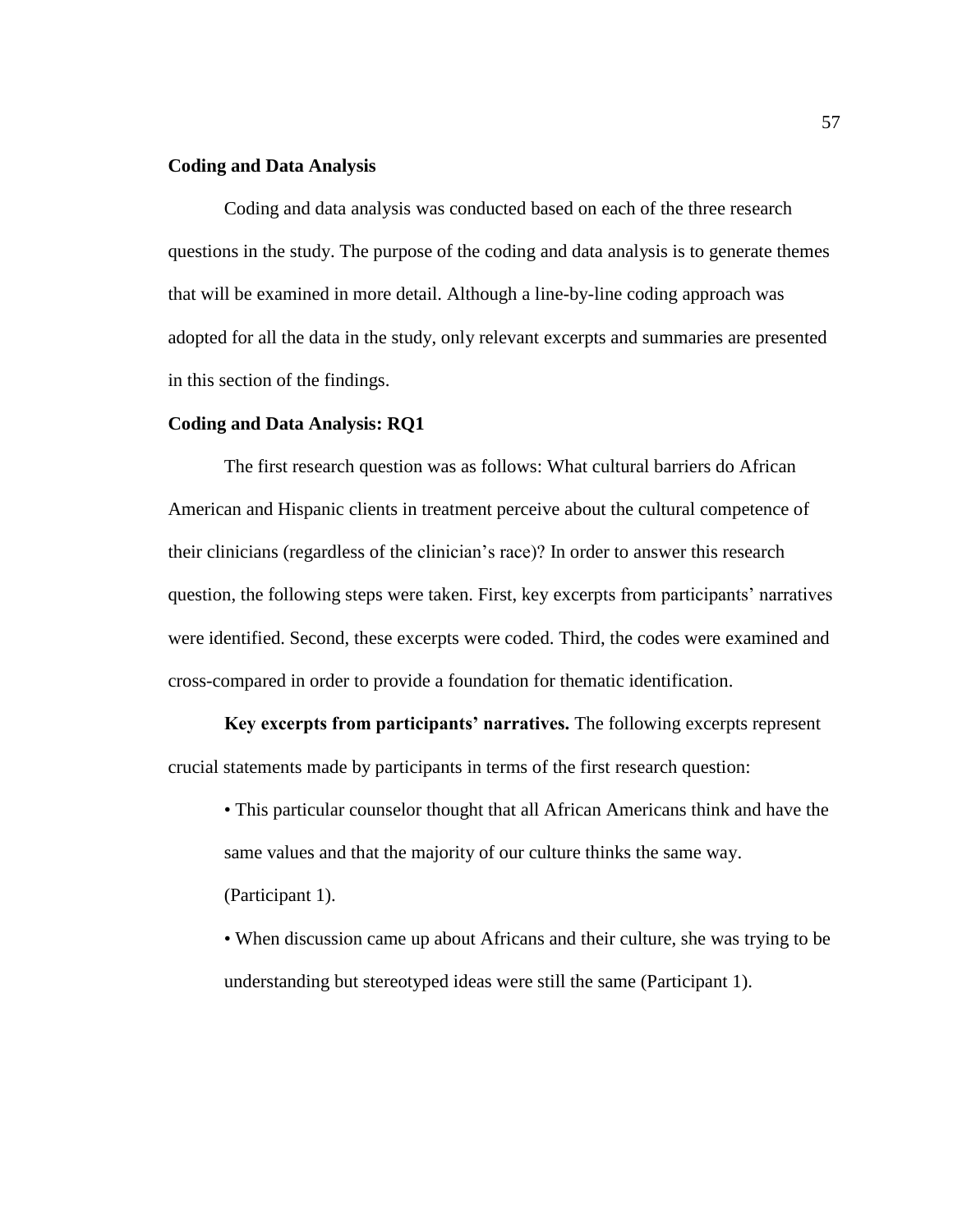## Coding and Data Analysis

Coding and data analysis was conducted based on each of the three research questions in the study. The purpose of the coding and data analysis is to generate themes that will be examined in more detail. Although a line-by-line coding approach was adopted for all the data in the study, only relevant excerpts and summaries are presented in this section of the findings.

## Coding and Data Analysis: RQ1

The first research question was as follows: What cultural barriers do African American and Hispanic clients in treatment perceive about the cultural competence of their clinicians (regardless of the clinician's race)? In order to answer this research question, the following steps were taken. First, key excerpts from participants' narratives were identified. Second, these excerpts were coded. Third, the codes were examined and cross-compared in order to provide a foundation for thematic identification.

**Key excerpts from participants' narratives.** The following excerpts represent crucial statements made by participants in terms of the first research question:

- This particular counselor thought that all African Americans think and have the same values and that the majority of our culture thinks the same way. (Participant 1).
- When discussion came up about Africans and their culture, she was trying to be understanding but stereotyped ideas were still the same (Participant 1).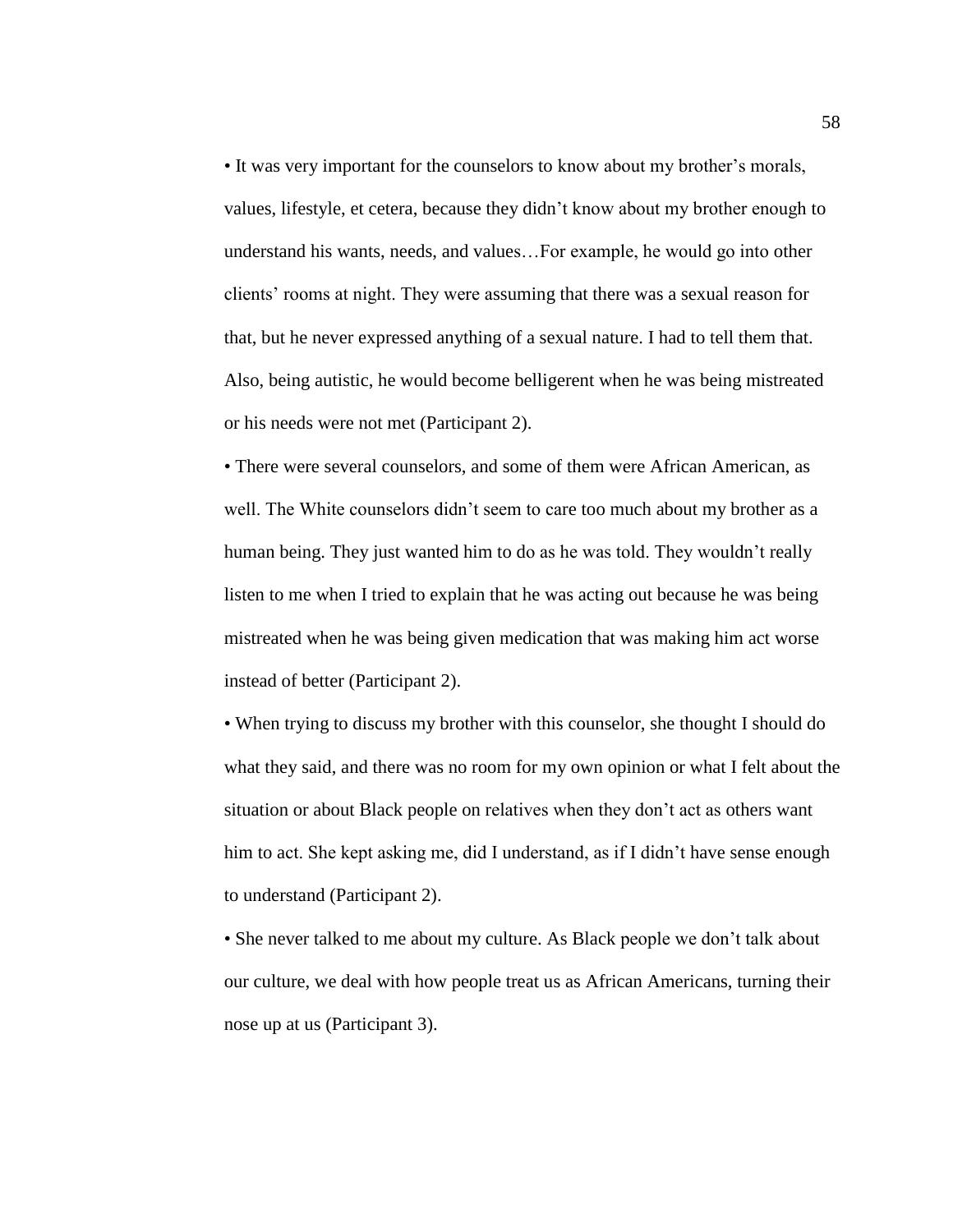- It was very important for the counselors to know about my brother's morals, values, lifestyle, et cetera, because they didn't know about my brother enough to understand his wants, needs, and values…For example, he would go into other clients' rooms at night. They were assuming that there was a sexual reason for that, but he never expressed anything of a sexual nature. I had to tell them that. Also, being autistic, he would become belligerent when he was being mistreated or his needs were not met (Participant 2).
- There were several counselors, and some of them were African American, as well. The White counselors didn't seem to care too much about my brother as a human being. They just wanted him to do as he was told. They wouldn't really listen to me when I tried to explain that he was acting out because he was being mistreated when he was being given medication that was making him act worse instead of better (Participant 2).
- When trying to discuss my brother with this counselor, she thought I should do what they said, and there was no room for my own opinion or what I felt about the situation or about Black people on relatives when they don't act as others want him to act. She kept asking me, did I understand, as if I didn't have sense enough to understand (Participant 2).
- She never talked to me about my culture. As Black people we don't talk about our culture, we deal with how people treat us as African Americans, turning their nose up at us (Participant 3).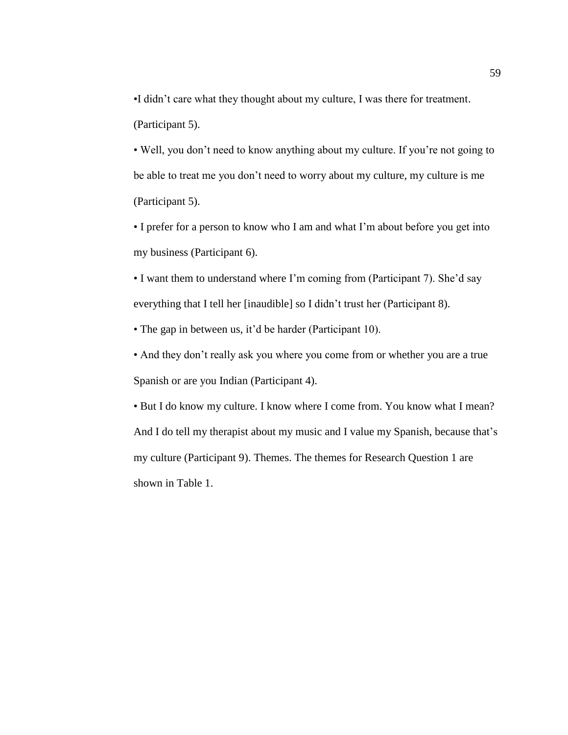- I didn’t care what they thought about my culture, I was there for treatment. (Participant 5).
- Well, you don’t need to know anything about my culture. If you’re not going to be able to treat me you don’t need to worry about my culture, my culture is me (Participant 5).
- I prefer for a person to know who I am and what I’m about before you get into my business (Participant 6).
- I want them to understand where I’m coming from (Participant 7). She’d say everything that I tell her [inaudible] so I didn’t trust her (Participant 8).
- The gap in between us, it’d be harder (Participant 10).
- And they don’t really ask you where you come from or whether you are a true Spanish or are you Indian (Participant 4).
- But I do know my culture. I know where I come from. You know what I mean? And I do tell my therapist about my music and I value my Spanish, because that’s my culture (Participant 9). Themes. The themes for Research Question 1 are shown in Table 1.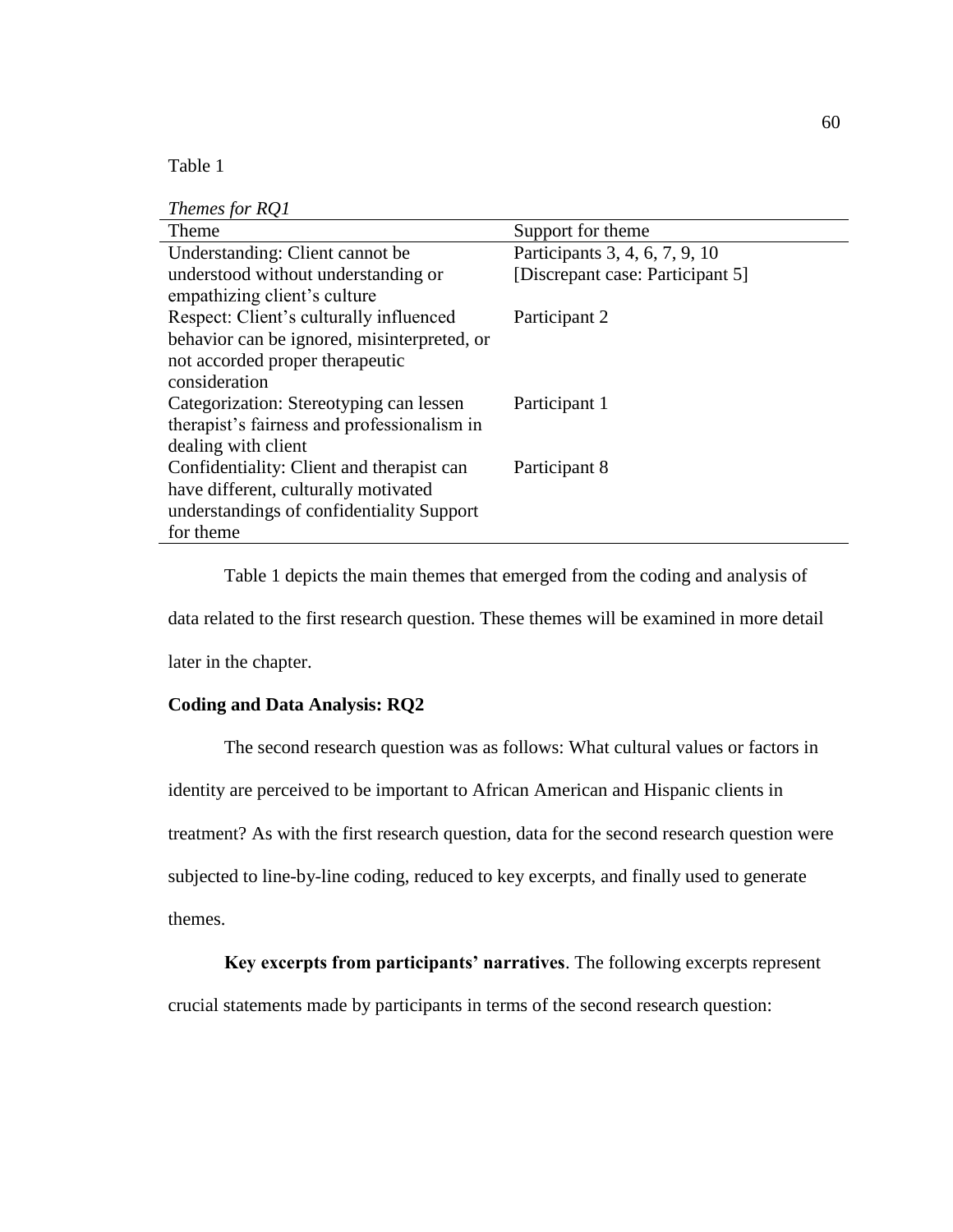Table 1

*Themes for RQ1*

| Theme | Support for theme |
|---|---|
| Understanding: Client cannot be understood without understanding or empathizing client's culture | Participants 3, 4, 6, 7, 9, 10 [Discrepant case: Participant 5] |
| Respect: Client's culturally influenced behavior can be ignored, misinterpreted, or not accorded proper therapeutic consideration | Participant 2 |
| Categorization: Stereotyping can lessen therapist's fairness and professionalism in dealing with client | Participant 1 |
| Confidentiality: Client and therapist can have different, culturally motivated understandings of confidentiality Support for theme | Participant 8 |

Table 1 depicts the main themes that emerged from the coding and analysis of data related to the first research question. These themes will be examined in more detail later in the chapter.

## Coding and Data Analysis: RQ2

The second research question was as follows: What cultural values or factors in identity are perceived to be important to African American and Hispanic clients in treatment? As with the first research question, data for the second research question were subjected to line-by-line coding, reduced to key excerpts, and finally used to generate themes.

**Key excerpts from participants' narratives**. The following excerpts represent crucial statements made by participants in terms of the second research question: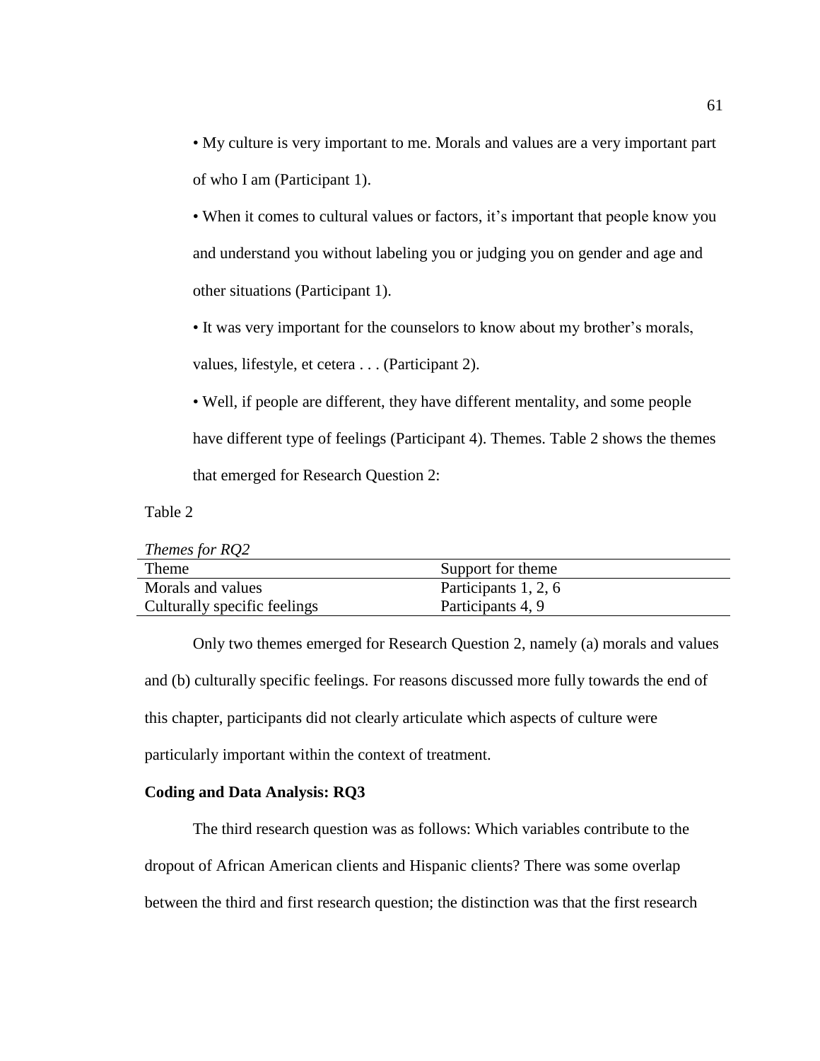- My culture is very important to me. Morals and values are a very important part of who I am (Participant 1).
- When it comes to cultural values or factors, it's important that people know you and understand you without labeling you or judging you on gender and age and other situations (Participant 1).
- It was very important for the counselors to know about my brother's morals, values, lifestyle, et cetera . . . (Participant 2).
- Well, if people are different, they have different mentality, and some people have different type of feelings (Participant 4). Themes. Table 2 shows the themes that emerged for Research Question 2:

Table 2

*Themes for RQ2*

| Theme | Support for theme |
|---|---|
| Morals and values | Participants 1, 2, 6 |
| Culturally specific feelings | Participants 4, 9 |

Only two themes emerged for Research Question 2, namely (a) morals and values and (b) culturally specific feelings. For reasons discussed more fully towards the end of this chapter, participants did not clearly articulate which aspects of culture were particularly important within the context of treatment.

**Coding and Data Analysis: RQ3**

The third research question was as follows: Which variables contribute to the dropout of African American clients and Hispanic clients? There was some overlap between the third and first research question; the distinction was that the first research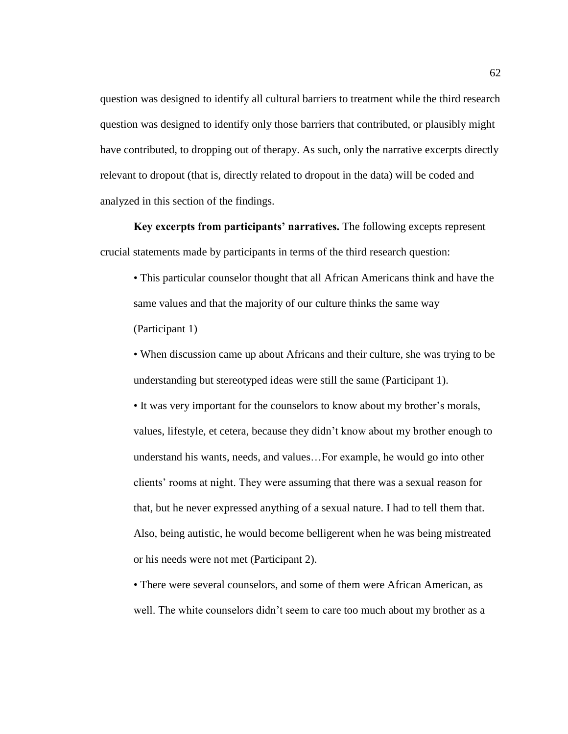question was designed to identify all cultural barriers to treatment while the third research question was designed to identify only those barriers that contributed, or plausibly might have contributed, to dropping out of therapy. As such, only the narrative excerpts directly relevant to dropout (that is, directly related to dropout in the data) will be coded and analyzed in this section of the findings.

**Key excerpts from participants' narratives.** The following excepts represent crucial statements made by participants in terms of the third research question:

- This particular counselor thought that all African Americans think and have the same values and that the majority of our culture thinks the same way (Participant 1)
- When discussion came up about Africans and their culture, she was trying to be understanding but stereotyped ideas were still the same (Participant 1).
- It was very important for the counselors to know about my brother's morals, values, lifestyle, et cetera, because they didn't know about my brother enough to understand his wants, needs, and values…For example, he would go into other clients' rooms at night. They were assuming that there was a sexual reason for that, but he never expressed anything of a sexual nature. I had to tell them that. Also, being autistic, he would become belligerent when he was being mistreated or his needs were not met (Participant 2).
- There were several counselors, and some of them were African American, as well. The white counselors didn't seem to care too much about my brother as a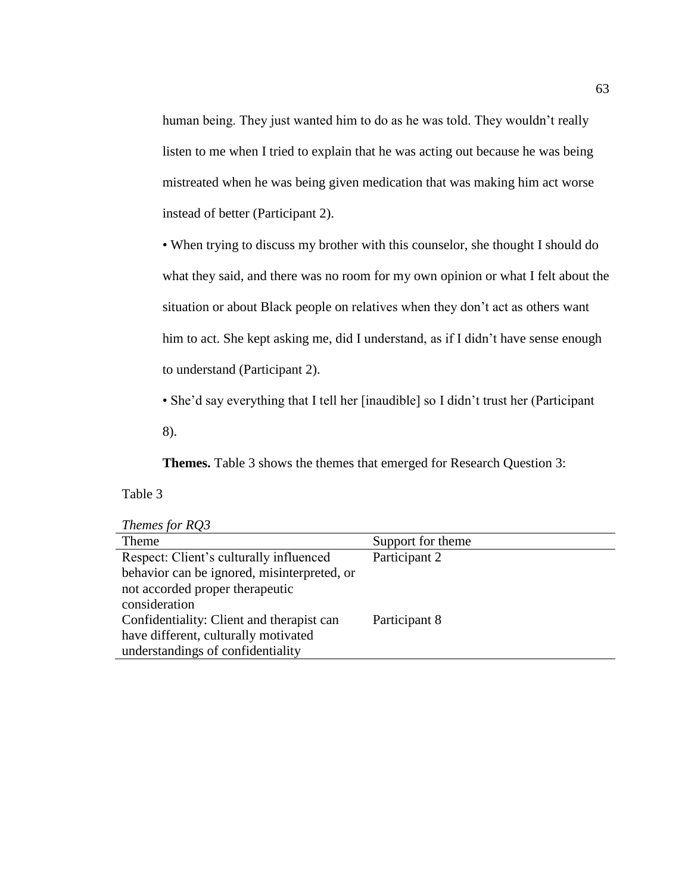human being. They just wanted him to do as he was told. They wouldn't really listen to me when I tried to explain that he was acting out because he was being mistreated when he was being given medication that was making him act worse instead of better (Participant 2).

• When trying to discuss my brother with this counselor, she thought I should do what they said, and there was no room for my own opinion or what I felt about the situation or about Black people on relatives when they don't act as others want him to act. She kept asking me, did I understand, as if I didn't have sense enough to understand (Participant 2).

• She'd say everything that I tell her [inaudible] so I didn't trust her (Participant 8).

**Themes.** Table 3 shows the themes that emerged for Research Question 3:

Table 3

*Themes for RQ3*

| Theme | Support for theme |
| --- | --- |
| Respect: Client's culturally influenced behavior can be ignored, misinterpreted, or not accorded proper therapeutic consideration | Participant 2 |
| Confidentiality: Client and therapist can have different, culturally motivated understandings of confidentiality | Participant 8 |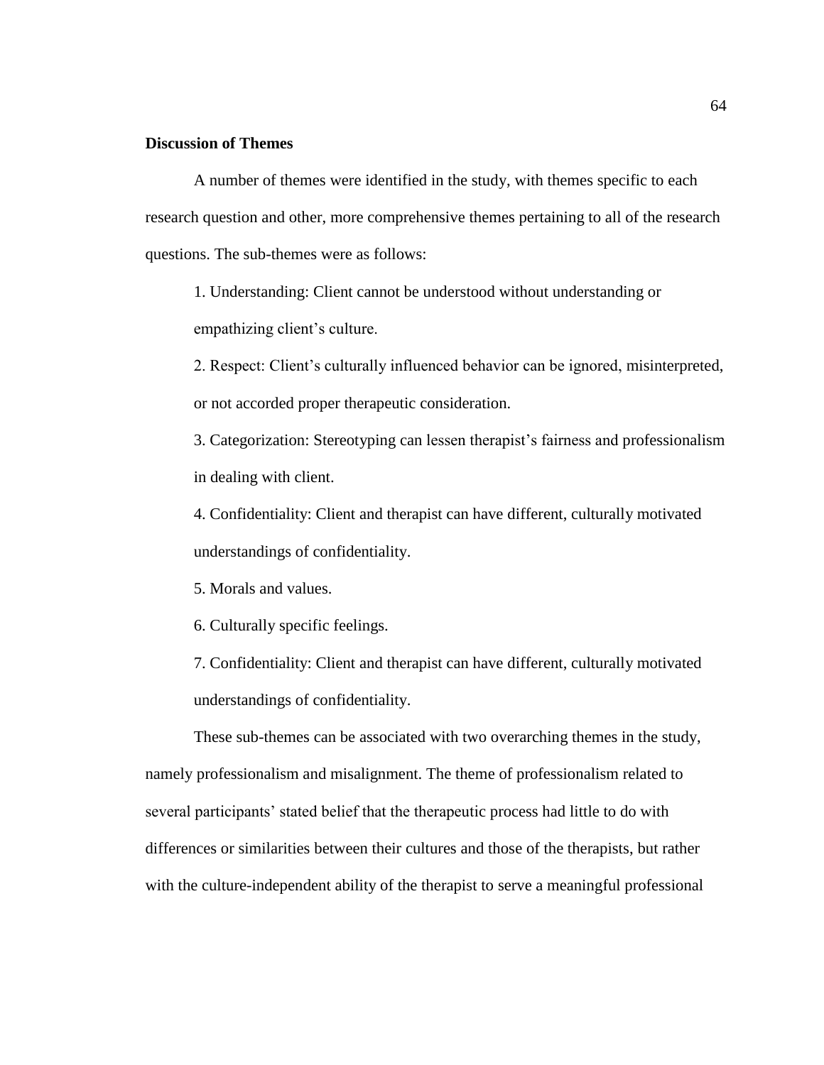**Discussion of Themes**

A number of themes were identified in the study, with themes specific to each research question and other, more comprehensive themes pertaining to all of the research questions. The sub-themes were as follows:

1. Understanding: Client cannot be understood without understanding or empathizing client's culture.
2. Respect: Client's culturally influenced behavior can be ignored, misinterpreted, or not accorded proper therapeutic consideration.
3. Categorization: Stereotyping can lessen therapist's fairness and professionalism in dealing with client.
4. Confidentiality: Client and therapist can have different, culturally motivated understandings of confidentiality.
5. Morals and values.
6. Culturally specific feelings.
7. Confidentiality: Client and therapist can have different, culturally motivated understandings of confidentiality.

These sub-themes can be associated with two overarching themes in the study, namely professionalism and misalignment. The theme of professionalism related to several participants' stated belief that the therapeutic process had little to do with differences or similarities between their cultures and those of the therapists, but rather with the culture-independent ability of the therapist to serve a meaningful professional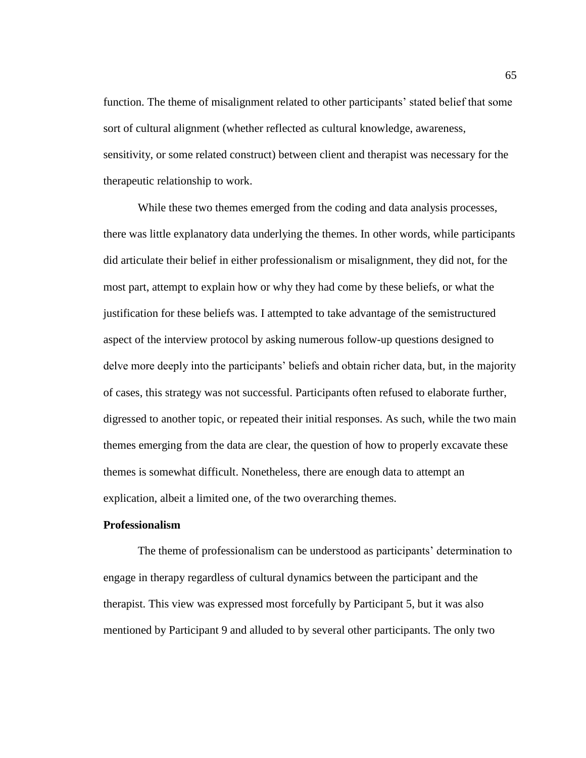function. The theme of misalignment related to other participants' stated belief that some sort of cultural alignment (whether reflected as cultural knowledge, awareness, sensitivity, or some related construct) between client and therapist was necessary for the therapeutic relationship to work.

While these two themes emerged from the coding and data analysis processes, there was little explanatory data underlying the themes. In other words, while participants did articulate their belief in either professionalism or misalignment, they did not, for the most part, attempt to explain how or why they had come by these beliefs, or what the justification for these beliefs was. I attempted to take advantage of the semistructured aspect of the interview protocol by asking numerous follow-up questions designed to delve more deeply into the participants' beliefs and obtain richer data, but, in the majority of cases, this strategy was not successful. Participants often refused to elaborate further, digressed to another topic, or repeated their initial responses. As such, while the two main themes emerging from the data are clear, the question of how to properly excavate these themes is somewhat difficult. Nonetheless, there are enough data to attempt an explication, albeit a limited one, of the two overarching themes.

**Professionalism**

The theme of professionalism can be understood as participants' determination to engage in therapy regardless of cultural dynamics between the participant and the therapist. This view was expressed most forcefully by Participant 5, but it was also mentioned by Participant 9 and alluded to by several other participants. The only two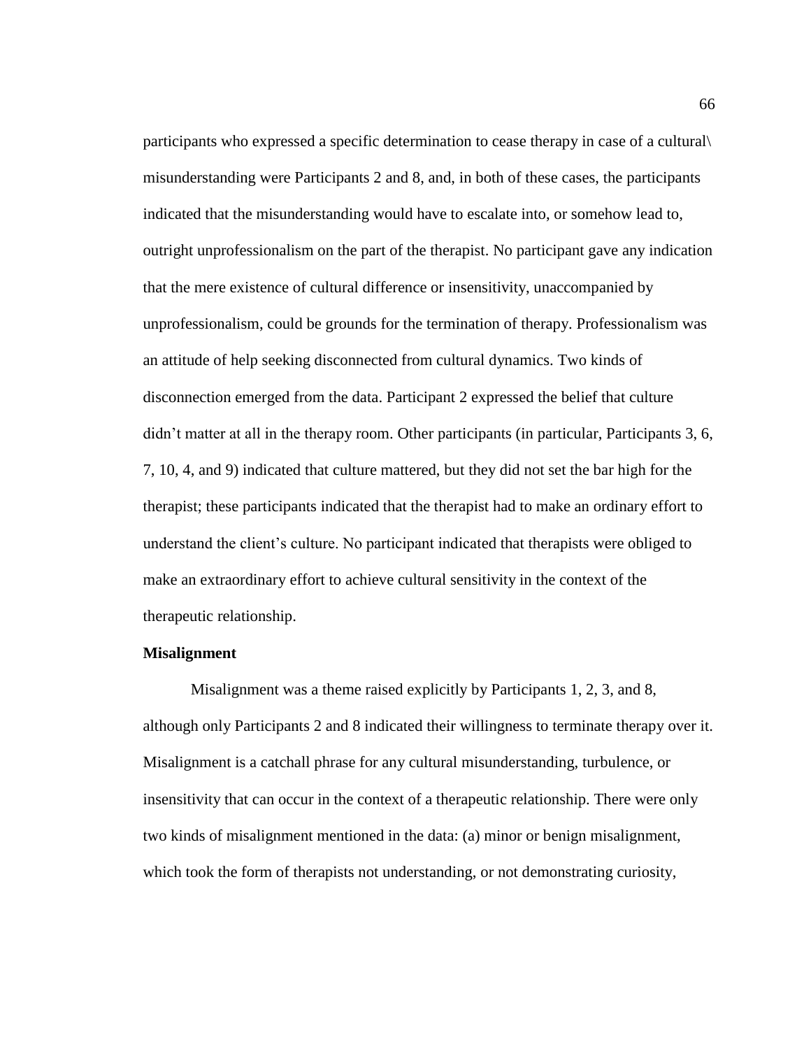participants who expressed a specific determination to cease therapy in case of a cultural\ misunderstanding were Participants 2 and 8, and, in both of these cases, the participants indicated that the misunderstanding would have to escalate into, or somehow lead to, outright unprofessionalism on the part of the therapist. No participant gave any indication that the mere existence of cultural difference or insensitivity, unaccompanied by unprofessionalism, could be grounds for the termination of therapy. Professionalism was an attitude of help seeking disconnected from cultural dynamics. Two kinds of disconnection emerged from the data. Participant 2 expressed the belief that culture didn't matter at all in the therapy room. Other participants (in particular, Participants 3, 6, 7, 10, 4, and 9) indicated that culture mattered, but they did not set the bar high for the therapist; these participants indicated that the therapist had to make an ordinary effort to understand the client's culture. No participant indicated that therapists were obliged to make an extraordinary effort to achieve cultural sensitivity in the context of the therapeutic relationship.

**Misalignment**

Misalignment was a theme raised explicitly by Participants 1, 2, 3, and 8, although only Participants 2 and 8 indicated their willingness to terminate therapy over it. Misalignment is a catchall phrase for any cultural misunderstanding, turbulence, or insensitivity that can occur in the context of a therapeutic relationship. There were only two kinds of misalignment mentioned in the data: (a) minor or benign misalignment, which took the form of therapists not understanding, or not demonstrating curiosity,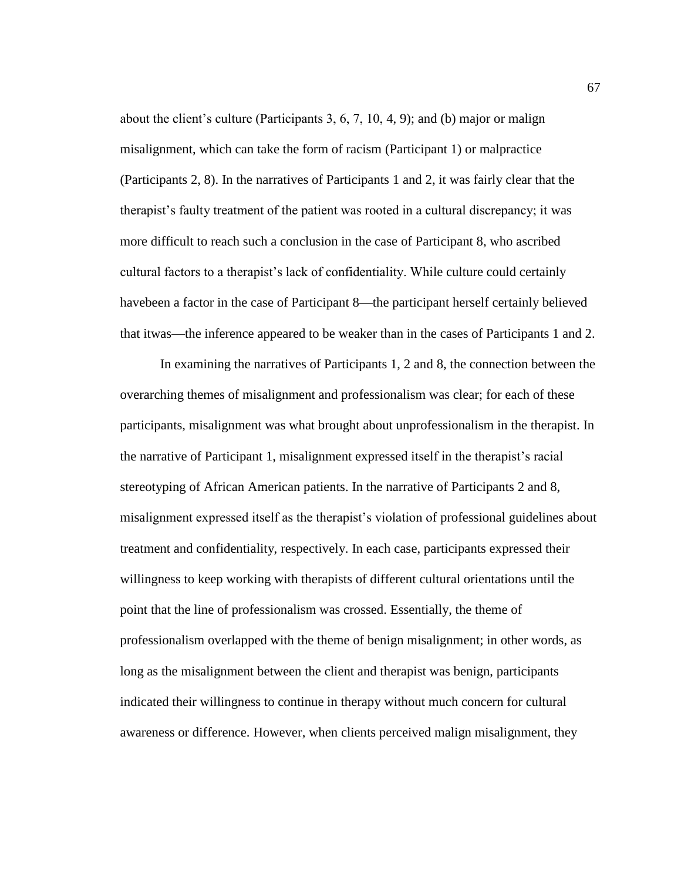about the client's culture (Participants 3, 6, 7, 10, 4, 9); and (b) major or malign misalignment, which can take the form of racism (Participant 1) or malpractice (Participants 2, 8). In the narratives of Participants 1 and 2, it was fairly clear that the therapist's faulty treatment of the patient was rooted in a cultural discrepancy; it was more difficult to reach such a conclusion in the case of Participant 8, who ascribed cultural factors to a therapist's lack of confidentiality. While culture could certainly havebeen a factor in the case of Participant 8—the participant herself certainly believed that itwas—the inference appeared to be weaker than in the cases of Participants 1 and 2.

In examining the narratives of Participants 1, 2 and 8, the connection between the overarching themes of misalignment and professionalism was clear; for each of these participants, misalignment was what brought about unprofessionalism in the therapist. In the narrative of Participant 1, misalignment expressed itself in the therapist's racial stereotyping of African American patients. In the narrative of Participants 2 and 8, misalignment expressed itself as the therapist's violation of professional guidelines about treatment and confidentiality, respectively. In each case, participants expressed their willingness to keep working with therapists of different cultural orientations until the point that the line of professionalism was crossed. Essentially, the theme of professionalism overlapped with the theme of benign misalignment; in other words, as long as the misalignment between the client and therapist was benign, participants indicated their willingness to continue in therapy without much concern for cultural awareness or difference. However, when clients perceived malign misalignment, they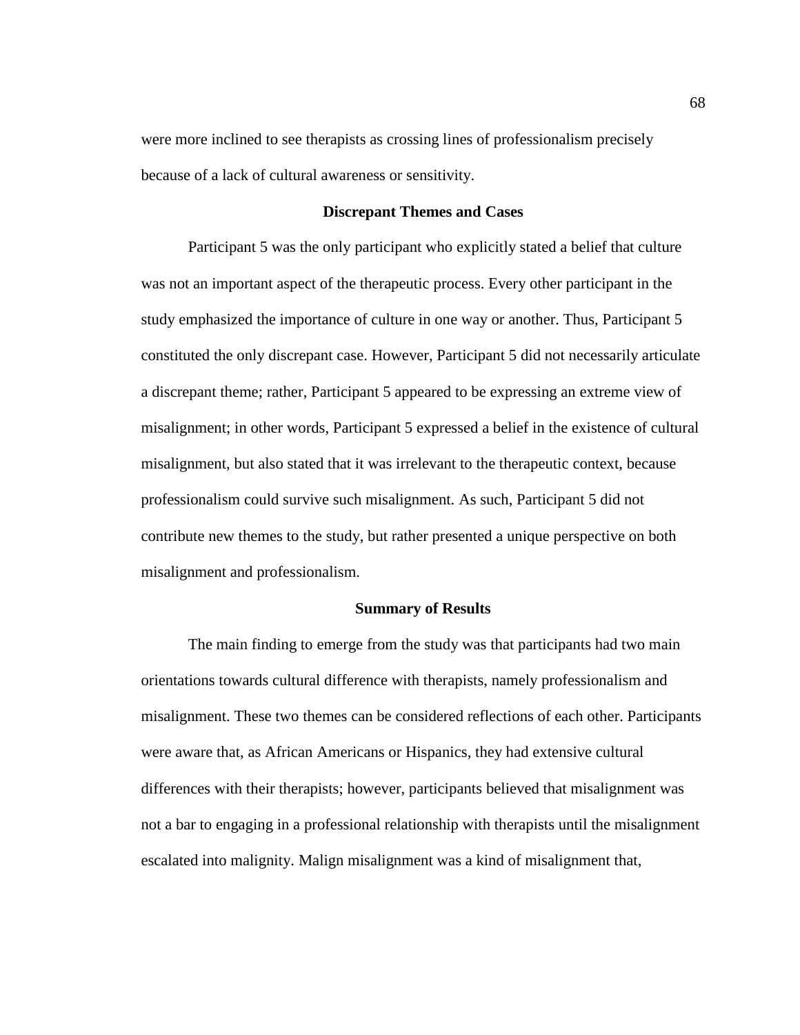were more inclined to see therapists as crossing lines of professionalism precisely because of a lack of cultural awareness or sensitivity.

## Discrepant Themes and Cases

Participant 5 was the only participant who explicitly stated a belief that culture was not an important aspect of the therapeutic process. Every other participant in the study emphasized the importance of culture in one way or another. Thus, Participant 5 constituted the only discrepant case. However, Participant 5 did not necessarily articulate a discrepant theme; rather, Participant 5 appeared to be expressing an extreme view of misalignment; in other words, Participant 5 expressed a belief in the existence of cultural misalignment, but also stated that it was irrelevant to the therapeutic context, because professionalism could survive such misalignment. As such, Participant 5 did not contribute new themes to the study, but rather presented a unique perspective on both misalignment and professionalism.

## Summary of Results

The main finding to emerge from the study was that participants had two main orientations towards cultural difference with therapists, namely professionalism and misalignment. These two themes can be considered reflections of each other. Participants were aware that, as African Americans or Hispanics, they had extensive cultural differences with their therapists; however, participants believed that misalignment was not a bar to engaging in a professional relationship with therapists until the misalignment escalated into malignity. Malign misalignment was a kind of misalignment that,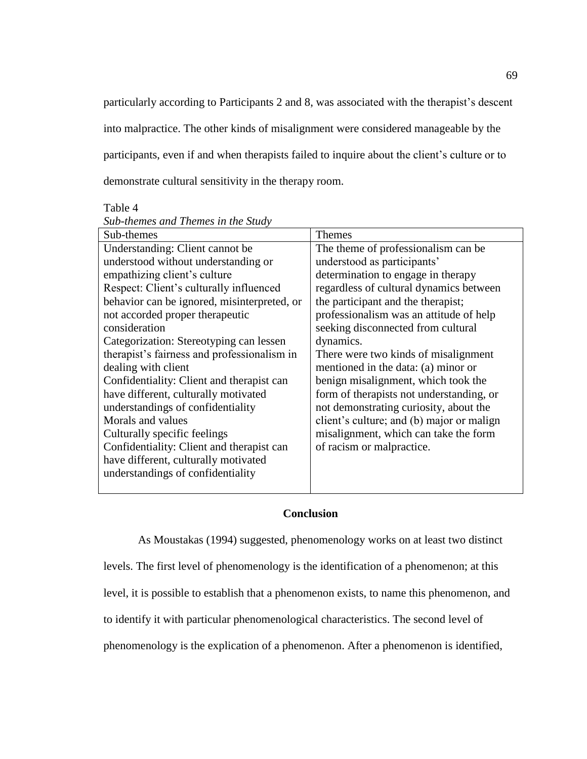particularly according to Participants 2 and 8, was associated with the therapist's descent into malpractice. The other kinds of misalignment were considered manageable by the participants, even if and when therapists failed to inquire about the client's culture or to demonstrate cultural sensitivity in the therapy room.

Table 4

*Sub-themes and Themes in the Study*

| Sub-themes | Themes |
|---|---|
| Understanding: Client cannot be understood without understanding or empathizing client's culture<br>Respect: Client's culturally influenced behavior can be ignored, misinterpreted, or not accorded proper therapeutic consideration<br>Categorization: Stereotyping can lessen therapist's fairness and professionalism in dealing with client<br>Confidentiality: Client and therapist can have different, culturally motivated understandings of confidentiality<br>Morals and values<br>Culturally specific feelings<br>Confidentiality: Client and therapist can have different, culturally motivated understandings of confidentiality | The theme of professionalism can be understood as participants' determination to engage in therapy regardless of cultural dynamics between the participant and the therapist; professionalism was an attitude of help seeking disconnected from cultural dynamics.<br>There were two kinds of misalignment mentioned in the data: (a) minor or benign misalignment, which took the form of therapists not understanding, or not demonstrating curiosity, about the client's culture; and (b) major or malign misalignment, which can take the form of racism or malpractice. |

## Conclusion

As Moustakas (1994) suggested, phenomenology works on at least two distinct levels. The first level of phenomenology is the identification of a phenomenon; at this level, it is possible to establish that a phenomenon exists, to name this phenomenon, and to identify it with particular phenomenological characteristics. The second level of phenomenology is the explication of a phenomenon. After a phenomenon is identified,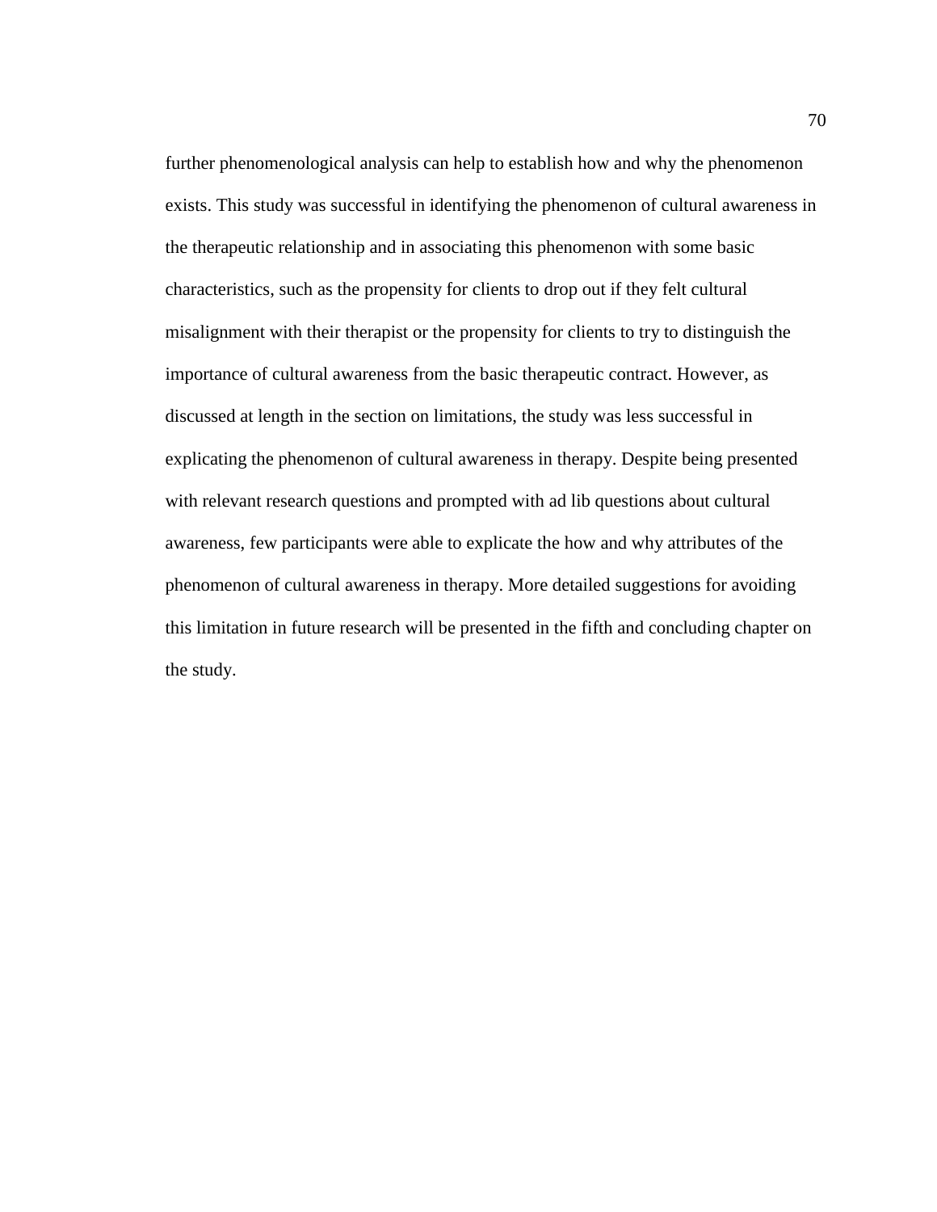further phenomenological analysis can help to establish how and why the phenomenon exists. This study was successful in identifying the phenomenon of cultural awareness in the therapeutic relationship and in associating this phenomenon with some basic characteristics, such as the propensity for clients to drop out if they felt cultural misalignment with their therapist or the propensity for clients to try to distinguish the importance of cultural awareness from the basic therapeutic contract. However, as discussed at length in the section on limitations, the study was less successful in explicating the phenomenon of cultural awareness in therapy. Despite being presented with relevant research questions and prompted with ad lib questions about cultural awareness, few participants were able to explicate the how and why attributes of the phenomenon of cultural awareness in therapy. More detailed suggestions for avoiding this limitation in future research will be presented in the fifth and concluding chapter on the study.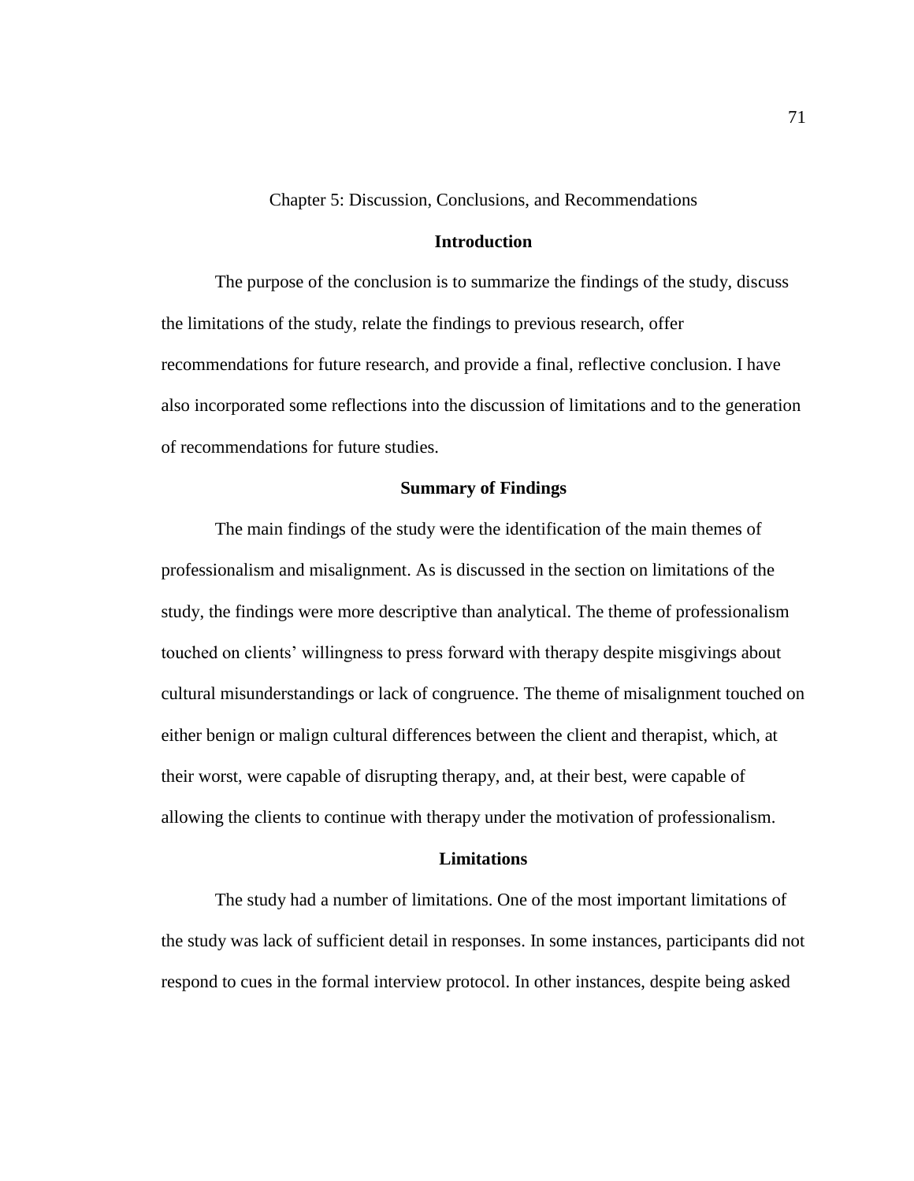# Chapter 5: Discussion, Conclusions, and Recommendations

## Introduction

The purpose of the conclusion is to summarize the findings of the study, discuss the limitations of the study, relate the findings to previous research, offer recommendations for future research, and provide a final, reflective conclusion. I have also incorporated some reflections into the discussion of limitations and to the generation of recommendations for future studies.

## Summary of Findings

The main findings of the study were the identification of the main themes of professionalism and misalignment. As is discussed in the section on limitations of the study, the findings were more descriptive than analytical. The theme of professionalism touched on clients' willingness to press forward with therapy despite misgivings about cultural misunderstandings or lack of congruence. The theme of misalignment touched on either benign or malign cultural differences between the client and therapist, which, at their worst, were capable of disrupting therapy, and, at their best, were capable of allowing the clients to continue with therapy under the motivation of professionalism.

## Limitations

The study had a number of limitations. One of the most important limitations of the study was lack of sufficient detail in responses. In some instances, participants did not respond to cues in the formal interview protocol. In other instances, despite being asked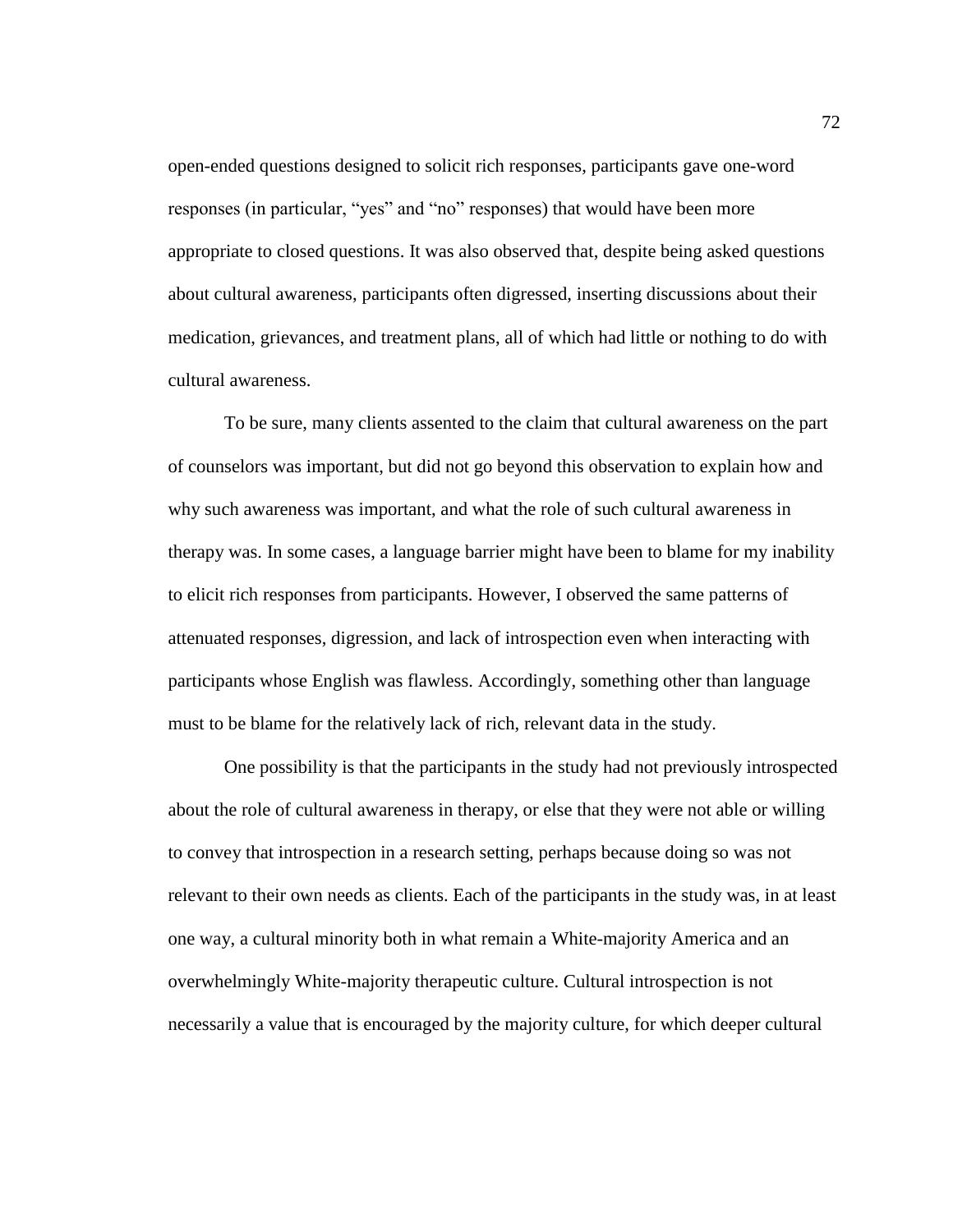open-ended questions designed to solicit rich responses, participants gave one-word responses (in particular, "yes" and "no" responses) that would have been more appropriate to closed questions. It was also observed that, despite being asked questions about cultural awareness, participants often digressed, inserting discussions about their medication, grievances, and treatment plans, all of which had little or nothing to do with cultural awareness.

To be sure, many clients assented to the claim that cultural awareness on the part of counselors was important, but did not go beyond this observation to explain how and why such awareness was important, and what the role of such cultural awareness in therapy was. In some cases, a language barrier might have been to blame for my inability to elicit rich responses from participants. However, I observed the same patterns of attenuated responses, digression, and lack of introspection even when interacting with participants whose English was flawless. Accordingly, something other than language must to be blame for the relatively lack of rich, relevant data in the study.

One possibility is that the participants in the study had not previously introspected about the role of cultural awareness in therapy, or else that they were not able or willing to convey that introspection in a research setting, perhaps because doing so was not relevant to their own needs as clients. Each of the participants in the study was, in at least one way, a cultural minority both in what remain a White-majority America and an overwhelmingly White-majority therapeutic culture. Cultural introspection is not necessarily a value that is encouraged by the majority culture, for which deeper cultural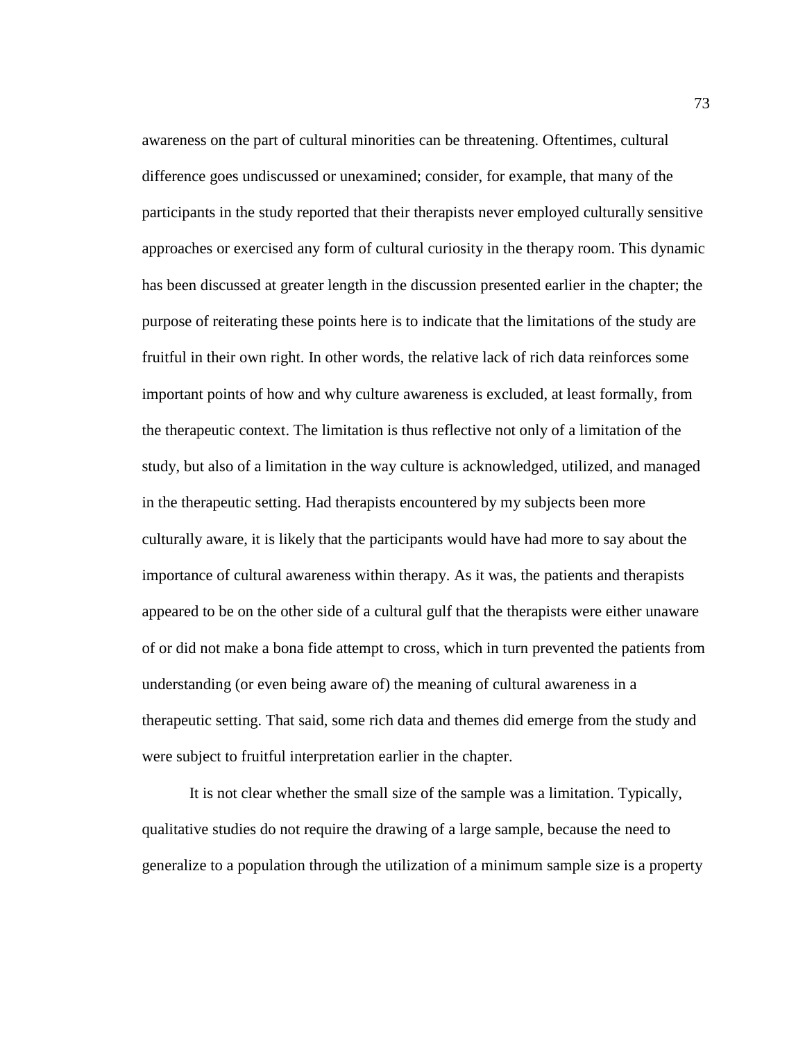awareness on the part of cultural minorities can be threatening. Oftentimes, cultural difference goes undiscussed or unexamined; consider, for example, that many of the participants in the study reported that their therapists never employed culturally sensitive approaches or exercised any form of cultural curiosity in the therapy room. This dynamic has been discussed at greater length in the discussion presented earlier in the chapter; the purpose of reiterating these points here is to indicate that the limitations of the study are fruitful in their own right. In other words, the relative lack of rich data reinforces some important points of how and why culture awareness is excluded, at least formally, from the therapeutic context. The limitation is thus reflective not only of a limitation of the study, but also of a limitation in the way culture is acknowledged, utilized, and managed in the therapeutic setting. Had therapists encountered by my subjects been more culturally aware, it is likely that the participants would have had more to say about the importance of cultural awareness within therapy. As it was, the patients and therapists appeared to be on the other side of a cultural gulf that the therapists were either unaware of or did not make a bona fide attempt to cross, which in turn prevented the patients from understanding (or even being aware of) the meaning of cultural awareness in a therapeutic setting. That said, some rich data and themes did emerge from the study and were subject to fruitful interpretation earlier in the chapter.

It is not clear whether the small size of the sample was a limitation. Typically, qualitative studies do not require the drawing of a large sample, because the need to generalize to a population through the utilization of a minimum sample size is a property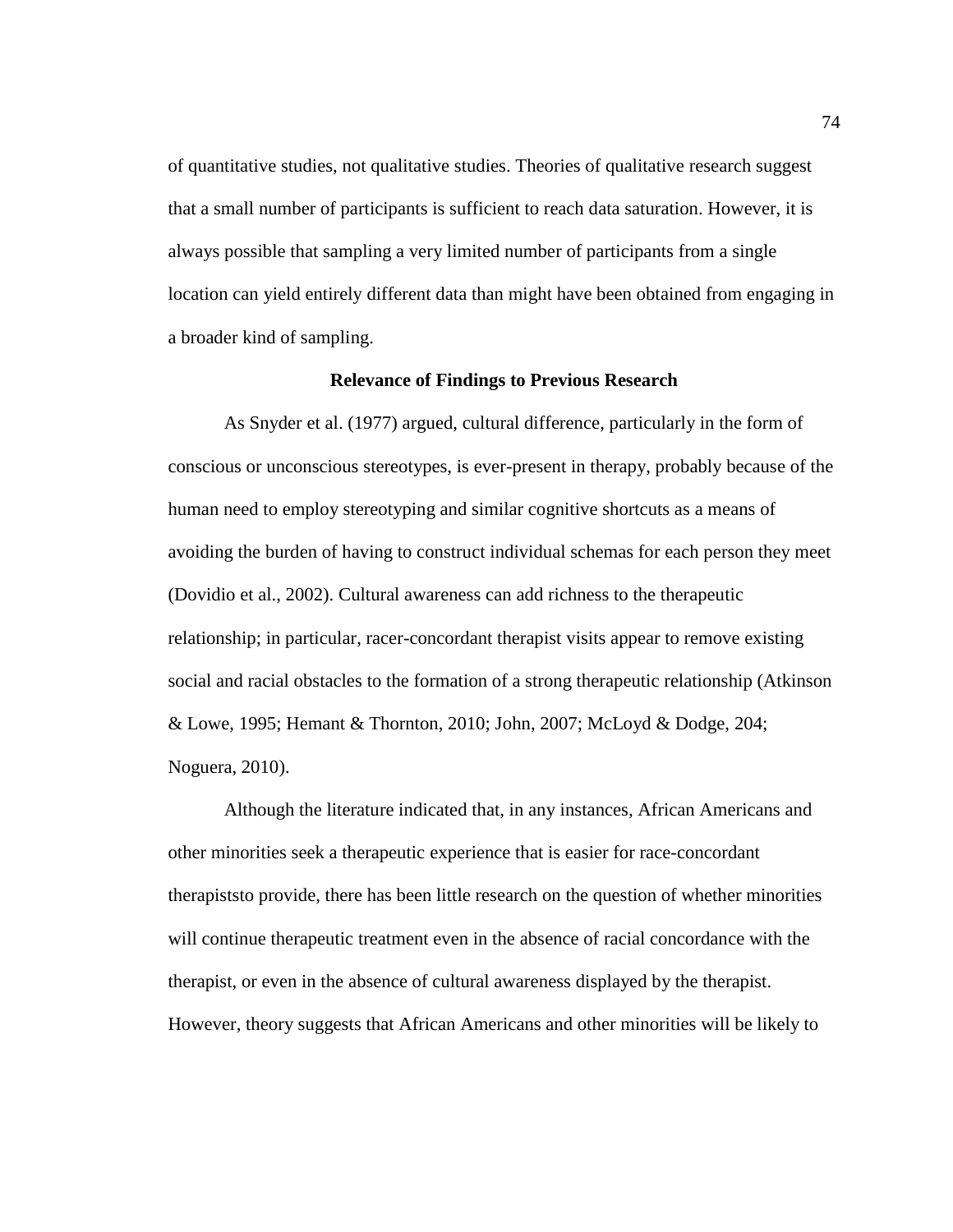of quantitative studies, not qualitative studies. Theories of qualitative research suggest that a small number of participants is sufficient to reach data saturation. However, it is always possible that sampling a very limited number of participants from a single location can yield entirely different data than might have been obtained from engaging in a broader kind of sampling.

## Relevance of Findings to Previous Research

As Snyder et al. (1977) argued, cultural difference, particularly in the form of conscious or unconscious stereotypes, is ever-present in therapy, probably because of the human need to employ stereotyping and similar cognitive shortcuts as a means of avoiding the burden of having to construct individual schemas for each person they meet (Dovidio et al., 2002). Cultural awareness can add richness to the therapeutic relationship; in particular, racer-concordant therapist visits appear to remove existing social and racial obstacles to the formation of a strong therapeutic relationship (Atkinson & Lowe, 1995; Hemant & Thornton, 2010; John, 2007; McLoyd & Dodge, 204; Noguera, 2010).

Although the literature indicated that, in any instances, African Americans and other minorities seek a therapeutic experience that is easier for race-concordant therapiststo provide, there has been little research on the question of whether minorities will continue therapeutic treatment even in the absence of racial concordance with the therapist, or even in the absence of cultural awareness displayed by the therapist. However, theory suggests that African Americans and other minorities will be likely to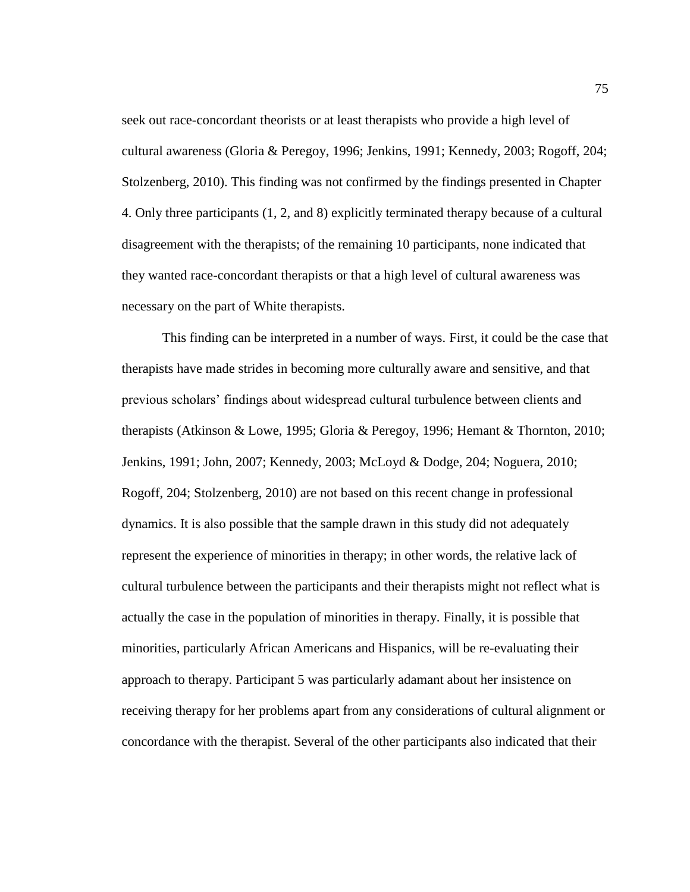seek out race-concordant theorists or at least therapists who provide a high level of cultural awareness (Gloria & Peregoy, 1996; Jenkins, 1991; Kennedy, 2003; Rogoff, 204; Stolzenberg, 2010). This finding was not confirmed by the findings presented in Chapter 4. Only three participants (1, 2, and 8) explicitly terminated therapy because of a cultural disagreement with the therapists; of the remaining 10 participants, none indicated that they wanted race-concordant therapists or that a high level of cultural awareness was necessary on the part of White therapists.

This finding can be interpreted in a number of ways. First, it could be the case that therapists have made strides in becoming more culturally aware and sensitive, and that previous scholars' findings about widespread cultural turbulence between clients and therapists (Atkinson & Lowe, 1995; Gloria & Peregoy, 1996; Hemant & Thornton, 2010; Jenkins, 1991; John, 2007; Kennedy, 2003; McLoyd & Dodge, 204; Noguera, 2010; Rogoff, 204; Stolzenberg, 2010) are not based on this recent change in professional dynamics. It is also possible that the sample drawn in this study did not adequately represent the experience of minorities in therapy; in other words, the relative lack of cultural turbulence between the participants and their therapists might not reflect what is actually the case in the population of minorities in therapy. Finally, it is possible that minorities, particularly African Americans and Hispanics, will be re-evaluating their approach to therapy. Participant 5 was particularly adamant about her insistence on receiving therapy for her problems apart from any considerations of cultural alignment or concordance with the therapist. Several of the other participants also indicated that their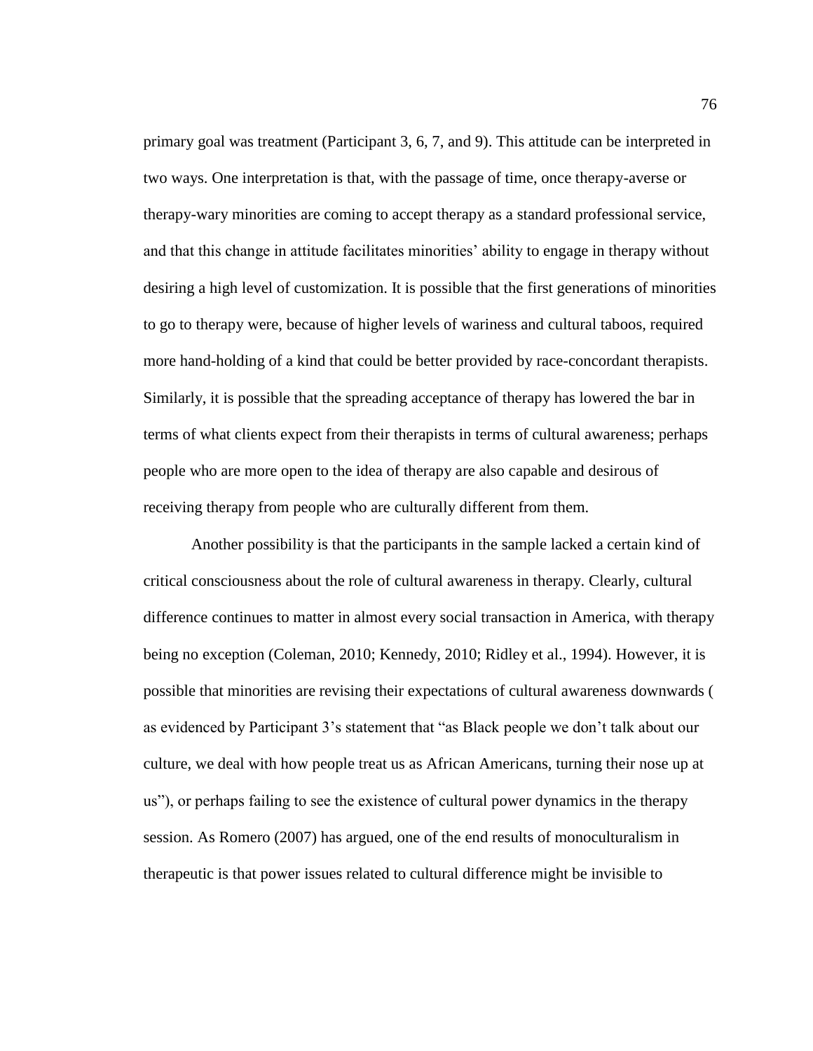primary goal was treatment (Participant 3, 6, 7, and 9). This attitude can be interpreted in two ways. One interpretation is that, with the passage of time, once therapy-averse or therapy-wary minorities are coming to accept therapy as a standard professional service, and that this change in attitude facilitates minorities' ability to engage in therapy without desiring a high level of customization. It is possible that the first generations of minorities to go to therapy were, because of higher levels of wariness and cultural taboos, required more hand-holding of a kind that could be better provided by race-concordant therapists. Similarly, it is possible that the spreading acceptance of therapy has lowered the bar in terms of what clients expect from their therapists in terms of cultural awareness; perhaps people who are more open to the idea of therapy are also capable and desirous of receiving therapy from people who are culturally different from them.

Another possibility is that the participants in the sample lacked a certain kind of critical consciousness about the role of cultural awareness in therapy. Clearly, cultural difference continues to matter in almost every social transaction in America, with therapy being no exception (Coleman, 2010; Kennedy, 2010; Ridley et al., 1994). However, it is possible that minorities are revising their expectations of cultural awareness downwards ( as evidenced by Participant 3's statement that "as Black people we don't talk about our culture, we deal with how people treat us as African Americans, turning their nose up at us"), or perhaps failing to see the existence of cultural power dynamics in the therapy session. As Romero (2007) has argued, one of the end results of monoculturalism in therapeutic is that power issues related to cultural difference might be invisible to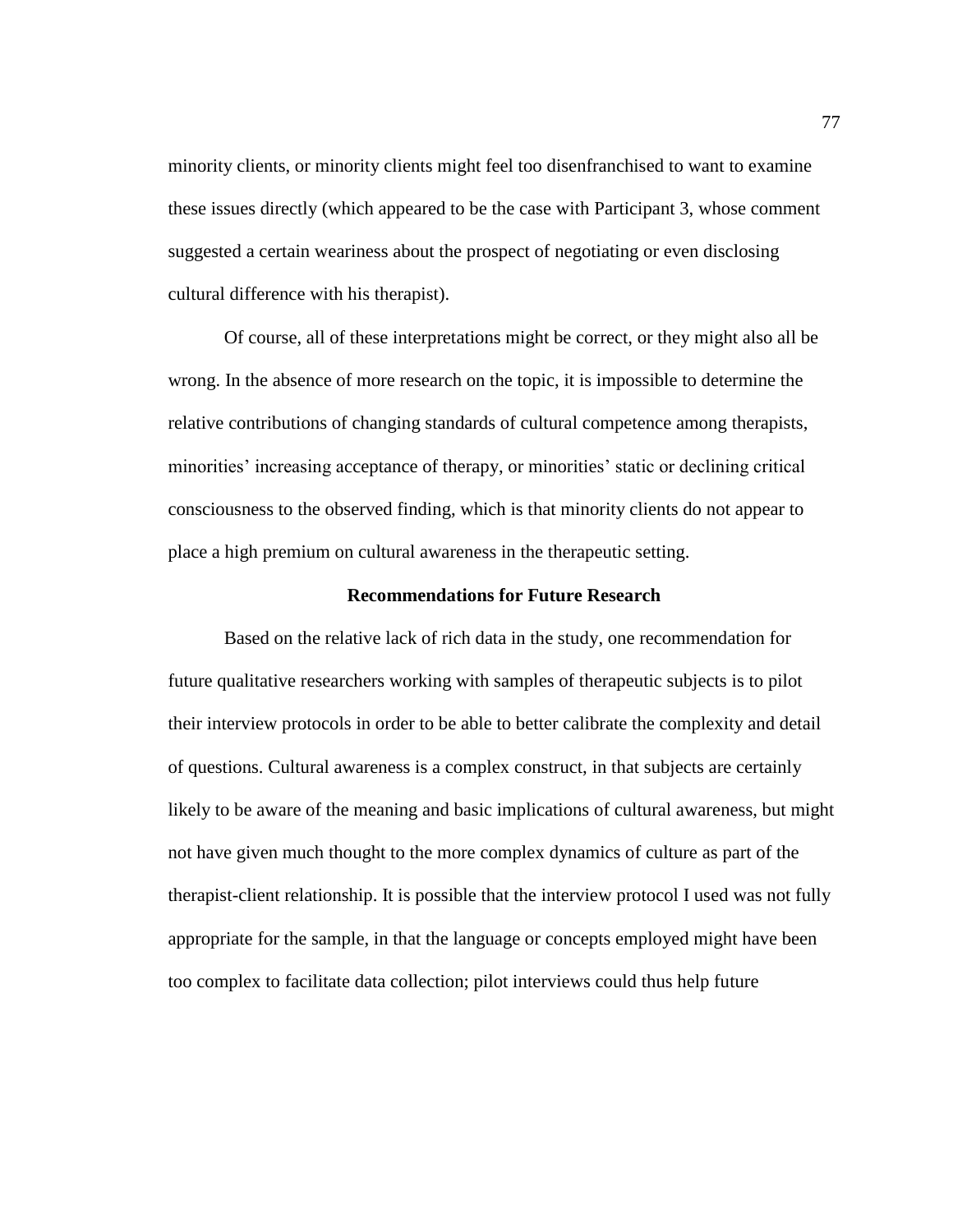minority clients, or minority clients might feel too disenfranchised to want to examine these issues directly (which appeared to be the case with Participant 3, whose comment suggested a certain weariness about the prospect of negotiating or even disclosing cultural difference with his therapist).

Of course, all of these interpretations might be correct, or they might also all be wrong. In the absence of more research on the topic, it is impossible to determine the relative contributions of changing standards of cultural competence among therapists, minorities' increasing acceptance of therapy, or minorities' static or declining critical consciousness to the observed finding, which is that minority clients do not appear to place a high premium on cultural awareness in the therapeutic setting.

## Recommendations for Future Research

Based on the relative lack of rich data in the study, one recommendation for future qualitative researchers working with samples of therapeutic subjects is to pilot their interview protocols in order to be able to better calibrate the complexity and detail of questions. Cultural awareness is a complex construct, in that subjects are certainly likely to be aware of the meaning and basic implications of cultural awareness, but might not have given much thought to the more complex dynamics of culture as part of the therapist-client relationship. It is possible that the interview protocol I used was not fully appropriate for the sample, in that the language or concepts employed might have been too complex to facilitate data collection; pilot interviews could thus help future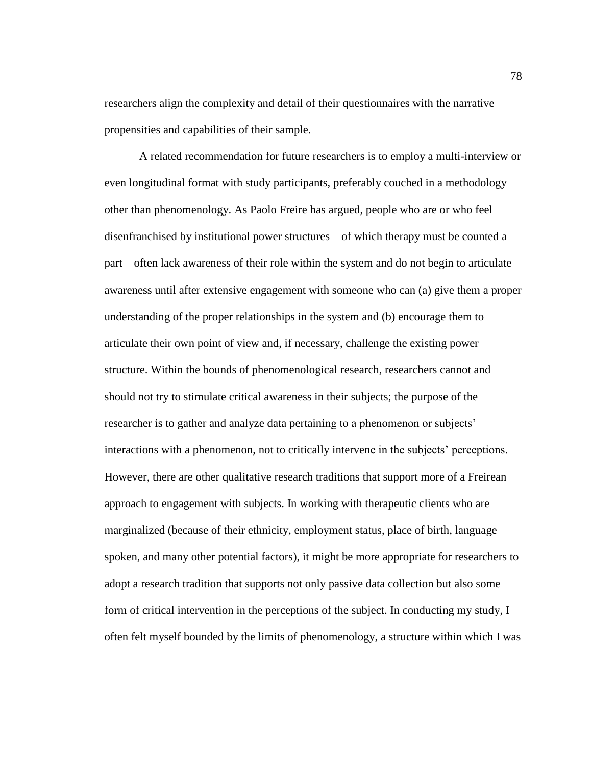researchers align the complexity and detail of their questionnaires with the narrative propensities and capabilities of their sample.

A related recommendation for future researchers is to employ a multi-interview or even longitudinal format with study participants, preferably couched in a methodology other than phenomenology. As Paolo Freire has argued, people who are or who feel disenfranchised by institutional power structures—of which therapy must be counted a part—often lack awareness of their role within the system and do not begin to articulate awareness until after extensive engagement with someone who can (a) give them a proper understanding of the proper relationships in the system and (b) encourage them to articulate their own point of view and, if necessary, challenge the existing power structure. Within the bounds of phenomenological research, researchers cannot and should not try to stimulate critical awareness in their subjects; the purpose of the researcher is to gather and analyze data pertaining to a phenomenon or subjects' interactions with a phenomenon, not to critically intervene in the subjects' perceptions. However, there are other qualitative research traditions that support more of a Freirean approach to engagement with subjects. In working with therapeutic clients who are marginalized (because of their ethnicity, employment status, place of birth, language spoken, and many other potential factors), it might be more appropriate for researchers to adopt a research tradition that supports not only passive data collection but also some form of critical intervention in the perceptions of the subject. In conducting my study, I often felt myself bounded by the limits of phenomenology, a structure within which I was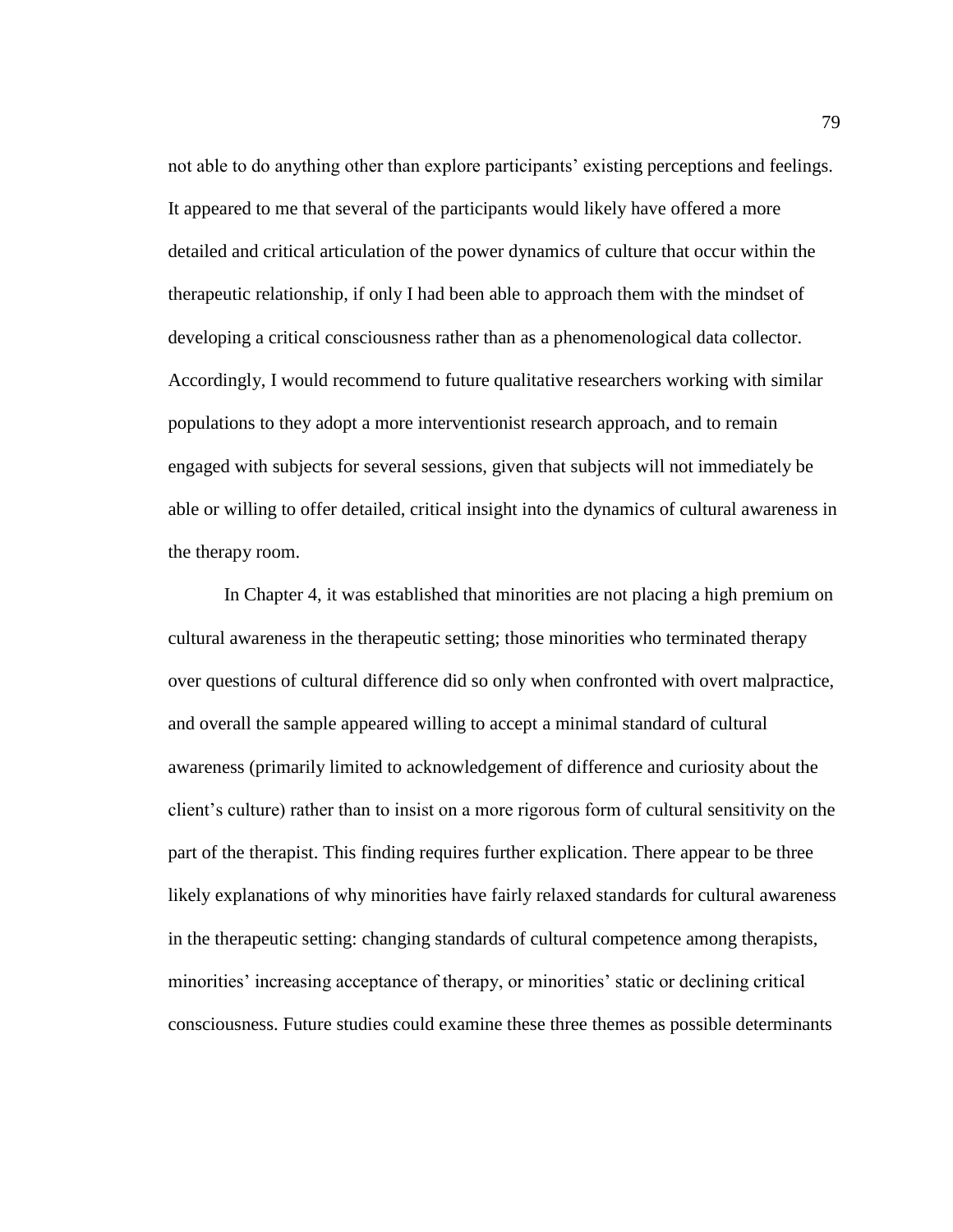not able to do anything other than explore participants' existing perceptions and feelings. It appeared to me that several of the participants would likely have offered a more detailed and critical articulation of the power dynamics of culture that occur within the therapeutic relationship, if only I had been able to approach them with the mindset of developing a critical consciousness rather than as a phenomenological data collector. Accordingly, I would recommend to future qualitative researchers working with similar populations to they adopt a more interventionist research approach, and to remain engaged with subjects for several sessions, given that subjects will not immediately be able or willing to offer detailed, critical insight into the dynamics of cultural awareness in the therapy room.

In Chapter 4, it was established that minorities are not placing a high premium on cultural awareness in the therapeutic setting; those minorities who terminated therapy over questions of cultural difference did so only when confronted with overt malpractice, and overall the sample appeared willing to accept a minimal standard of cultural awareness (primarily limited to acknowledgement of difference and curiosity about the client's culture) rather than to insist on a more rigorous form of cultural sensitivity on the part of the therapist. This finding requires further explication. There appear to be three likely explanations of why minorities have fairly relaxed standards for cultural awareness in the therapeutic setting: changing standards of cultural competence among therapists, minorities' increasing acceptance of therapy, or minorities' static or declining critical consciousness. Future studies could examine these three themes as possible determinants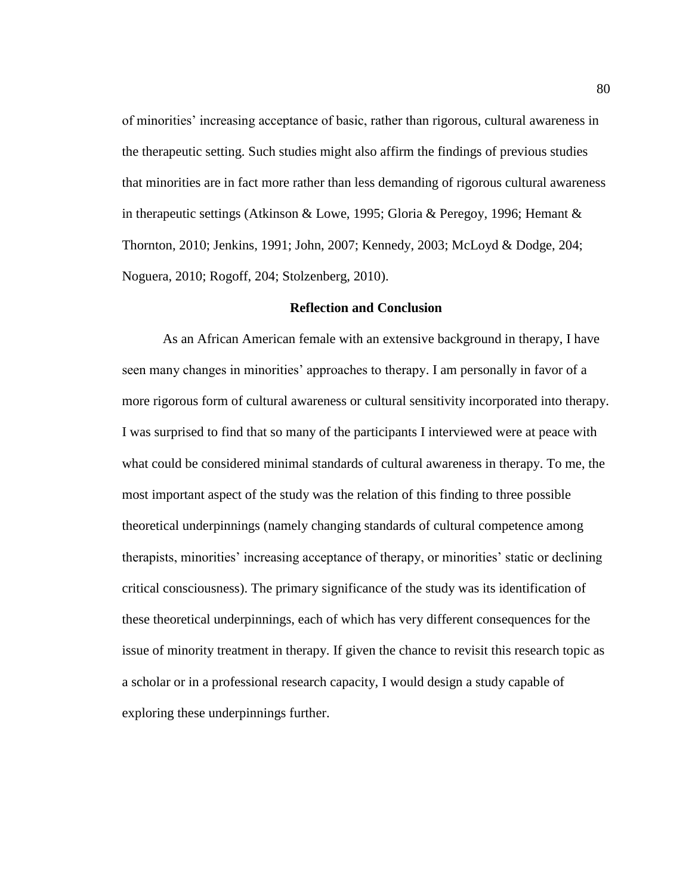of minorities' increasing acceptance of basic, rather than rigorous, cultural awareness in the therapeutic setting. Such studies might also affirm the findings of previous studies that minorities are in fact more rather than less demanding of rigorous cultural awareness in therapeutic settings (Atkinson & Lowe, 1995; Gloria & Peregoy, 1996; Hemant & Thornton, 2010; Jenkins, 1991; John, 2007; Kennedy, 2003; McLoyd & Dodge, 204; Noguera, 2010; Rogoff, 204; Stolzenberg, 2010).

## Reflection and Conclusion

As an African American female with an extensive background in therapy, I have seen many changes in minorities' approaches to therapy. I am personally in favor of a more rigorous form of cultural awareness or cultural sensitivity incorporated into therapy. I was surprised to find that so many of the participants I interviewed were at peace with what could be considered minimal standards of cultural awareness in therapy. To me, the most important aspect of the study was the relation of this finding to three possible theoretical underpinnings (namely changing standards of cultural competence among therapists, minorities' increasing acceptance of therapy, or minorities' static or declining critical consciousness). The primary significance of the study was its identification of these theoretical underpinnings, each of which has very different consequences for the issue of minority treatment in therapy. If given the chance to revisit this research topic as a scholar or in a professional research capacity, I would design a study capable of exploring these underpinnings further.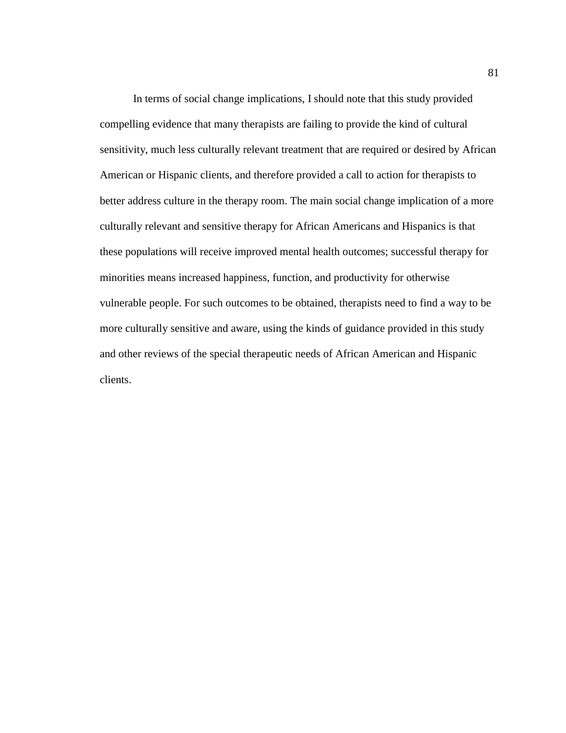In terms of social change implications, I should note that this study provided compelling evidence that many therapists are failing to provide the kind of cultural sensitivity, much less culturally relevant treatment that are required or desired by African American or Hispanic clients, and therefore provided a call to action for therapists to better address culture in the therapy room. The main social change implication of a more culturally relevant and sensitive therapy for African Americans and Hispanics is that these populations will receive improved mental health outcomes; successful therapy for minorities means increased happiness, function, and productivity for otherwise vulnerable people. For such outcomes to be obtained, therapists need to find a way to be more culturally sensitive and aware, using the kinds of guidance provided in this study and other reviews of the special therapeutic needs of African American and Hispanic clients.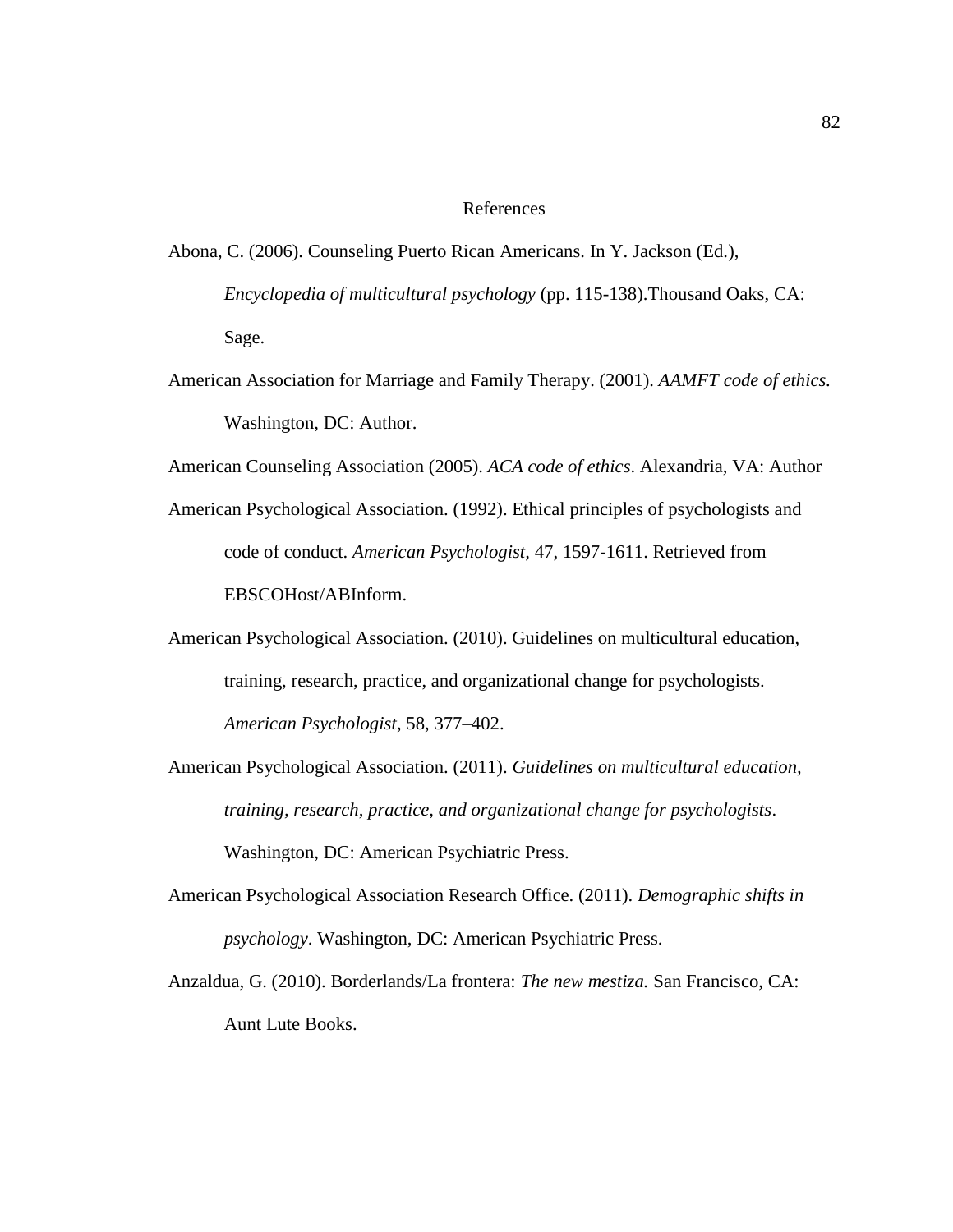# References

Abona, C. (2006). Counseling Puerto Rican Americans. In Y. Jackson (Ed.), *Encyclopedia of multicultural psychology* (pp. 115-138).Thousand Oaks, CA: Sage.

American Association for Marriage and Family Therapy. (2001). *AAMFT code of ethics.* Washington, DC: Author.

American Counseling Association (2005). *ACA code of ethics*. Alexandria, VA: Author

American Psychological Association. (1992). Ethical principles of psychologists and code of conduct. *American Psychologist,* 47, 1597-1611. Retrieved from EBSCOHost/ABInform.

American Psychological Association. (2010). Guidelines on multicultural education, training, research, practice, and organizational change for psychologists. *American Psychologist*, 58, 377–402.

American Psychological Association. (2011). *Guidelines on multicultural education, training, research, practice, and organizational change for psychologists*. Washington, DC: American Psychiatric Press.

American Psychological Association Research Office. (2011). *Demographic shifts in psychology*. Washington, DC: American Psychiatric Press.

Anzaldua, G. (2010). Borderlands/La frontera: *The new mestiza.* San Francisco, CA: Aunt Lute Books.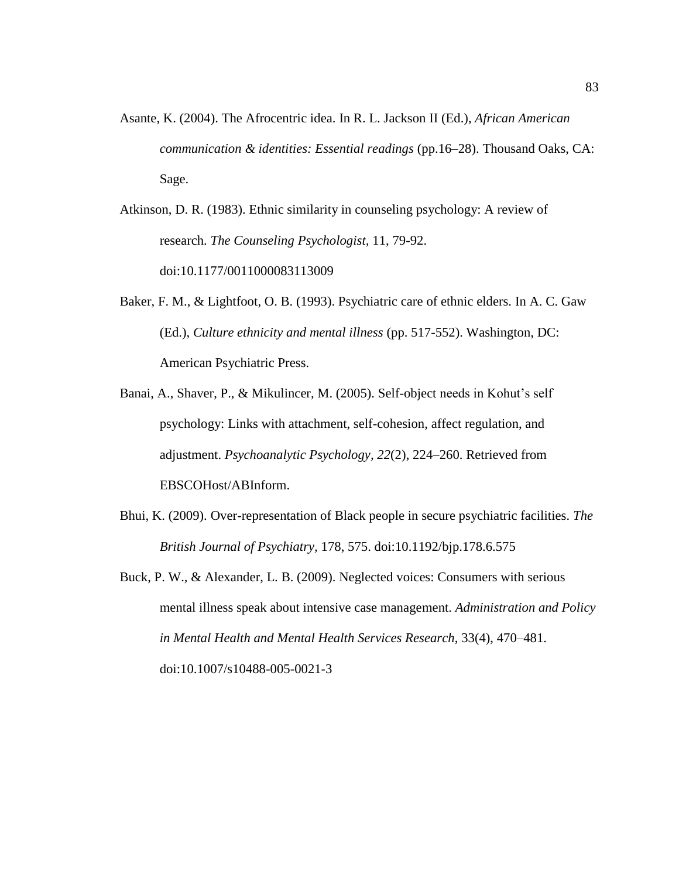Asante, K. (2004). The Afrocentric idea. In R. L. Jackson II (Ed.), *African American communication & identities: Essential readings* (pp.16–28). Thousand Oaks, CA: Sage.

Atkinson, D. R. (1983). Ethnic similarity in counseling psychology: A review of research. *The Counseling Psychologist*, 11, 79-92. doi:10.1177/0011000083113009

Baker, F. M., & Lightfoot, O. B. (1993). Psychiatric care of ethnic elders. In A. C. Gaw (Ed.), *Culture ethnicity and mental illness* (pp. 517-552). Washington, DC: American Psychiatric Press.

Banai, A., Shaver, P., & Mikulincer, M. (2005). Self-object needs in Kohut's self psychology: Links with attachment, self-cohesion, affect regulation, and adjustment. *Psychoanalytic Psychology, 22*(2), 224–260. Retrieved from EBSCOHost/ABInform.

Bhui, K. (2009). Over-representation of Black people in secure psychiatric facilities. *The British Journal of Psychiatry,* 178, 575. doi:10.1192/bjp.178.6.575

Buck, P. W., & Alexander, L. B. (2009). Neglected voices: Consumers with serious mental illness speak about intensive case management. *Administration and Policy in Mental Health and Mental Health Services Research*, 33(4), 470–481. doi:10.1007/s10488-005-0021-3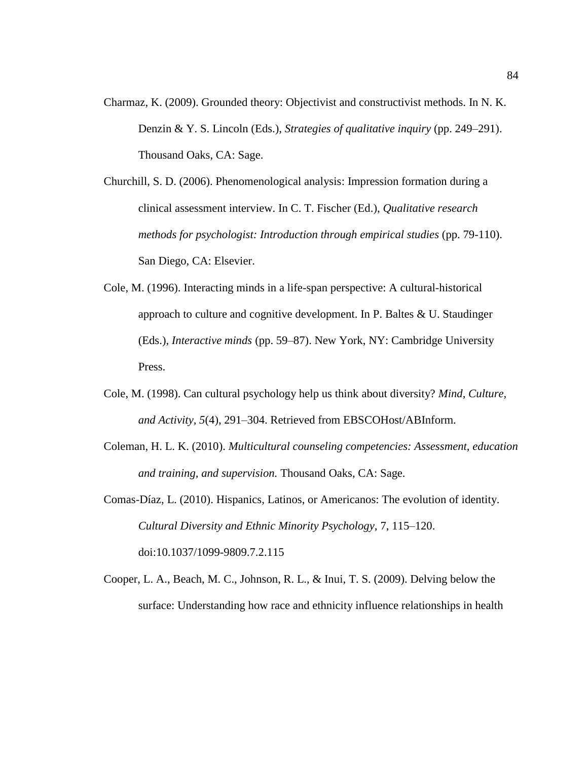Charmaz, K. (2009). Grounded theory: Objectivist and constructivist methods. In N. K. Denzin & Y. S. Lincoln (Eds.), *Strategies of qualitative inquiry* (pp. 249–291). Thousand Oaks, CA: Sage.

Churchill, S. D. (2006). Phenomenological analysis: Impression formation during a clinical assessment interview. In C. T. Fischer (Ed.), *Qualitative research methods for psychologist: Introduction through empirical studies* (pp. 79-110). San Diego, CA: Elsevier.

Cole, M. (1996). Interacting minds in a life-span perspective: A cultural-historical approach to culture and cognitive development. In P. Baltes & U. Staudinger (Eds.), *Interactive minds* (pp. 59–87). New York, NY: Cambridge University Press.

Cole, M. (1998). Can cultural psychology help us think about diversity? *Mind, Culture, and Activity, 5*(4), 291–304. Retrieved from EBSCOHost/ABInform.

Coleman, H. L. K. (2010). *Multicultural counseling competencies: Assessment, education and training, and supervision.* Thousand Oaks, CA: Sage.

Comas-Díaz, L. (2010). Hispanics, Latinos, or Americanos: The evolution of identity. *Cultural Diversity and Ethnic Minority Psychology,* 7, 115–120. doi:10.1037/1099-9809.7.2.115

Cooper, L. A., Beach, M. C., Johnson, R. L., & Inui, T. S. (2009). Delving below the surface: Understanding how race and ethnicity influence relationships in health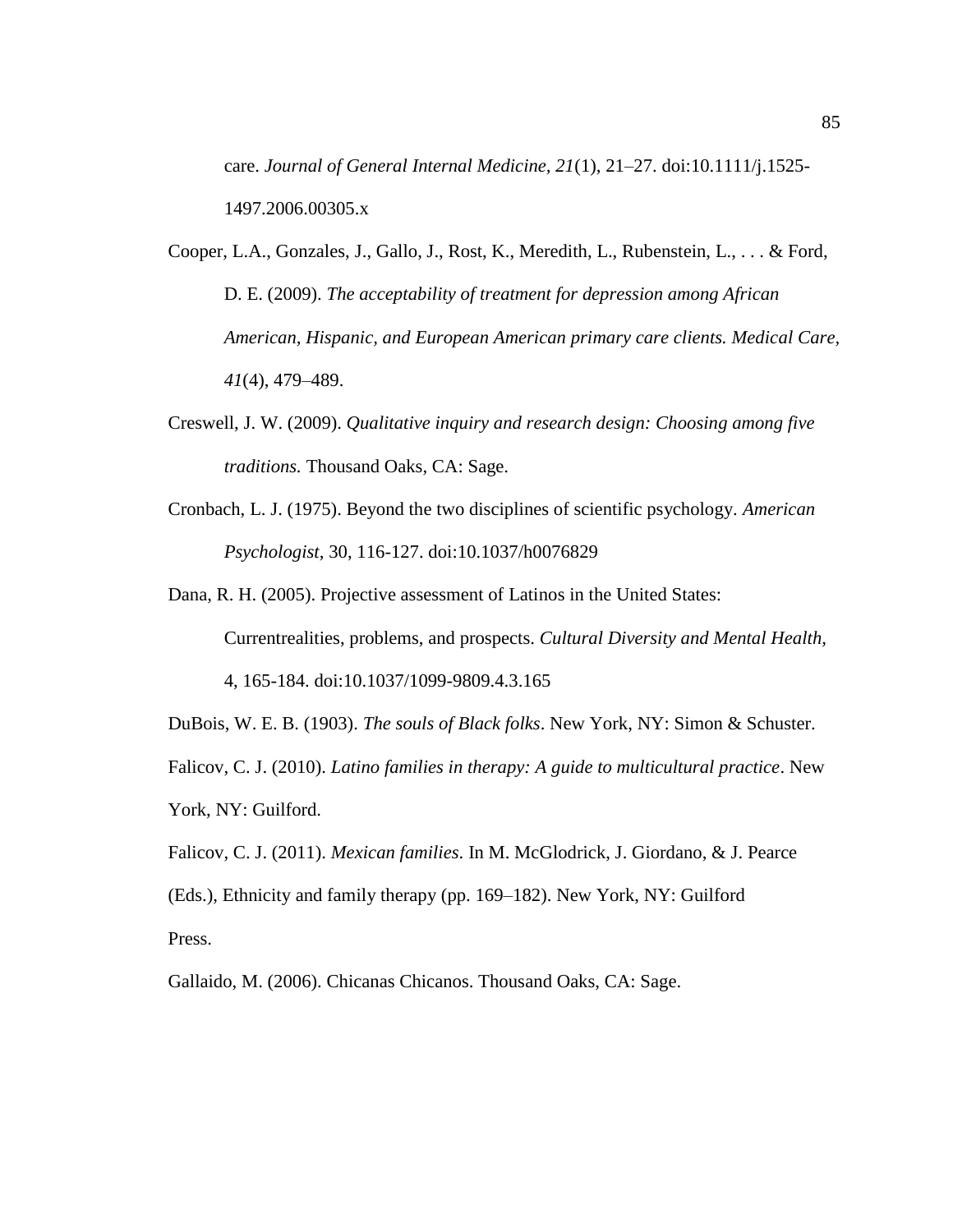care. *Journal of General Internal Medicine, 21*(1), 21–27. doi:10.1111/j.1525-1497.2006.00305.x

Cooper, L.A., Gonzales, J., Gallo, J., Rost, K., Meredith, L., Rubenstein, L., . . . & Ford, D. E. (2009). *The acceptability of treatment for depression among African American, Hispanic, and European American primary care clients. Medical Care, 41*(4), 479–489.

Creswell, J. W. (2009). *Qualitative inquiry and research design: Choosing among five traditions.* Thousand Oaks, CA: Sage.

Cronbach, L. J. (1975). Beyond the two disciplines of scientific psychology. *American Psychologist*, 30, 116-127. doi:10.1037/h0076829

Dana, R. H. (2005). Projective assessment of Latinos in the United States: Currentrealities, problems, and prospects. *Cultural Diversity and Mental Health,* 4, 165-184. doi:10.1037/1099-9809.4.3.165

DuBois, W. E. B. (1903). *The souls of Black folks*. New York, NY: Simon & Schuster.

Falicov, C. J. (2010). *Latino families in therapy: A guide to multicultural practice*. New York, NY: Guilford.

Falicov, C. J. (2011). *Mexican families*. In M. McGlodrick, J. Giordano, & J. Pearce (Eds.), Ethnicity and family therapy (pp. 169–182). New York, NY: Guilford Press.

Gallaido, M. (2006). Chicanas Chicanos. Thousand Oaks, CA: Sage.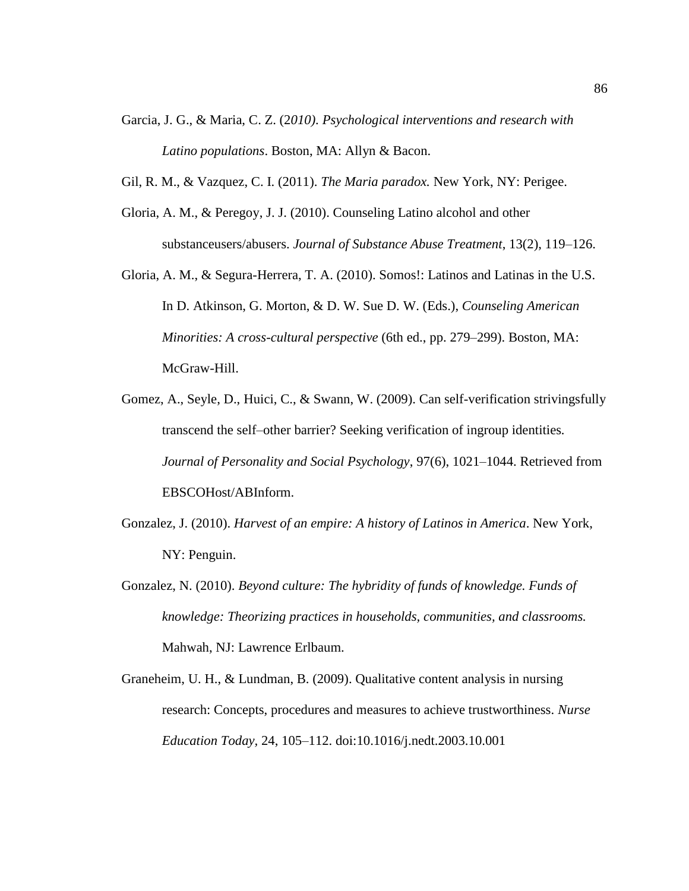Garcia, J. G., & Maria, C. Z. (2*010). Psychological interventions and research with Latino populations*. Boston, MA: Allyn & Bacon.

Gil, R. M., & Vazquez, C. I. (2011). *The Maria paradox.* New York, NY: Perigee.

Gloria, A. M., & Peregoy, J. J. (2010). Counseling Latino alcohol and other substanceusers/abusers. *Journal of Substance Abuse Treatment*, 13(2), 119–126.

Gloria, A. M., & Segura-Herrera, T. A. (2010). Somos!: Latinos and Latinas in the U.S. In D. Atkinson, G. Morton, & D. W. Sue D. W. (Eds.), *Counseling American Minorities: A cross-cultural perspective* (6th ed., pp. 279–299). Boston, MA: McGraw-Hill.

Gomez, A., Seyle, D., Huici, C., & Swann, W. (2009). Can self-verification strivingsfully transcend the self–other barrier? Seeking verification of ingroup identities. *Journal of Personality and Social Psychology*, 97(6), 1021–1044. Retrieved from EBSCOHost/ABInform.

Gonzalez, J. (2010). *Harvest of an empire: A history of Latinos in America*. New York, NY: Penguin.

Gonzalez, N. (2010). *Beyond culture: The hybridity of funds of knowledge. Funds of knowledge: Theorizing practices in households, communities, and classrooms.* Mahwah, NJ: Lawrence Erlbaum.

Graneheim, U. H., & Lundman, B. (2009). Qualitative content analysis in nursing research: Concepts, procedures and measures to achieve trustworthiness. *Nurse Education Today,* 24, 105–112. doi:10.1016/j.nedt.2003.10.001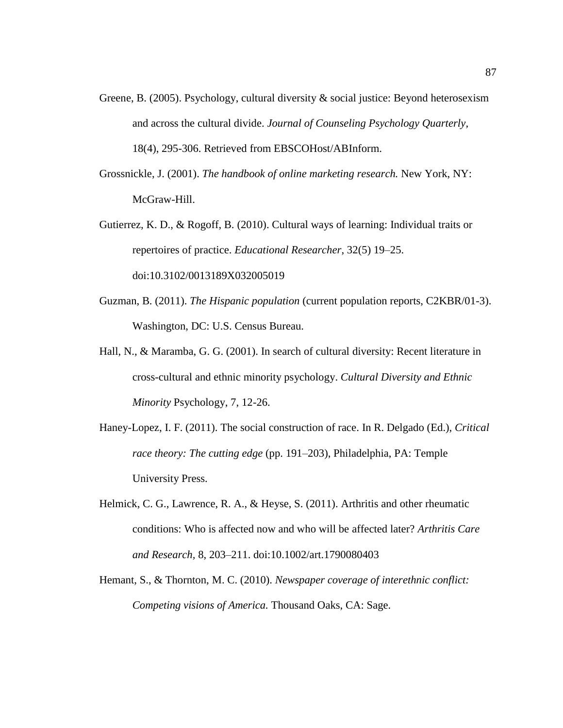Greene, B. (2005). Psychology, cultural diversity & social justice: Beyond heterosexism and across the cultural divide. *Journal of Counseling Psychology Quarterly*, 18(4), 295-306. Retrieved from EBSCOHost/ABInform.

Grossnickle, J. (2001). *The handbook of online marketing research.* New York, NY: McGraw-Hill.

Gutierrez, K. D., & Rogoff, B. (2010). Cultural ways of learning: Individual traits or repertoires of practice. *Educational Researcher*, 32(5) 19–25. doi:10.3102/0013189X032005019

Guzman, B. (2011). *The Hispanic population* (current population reports, C2KBR/01-3). Washington, DC: U.S. Census Bureau.

Hall, N., & Maramba, G. G. (2001). In search of cultural diversity: Recent literature in cross-cultural and ethnic minority psychology. *Cultural Diversity and Ethnic Minority* Psychology, 7, 12-26.

Haney-Lopez, I. F. (2011). The social construction of race. In R. Delgado (Ed.), *Critical race theory: The cutting edge* (pp. 191–203), Philadelphia, PA: Temple University Press.

Helmick, C. G., Lawrence, R. A., & Heyse, S. (2011). Arthritis and other rheumatic conditions: Who is affected now and who will be affected later? *Arthritis Care and Research,* 8, 203–211. doi:10.1002/art.1790080403

Hemant, S., & Thornton, M. C. (2010). *Newspaper coverage of interethnic conflict: Competing visions of America.* Thousand Oaks, CA: Sage.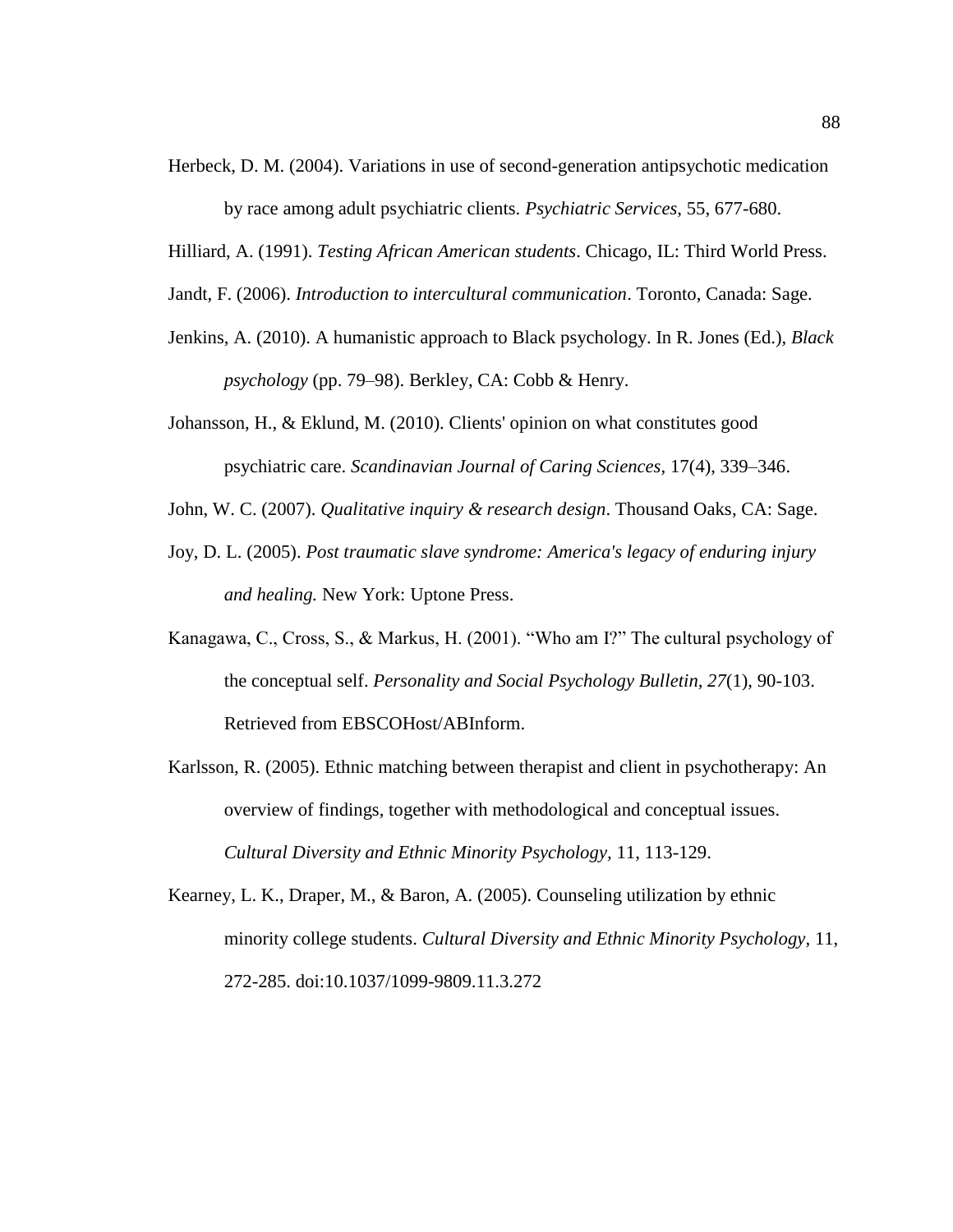Herbeck, D. M. (2004). Variations in use of second-generation antipsychotic medication by race among adult psychiatric clients. *Psychiatric Services*, 55, 677-680.

Hilliard, A. (1991). *Testing African American students*. Chicago, IL: Third World Press.

Jandt, F. (2006). *Introduction to intercultural communication*. Toronto, Canada: Sage.

Jenkins, A. (2010). A humanistic approach to Black psychology. In R. Jones (Ed.), *Black psychology* (pp. 79–98). Berkley, CA: Cobb & Henry.

Johansson, H., & Eklund, M. (2010). Clients' opinion on what constitutes good psychiatric care. *Scandinavian Journal of Caring Sciences*, 17(4), 339–346.

John, W. C. (2007). *Qualitative inquiry & research design*. Thousand Oaks, CA: Sage.

Joy, D. L. (2005). *Post traumatic slave syndrome: America's legacy of enduring injury and healing.* New York: Uptone Press.

Kanagawa, C., Cross, S., & Markus, H. (2001). "Who am I?" The cultural psychology of the conceptual self. *Personality and Social Psychology Bulletin, 27*(1), 90-103. Retrieved from EBSCOHost/ABInform.

Karlsson, R. (2005). Ethnic matching between therapist and client in psychotherapy: An overview of findings, together with methodological and conceptual issues. *Cultural Diversity and Ethnic Minority Psychology*, 11, 113-129.

Kearney, L. K., Draper, M., & Baron, A. (2005). Counseling utilization by ethnic minority college students. *Cultural Diversity and Ethnic Minority Psychology*, 11, 272-285. doi:10.1037/1099-9809.11.3.272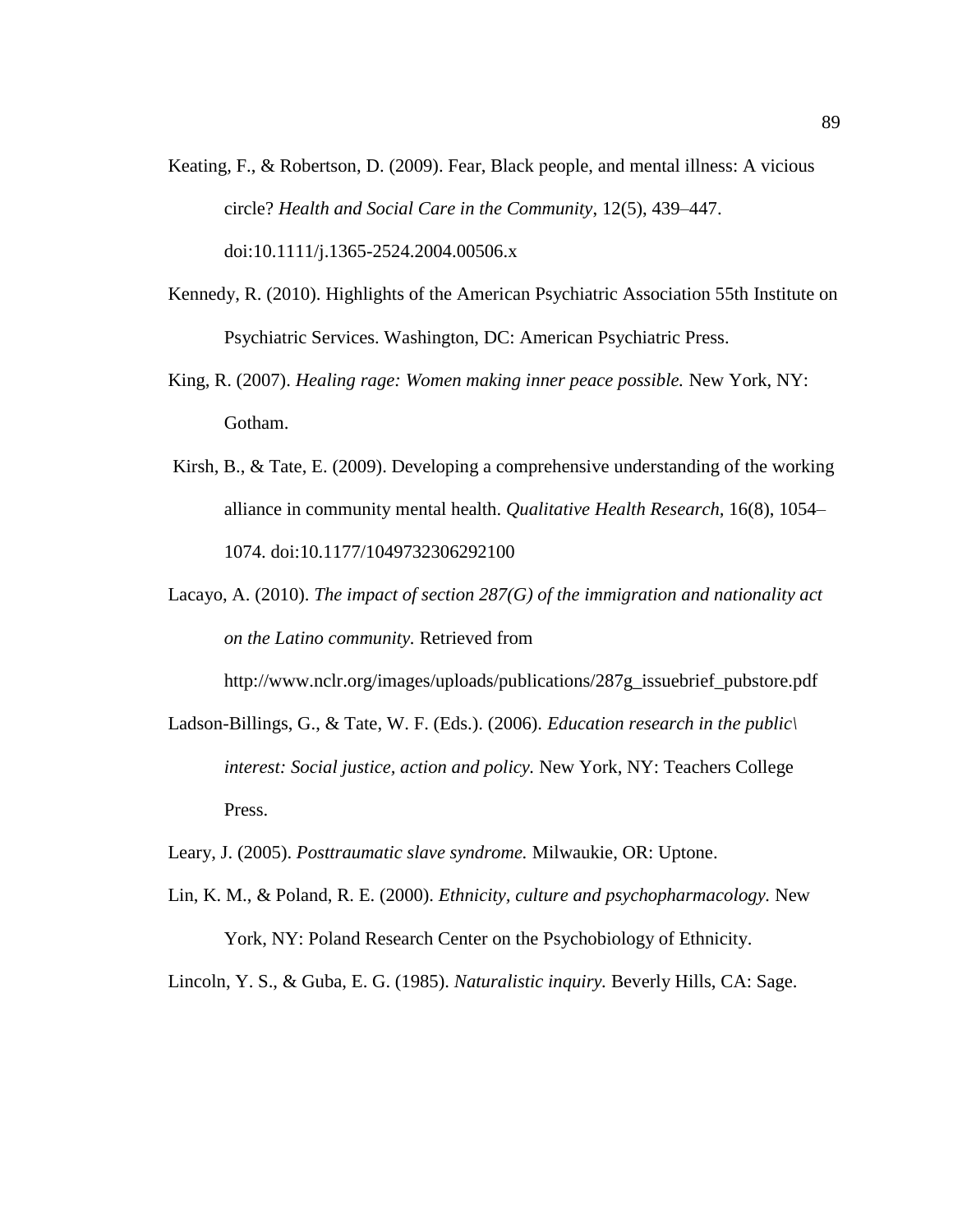Keating, F., & Robertson, D. (2009). Fear, Black people, and mental illness: A vicious circle? *Health and Social Care in the Community*, 12(5), 439–447. doi:10.1111/j.1365-2524.2004.00506.x

Kennedy, R. (2010). Highlights of the American Psychiatric Association 55th Institute on Psychiatric Services. Washington, DC: American Psychiatric Press.

King, R. (2007). *Healing rage: Women making inner peace possible.* New York, NY: Gotham.

Kirsh, B., & Tate, E. (2009). Developing a comprehensive understanding of the working alliance in community mental health. *Qualitative Health Research,* 16(8), 1054–1074. doi:10.1177/1049732306292100

Lacayo, A. (2010). *The impact of section 287(G) of the immigration and nationality act on the Latino community.* Retrieved from http://www.nclr.org/images/uploads/publications/287g_issuebrief_pubstore.pdf

Ladson-Billings, G., & Tate, W. F. (Eds.). (2006). *Education research in the public\ interest: Social justice, action and policy.* New York, NY: Teachers College Press.

Leary, J. (2005). *Posttraumatic slave syndrome.* Milwaukie, OR: Uptone.

Lin, K. M., & Poland, R. E. (2000). *Ethnicity, culture and psychopharmacology.* New York, NY: Poland Research Center on the Psychobiology of Ethnicity.

Lincoln, Y. S., & Guba, E. G. (1985). *Naturalistic inquiry.* Beverly Hills, CA: Sage.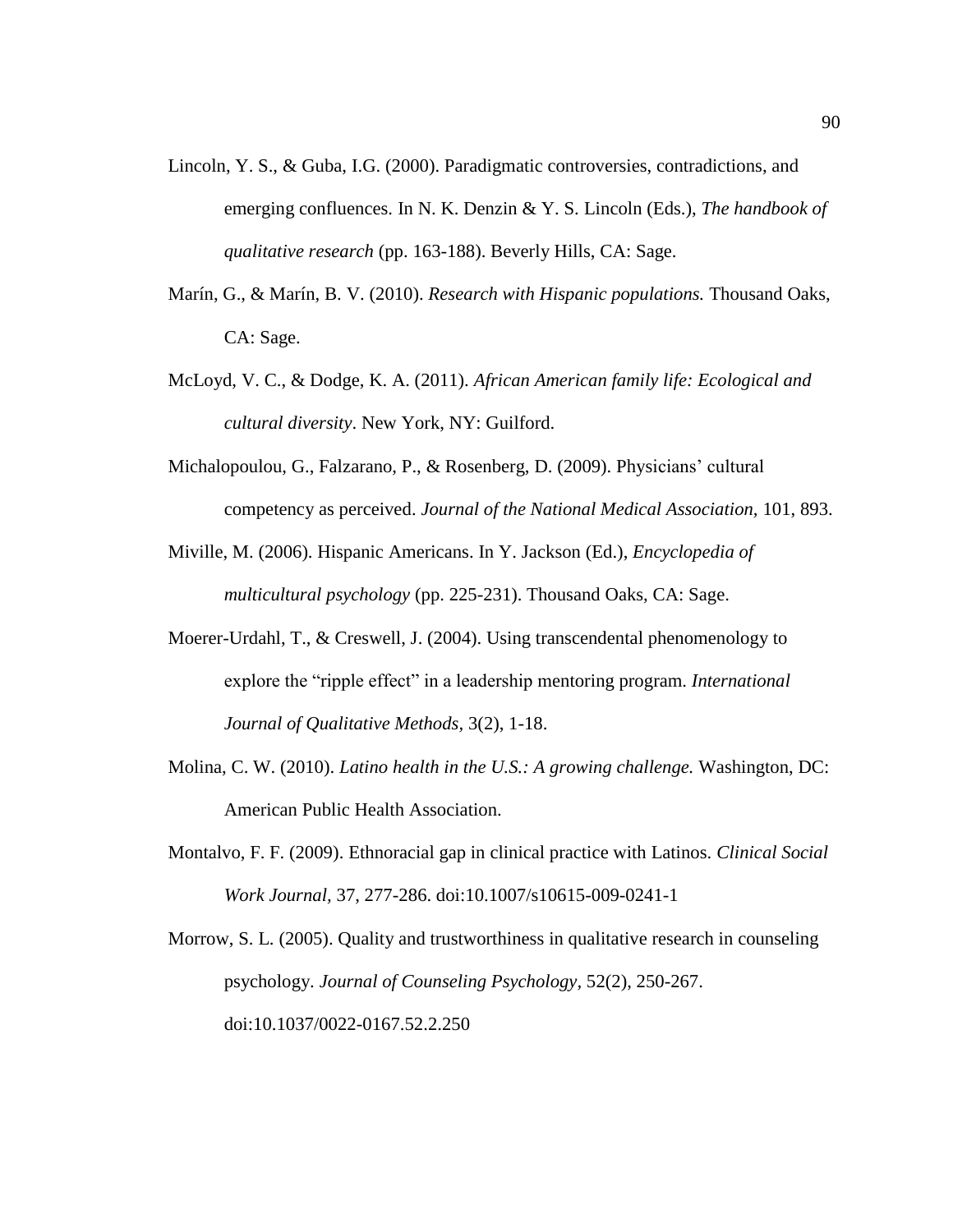Lincoln, Y. S., & Guba, I.G. (2000). Paradigmatic controversies, contradictions, and emerging confluences. In N. K. Denzin & Y. S. Lincoln (Eds.), *The handbook of qualitative research* (pp. 163-188). Beverly Hills, CA: Sage.

Marín, G., & Marín, B. V. (2010). *Research with Hispanic populations.* Thousand Oaks, CA: Sage.

McLoyd, V. C., & Dodge, K. A. (2011). *African American family life: Ecological and cultural diversity*. New York, NY: Guilford.

Michalopoulou, G., Falzarano, P., & Rosenberg, D. (2009). Physicians' cultural competency as perceived. *Journal of the National Medical Association,* 101, 893.

Miville, M. (2006). Hispanic Americans. In Y. Jackson (Ed.), *Encyclopedia of multicultural psychology* (pp. 225-231). Thousand Oaks, CA: Sage.

Moerer-Urdahl, T., & Creswell, J. (2004). Using transcendental phenomenology to explore the "ripple effect" in a leadership mentoring program. *International Journal of Qualitative Methods*, 3(2), 1-18.

Molina, C. W. (2010). *Latino health in the U.S.: A growing challenge.* Washington, DC: American Public Health Association.

Montalvo, F. F. (2009). Ethnoracial gap in clinical practice with Latinos. *Clinical Social Work Journal*, 37, 277-286. doi:10.1007/s10615-009-0241-1

Morrow, S. L. (2005). Quality and trustworthiness in qualitative research in counseling psychology. *Journal of Counseling Psychology*, 52(2), 250-267. doi:10.1037/0022-0167.52.2.250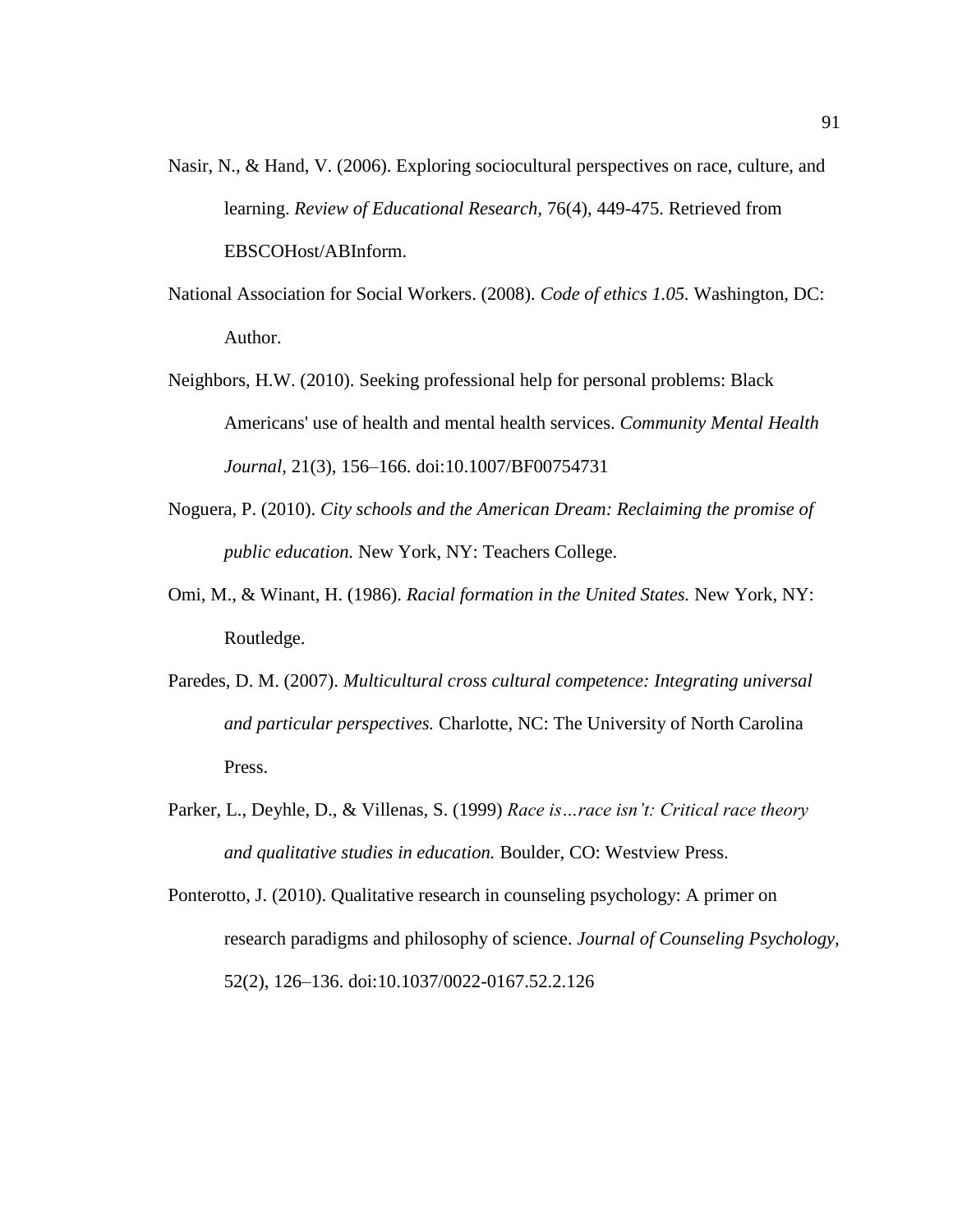Nasir, N., & Hand, V. (2006). Exploring sociocultural perspectives on race, culture, and learning. *Review of Educational Research,* 76(4), 449-475. Retrieved from EBSCOHost/ABInform.

National Association for Social Workers. (2008). *Code of ethics 1.05.* Washington, DC: Author.

Neighbors, H.W. (2010). Seeking professional help for personal problems: Black Americans' use of health and mental health services. *Community Mental Health Journal*, 21(3), 156–166. doi:10.1007/BF00754731

Noguera, P. (2010). *City schools and the American Dream: Reclaiming the promise of public education.* New York, NY: Teachers College.

Omi, M., & Winant, H. (1986). *Racial formation in the United States.* New York, NY: Routledge.

Paredes, D. M. (2007). *Multicultural cross cultural competence: Integrating universal and particular perspectives.* Charlotte, NC: The University of North Carolina Press.

Parker, L., Deyhle, D., & Villenas, S. (1999) *Race is…race isn't: Critical race theory and qualitative studies in education.* Boulder, CO: Westview Press.

Ponterotto, J. (2010). Qualitative research in counseling psychology: A primer on research paradigms and philosophy of science. *Journal of Counseling Psychology*, 52(2), 126–136. doi:10.1037/0022-0167.52.2.126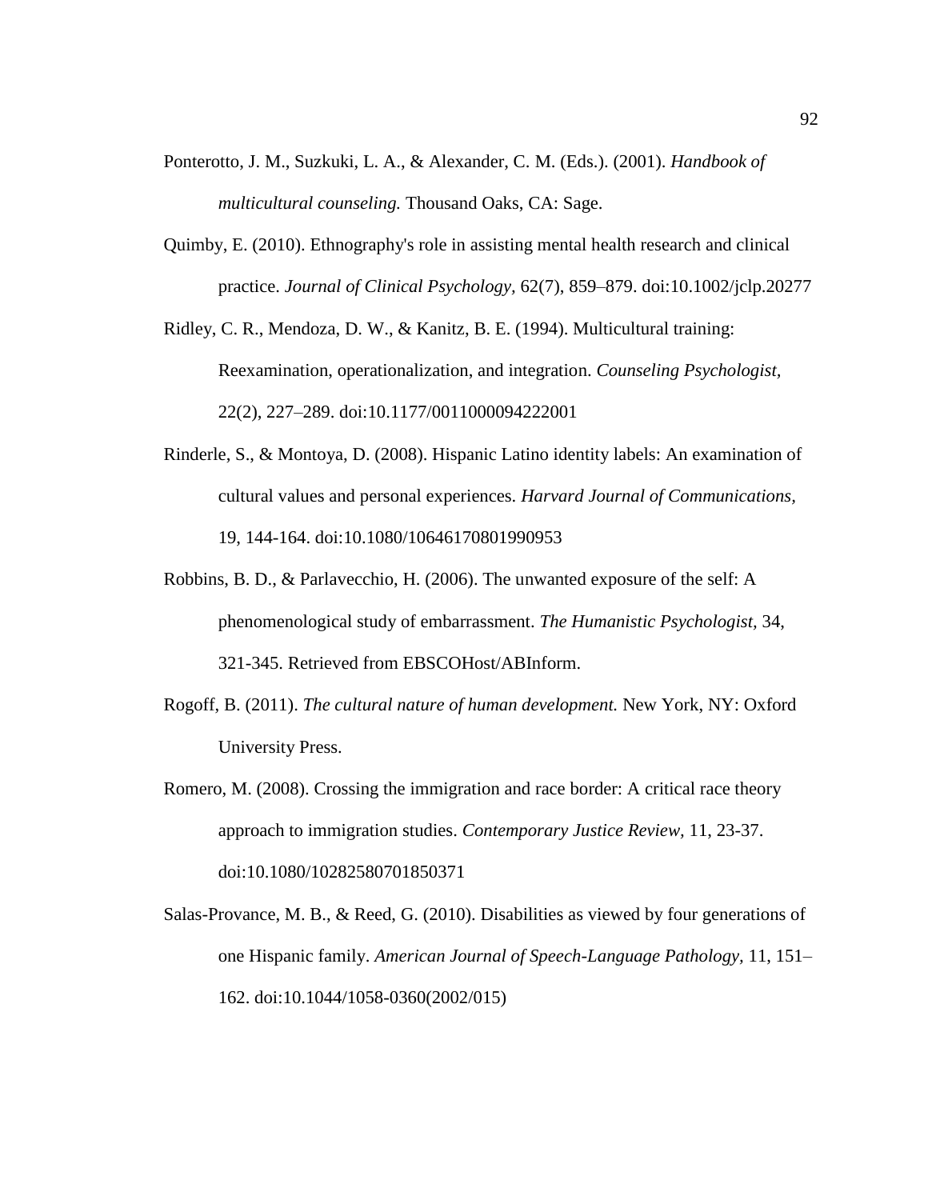Ponterotto, J. M., Suzkuki, L. A., & Alexander, C. M. (Eds.). (2001). *Handbook of multicultural counseling.* Thousand Oaks, CA: Sage.

Quimby, E. (2010). Ethnography's role in assisting mental health research and clinical practice. *Journal of Clinical Psychology*, 62(7), 859–879. doi:10.1002/jclp.20277

Ridley, C. R., Mendoza, D. W., & Kanitz, B. E. (1994). Multicultural training: Reexamination, operationalization, and integration. *Counseling Psychologist,* 22(2), 227–289. doi:10.1177/0011000094222001

Rinderle, S., & Montoya, D. (2008). Hispanic Latino identity labels: An examination of cultural values and personal experiences. *Harvard Journal of Communications,* 19, 144-164. doi:10.1080/10646170801990953

Robbins, B. D., & Parlavecchio, H. (2006). The unwanted exposure of the self: A phenomenological study of embarrassment. *The Humanistic Psychologist,* 34, 321-345. Retrieved from EBSCOHost/ABInform.

Rogoff, B. (2011). *The cultural nature of human development.* New York, NY: Oxford University Press.

Romero, M. (2008). Crossing the immigration and race border: A critical race theory approach to immigration studies. *Contemporary Justice Review*, 11, 23-37. doi:10.1080/10282580701850371

Salas-Provance, M. B., & Reed, G. (2010). Disabilities as viewed by four generations of one Hispanic family. *American Journal of Speech-Language Pathology*, 11, 151–162. doi:10.1044/1058-0360(2002/015)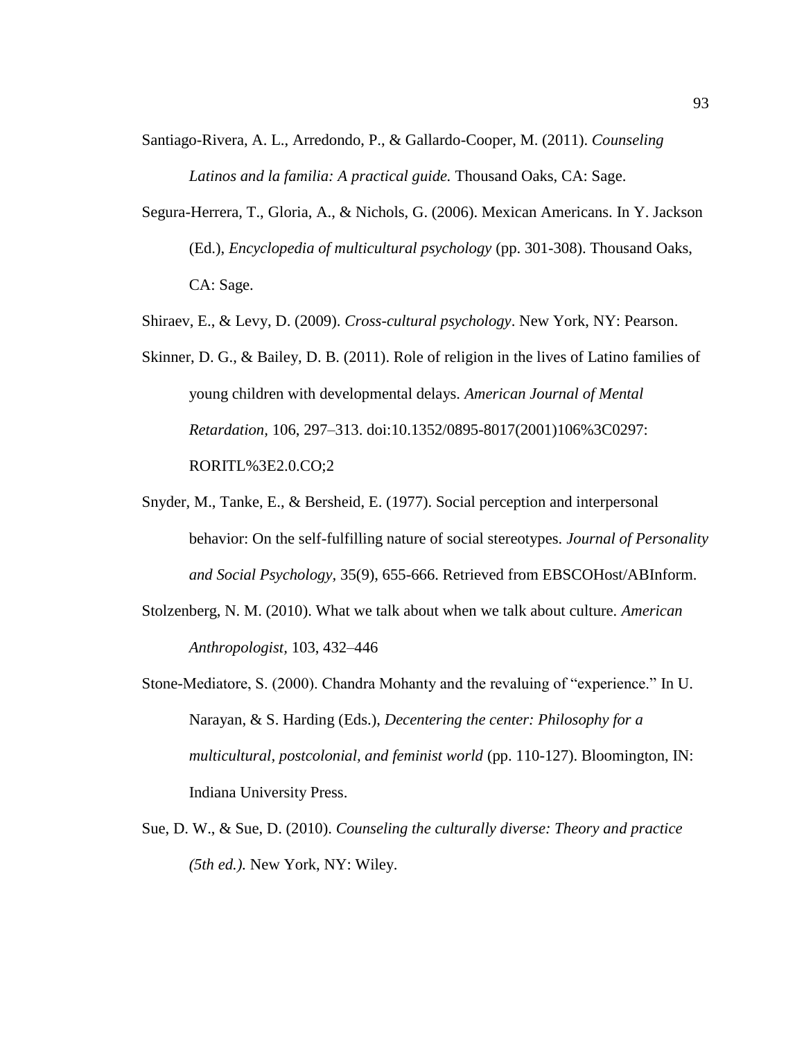Santiago-Rivera, A. L., Arredondo, P., & Gallardo-Cooper, M. (2011). *Counseling Latinos and la familia: A practical guide.* Thousand Oaks, CA: Sage.

Segura-Herrera, T., Gloria, A., & Nichols, G. (2006). Mexican Americans. In Y. Jackson (Ed.), *Encyclopedia of multicultural psychology* (pp. 301-308). Thousand Oaks, CA: Sage.

Shiraev, E., & Levy, D. (2009). *Cross-cultural psychology*. New York, NY: Pearson.

Skinner, D. G., & Bailey, D. B. (2011). Role of religion in the lives of Latino families of young children with developmental delays. *American Journal of Mental Retardation*, 106, 297–313. doi:10.1352/0895-8017(2001)106%3C0297: RORITL%3E2.0.CO;2

Snyder, M., Tanke, E., & Bersheid, E. (1977). Social perception and interpersonal behavior: On the self-fulfilling nature of social stereotypes. *Journal of Personality and Social Psychology*, 35(9), 655-666. Retrieved from EBSCOHost/ABInform.

Stolzenberg, N. M. (2010). What we talk about when we talk about culture. *American Anthropologist*, 103, 432–446

Stone-Mediatore, S. (2000). Chandra Mohanty and the revaluing of "experience." In U. Narayan, & S. Harding (Eds.), *Decentering the center: Philosophy for a multicultural, postcolonial, and feminist world* (pp. 110-127). Bloomington, IN: Indiana University Press.

Sue, D. W., & Sue, D. (2010). *Counseling the culturally diverse: Theory and practice (5th ed.).* New York, NY: Wiley.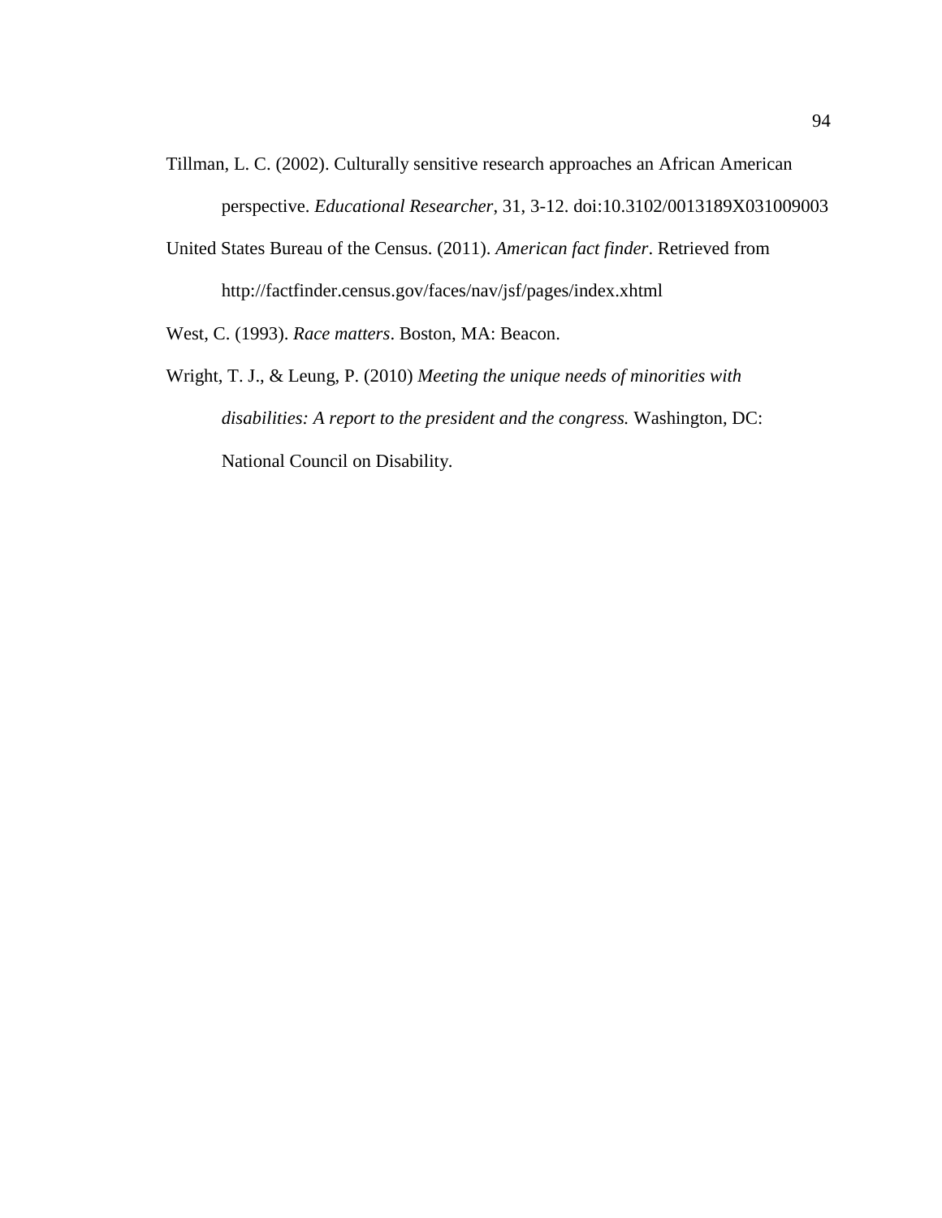Tillman, L. C. (2002). Culturally sensitive research approaches an African American perspective. *Educational Researcher*, 31, 3-12. doi:10.3102/0013189X031009003

United States Bureau of the Census. (2011). *American fact finder*. Retrieved from http://factfinder.census.gov/faces/nav/jsf/pages/index.xhtml

West, C. (1993). *Race matters*. Boston, MA: Beacon.

Wright, T. J., & Leung, P. (2010) *Meeting the unique needs of minorities with disabilities: A report to the president and the congress.* Washington, DC: National Council on Disability.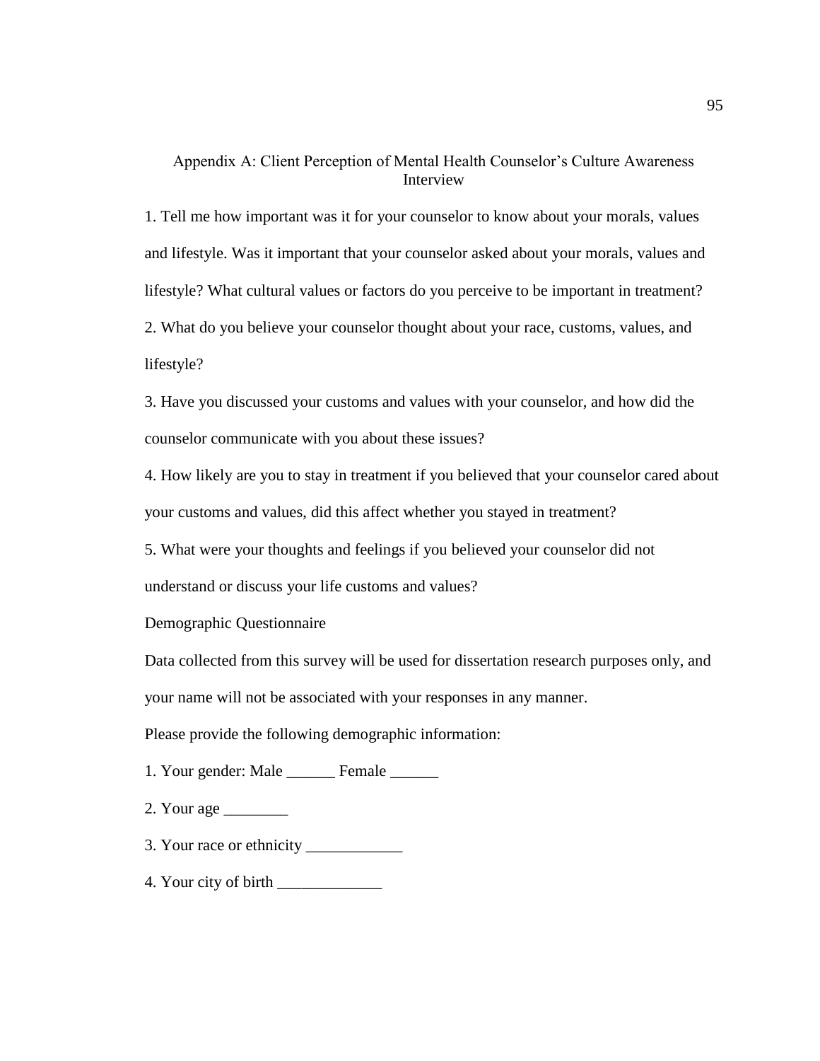# Appendix A: Client Perception of Mental Health Counselor's Culture Awareness Interview

1. Tell me how important was it for your counselor to know about your morals, values and lifestyle. Was it important that your counselor asked about your morals, values and lifestyle? What cultural values or factors do you perceive to be important in treatment?

2. What do you believe your counselor thought about your race, customs, values, and lifestyle?

3. Have you discussed your customs and values with your counselor, and how did the counselor communicate with you about these issues?

4. How likely are you to stay in treatment if you believed that your counselor cared about your customs and values, did this affect whether you stayed in treatment?

5. What were your thoughts and feelings if you believed your counselor did not understand or discuss your life customs and values?

Demographic Questionnaire

Data collected from this survey will be used for dissertation research purposes only, and your name will not be associated with your responses in any manner.

Please provide the following demographic information:

1. Your gender: Male ______ Female ______

2. Your age ________

3. Your race or ethnicity ____________

4. Your city of birth _____________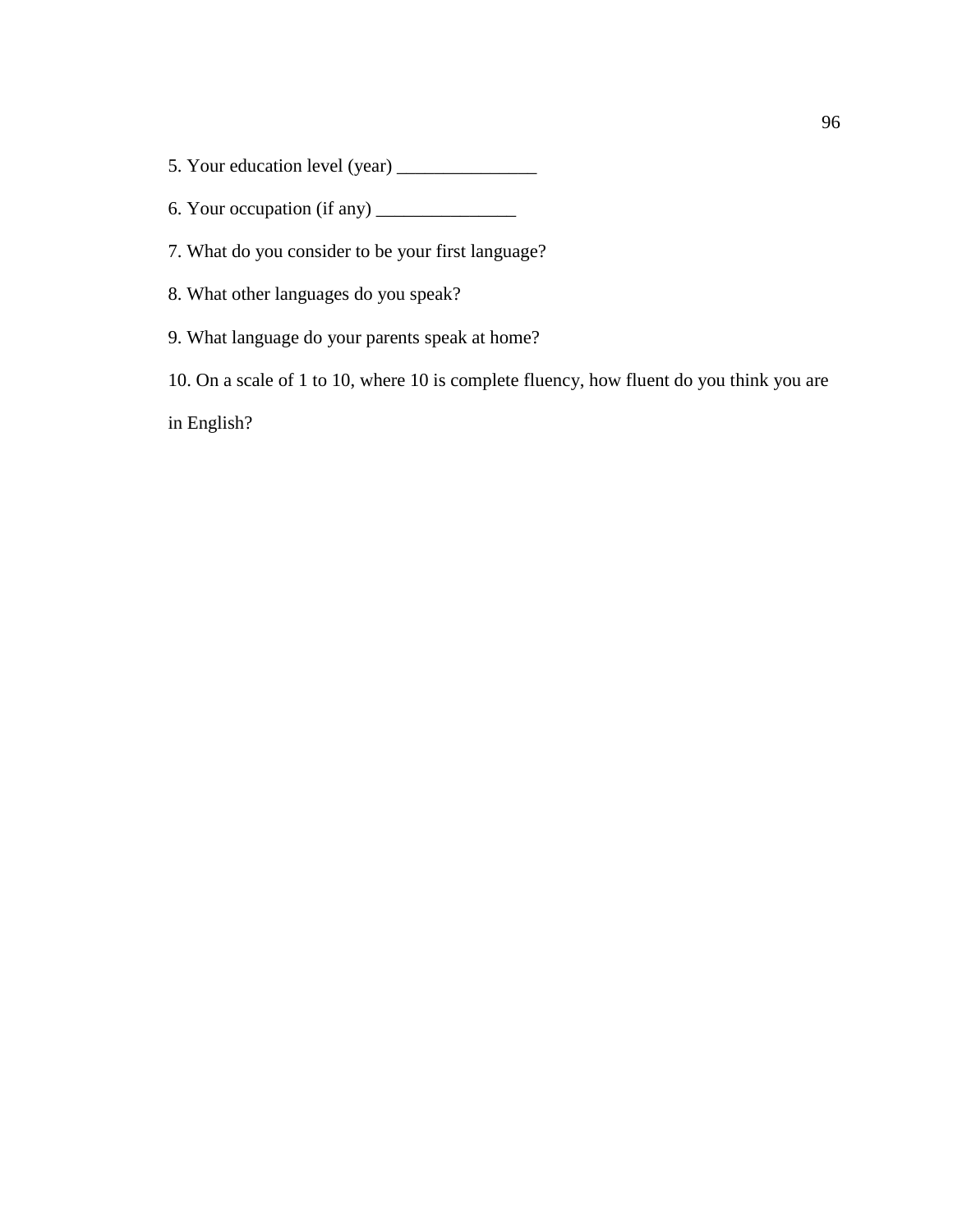5. Your education level (year) _______________

6. Your occupation (if any) _______________

7. What do you consider to be your first language?

8. What other languages do you speak?

9. What language do your parents speak at home?

10. On a scale of 1 to 10, where 10 is complete fluency, how fluent do you think you are in English?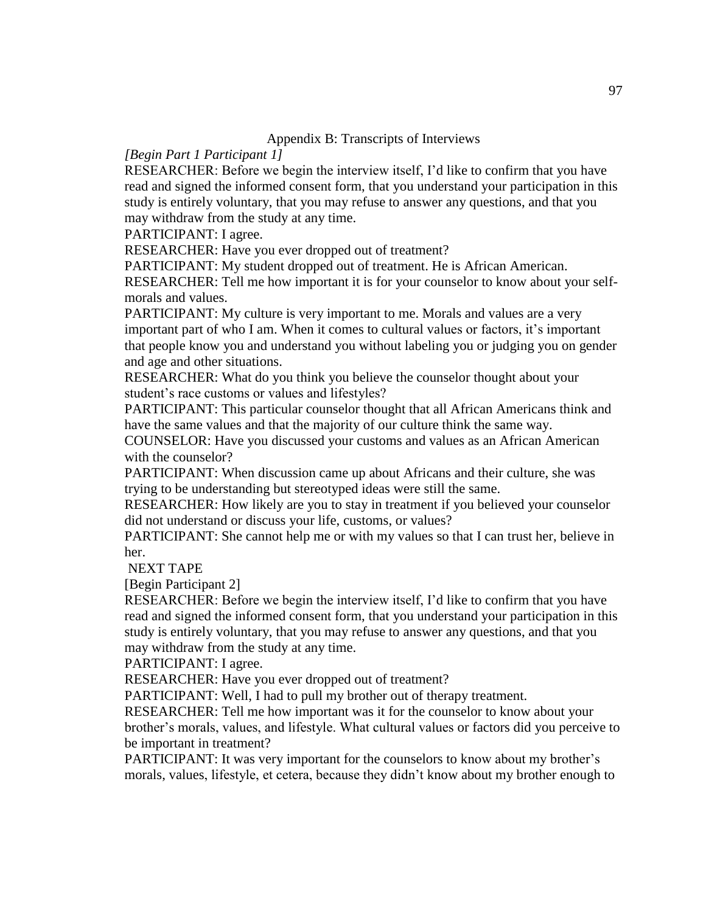Appendix B: Transcripts of Interviews

*[Begin Part 1 Participant 1]*

RESEARCHER: Before we begin the interview itself, I'd like to confirm that you have read and signed the informed consent form, that you understand your participation in this study is entirely voluntary, that you may refuse to answer any questions, and that you may withdraw from the study at any time.

PARTICIPANT: I agree.

RESEARCHER: Have you ever dropped out of treatment?

PARTICIPANT: My student dropped out of treatment. He is African American.

RESEARCHER: Tell me how important it is for your counselor to know about your self-morals and values.

PARTICIPANT: My culture is very important to me. Morals and values are a very important part of who I am. When it comes to cultural values or factors, it's important that people know you and understand you without labeling you or judging you on gender and age and other situations.

RESEARCHER: What do you think you believe the counselor thought about your student's race customs or values and lifestyles?

PARTICIPANT: This particular counselor thought that all African Americans think and have the same values and that the majority of our culture think the same way.

COUNSELOR: Have you discussed your customs and values as an African American with the counselor?

PARTICIPANT: When discussion came up about Africans and their culture, she was trying to be understanding but stereotyped ideas were still the same.

RESEARCHER: How likely are you to stay in treatment if you believed your counselor did not understand or discuss your life, customs, or values?

PARTICIPANT: She cannot help me or with my values so that I can trust her, believe in her.

NEXT TAPE

[Begin Participant 2]

RESEARCHER: Before we begin the interview itself, I'd like to confirm that you have read and signed the informed consent form, that you understand your participation in this study is entirely voluntary, that you may refuse to answer any questions, and that you may withdraw from the study at any time.

PARTICIPANT: I agree.

RESEARCHER: Have you ever dropped out of treatment?

PARTICIPANT: Well, I had to pull my brother out of therapy treatment.

RESEARCHER: Tell me how important was it for the counselor to know about your brother's morals, values, and lifestyle. What cultural values or factors did you perceive to be important in treatment?

PARTICIPANT: It was very important for the counselors to know about my brother's morals, values, lifestyle, et cetera, because they didn't know about my brother enough to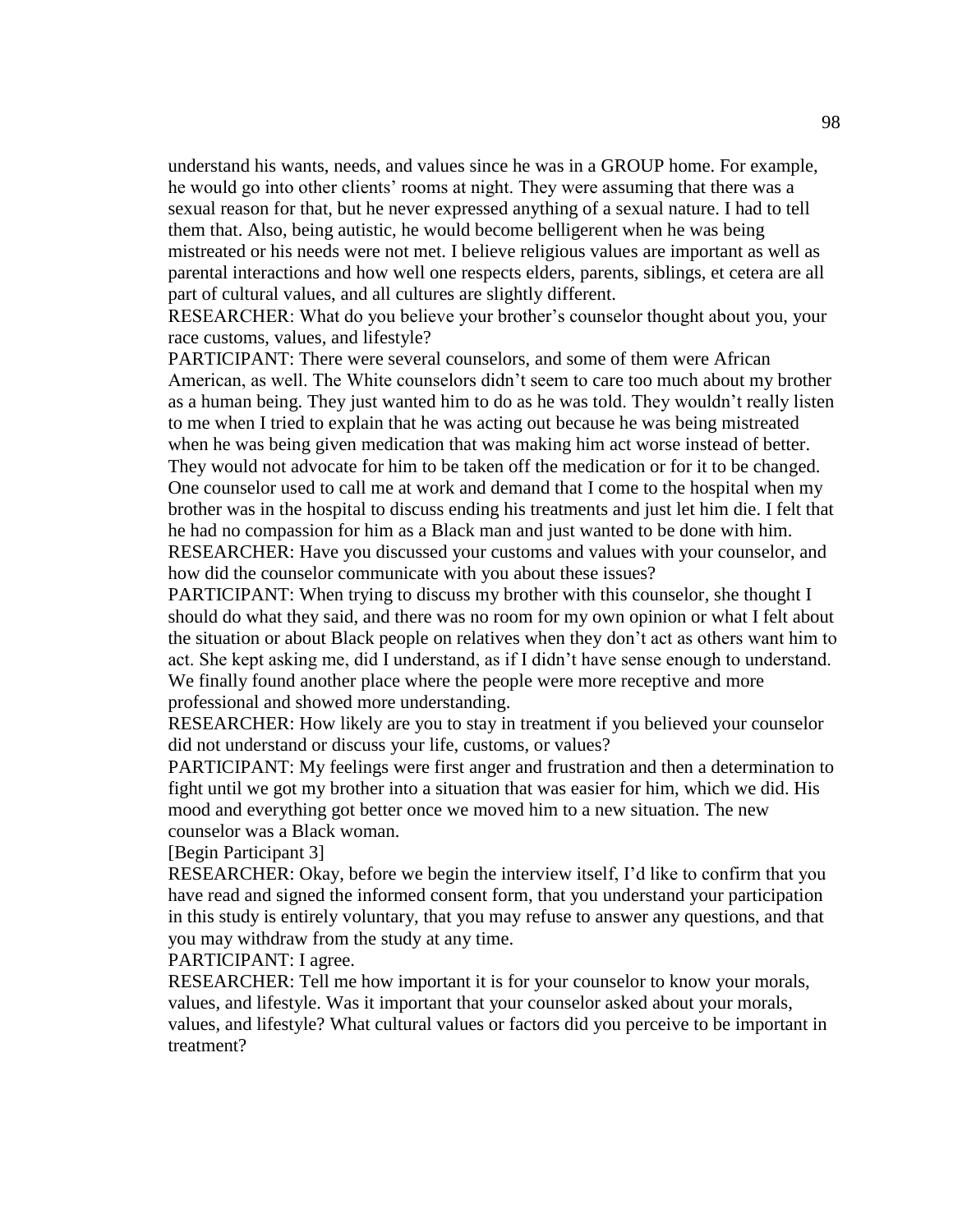understand his wants, needs, and values since he was in a GROUP home. For example, he would go into other clients' rooms at night. They were assuming that there was a sexual reason for that, but he never expressed anything of a sexual nature. I had to tell them that. Also, being autistic, he would become belligerent when he was being mistreated or his needs were not met. I believe religious values are important as well as parental interactions and how well one respects elders, parents, siblings, et cetera are all part of cultural values, and all cultures are slightly different.

RESEARCHER: What do you believe your brother's counselor thought about you, your race customs, values, and lifestyle?

PARTICIPANT: There were several counselors, and some of them were African American, as well. The White counselors didn't seem to care too much about my brother as a human being. They just wanted him to do as he was told. They wouldn't really listen to me when I tried to explain that he was acting out because he was being mistreated when he was being given medication that was making him act worse instead of better. They would not advocate for him to be taken off the medication or for it to be changed. One counselor used to call me at work and demand that I come to the hospital when my brother was in the hospital to discuss ending his treatments and just let him die. I felt that he had no compassion for him as a Black man and just wanted to be done with him.

RESEARCHER: Have you discussed your customs and values with your counselor, and how did the counselor communicate with you about these issues?

PARTICIPANT: When trying to discuss my brother with this counselor, she thought I should do what they said, and there was no room for my own opinion or what I felt about the situation or about Black people on relatives when they don't act as others want him to act. She kept asking me, did I understand, as if I didn't have sense enough to understand. We finally found another place where the people were more receptive and more professional and showed more understanding.

RESEARCHER: How likely are you to stay in treatment if you believed your counselor did not understand or discuss your life, customs, or values?

PARTICIPANT: My feelings were first anger and frustration and then a determination to fight until we got my brother into a situation that was easier for him, which we did. His mood and everything got better once we moved him to a new situation. The new counselor was a Black woman.

[Begin Participant 3]

RESEARCHER: Okay, before we begin the interview itself, I'd like to confirm that you have read and signed the informed consent form, that you understand your participation in this study is entirely voluntary, that you may refuse to answer any questions, and that you may withdraw from the study at any time.

PARTICIPANT: I agree.

RESEARCHER: Tell me how important it is for your counselor to know your morals, values, and lifestyle. Was it important that your counselor asked about your morals, values, and lifestyle? What cultural values or factors did you perceive to be important in treatment?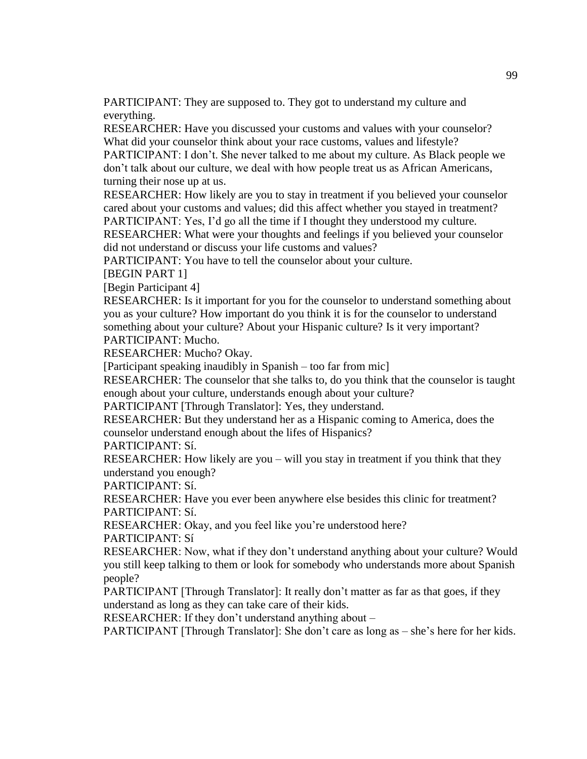PARTICIPANT: They are supposed to. They got to understand my culture and everything.

RESEARCHER: Have you discussed your customs and values with your counselor? What did your counselor think about your race customs, values and lifestyle?

PARTICIPANT: I don't. She never talked to me about my culture. As Black people we don't talk about our culture, we deal with how people treat us as African Americans, turning their nose up at us.

RESEARCHER: How likely are you to stay in treatment if you believed your counselor cared about your customs and values; did this affect whether you stayed in treatment?

PARTICIPANT: Yes, I'd go all the time if I thought they understood my culture.

RESEARCHER: What were your thoughts and feelings if you believed your counselor did not understand or discuss your life customs and values?

PARTICIPANT: You have to tell the counselor about your culture.

[BEGIN PART 1]

[Begin Participant 4]

RESEARCHER: Is it important for you for the counselor to understand something about you as your culture? How important do you think it is for the counselor to understand something about your culture? About your Hispanic culture? Is it very important?

PARTICIPANT: Mucho.

RESEARCHER: Mucho? Okay.

[Participant speaking inaudibly in Spanish – too far from mic]

RESEARCHER: The counselor that she talks to, do you think that the counselor is taught enough about your culture, understands enough about your culture?

PARTICIPANT [Through Translator]: Yes, they understand.

RESEARCHER: But they understand her as a Hispanic coming to America, does the counselor understand enough about the lifes of Hispanics?

PARTICIPANT: Sí.

RESEARCHER: How likely are you – will you stay in treatment if you think that they understand you enough?

PARTICIPANT: Sí.

RESEARCHER: Have you ever been anywhere else besides this clinic for treatment?

PARTICIPANT: Sí.

RESEARCHER: Okay, and you feel like you're understood here?

PARTICIPANT: Sí

RESEARCHER: Now, what if they don't understand anything about your culture? Would you still keep talking to them or look for somebody who understands more about Spanish people?

PARTICIPANT [Through Translator]: It really don't matter as far as that goes, if they understand as long as they can take care of their kids.

RESEARCHER: If they don't understand anything about –

PARTICIPANT [Through Translator]: She don't care as long as – she's here for her kids.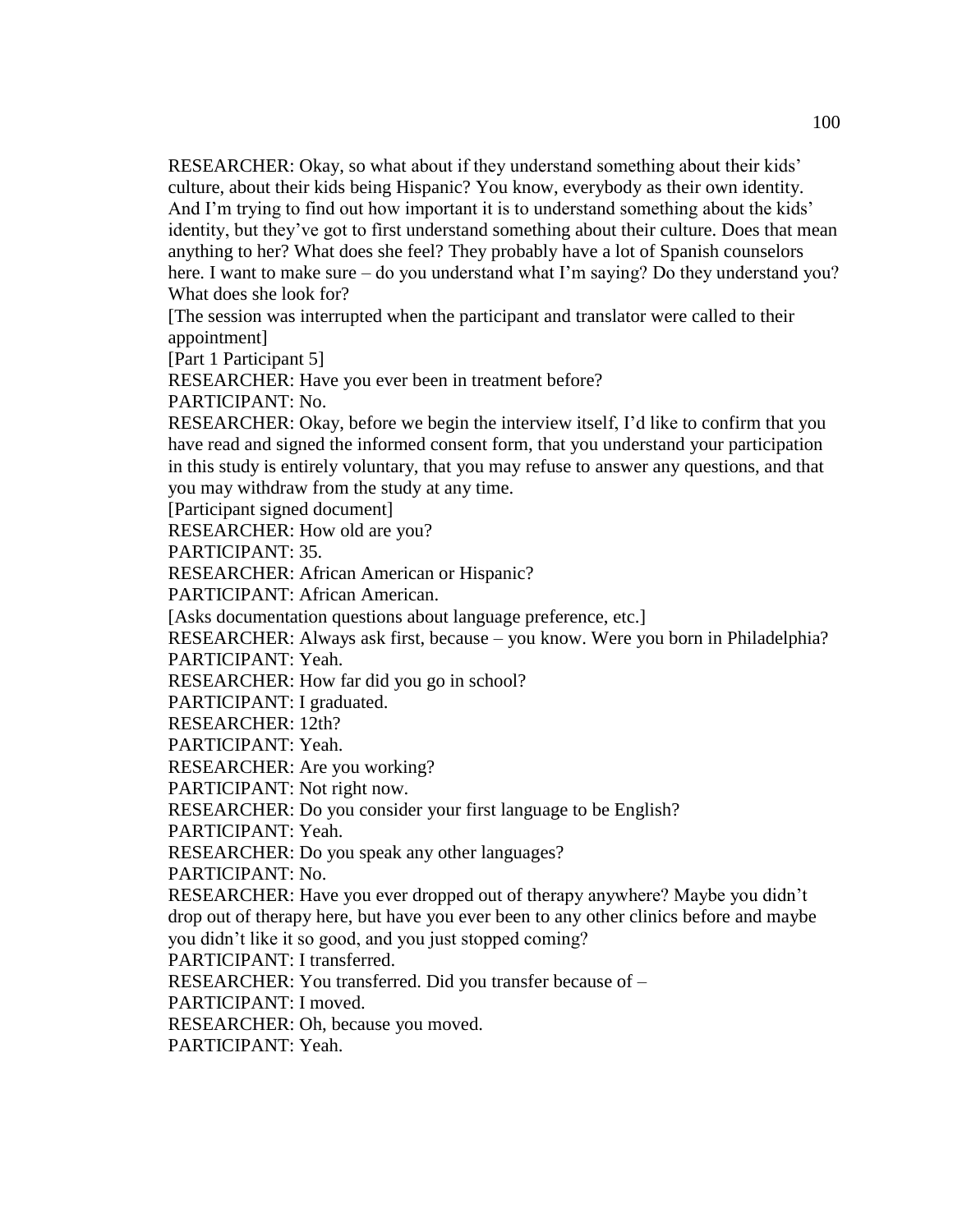RESEARCHER: Okay, so what about if they understand something about their kids' culture, about their kids being Hispanic? You know, everybody as their own identity. And I'm trying to find out how important it is to understand something about the kids' identity, but they've got to first understand something about their culture. Does that mean anything to her? What does she feel? They probably have a lot of Spanish counselors here. I want to make sure – do you understand what I'm saying? Do they understand you? What does she look for?

[The session was interrupted when the participant and translator were called to their appointment]

[Part 1 Participant 5]

RESEARCHER: Have you ever been in treatment before?

PARTICIPANT: No.

RESEARCHER: Okay, before we begin the interview itself, I'd like to confirm that you have read and signed the informed consent form, that you understand your participation in this study is entirely voluntary, that you may refuse to answer any questions, and that you may withdraw from the study at any time.

[Participant signed document]

RESEARCHER: How old are you?

PARTICIPANT: 35.

RESEARCHER: African American or Hispanic?

PARTICIPANT: African American.

[Asks documentation questions about language preference, etc.]

RESEARCHER: Always ask first, because – you know. Were you born in Philadelphia?

PARTICIPANT: Yeah.

RESEARCHER: How far did you go in school?

PARTICIPANT: I graduated.

RESEARCHER: 12th?

PARTICIPANT: Yeah.

RESEARCHER: Are you working?

PARTICIPANT: Not right now.

RESEARCHER: Do you consider your first language to be English?

PARTICIPANT: Yeah.

RESEARCHER: Do you speak any other languages?

PARTICIPANT: No.

RESEARCHER: Have you ever dropped out of therapy anywhere? Maybe you didn't drop out of therapy here, but have you ever been to any other clinics before and maybe you didn't like it so good, and you just stopped coming?

PARTICIPANT: I transferred.

RESEARCHER: You transferred. Did you transfer because of –

PARTICIPANT: I moved.

RESEARCHER: Oh, because you moved.

PARTICIPANT: Yeah.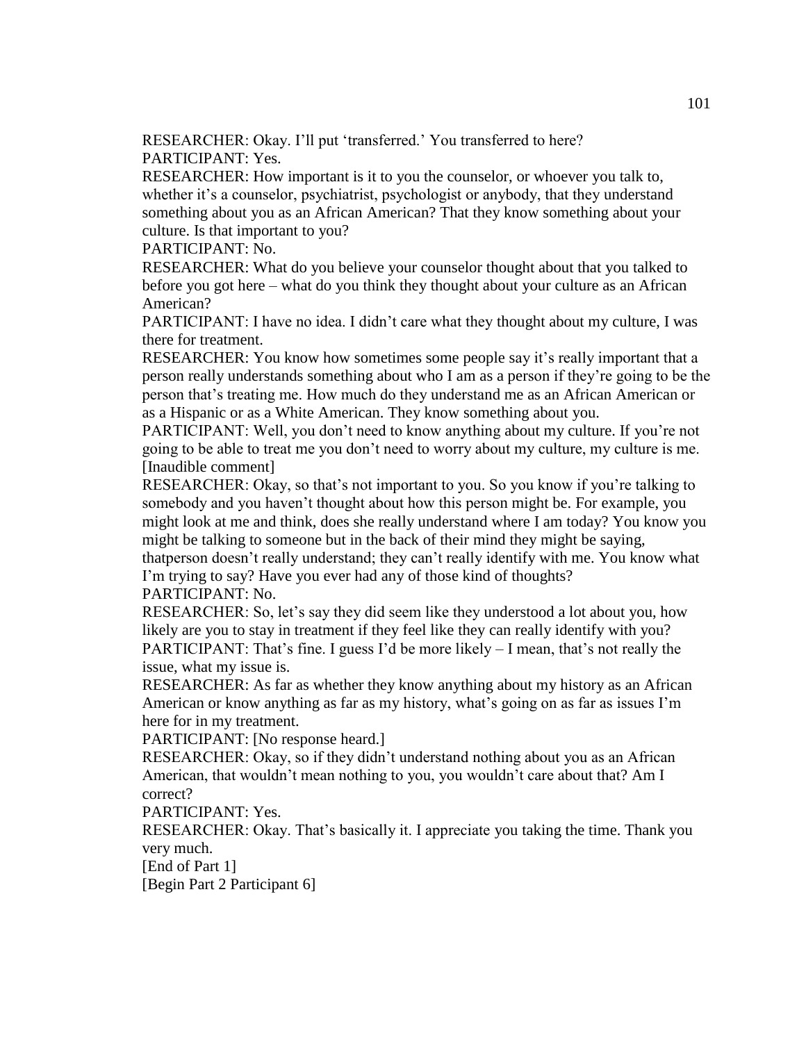RESEARCHER: Okay. I'll put 'transferred.' You transferred to here?
PARTICIPANT: Yes.
RESEARCHER: How important is it to you the counselor, or whoever you talk to, whether it's a counselor, psychiatrist, psychologist or anybody, that they understand something about you as an African American? That they know something about your culture. Is that important to you?
PARTICIPANT: No.
RESEARCHER: What do you believe your counselor thought about that you talked to before you got here – what do you think they thought about your culture as an African American?
PARTICIPANT: I have no idea. I didn't care what they thought about my culture, I was there for treatment.
RESEARCHER: You know how sometimes some people say it's really important that a person really understands something about who I am as a person if they're going to be the person that's treating me. How much do they understand me as an African American or as a Hispanic or as a White American. They know something about you.
PARTICIPANT: Well, you don't need to know anything about my culture. If you're not going to be able to treat me you don't need to worry about my culture, my culture is me. [Inaudible comment]
RESEARCHER: Okay, so that's not important to you. So you know if you're talking to somebody and you haven't thought about how this person might be. For example, you might look at me and think, does she really understand where I am today? You know you might be talking to someone but in the back of their mind they might be saying, thatperson doesn't really understand; they can't really identify with me. You know what I'm trying to say? Have you ever had any of those kind of thoughts?
PARTICIPANT: No.
RESEARCHER: So, let's say they did seem like they understood a lot about you, how likely are you to stay in treatment if they feel like they can really identify with you?
PARTICIPANT: That's fine. I guess I'd be more likely – I mean, that's not really the issue, what my issue is.
RESEARCHER: As far as whether they know anything about my history as an African American or know anything as far as my history, what's going on as far as issues I'm here for in my treatment.
PARTICIPANT: [No response heard.]
RESEARCHER: Okay, so if they didn't understand nothing about you as an African American, that wouldn't mean nothing to you, you wouldn't care about that? Am I correct?
PARTICIPANT: Yes.
RESEARCHER: Okay. That's basically it. I appreciate you taking the time. Thank you very much.
[End of Part 1]
[Begin Part 2 Participant 6]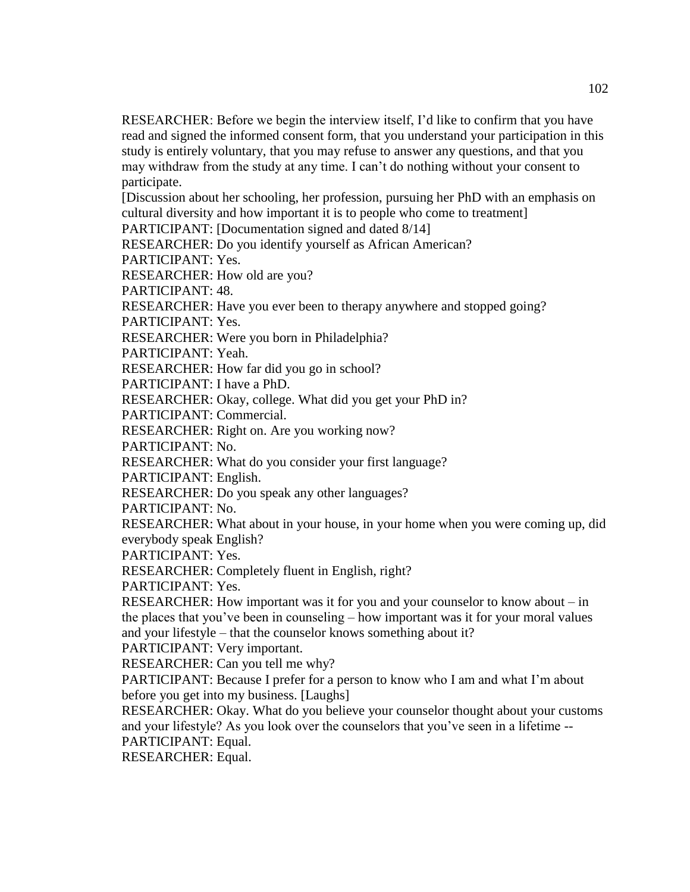RESEARCHER: Before we begin the interview itself, I'd like to confirm that you have read and signed the informed consent form, that you understand your participation in this study is entirely voluntary, that you may refuse to answer any questions, and that you may withdraw from the study at any time. I can't do nothing without your consent to participate.

[Discussion about her schooling, her profession, pursuing her PhD with an emphasis on cultural diversity and how important it is to people who come to treatment]

PARTICIPANT: [Documentation signed and dated 8/14]

RESEARCHER: Do you identify yourself as African American?

PARTICIPANT: Yes.

RESEARCHER: How old are you?

PARTICIPANT: 48.

RESEARCHER: Have you ever been to therapy anywhere and stopped going?

PARTICIPANT: Yes.

RESEARCHER: Were you born in Philadelphia?

PARTICIPANT: Yeah.

RESEARCHER: How far did you go in school?

PARTICIPANT: I have a PhD.

RESEARCHER: Okay, college. What did you get your PhD in?

PARTICIPANT: Commercial.

RESEARCHER: Right on. Are you working now?

PARTICIPANT: No.

RESEARCHER: What do you consider your first language?

PARTICIPANT: English.

RESEARCHER: Do you speak any other languages?

PARTICIPANT: No.

RESEARCHER: What about in your house, in your home when you were coming up, did everybody speak English?

PARTICIPANT: Yes.

RESEARCHER: Completely fluent in English, right?

PARTICIPANT: Yes.

RESEARCHER: How important was it for you and your counselor to know about – in the places that you've been in counseling – how important was it for your moral values and your lifestyle – that the counselor knows something about it?

PARTICIPANT: Very important.

RESEARCHER: Can you tell me why?

PARTICIPANT: Because I prefer for a person to know who I am and what I'm about before you get into my business. [Laughs]

RESEARCHER: Okay. What do you believe your counselor thought about your customs and your lifestyle? As you look over the counselors that you've seen in a lifetime --

PARTICIPANT: Equal.

RESEARCHER: Equal.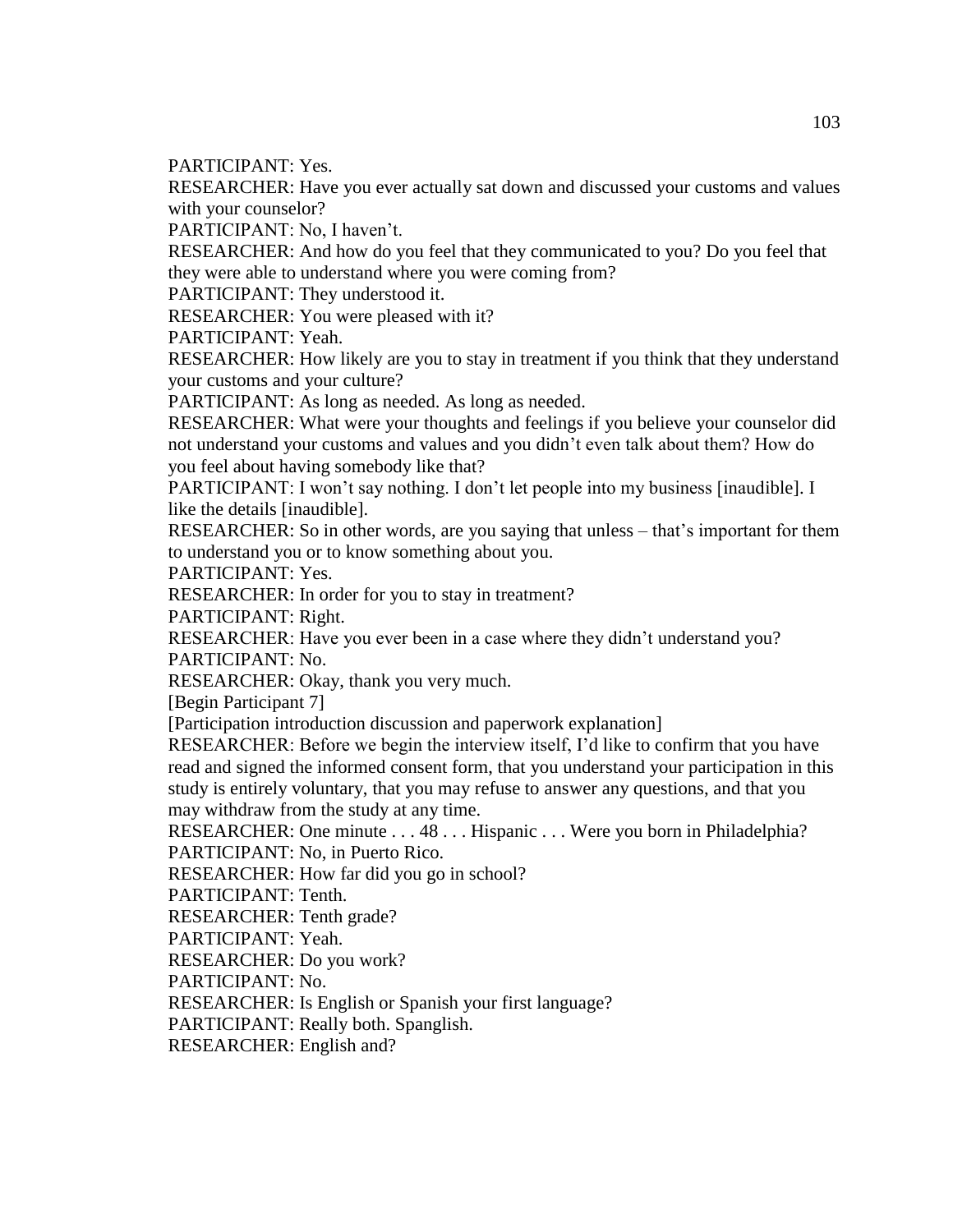PARTICIPANT: Yes.

RESEARCHER: Have you ever actually sat down and discussed your customs and values with your counselor?

PARTICIPANT: No, I haven't.

RESEARCHER: And how do you feel that they communicated to you? Do you feel that they were able to understand where you were coming from?

PARTICIPANT: They understood it.

RESEARCHER: You were pleased with it?

PARTICIPANT: Yeah.

RESEARCHER: How likely are you to stay in treatment if you think that they understand your customs and your culture?

PARTICIPANT: As long as needed. As long as needed.

RESEARCHER: What were your thoughts and feelings if you believe your counselor did not understand your customs and values and you didn't even talk about them? How do you feel about having somebody like that?

PARTICIPANT: I won't say nothing. I don't let people into my business [inaudible]. I like the details [inaudible].

RESEARCHER: So in other words, are you saying that unless – that's important for them to understand you or to know something about you.

PARTICIPANT: Yes.

RESEARCHER: In order for you to stay in treatment?

PARTICIPANT: Right.

RESEARCHER: Have you ever been in a case where they didn't understand you?

PARTICIPANT: No.

RESEARCHER: Okay, thank you very much.

[Begin Participant 7]

[Participation introduction discussion and paperwork explanation]

RESEARCHER: Before we begin the interview itself, I'd like to confirm that you have read and signed the informed consent form, that you understand your participation in this study is entirely voluntary, that you may refuse to answer any questions, and that you may withdraw from the study at any time.

RESEARCHER: One minute . . . 48 . . . Hispanic . . . Were you born in Philadelphia?

PARTICIPANT: No, in Puerto Rico.

RESEARCHER: How far did you go in school?

PARTICIPANT: Tenth.

RESEARCHER: Tenth grade?

PARTICIPANT: Yeah.

RESEARCHER: Do you work?

PARTICIPANT: No.

RESEARCHER: Is English or Spanish your first language?

PARTICIPANT: Really both. Spanglish.

RESEARCHER: English and?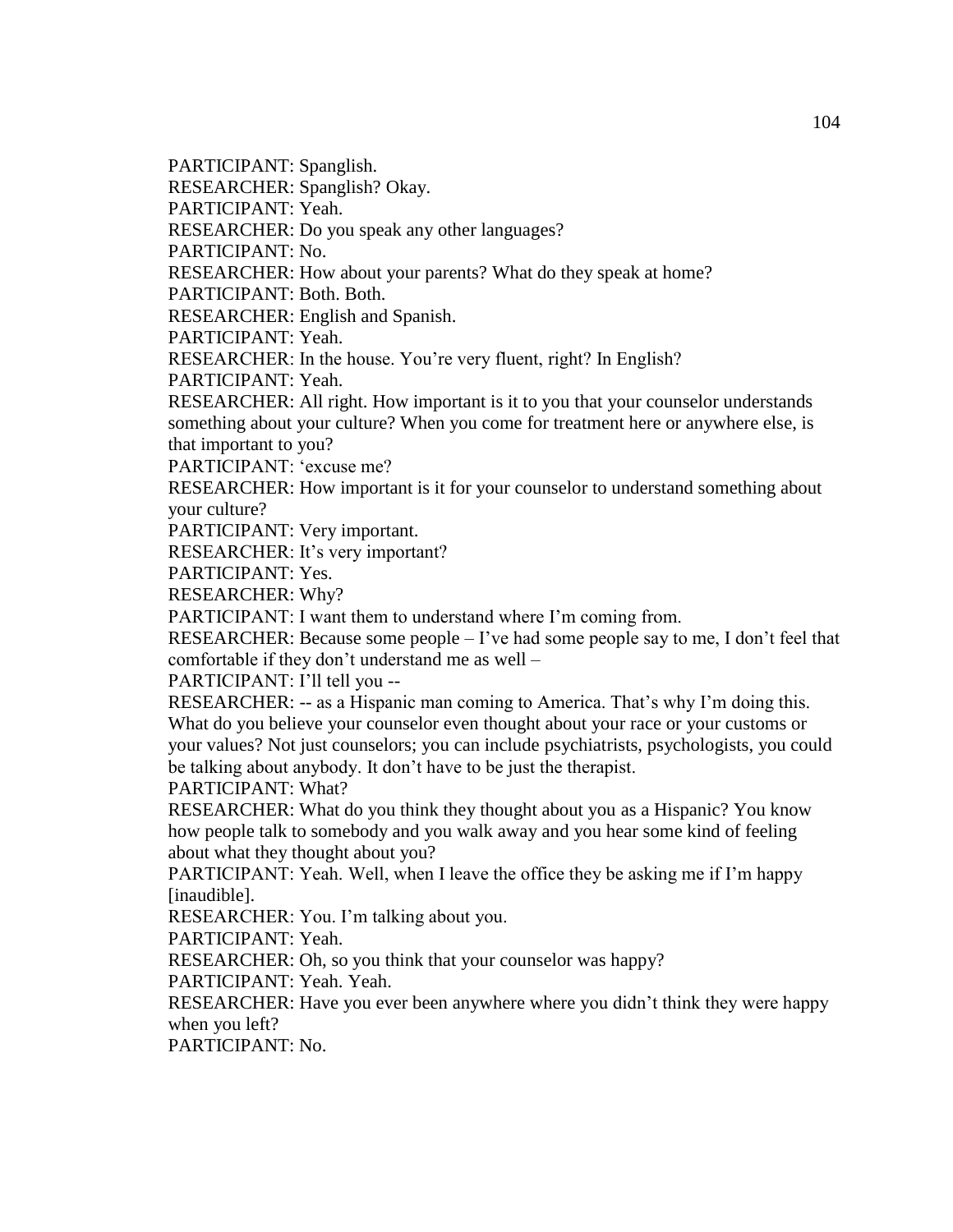PARTICIPANT: Spanglish.

RESEARCHER: Spanglish? Okay.

PARTICIPANT: Yeah.

RESEARCHER: Do you speak any other languages?

PARTICIPANT: No.

RESEARCHER: How about your parents? What do they speak at home?

PARTICIPANT: Both. Both.

RESEARCHER: English and Spanish.

PARTICIPANT: Yeah.

RESEARCHER: In the house. You're very fluent, right? In English?

PARTICIPANT: Yeah.

RESEARCHER: All right. How important is it to you that your counselor understands something about your culture? When you come for treatment here or anywhere else, is that important to you?

PARTICIPANT: 'excuse me?

RESEARCHER: How important is it for your counselor to understand something about your culture?

PARTICIPANT: Very important.

RESEARCHER: It's very important?

PARTICIPANT: Yes.

RESEARCHER: Why?

PARTICIPANT: I want them to understand where I'm coming from.

RESEARCHER: Because some people – I've had some people say to me, I don't feel that comfortable if they don't understand me as well –

PARTICIPANT: I'll tell you --

RESEARCHER: -- as a Hispanic man coming to America. That's why I'm doing this. What do you believe your counselor even thought about your race or your customs or your values? Not just counselors; you can include psychiatrists, psychologists, you could be talking about anybody. It don't have to be just the therapist.

PARTICIPANT: What?

RESEARCHER: What do you think they thought about you as a Hispanic? You know how people talk to somebody and you walk away and you hear some kind of feeling about what they thought about you?

PARTICIPANT: Yeah. Well, when I leave the office they be asking me if I'm happy [inaudible].

RESEARCHER: You. I'm talking about you.

PARTICIPANT: Yeah.

RESEARCHER: Oh, so you think that your counselor was happy?

PARTICIPANT: Yeah. Yeah.

RESEARCHER: Have you ever been anywhere where you didn't think they were happy when you left?

PARTICIPANT: No.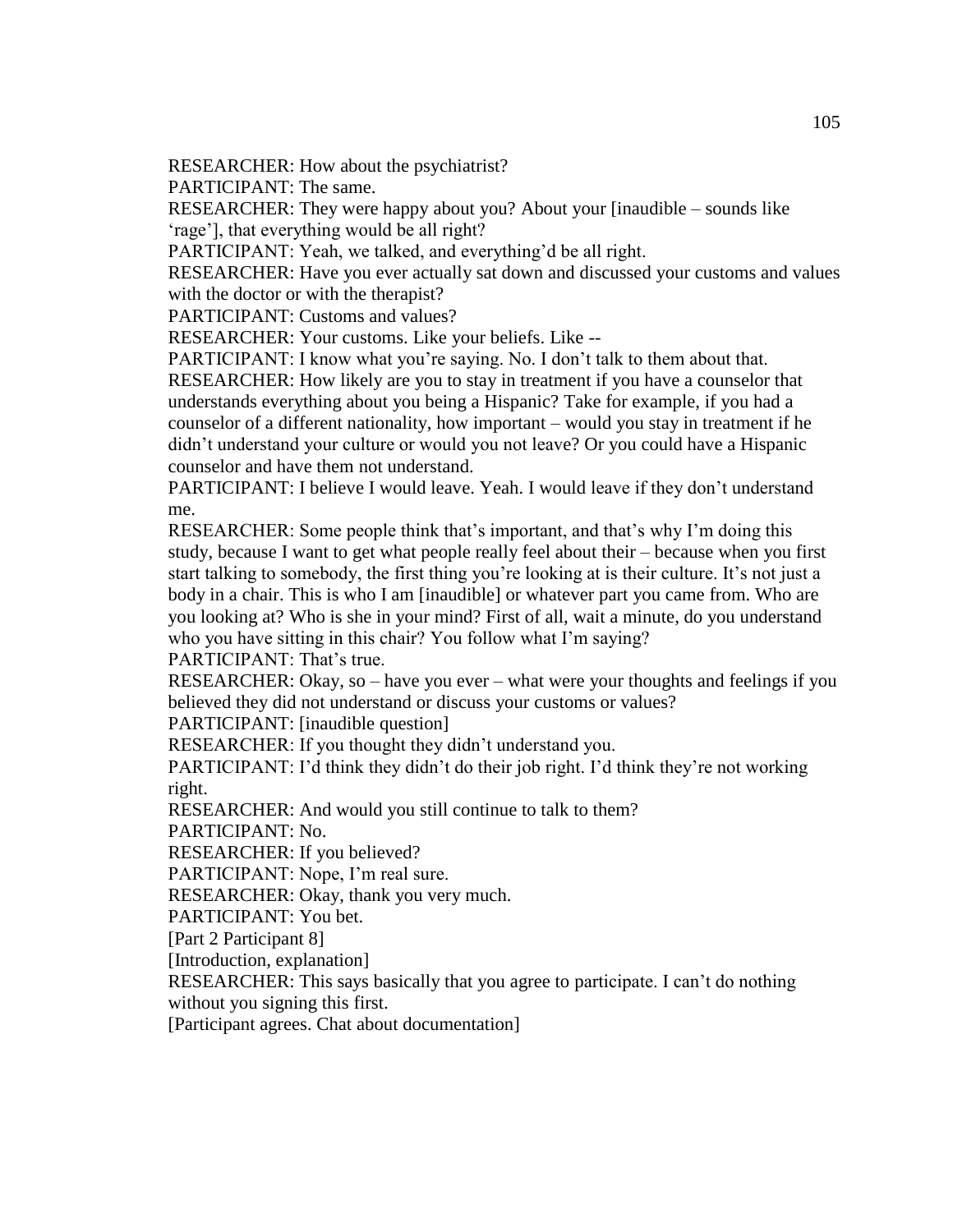RESEARCHER: How about the psychiatrist?

PARTICIPANT: The same.

RESEARCHER: They were happy about you? About your [inaudible – sounds like 'rage'], that everything would be all right?

PARTICIPANT: Yeah, we talked, and everything'd be all right.

RESEARCHER: Have you ever actually sat down and discussed your customs and values with the doctor or with the therapist?

PARTICIPANT: Customs and values?

RESEARCHER: Your customs. Like your beliefs. Like --

PARTICIPANT: I know what you're saying. No. I don't talk to them about that.

RESEARCHER: How likely are you to stay in treatment if you have a counselor that understands everything about you being a Hispanic? Take for example, if you had a counselor of a different nationality, how important – would you stay in treatment if he didn't understand your culture or would you not leave? Or you could have a Hispanic counselor and have them not understand.

PARTICIPANT: I believe I would leave. Yeah. I would leave if they don't understand me.

RESEARCHER: Some people think that's important, and that's why I'm doing this study, because I want to get what people really feel about their – because when you first start talking to somebody, the first thing you're looking at is their culture. It's not just a body in a chair. This is who I am [inaudible] or whatever part you came from. Who are you looking at? Who is she in your mind? First of all, wait a minute, do you understand who you have sitting in this chair? You follow what I'm saying?

PARTICIPANT: That's true.

RESEARCHER: Okay, so – have you ever – what were your thoughts and feelings if you believed they did not understand or discuss your customs or values?

PARTICIPANT: [inaudible question]

RESEARCHER: If you thought they didn't understand you.

PARTICIPANT: I'd think they didn't do their job right. I'd think they're not working right.

RESEARCHER: And would you still continue to talk to them?

PARTICIPANT: No.

RESEARCHER: If you believed?

PARTICIPANT: Nope, I'm real sure.

RESEARCHER: Okay, thank you very much.

PARTICIPANT: You bet.

[Part 2 Participant 8]

[Introduction, explanation]

RESEARCHER: This says basically that you agree to participate. I can't do nothing without you signing this first.

[Participant agrees. Chat about documentation]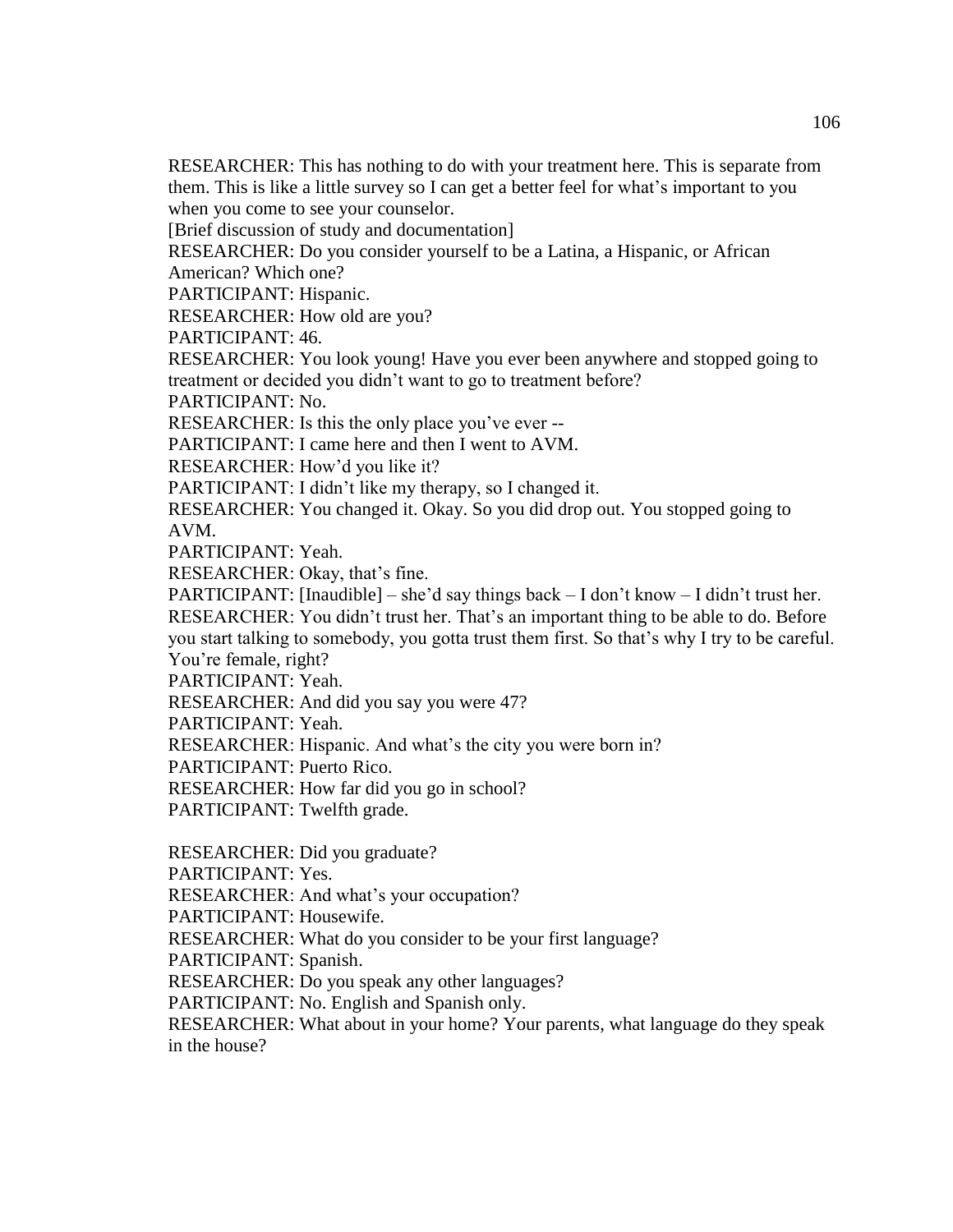RESEARCHER: This has nothing to do with your treatment here. This is separate from them. This is like a little survey so I can get a better feel for what's important to you when you come to see your counselor.

[Brief discussion of study and documentation]

RESEARCHER: Do you consider yourself to be a Latina, a Hispanic, or African American? Which one?

PARTICIPANT: Hispanic.

RESEARCHER: How old are you?

PARTICIPANT: 46.

RESEARCHER: You look young! Have you ever been anywhere and stopped going to treatment or decided you didn't want to go to treatment before?

PARTICIPANT: No.

RESEARCHER: Is this the only place you've ever --

PARTICIPANT: I came here and then I went to AVM.

RESEARCHER: How'd you like it?

PARTICIPANT: I didn't like my therapy, so I changed it.

RESEARCHER: You changed it. Okay. So you did drop out. You stopped going to AVM.

PARTICIPANT: Yeah.

RESEARCHER: Okay, that's fine.

PARTICIPANT: [Inaudible] – she'd say things back – I don't know – I didn't trust her.

RESEARCHER: You didn't trust her. That's an important thing to be able to do. Before you start talking to somebody, you gotta trust them first. So that's why I try to be careful. You're female, right?

PARTICIPANT: Yeah.

RESEARCHER: And did you say you were 47?

PARTICIPANT: Yeah.

RESEARCHER: Hispanic. And what's the city you were born in?

PARTICIPANT: Puerto Rico.

RESEARCHER: How far did you go in school?

PARTICIPANT: Twelfth grade.

RESEARCHER: Did you graduate?

PARTICIPANT: Yes.

RESEARCHER: And what's your occupation?

PARTICIPANT: Housewife.

RESEARCHER: What do you consider to be your first language?

PARTICIPANT: Spanish.

RESEARCHER: Do you speak any other languages?

PARTICIPANT: No. English and Spanish only.

RESEARCHER: What about in your home? Your parents, what language do they speak in the house?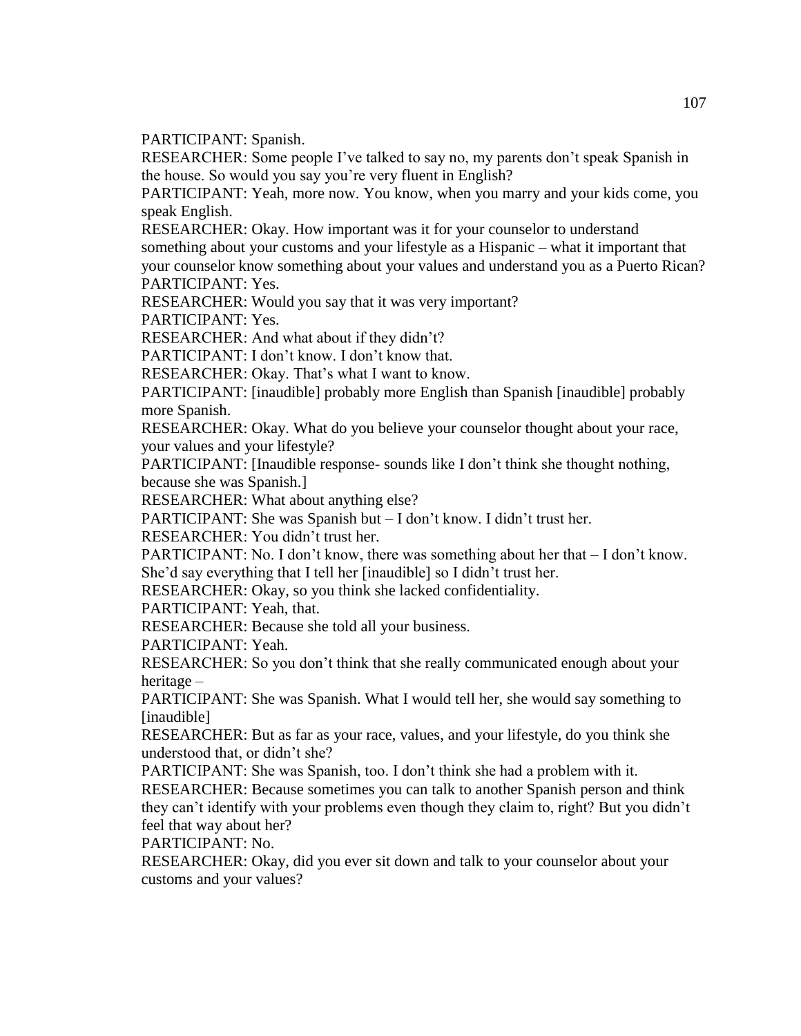PARTICIPANT: Spanish.

RESEARCHER: Some people I've talked to say no, my parents don't speak Spanish in the house. So would you say you're very fluent in English?

PARTICIPANT: Yeah, more now. You know, when you marry and your kids come, you speak English.

RESEARCHER: Okay. How important was it for your counselor to understand something about your customs and your lifestyle as a Hispanic – what it important that your counselor know something about your values and understand you as a Puerto Rican?

PARTICIPANT: Yes.

RESEARCHER: Would you say that it was very important?

PARTICIPANT: Yes.

RESEARCHER: And what about if they didn't?

PARTICIPANT: I don't know. I don't know that.

RESEARCHER: Okay. That's what I want to know.

PARTICIPANT: [inaudible] probably more English than Spanish [inaudible] probably more Spanish.

RESEARCHER: Okay. What do you believe your counselor thought about your race, your values and your lifestyle?

PARTICIPANT: [Inaudible response- sounds like I don't think she thought nothing, because she was Spanish.]

RESEARCHER: What about anything else?

PARTICIPANT: She was Spanish but – I don't know. I didn't trust her.

RESEARCHER: You didn't trust her.

PARTICIPANT: No. I don't know, there was something about her that – I don't know. She'd say everything that I tell her [inaudible] so I didn't trust her.

RESEARCHER: Okay, so you think she lacked confidentiality.

PARTICIPANT: Yeah, that.

RESEARCHER: Because she told all your business.

PARTICIPANT: Yeah.

RESEARCHER: So you don't think that she really communicated enough about your heritage –

PARTICIPANT: She was Spanish. What I would tell her, she would say something to [inaudible]

RESEARCHER: But as far as your race, values, and your lifestyle, do you think she understood that, or didn't she?

PARTICIPANT: She was Spanish, too. I don't think she had a problem with it.

RESEARCHER: Because sometimes you can talk to another Spanish person and think they can't identify with your problems even though they claim to, right? But you didn't feel that way about her?

PARTICIPANT: No.

RESEARCHER: Okay, did you ever sit down and talk to your counselor about your customs and your values?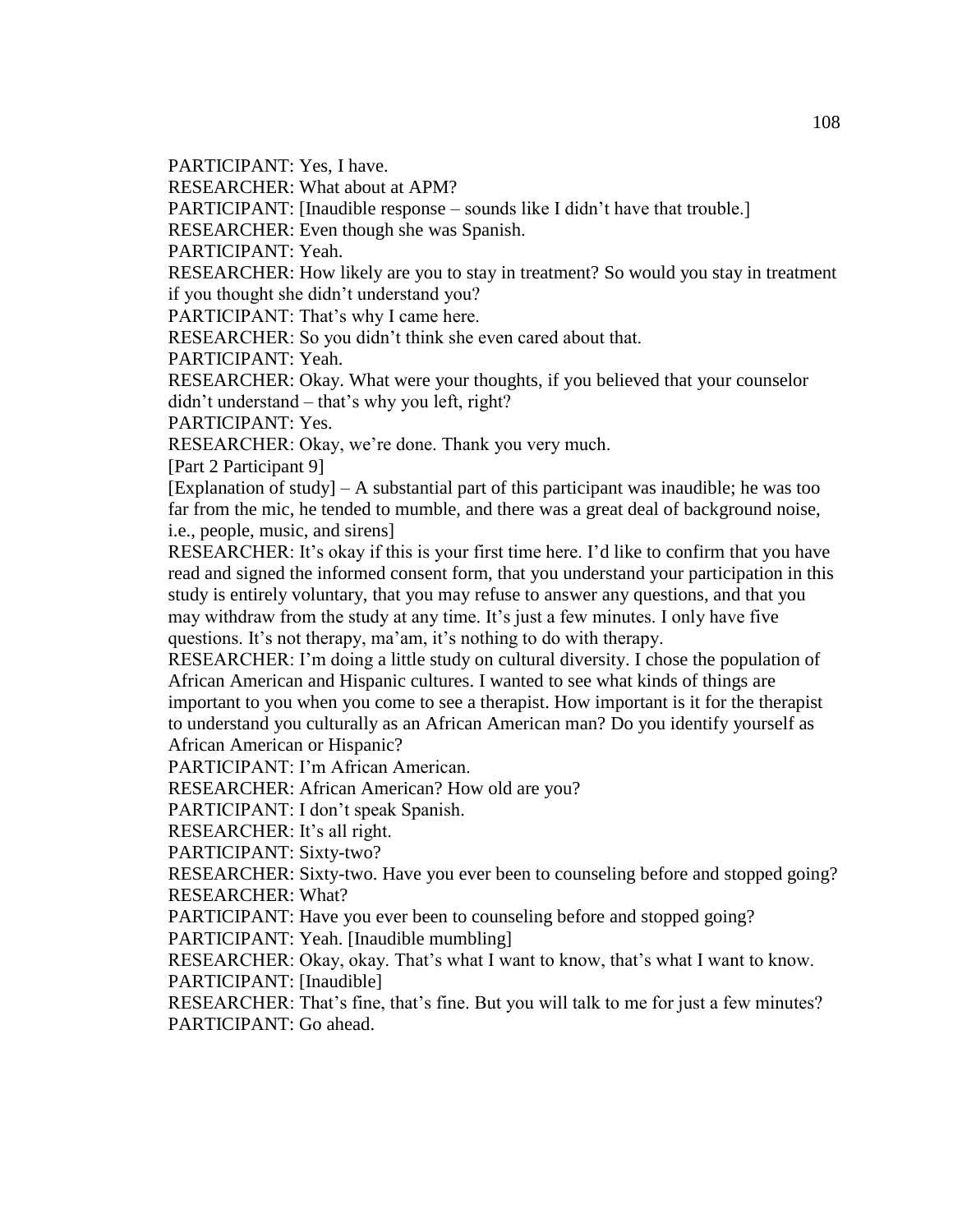PARTICIPANT: Yes, I have.

RESEARCHER: What about at APM?

PARTICIPANT: [Inaudible response – sounds like I didn't have that trouble.]

RESEARCHER: Even though she was Spanish.

PARTICIPANT: Yeah.

RESEARCHER: How likely are you to stay in treatment? So would you stay in treatment if you thought she didn't understand you?

PARTICIPANT: That's why I came here.

RESEARCHER: So you didn't think she even cared about that.

PARTICIPANT: Yeah.

RESEARCHER: Okay. What were your thoughts, if you believed that your counselor didn't understand – that's why you left, right?

PARTICIPANT: Yes.

RESEARCHER: Okay, we're done. Thank you very much.

[Part 2 Participant 9]

[Explanation of study] – A substantial part of this participant was inaudible; he was too far from the mic, he tended to mumble, and there was a great deal of background noise, i.e., people, music, and sirens]

RESEARCHER: It's okay if this is your first time here. I'd like to confirm that you have read and signed the informed consent form, that you understand your participation in this study is entirely voluntary, that you may refuse to answer any questions, and that you may withdraw from the study at any time. It's just a few minutes. I only have five questions. It's not therapy, ma'am, it's nothing to do with therapy.

RESEARCHER: I'm doing a little study on cultural diversity. I chose the population of African American and Hispanic cultures. I wanted to see what kinds of things are important to you when you come to see a therapist. How important is it for the therapist to understand you culturally as an African American man? Do you identify yourself as African American or Hispanic?

PARTICIPANT: I'm African American.

RESEARCHER: African American? How old are you?

PARTICIPANT: I don't speak Spanish.

RESEARCHER: It's all right.

PARTICIPANT: Sixty-two?

RESEARCHER: Sixty-two. Have you ever been to counseling before and stopped going?

RESEARCHER: What?

PARTICIPANT: Have you ever been to counseling before and stopped going?

PARTICIPANT: Yeah. [Inaudible mumbling]

RESEARCHER: Okay, okay. That's what I want to know, that's what I want to know.

PARTICIPANT: [Inaudible]

RESEARCHER: That's fine, that's fine. But you will talk to me for just a few minutes?

PARTICIPANT: Go ahead.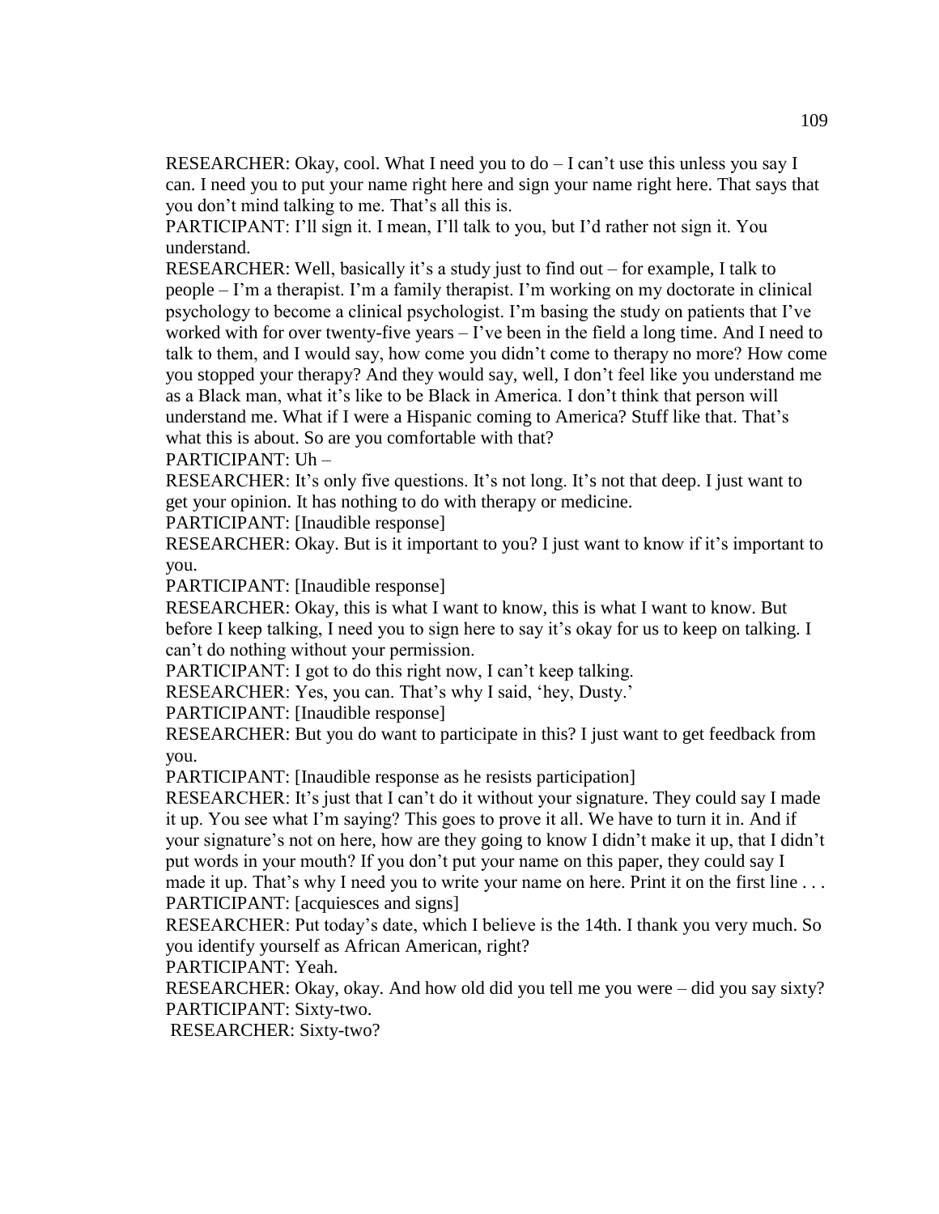RESEARCHER: Okay, cool. What I need you to do – I can't use this unless you say I can. I need you to put your name right here and sign your name right here. That says that you don't mind talking to me. That's all this is.

PARTICIPANT: I'll sign it. I mean, I'll talk to you, but I'd rather not sign it. You understand.

RESEARCHER: Well, basically it's a study just to find out – for example, I talk to people – I'm a therapist. I'm a family therapist. I'm working on my doctorate in clinical psychology to become a clinical psychologist. I'm basing the study on patients that I've worked with for over twenty-five years – I've been in the field a long time. And I need to talk to them, and I would say, how come you didn't come to therapy no more? How come you stopped your therapy? And they would say, well, I don't feel like you understand me as a Black man, what it's like to be Black in America. I don't think that person will understand me. What if I were a Hispanic coming to America? Stuff like that. That's what this is about. So are you comfortable with that?

PARTICIPANT: Uh –

RESEARCHER: It's only five questions. It's not long. It's not that deep. I just want to get your opinion. It has nothing to do with therapy or medicine.

PARTICIPANT: [Inaudible response]

RESEARCHER: Okay. But is it important to you? I just want to know if it's important to you.

PARTICIPANT: [Inaudible response]

RESEARCHER: Okay, this is what I want to know, this is what I want to know. But before I keep talking, I need you to sign here to say it's okay for us to keep on talking. I can't do nothing without your permission.

PARTICIPANT: I got to do this right now, I can't keep talking.

RESEARCHER: Yes, you can. That's why I said, 'hey, Dusty.'

PARTICIPANT: [Inaudible response]

RESEARCHER: But you do want to participate in this? I just want to get feedback from you.

PARTICIPANT: [Inaudible response as he resists participation]

RESEARCHER: It's just that I can't do it without your signature. They could say I made it up. You see what I'm saying? This goes to prove it all. We have to turn it in. And if your signature's not on here, how are they going to know I didn't make it up, that I didn't put words in your mouth? If you don't put your name on this paper, they could say I made it up. That's why I need you to write your name on here. Print it on the first line . . .

PARTICIPANT: [acquiesces and signs]

RESEARCHER: Put today's date, which I believe is the 14th. I thank you very much. So you identify yourself as African American, right?

PARTICIPANT: Yeah.

RESEARCHER: Okay, okay. And how old did you tell me you were – did you say sixty?

PARTICIPANT: Sixty-two.

RESEARCHER: Sixty-two?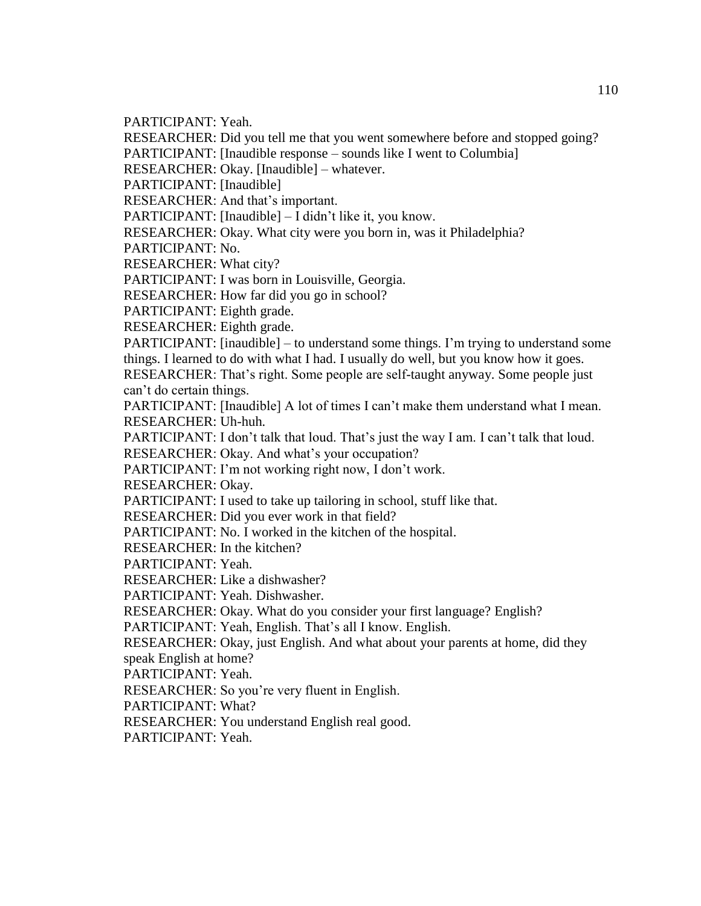PARTICIPANT: Yeah.

RESEARCHER: Did you tell me that you went somewhere before and stopped going?

PARTICIPANT: [Inaudible response – sounds like I went to Columbia]

RESEARCHER: Okay. [Inaudible] – whatever.

PARTICIPANT: [Inaudible]

RESEARCHER: And that's important.

PARTICIPANT: [Inaudible] – I didn't like it, you know.

RESEARCHER: Okay. What city were you born in, was it Philadelphia?

PARTICIPANT: No.

RESEARCHER: What city?

PARTICIPANT: I was born in Louisville, Georgia.

RESEARCHER: How far did you go in school?

PARTICIPANT: Eighth grade.

RESEARCHER: Eighth grade.

PARTICIPANT: [inaudible] – to understand some things. I'm trying to understand some things. I learned to do with what I had. I usually do well, but you know how it goes.

RESEARCHER: That's right. Some people are self-taught anyway. Some people just can't do certain things.

PARTICIPANT: [Inaudible] A lot of times I can't make them understand what I mean.

RESEARCHER: Uh-huh.

PARTICIPANT: I don't talk that loud. That's just the way I am. I can't talk that loud.

RESEARCHER: Okay. And what's your occupation?

PARTICIPANT: I'm not working right now, I don't work.

RESEARCHER: Okay.

PARTICIPANT: I used to take up tailoring in school, stuff like that.

RESEARCHER: Did you ever work in that field?

PARTICIPANT: No. I worked in the kitchen of the hospital.

RESEARCHER: In the kitchen?

PARTICIPANT: Yeah.

RESEARCHER: Like a dishwasher?

PARTICIPANT: Yeah. Dishwasher.

RESEARCHER: Okay. What do you consider your first language? English?

PARTICIPANT: Yeah, English. That's all I know. English.

RESEARCHER: Okay, just English. And what about your parents at home, did they speak English at home?

PARTICIPANT: Yeah.

RESEARCHER: So you're very fluent in English.

PARTICIPANT: What?

RESEARCHER: You understand English real good.

PARTICIPANT: Yeah.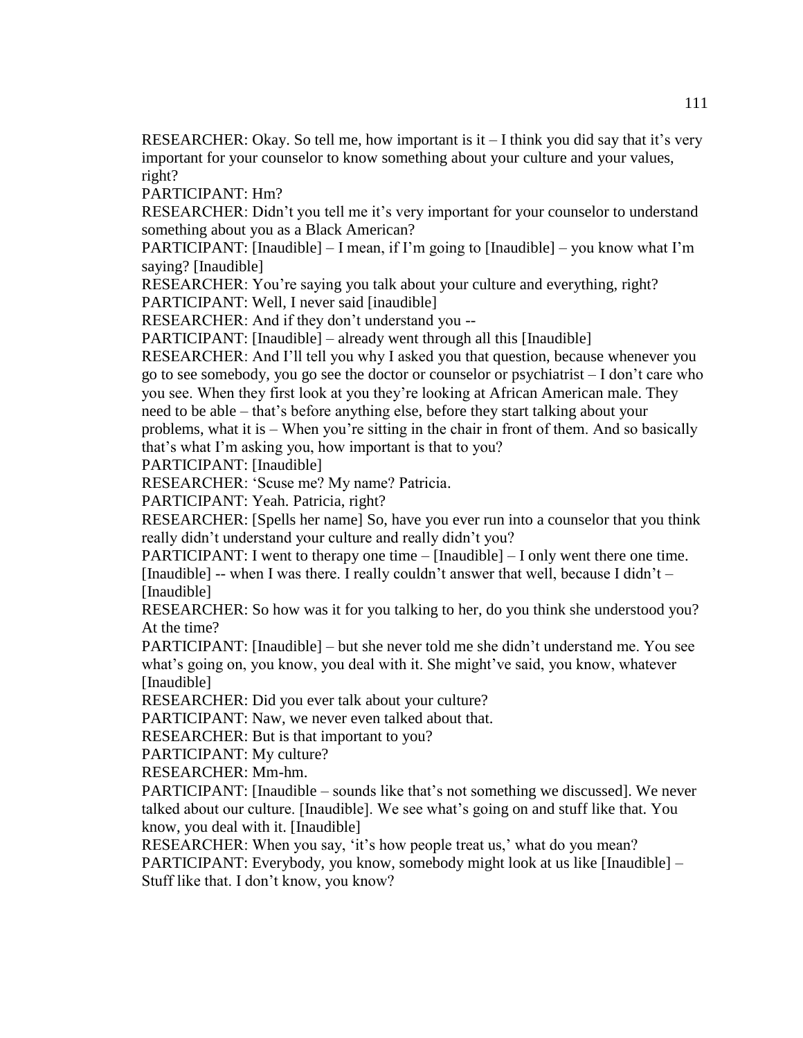RESEARCHER: Okay. So tell me, how important is it – I think you did say that it's very important for your counselor to know something about your culture and your values, right?

PARTICIPANT: Hm?

RESEARCHER: Didn't you tell me it's very important for your counselor to understand something about you as a Black American?

PARTICIPANT: [Inaudible] – I mean, if I'm going to [Inaudible] – you know what I'm saying? [Inaudible]

RESEARCHER: You're saying you talk about your culture and everything, right?

PARTICIPANT: Well, I never said [inaudible]

RESEARCHER: And if they don't understand you --

PARTICIPANT: [Inaudible] – already went through all this [Inaudible]

RESEARCHER: And I'll tell you why I asked you that question, because whenever you go to see somebody, you go see the doctor or counselor or psychiatrist – I don't care who you see. When they first look at you they're looking at African American male. They need to be able – that's before anything else, before they start talking about your problems, what it is – When you're sitting in the chair in front of them. And so basically that's what I'm asking you, how important is that to you?

PARTICIPANT: [Inaudible]

RESEARCHER: 'Scuse me? My name? Patricia.

PARTICIPANT: Yeah. Patricia, right?

RESEARCHER: [Spells her name] So, have you ever run into a counselor that you think really didn't understand your culture and really didn't you?

PARTICIPANT: I went to therapy one time – [Inaudible] – I only went there one time. [Inaudible] -- when I was there. I really couldn't answer that well, because I didn't – [Inaudible]

RESEARCHER: So how was it for you talking to her, do you think she understood you? At the time?

PARTICIPANT: [Inaudible] – but she never told me she didn't understand me. You see what's going on, you know, you deal with it. She might've said, you know, whatever [Inaudible]

RESEARCHER: Did you ever talk about your culture?

PARTICIPANT: Naw, we never even talked about that.

RESEARCHER: But is that important to you?

PARTICIPANT: My culture?

RESEARCHER: Mm-hm.

PARTICIPANT: [Inaudible – sounds like that's not something we discussed]. We never talked about our culture. [Inaudible]. We see what's going on and stuff like that. You know, you deal with it. [Inaudible]

RESEARCHER: When you say, 'it's how people treat us,' what do you mean?

PARTICIPANT: Everybody, you know, somebody might look at us like [Inaudible] – Stuff like that. I don't know, you know?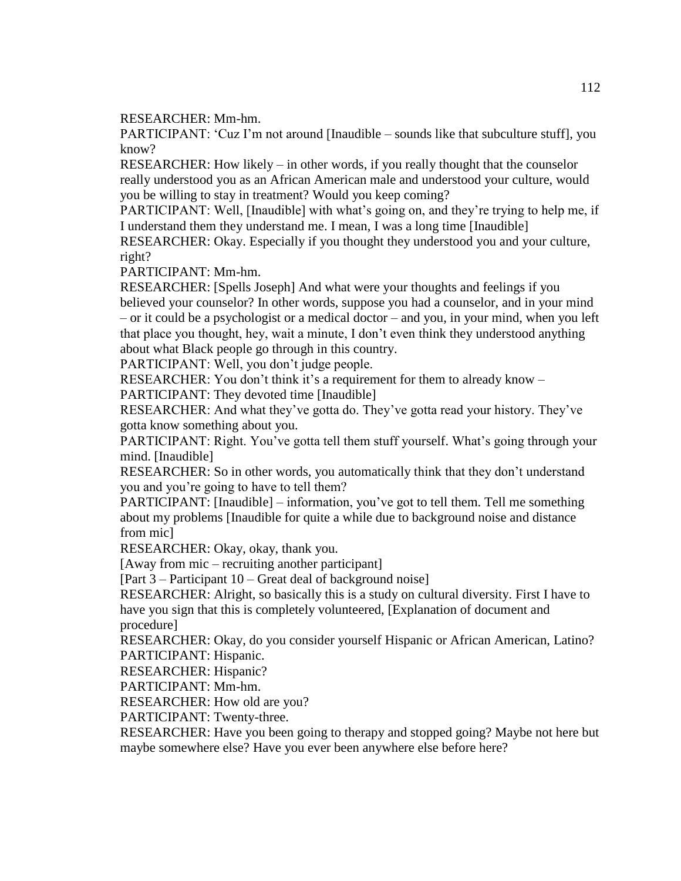RESEARCHER: Mm-hm.

PARTICIPANT: 'Cuz I'm not around [Inaudible – sounds like that subculture stuff], you know?

RESEARCHER: How likely – in other words, if you really thought that the counselor really understood you as an African American male and understood your culture, would you be willing to stay in treatment? Would you keep coming?

PARTICIPANT: Well, [Inaudible] with what's going on, and they're trying to help me, if I understand them they understand me. I mean, I was a long time [Inaudible]

RESEARCHER: Okay. Especially if you thought they understood you and your culture, right?

PARTICIPANT: Mm-hm.

RESEARCHER: [Spells Joseph] And what were your thoughts and feelings if you believed your counselor? In other words, suppose you had a counselor, and in your mind – or it could be a psychologist or a medical doctor – and you, in your mind, when you left that place you thought, hey, wait a minute, I don't even think they understood anything about what Black people go through in this country.

PARTICIPANT: Well, you don't judge people.

RESEARCHER: You don't think it's a requirement for them to already know –

PARTICIPANT: They devoted time [Inaudible]

RESEARCHER: And what they've gotta do. They've gotta read your history. They've gotta know something about you.

PARTICIPANT: Right. You've gotta tell them stuff yourself. What's going through your mind. [Inaudible]

RESEARCHER: So in other words, you automatically think that they don't understand you and you're going to have to tell them?

PARTICIPANT: [Inaudible] – information, you've got to tell them. Tell me something about my problems [Inaudible for quite a while due to background noise and distance from mic]

RESEARCHER: Okay, okay, thank you.

[Away from mic – recruiting another participant]

[Part 3 – Participant 10 – Great deal of background noise]

RESEARCHER: Alright, so basically this is a study on cultural diversity. First I have to have you sign that this is completely volunteered, [Explanation of document and procedure]

RESEARCHER: Okay, do you consider yourself Hispanic or African American, Latino?

PARTICIPANT: Hispanic.

RESEARCHER: Hispanic?

PARTICIPANT: Mm-hm.

RESEARCHER: How old are you?

PARTICIPANT: Twenty-three.

RESEARCHER: Have you been going to therapy and stopped going? Maybe not here but maybe somewhere else? Have you ever been anywhere else before here?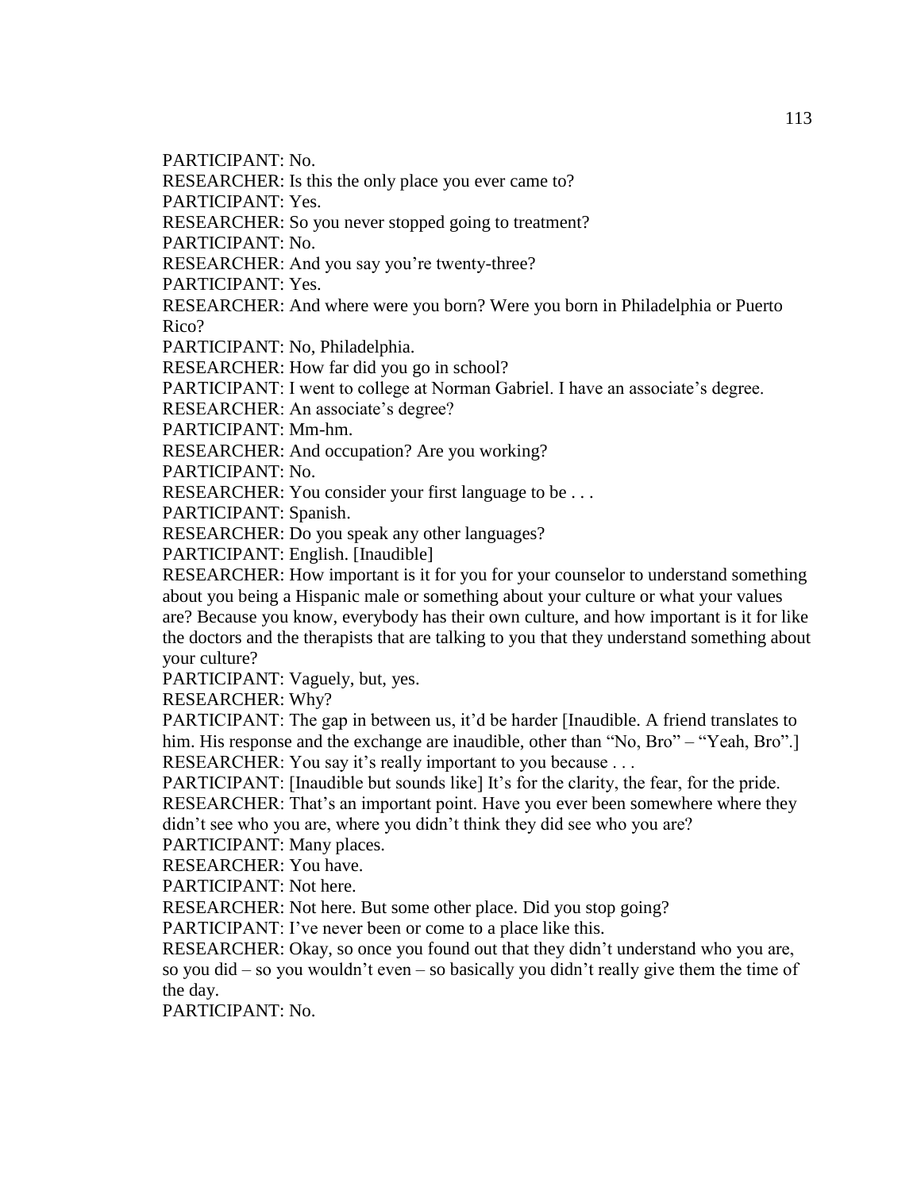PARTICIPANT: No.

RESEARCHER: Is this the only place you ever came to?

PARTICIPANT: Yes.

RESEARCHER: So you never stopped going to treatment?

PARTICIPANT: No.

RESEARCHER: And you say you're twenty-three?

PARTICIPANT: Yes.

RESEARCHER: And where were you born? Were you born in Philadelphia or Puerto Rico?

PARTICIPANT: No, Philadelphia.

RESEARCHER: How far did you go in school?

PARTICIPANT: I went to college at Norman Gabriel. I have an associate's degree.

RESEARCHER: An associate's degree?

PARTICIPANT: Mm-hm.

RESEARCHER: And occupation? Are you working?

PARTICIPANT: No.

RESEARCHER: You consider your first language to be . . .

PARTICIPANT: Spanish.

RESEARCHER: Do you speak any other languages?

PARTICIPANT: English. [Inaudible]

RESEARCHER: How important is it for you for your counselor to understand something about you being a Hispanic male or something about your culture or what your values are? Because you know, everybody has their own culture, and how important is it for like the doctors and the therapists that are talking to you that they understand something about your culture?

PARTICIPANT: Vaguely, but, yes.

RESEARCHER: Why?

PARTICIPANT: The gap in between us, it'd be harder [Inaudible. A friend translates to him. His response and the exchange are inaudible, other than "No, Bro" – "Yeah, Bro".]

RESEARCHER: You say it's really important to you because . . .

PARTICIPANT: [Inaudible but sounds like] It's for the clarity, the fear, for the pride.

RESEARCHER: That's an important point. Have you ever been somewhere where they didn't see who you are, where you didn't think they did see who you are?

PARTICIPANT: Many places.

RESEARCHER: You have.

PARTICIPANT: Not here.

RESEARCHER: Not here. But some other place. Did you stop going?

PARTICIPANT: I've never been or come to a place like this.

RESEARCHER: Okay, so once you found out that they didn't understand who you are, so you did – so you wouldn't even – so basically you didn't really give them the time of the day.

PARTICIPANT: No.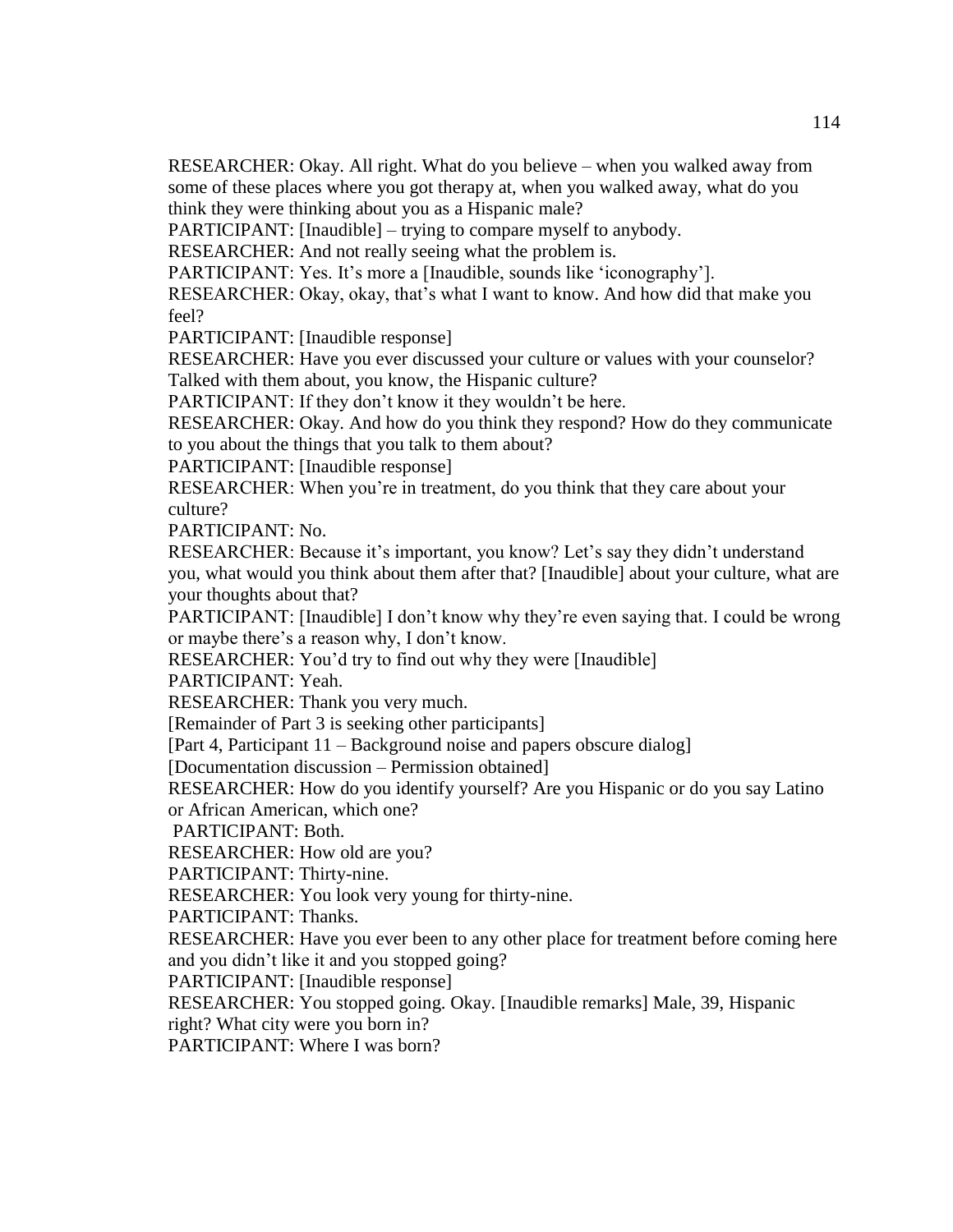RESEARCHER: Okay. All right. What do you believe – when you walked away from some of these places where you got therapy at, when you walked away, what do you think they were thinking about you as a Hispanic male?

PARTICIPANT: [Inaudible] – trying to compare myself to anybody.

RESEARCHER: And not really seeing what the problem is.

PARTICIPANT: Yes. It's more a [Inaudible, sounds like 'iconography'].

RESEARCHER: Okay, okay, that's what I want to know. And how did that make you feel?

PARTICIPANT: [Inaudible response]

RESEARCHER: Have you ever discussed your culture or values with your counselor? Talked with them about, you know, the Hispanic culture?

PARTICIPANT: If they don't know it they wouldn't be here.

RESEARCHER: Okay. And how do you think they respond? How do they communicate to you about the things that you talk to them about?

PARTICIPANT: [Inaudible response]

RESEARCHER: When you're in treatment, do you think that they care about your culture?

PARTICIPANT: No.

RESEARCHER: Because it's important, you know? Let's say they didn't understand you, what would you think about them after that? [Inaudible] about your culture, what are your thoughts about that?

PARTICIPANT: [Inaudible] I don't know why they're even saying that. I could be wrong or maybe there's a reason why, I don't know.

RESEARCHER: You'd try to find out why they were [Inaudible]

PARTICIPANT: Yeah.

RESEARCHER: Thank you very much.

[Remainder of Part 3 is seeking other participants]

[Part 4, Participant 11 – Background noise and papers obscure dialog]

[Documentation discussion – Permission obtained]

RESEARCHER: How do you identify yourself? Are you Hispanic or do you say Latino or African American, which one?

PARTICIPANT: Both.

RESEARCHER: How old are you?

PARTICIPANT: Thirty-nine.

RESEARCHER: You look very young for thirty-nine.

PARTICIPANT: Thanks.

RESEARCHER: Have you ever been to any other place for treatment before coming here and you didn't like it and you stopped going?

PARTICIPANT: [Inaudible response]

RESEARCHER: You stopped going. Okay. [Inaudible remarks] Male, 39, Hispanic right? What city were you born in?

PARTICIPANT: Where I was born?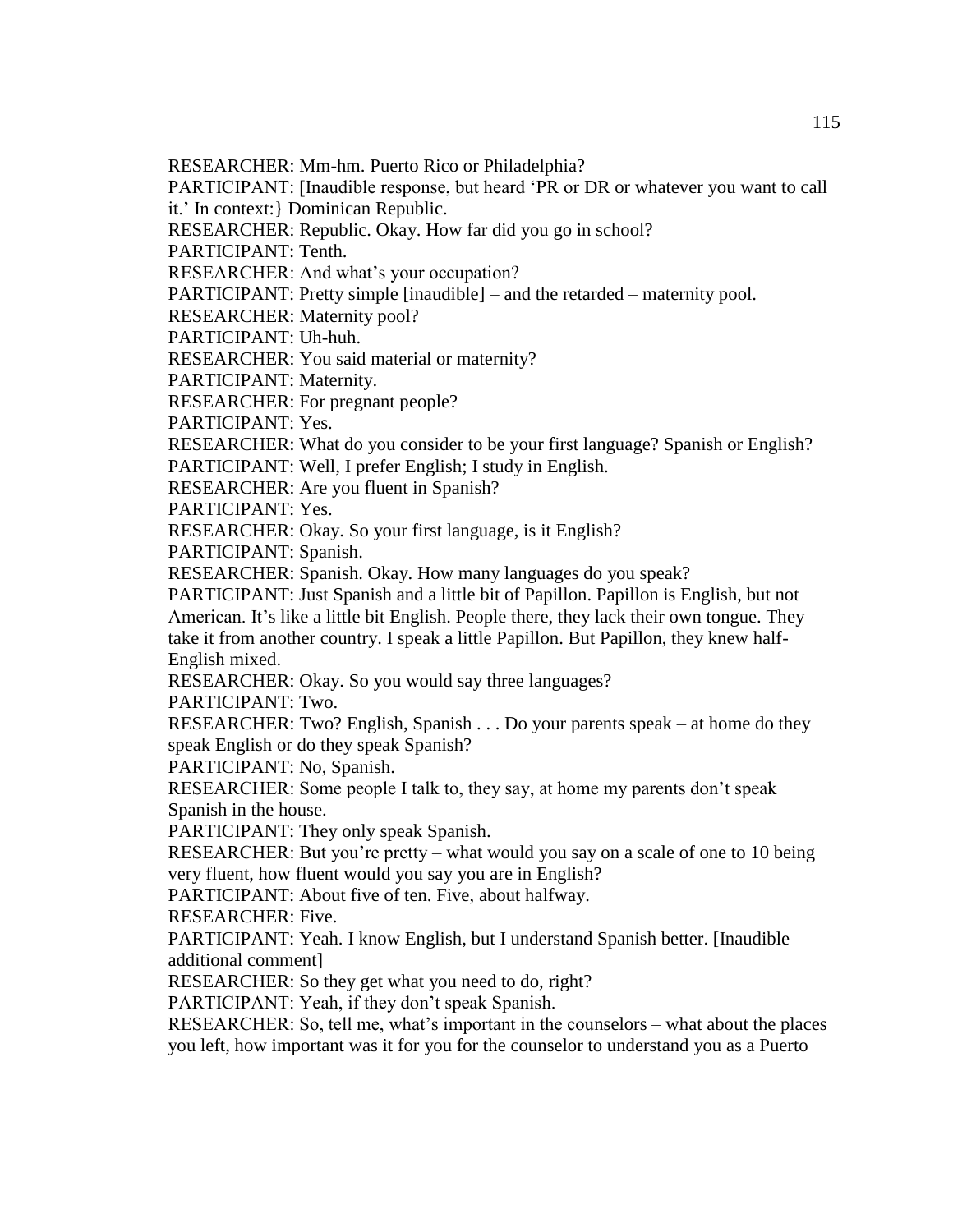RESEARCHER: Mm-hm. Puerto Rico or Philadelphia?

PARTICIPANT: [Inaudible response, but heard 'PR or DR or whatever you want to call it.' In context:} Dominican Republic.

RESEARCHER: Republic. Okay. How far did you go in school?

PARTICIPANT: Tenth.

RESEARCHER: And what's your occupation?

PARTICIPANT: Pretty simple [inaudible] – and the retarded – maternity pool.

RESEARCHER: Maternity pool?

PARTICIPANT: Uh-huh.

RESEARCHER: You said material or maternity?

PARTICIPANT: Maternity.

RESEARCHER: For pregnant people?

PARTICIPANT: Yes.

RESEARCHER: What do you consider to be your first language? Spanish or English?

PARTICIPANT: Well, I prefer English; I study in English.

RESEARCHER: Are you fluent in Spanish?

PARTICIPANT: Yes.

RESEARCHER: Okay. So your first language, is it English?

PARTICIPANT: Spanish.

RESEARCHER: Spanish. Okay. How many languages do you speak?

PARTICIPANT: Just Spanish and a little bit of Papillon. Papillon is English, but not American. It's like a little bit English. People there, they lack their own tongue. They take it from another country. I speak a little Papillon. But Papillon, they knew half-English mixed.

RESEARCHER: Okay. So you would say three languages?

PARTICIPANT: Two.

RESEARCHER: Two? English, Spanish . . . Do your parents speak – at home do they speak English or do they speak Spanish?

PARTICIPANT: No, Spanish.

RESEARCHER: Some people I talk to, they say, at home my parents don't speak Spanish in the house.

PARTICIPANT: They only speak Spanish.

RESEARCHER: But you're pretty – what would you say on a scale of one to 10 being very fluent, how fluent would you say you are in English?

PARTICIPANT: About five of ten. Five, about halfway.

RESEARCHER: Five.

PARTICIPANT: Yeah. I know English, but I understand Spanish better. [Inaudible additional comment]

RESEARCHER: So they get what you need to do, right?

PARTICIPANT: Yeah, if they don't speak Spanish.

RESEARCHER: So, tell me, what's important in the counselors – what about the places you left, how important was it for you for the counselor to understand you as a Puerto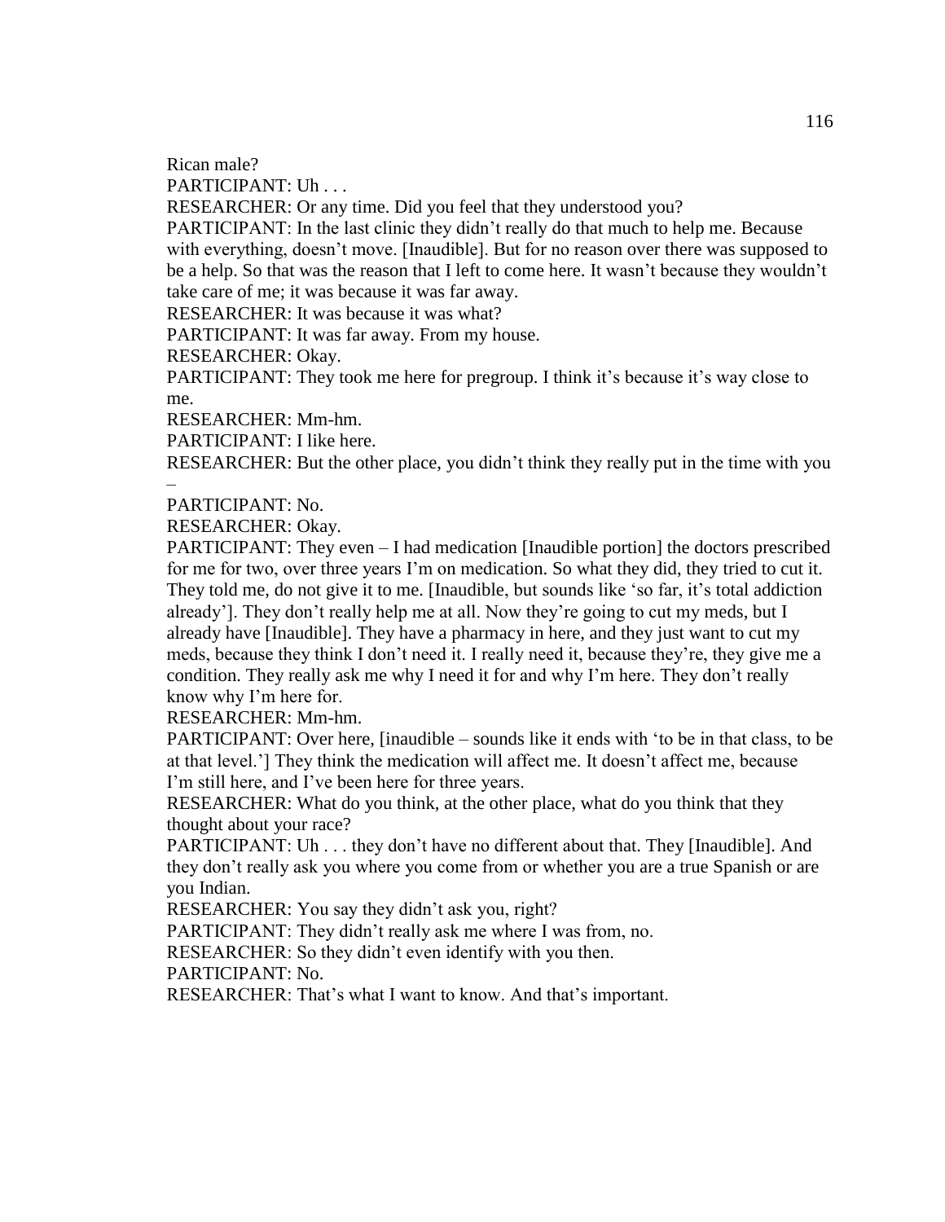Rican male?

PARTICIPANT: Uh . . .

RESEARCHER: Or any time. Did you feel that they understood you?

PARTICIPANT: In the last clinic they didn't really do that much to help me. Because with everything, doesn't move. [Inaudible]. But for no reason over there was supposed to be a help. So that was the reason that I left to come here. It wasn't because they wouldn't take care of me; it was because it was far away.

RESEARCHER: It was because it was what?

PARTICIPANT: It was far away. From my house.

RESEARCHER: Okay.

PARTICIPANT: They took me here for pregroup. I think it's because it's way close to me.

RESEARCHER: Mm-hm.

PARTICIPANT: I like here.

RESEARCHER: But the other place, you didn't think they really put in the time with you –

PARTICIPANT: No.

RESEARCHER: Okay.

PARTICIPANT: They even – I had medication [Inaudible portion] the doctors prescribed for me for two, over three years I'm on medication. So what they did, they tried to cut it. They told me, do not give it to me. [Inaudible, but sounds like 'so far, it's total addiction already']. They don't really help me at all. Now they're going to cut my meds, but I already have [Inaudible]. They have a pharmacy in here, and they just want to cut my meds, because they think I don't need it. I really need it, because they're, they give me a condition. They really ask me why I need it for and why I'm here. They don't really know why I'm here for.

RESEARCHER: Mm-hm.

PARTICIPANT: Over here, [inaudible – sounds like it ends with 'to be in that class, to be at that level.'] They think the medication will affect me. It doesn't affect me, because I'm still here, and I've been here for three years.

RESEARCHER: What do you think, at the other place, what do you think that they thought about your race?

PARTICIPANT: Uh . . . they don't have no different about that. They [Inaudible]. And they don't really ask you where you come from or whether you are a true Spanish or are you Indian.

RESEARCHER: You say they didn't ask you, right?

PARTICIPANT: They didn't really ask me where I was from, no.

RESEARCHER: So they didn't even identify with you then.

PARTICIPANT: No.

RESEARCHER: That's what I want to know. And that's important.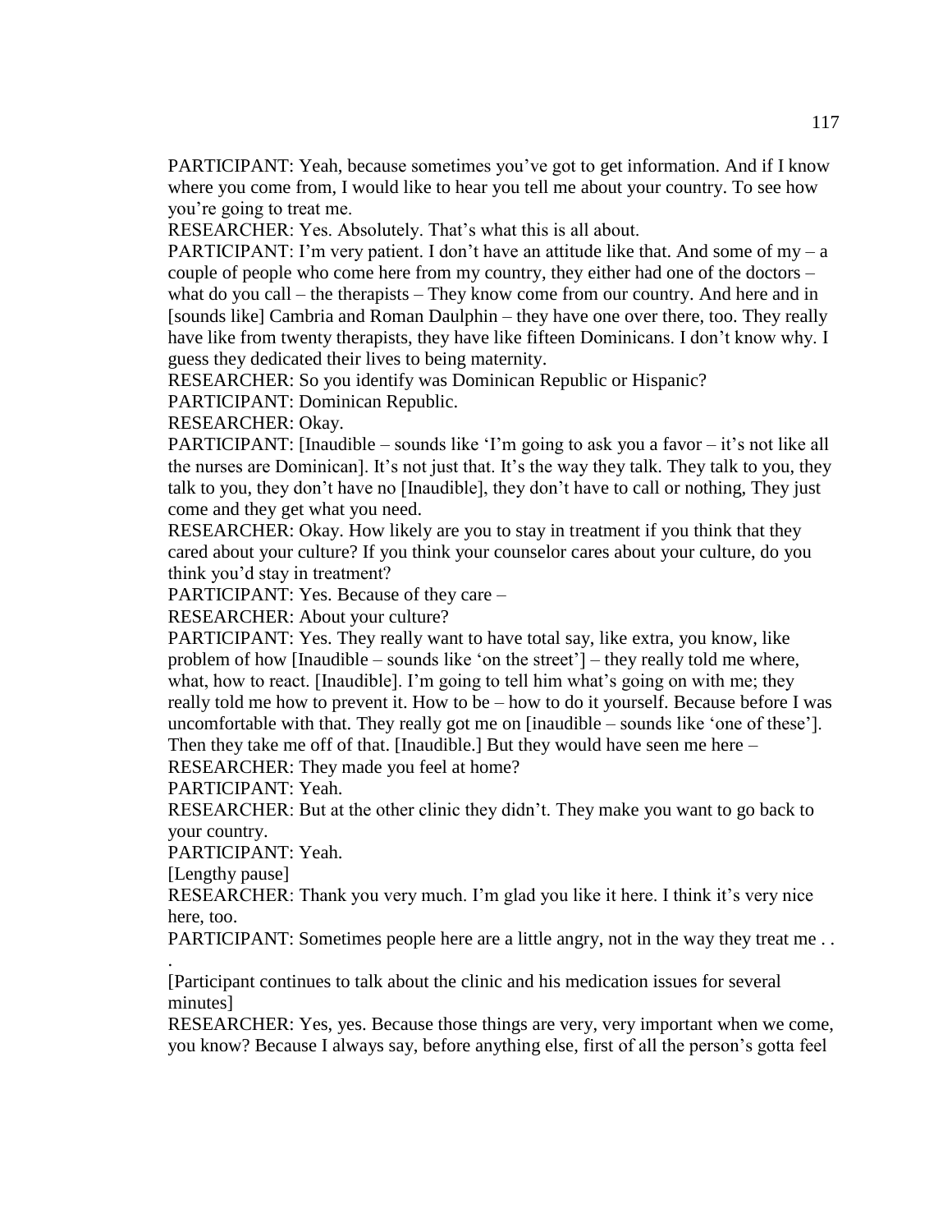PARTICIPANT: Yeah, because sometimes you've got to get information. And if I know where you come from, I would like to hear you tell me about your country. To see how you're going to treat me.

RESEARCHER: Yes. Absolutely. That's what this is all about.

PARTICIPANT: I'm very patient. I don't have an attitude like that. And some of my – a couple of people who come here from my country, they either had one of the doctors – what do you call – the therapists – They know come from our country. And here and in [sounds like] Cambria and Roman Daulphin – they have one over there, too. They really have like from twenty therapists, they have like fifteen Dominicans. I don't know why. I guess they dedicated their lives to being maternity.

RESEARCHER: So you identify was Dominican Republic or Hispanic?

PARTICIPANT: Dominican Republic.

RESEARCHER: Okay.

PARTICIPANT: [Inaudible – sounds like 'I'm going to ask you a favor – it's not like all the nurses are Dominican]. It's not just that. It's the way they talk. They talk to you, they talk to you, they don't have no [Inaudible], they don't have to call or nothing, They just come and they get what you need.

RESEARCHER: Okay. How likely are you to stay in treatment if you think that they cared about your culture? If you think your counselor cares about your culture, do you think you'd stay in treatment?

PARTICIPANT: Yes. Because of they care –

RESEARCHER: About your culture?

PARTICIPANT: Yes. They really want to have total say, like extra, you know, like problem of how [Inaudible – sounds like 'on the street'] – they really told me where, what, how to react. [Inaudible]. I'm going to tell him what's going on with me; they really told me how to prevent it. How to be – how to do it yourself. Because before I was uncomfortable with that. They really got me on [inaudible – sounds like 'one of these']. Then they take me off of that. [Inaudible.] But they would have seen me here –

RESEARCHER: They made you feel at home?

PARTICIPANT: Yeah.

RESEARCHER: But at the other clinic they didn't. They make you want to go back to your country.

PARTICIPANT: Yeah.

[Lengthy pause]

RESEARCHER: Thank you very much. I'm glad you like it here. I think it's very nice here, too.

PARTICIPANT: Sometimes people here are a little angry, not in the way they treat me . . .

[Participant continues to talk about the clinic and his medication issues for several minutes]

RESEARCHER: Yes, yes. Because those things are very, very important when we come, you know? Because I always say, before anything else, first of all the person's gotta feel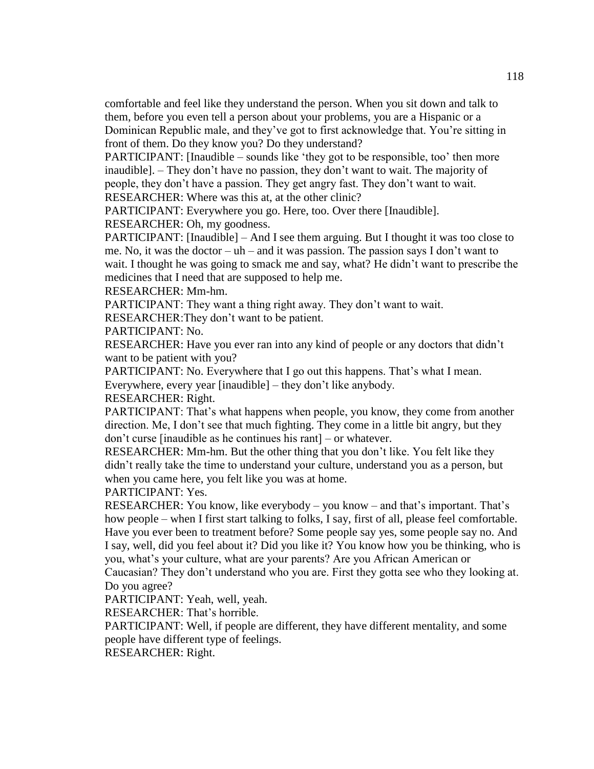comfortable and feel like they understand the person. When you sit down and talk to them, before you even tell a person about your problems, you are a Hispanic or a Dominican Republic male, and they've got to first acknowledge that. You're sitting in front of them. Do they know you? Do they understand?

PARTICIPANT: [Inaudible – sounds like 'they got to be responsible, too' then more inaudible]. – They don't have no passion, they don't want to wait. The majority of people, they don't have a passion. They get angry fast. They don't want to wait.

RESEARCHER: Where was this at, at the other clinic?

PARTICIPANT: Everywhere you go. Here, too. Over there [Inaudible].

RESEARCHER: Oh, my goodness.

PARTICIPANT: [Inaudible] – And I see them arguing. But I thought it was too close to me. No, it was the doctor – uh – and it was passion. The passion says I don't want to wait. I thought he was going to smack me and say, what? He didn't want to prescribe the medicines that I need that are supposed to help me.

RESEARCHER: Mm-hm.

PARTICIPANT: They want a thing right away. They don't want to wait.

RESEARCHER:They don't want to be patient.

PARTICIPANT: No.

RESEARCHER: Have you ever ran into any kind of people or any doctors that didn't want to be patient with you?

PARTICIPANT: No. Everywhere that I go out this happens. That's what I mean. Everywhere, every year [inaudible] – they don't like anybody.

RESEARCHER: Right.

PARTICIPANT: That's what happens when people, you know, they come from another direction. Me, I don't see that much fighting. They come in a little bit angry, but they don't curse [inaudible as he continues his rant] – or whatever.

RESEARCHER: Mm-hm. But the other thing that you don't like. You felt like they didn't really take the time to understand your culture, understand you as a person, but when you came here, you felt like you was at home.

PARTICIPANT: Yes.

RESEARCHER: You know, like everybody – you know – and that's important. That's how people – when I first start talking to folks, I say, first of all, please feel comfortable. Have you ever been to treatment before? Some people say yes, some people say no. And I say, well, did you feel about it? Did you like it? You know how you be thinking, who is you, what's your culture, what are your parents? Are you African American or Caucasian? They don't understand who you are. First they gotta see who they looking at. Do you agree?

PARTICIPANT: Yeah, well, yeah.

RESEARCHER: That's horrible.

PARTICIPANT: Well, if people are different, they have different mentality, and some people have different type of feelings.

RESEARCHER: Right.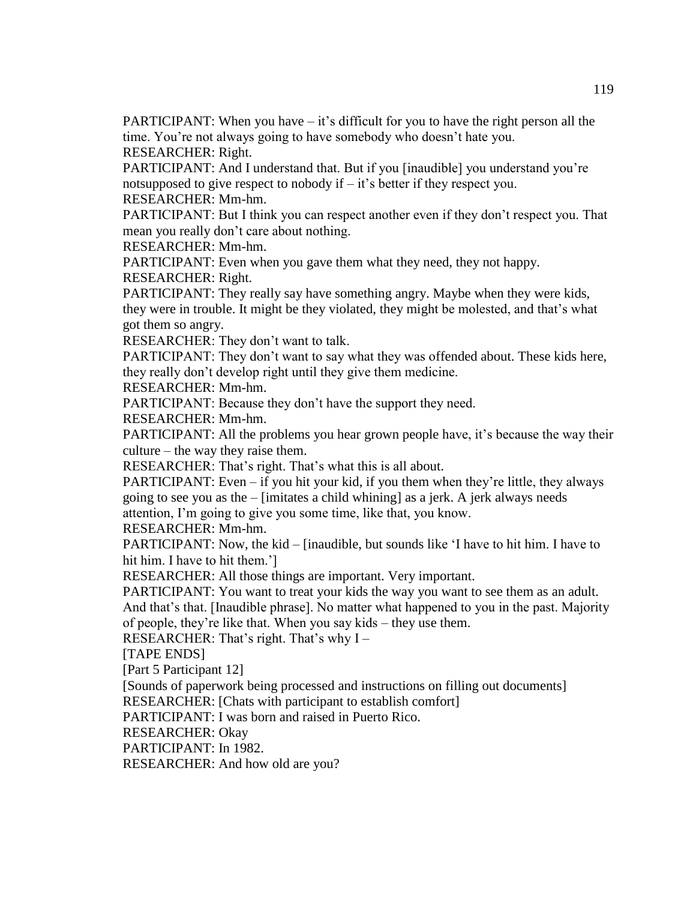PARTICIPANT: When you have – it's difficult for you to have the right person all the time. You're not always going to have somebody who doesn't hate you.

RESEARCHER: Right.

PARTICIPANT: And I understand that. But if you [inaudible] you understand you're notsupposed to give respect to nobody if – it's better if they respect you.

RESEARCHER: Mm-hm.

PARTICIPANT: But I think you can respect another even if they don't respect you. That mean you really don't care about nothing.

RESEARCHER: Mm-hm.

PARTICIPANT: Even when you gave them what they need, they not happy.

RESEARCHER: Right.

PARTICIPANT: They really say have something angry. Maybe when they were kids, they were in trouble. It might be they violated, they might be molested, and that's what got them so angry.

RESEARCHER: They don't want to talk.

PARTICIPANT: They don't want to say what they was offended about. These kids here, they really don't develop right until they give them medicine.

RESEARCHER: Mm-hm.

PARTICIPANT: Because they don't have the support they need.

RESEARCHER: Mm-hm.

PARTICIPANT: All the problems you hear grown people have, it's because the way their culture – the way they raise them.

RESEARCHER: That's right. That's what this is all about.

PARTICIPANT: Even – if you hit your kid, if you them when they're little, they always going to see you as the – [imitates a child whining] as a jerk. A jerk always needs attention, I'm going to give you some time, like that, you know.

RESEARCHER: Mm-hm.

PARTICIPANT: Now, the kid – [inaudible, but sounds like 'I have to hit him. I have to hit him. I have to hit them.']

RESEARCHER: All those things are important. Very important.

PARTICIPANT: You want to treat your kids the way you want to see them as an adult. And that's that. [Inaudible phrase]. No matter what happened to you in the past. Majority of people, they're like that. When you say kids – they use them.

RESEARCHER: That's right. That's why I –

[TAPE ENDS]

[Part 5 Participant 12]

[Sounds of paperwork being processed and instructions on filling out documents]

RESEARCHER: [Chats with participant to establish comfort]

PARTICIPANT: I was born and raised in Puerto Rico.

RESEARCHER: Okay

PARTICIPANT: In 1982.

RESEARCHER: And how old are you?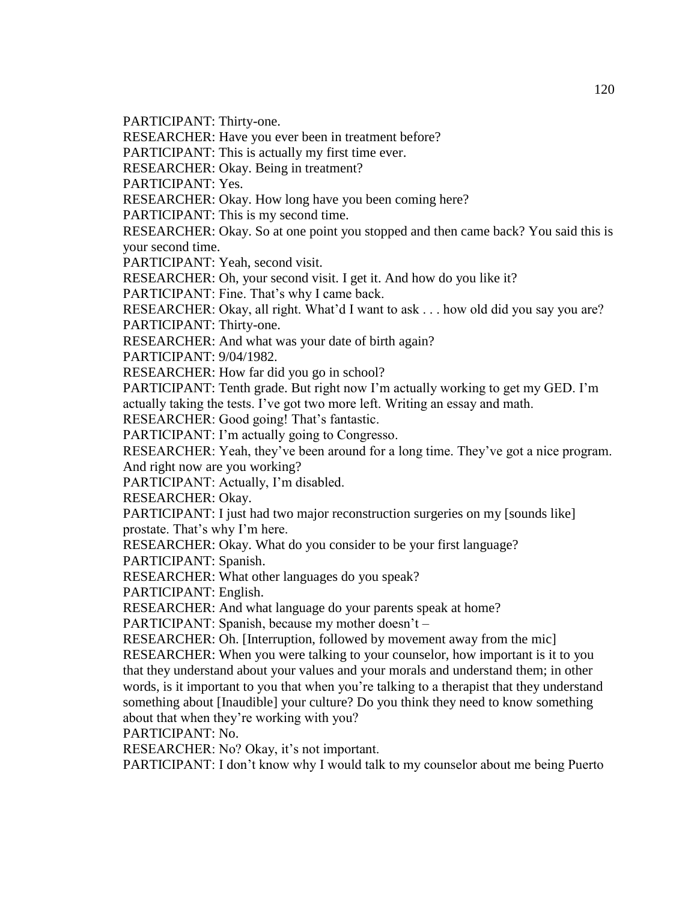PARTICIPANT: Thirty-one.

RESEARCHER: Have you ever been in treatment before?

PARTICIPANT: This is actually my first time ever.

RESEARCHER: Okay. Being in treatment?

PARTICIPANT: Yes.

RESEARCHER: Okay. How long have you been coming here?

PARTICIPANT: This is my second time.

RESEARCHER: Okay. So at one point you stopped and then came back? You said this is your second time.

PARTICIPANT: Yeah, second visit.

RESEARCHER: Oh, your second visit. I get it. And how do you like it?

PARTICIPANT: Fine. That's why I came back.

RESEARCHER: Okay, all right. What'd I want to ask . . . how old did you say you are?

PARTICIPANT: Thirty-one.

RESEARCHER: And what was your date of birth again?

PARTICIPANT: 9/04/1982.

RESEARCHER: How far did you go in school?

PARTICIPANT: Tenth grade. But right now I'm actually working to get my GED. I'm actually taking the tests. I've got two more left. Writing an essay and math.

RESEARCHER: Good going! That's fantastic.

PARTICIPANT: I'm actually going to Congresso.

RESEARCHER: Yeah, they've been around for a long time. They've got a nice program. And right now are you working?

PARTICIPANT: Actually, I'm disabled.

RESEARCHER: Okay.

PARTICIPANT: I just had two major reconstruction surgeries on my [sounds like] prostate. That's why I'm here.

RESEARCHER: Okay. What do you consider to be your first language?

PARTICIPANT: Spanish.

RESEARCHER: What other languages do you speak?

PARTICIPANT: English.

RESEARCHER: And what language do your parents speak at home?

PARTICIPANT: Spanish, because my mother doesn't –

RESEARCHER: Oh. [Interruption, followed by movement away from the mic]

RESEARCHER: When you were talking to your counselor, how important is it to you that they understand about your values and your morals and understand them; in other words, is it important to you that when you're talking to a therapist that they understand something about [Inaudible] your culture? Do you think they need to know something about that when they're working with you?

PARTICIPANT: No.

RESEARCHER: No? Okay, it's not important.

PARTICIPANT: I don't know why I would talk to my counselor about me being Puerto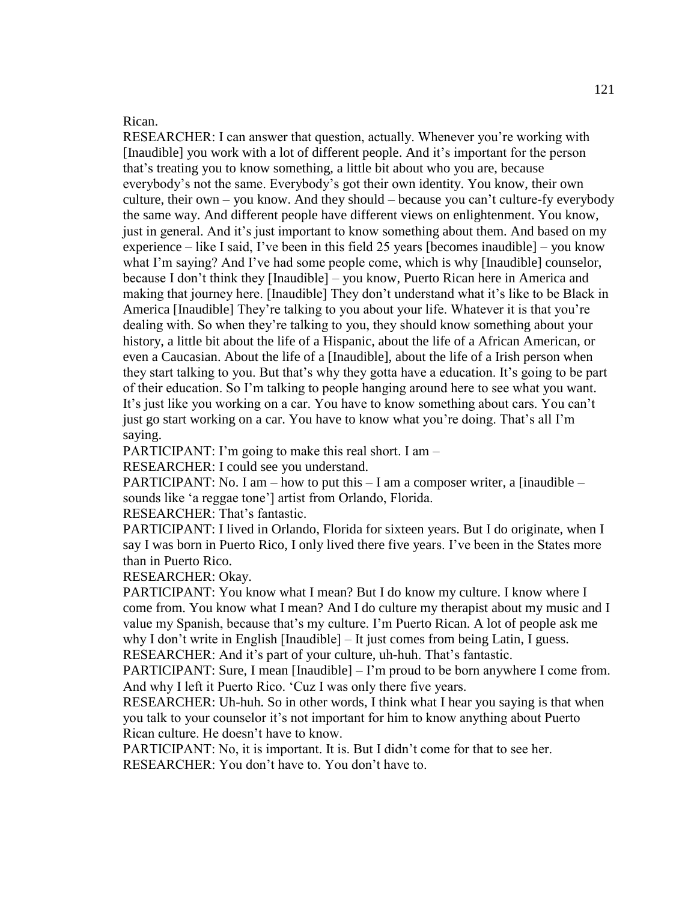Rican.

RESEARCHER: I can answer that question, actually. Whenever you're working with [Inaudible] you work with a lot of different people. And it's important for the person that's treating you to know something, a little bit about who you are, because everybody's not the same. Everybody's got their own identity. You know, their own culture, their own – you know. And they should – because you can't culture-fy everybody the same way. And different people have different views on enlightenment. You know, just in general. And it's just important to know something about them. And based on my experience – like I said, I've been in this field 25 years [becomes inaudible] – you know what I'm saying? And I've had some people come, which is why [Inaudible] counselor, because I don't think they [Inaudible] – you know, Puerto Rican here in America and making that journey here. [Inaudible] They don't understand what it's like to be Black in America [Inaudible] They're talking to you about your life. Whatever it is that you're dealing with. So when they're talking to you, they should know something about your history, a little bit about the life of a Hispanic, about the life of a African American, or even a Caucasian. About the life of a [Inaudible], about the life of a Irish person when they start talking to you. But that's why they gotta have a education. It's going to be part of their education. So I'm talking to people hanging around here to see what you want. It's just like you working on a car. You have to know something about cars. You can't just go start working on a car. You have to know what you're doing. That's all I'm saying.

PARTICIPANT: I'm going to make this real short. I am –

RESEARCHER: I could see you understand.

PARTICIPANT: No. I am – how to put this – I am a composer writer, a [inaudible – sounds like 'a reggae tone'] artist from Orlando, Florida.

RESEARCHER: That's fantastic.

PARTICIPANT: I lived in Orlando, Florida for sixteen years. But I do originate, when I say I was born in Puerto Rico, I only lived there five years. I've been in the States more than in Puerto Rico.

RESEARCHER: Okay.

PARTICIPANT: You know what I mean? But I do know my culture. I know where I come from. You know what I mean? And I do culture my therapist about my music and I value my Spanish, because that's my culture. I'm Puerto Rican. A lot of people ask me why I don't write in English [Inaudible] – It just comes from being Latin, I guess.

RESEARCHER: And it's part of your culture, uh-huh. That's fantastic.

PARTICIPANT: Sure, I mean [Inaudible] – I'm proud to be born anywhere I come from. And why I left it Puerto Rico. 'Cuz I was only there five years.

RESEARCHER: Uh-huh. So in other words, I think what I hear you saying is that when you talk to your counselor it's not important for him to know anything about Puerto Rican culture. He doesn't have to know.

PARTICIPANT: No, it is important. It is. But I didn't come for that to see her.

RESEARCHER: You don't have to. You don't have to.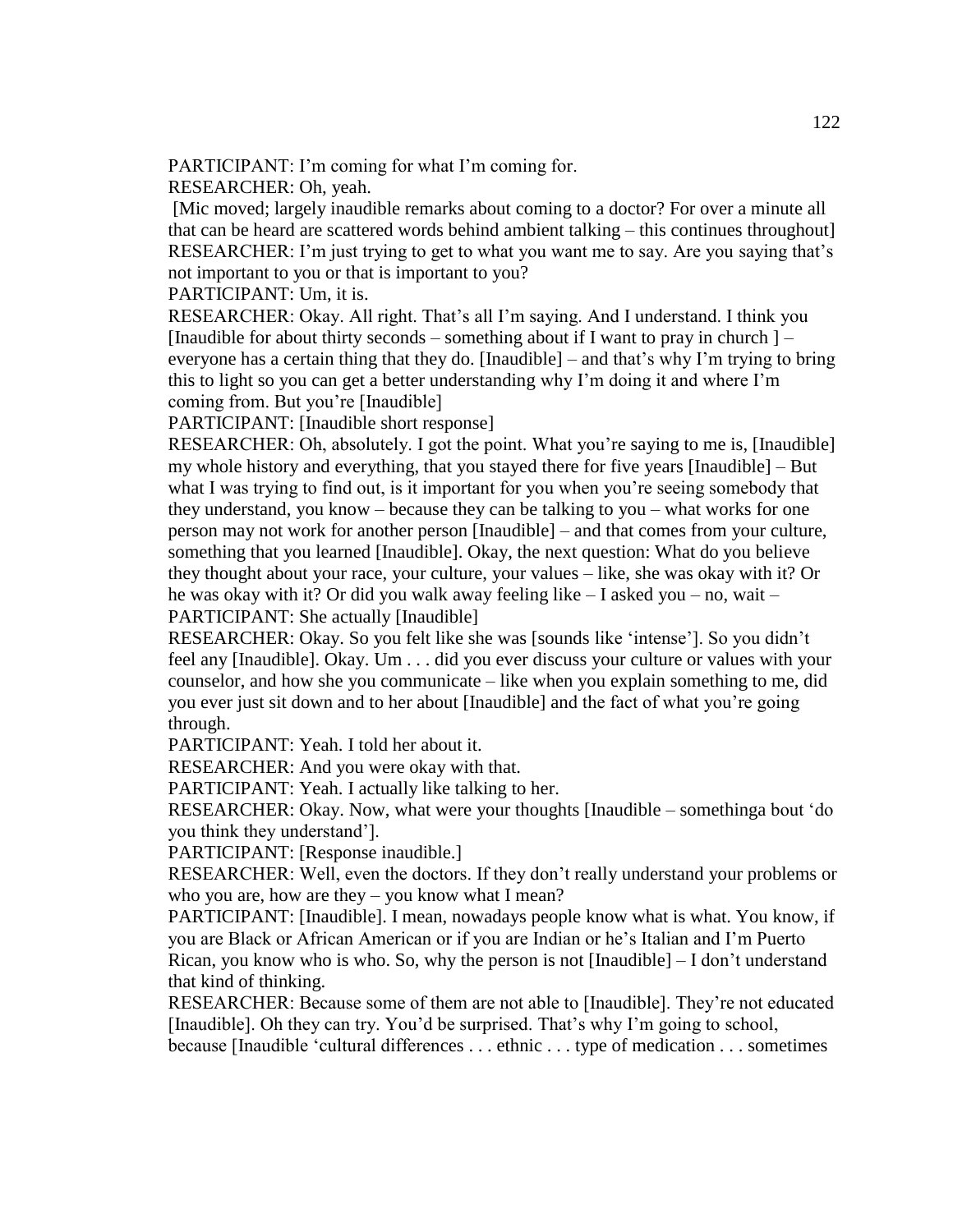PARTICIPANT: I'm coming for what I'm coming for.

RESEARCHER: Oh, yeah.

[Mic moved; largely inaudible remarks about coming to a doctor? For over a minute all that can be heard are scattered words behind ambient talking – this continues throughout]

RESEARCHER: I'm just trying to get to what you want me to say. Are you saying that's not important to you or that is important to you?

PARTICIPANT: Um, it is.

RESEARCHER: Okay. All right. That's all I'm saying. And I understand. I think you [Inaudible for about thirty seconds – something about if I want to pray in church ] – everyone has a certain thing that they do. [Inaudible] – and that's why I'm trying to bring this to light so you can get a better understanding why I'm doing it and where I'm coming from. But you're [Inaudible]

PARTICIPANT: [Inaudible short response]

RESEARCHER: Oh, absolutely. I got the point. What you're saying to me is, [Inaudible] my whole history and everything, that you stayed there for five years [Inaudible] – But what I was trying to find out, is it important for you when you're seeing somebody that they understand, you know – because they can be talking to you – what works for one person may not work for another person [Inaudible] – and that comes from your culture, something that you learned [Inaudible]. Okay, the next question: What do you believe they thought about your race, your culture, your values – like, she was okay with it? Or he was okay with it? Or did you walk away feeling like – I asked you – no, wait –

PARTICIPANT: She actually [Inaudible]

RESEARCHER: Okay. So you felt like she was [sounds like 'intense']. So you didn't feel any [Inaudible]. Okay. Um . . . did you ever discuss your culture or values with your counselor, and how she you communicate – like when you explain something to me, did you ever just sit down and to her about [Inaudible] and the fact of what you're going through.

PARTICIPANT: Yeah. I told her about it.

RESEARCHER: And you were okay with that.

PARTICIPANT: Yeah. I actually like talking to her.

RESEARCHER: Okay. Now, what were your thoughts [Inaudible – somethinga bout 'do you think they understand'].

PARTICIPANT: [Response inaudible.]

RESEARCHER: Well, even the doctors. If they don't really understand your problems or who you are, how are they – you know what I mean?

PARTICIPANT: [Inaudible]. I mean, nowadays people know what is what. You know, if you are Black or African American or if you are Indian or he's Italian and I'm Puerto Rican, you know who is who. So, why the person is not [Inaudible] – I don't understand that kind of thinking.

RESEARCHER: Because some of them are not able to [Inaudible]. They're not educated [Inaudible]. Oh they can try. You'd be surprised. That's why I'm going to school, because [Inaudible 'cultural differences . . . ethnic . . . type of medication . . . sometimes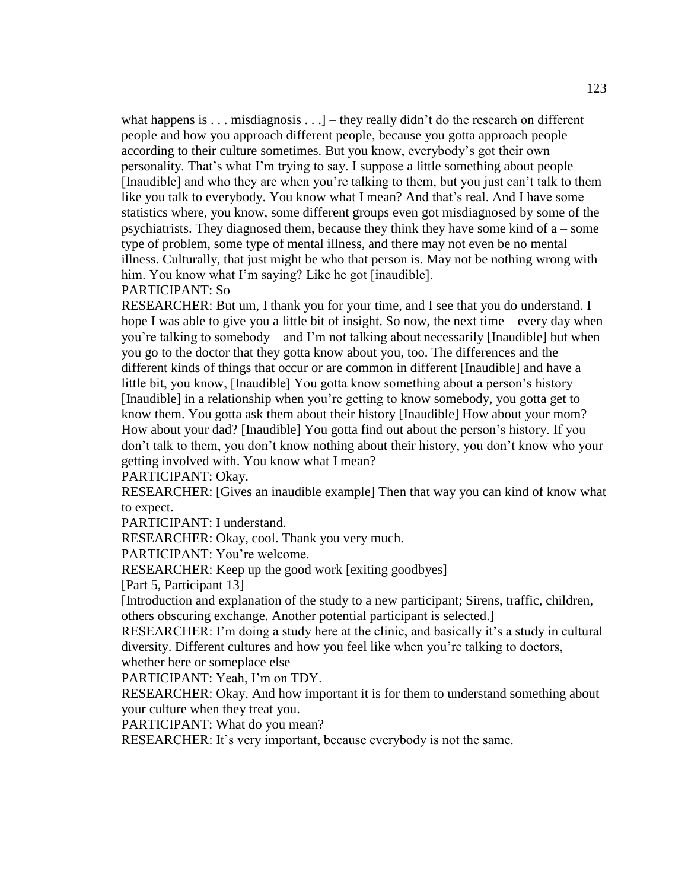what happens is . . . misdiagnosis . . .] – they really didn't do the research on different people and how you approach different people, because you gotta approach people according to their culture sometimes. But you know, everybody's got their own personality. That's what I'm trying to say. I suppose a little something about people [Inaudible] and who they are when you're talking to them, but you just can't talk to them like you talk to everybody. You know what I mean? And that's real. And I have some statistics where, you know, some different groups even got misdiagnosed by some of the psychiatrists. They diagnosed them, because they think they have some kind of a – some type of problem, some type of mental illness, and there may not even be no mental illness. Culturally, that just might be who that person is. May not be nothing wrong with him. You know what I'm saying? Like he got [inaudible].

PARTICIPANT: So –

RESEARCHER: But um, I thank you for your time, and I see that you do understand. I hope I was able to give you a little bit of insight. So now, the next time – every day when you're talking to somebody – and I'm not talking about necessarily [Inaudible] but when you go to the doctor that they gotta know about you, too. The differences and the different kinds of things that occur or are common in different [Inaudible] and have a little bit, you know, [Inaudible] You gotta know something about a person's history [Inaudible] in a relationship when you're getting to know somebody, you gotta get to know them. You gotta ask them about their history [Inaudible] How about your mom? How about your dad? [Inaudible] You gotta find out about the person's history. If you don't talk to them, you don't know nothing about their history, you don't know who your getting involved with. You know what I mean?

PARTICIPANT: Okay.

RESEARCHER: [Gives an inaudible example] Then that way you can kind of know what to expect.

PARTICIPANT: I understand.

RESEARCHER: Okay, cool. Thank you very much.

PARTICIPANT: You're welcome.

RESEARCHER: Keep up the good work [exiting goodbyes]

[Part 5, Participant 13]

[Introduction and explanation of the study to a new participant; Sirens, traffic, children, others obscuring exchange. Another potential participant is selected.]

RESEARCHER: I'm doing a study here at the clinic, and basically it's a study in cultural diversity. Different cultures and how you feel like when you're talking to doctors, whether here or someplace else –

PARTICIPANT: Yeah, I'm on TDY.

RESEARCHER: Okay. And how important it is for them to understand something about your culture when they treat you.

PARTICIPANT: What do you mean?

RESEARCHER: It's very important, because everybody is not the same.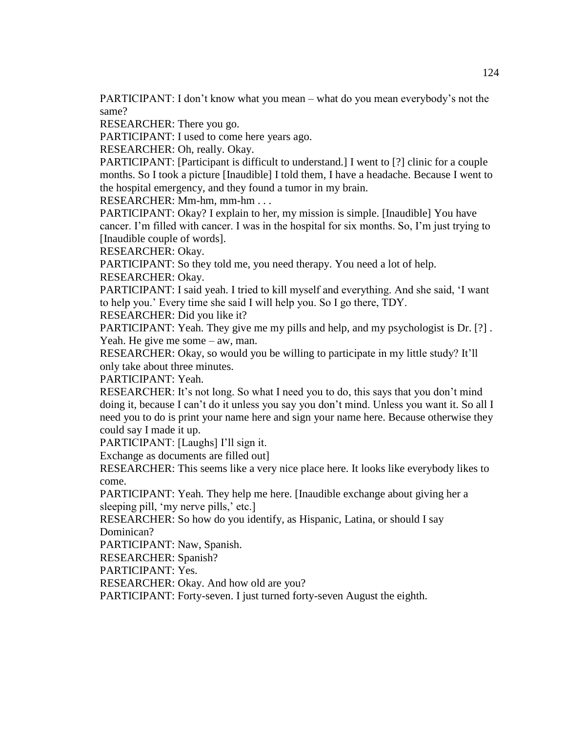PARTICIPANT: I don’t know what you mean – what do you mean everybody’s not the same?

RESEARCHER: There you go.

PARTICIPANT: I used to come here years ago.

RESEARCHER: Oh, really. Okay.

PARTICIPANT: [Participant is difficult to understand.] I went to [?] clinic for a couple months. So I took a picture [Inaudible] I told them, I have a headache. Because I went to the hospital emergency, and they found a tumor in my brain.

RESEARCHER: Mm-hm, mm-hm . . .

PARTICIPANT: Okay? I explain to her, my mission is simple. [Inaudible] You have cancer. I’m filled with cancer. I was in the hospital for six months. So, I’m just trying to [Inaudible couple of words].

RESEARCHER: Okay.

PARTICIPANT: So they told me, you need therapy. You need a lot of help.

RESEARCHER: Okay.

PARTICIPANT: I said yeah. I tried to kill myself and everything. And she said, ‘I want to help you.’ Every time she said I will help you. So I go there, TDY.

RESEARCHER: Did you like it?

PARTICIPANT: Yeah. They give me my pills and help, and my psychologist is Dr. [?] . Yeah. He give me some – aw, man.

RESEARCHER: Okay, so would you be willing to participate in my little study? It’ll only take about three minutes.

PARTICIPANT: Yeah.

RESEARCHER: It’s not long. So what I need you to do, this says that you don’t mind doing it, because I can’t do it unless you say you don’t mind. Unless you want it. So all I need you to do is print your name here and sign your name here. Because otherwise they could say I made it up.

PARTICIPANT: [Laughs] I’ll sign it.

Exchange as documents are filled out]

RESEARCHER: This seems like a very nice place here. It looks like everybody likes to come.

PARTICIPANT: Yeah. They help me here. [Inaudible exchange about giving her a sleeping pill, ‘my nerve pills,’ etc.]

RESEARCHER: So how do you identify, as Hispanic, Latina, or should I say Dominican?

PARTICIPANT: Naw, Spanish.

RESEARCHER: Spanish?

PARTICIPANT: Yes.

RESEARCHER: Okay. And how old are you?

PARTICIPANT: Forty-seven. I just turned forty-seven August the eighth.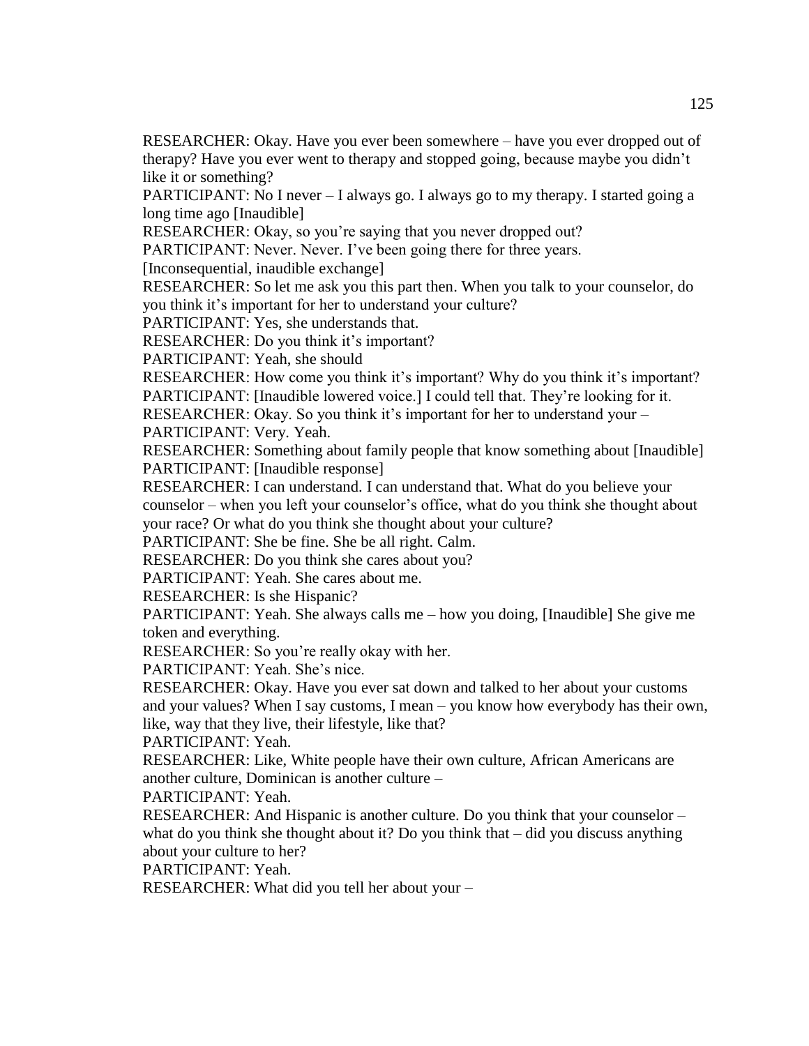RESEARCHER: Okay. Have you ever been somewhere – have you ever dropped out of therapy? Have you ever went to therapy and stopped going, because maybe you didn't like it or something?

PARTICIPANT: No I never – I always go. I always go to my therapy. I started going a long time ago [Inaudible]

RESEARCHER: Okay, so you're saying that you never dropped out?

PARTICIPANT: Never. Never. I've been going there for three years.

[Inconsequential, inaudible exchange]

RESEARCHER: So let me ask you this part then. When you talk to your counselor, do you think it's important for her to understand your culture?

PARTICIPANT: Yes, she understands that.

RESEARCHER: Do you think it's important?

PARTICIPANT: Yeah, she should

RESEARCHER: How come you think it's important? Why do you think it's important?

PARTICIPANT: [Inaudible lowered voice.] I could tell that. They're looking for it.

RESEARCHER: Okay. So you think it's important for her to understand your –

PARTICIPANT: Very. Yeah.

RESEARCHER: Something about family people that know something about [Inaudible]

PARTICIPANT: [Inaudible response]

RESEARCHER: I can understand. I can understand that. What do you believe your counselor – when you left your counselor's office, what do you think she thought about your race? Or what do you think she thought about your culture?

PARTICIPANT: She be fine. She be all right. Calm.

RESEARCHER: Do you think she cares about you?

PARTICIPANT: Yeah. She cares about me.

RESEARCHER: Is she Hispanic?

PARTICIPANT: Yeah. She always calls me – how you doing, [Inaudible] She give me token and everything.

RESEARCHER: So you're really okay with her.

PARTICIPANT: Yeah. She's nice.

RESEARCHER: Okay. Have you ever sat down and talked to her about your customs and your values? When I say customs, I mean – you know how everybody has their own, like, way that they live, their lifestyle, like that?

PARTICIPANT: Yeah.

RESEARCHER: Like, White people have their own culture, African Americans are another culture, Dominican is another culture –

PARTICIPANT: Yeah.

RESEARCHER: And Hispanic is another culture. Do you think that your counselor – what do you think she thought about it? Do you think that – did you discuss anything about your culture to her?

PARTICIPANT: Yeah.

RESEARCHER: What did you tell her about your –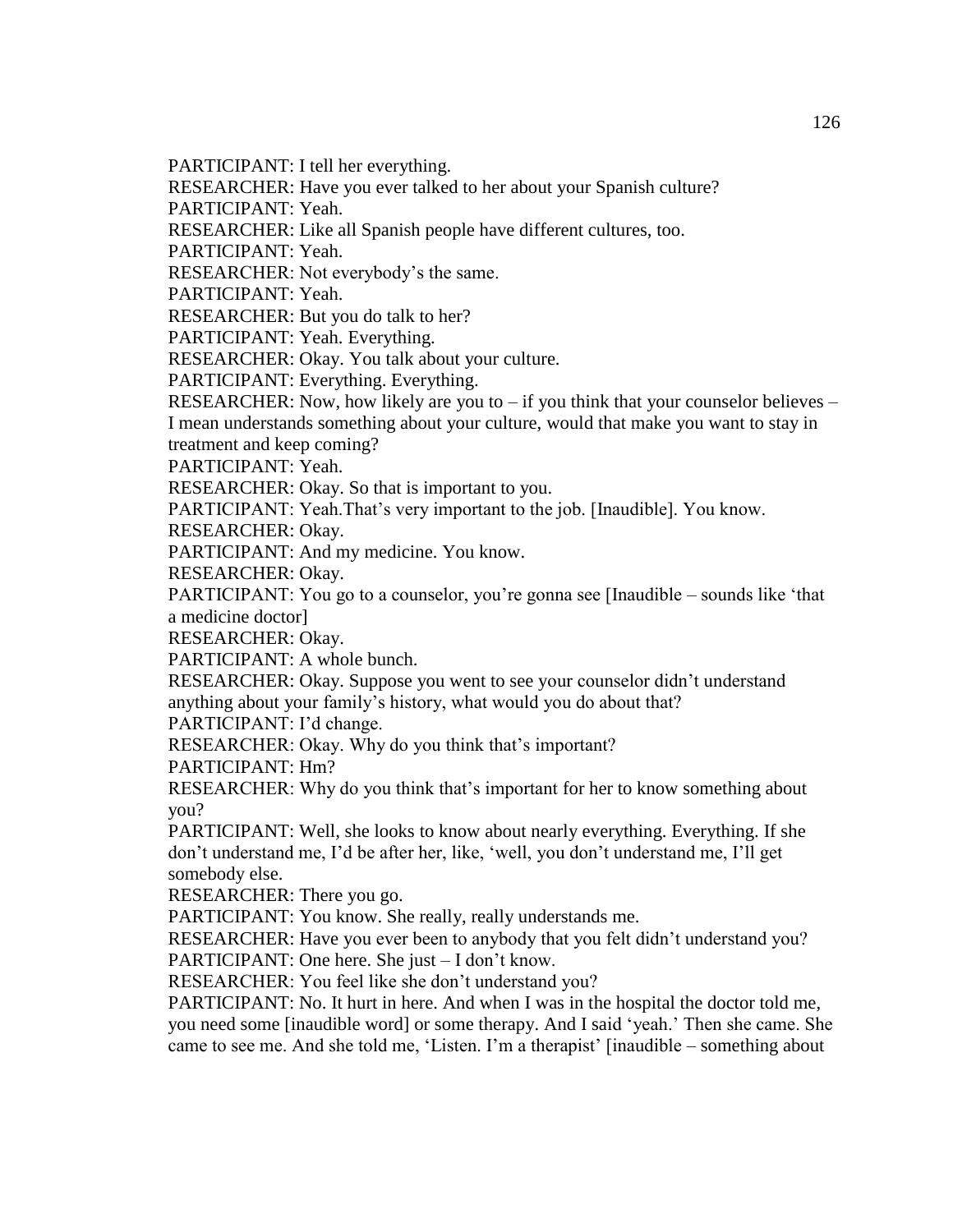PARTICIPANT: I tell her everything.

RESEARCHER: Have you ever talked to her about your Spanish culture?

PARTICIPANT: Yeah.

RESEARCHER: Like all Spanish people have different cultures, too.

PARTICIPANT: Yeah.

RESEARCHER: Not everybody's the same.

PARTICIPANT: Yeah.

RESEARCHER: But you do talk to her?

PARTICIPANT: Yeah. Everything.

RESEARCHER: Okay. You talk about your culture.

PARTICIPANT: Everything. Everything.

RESEARCHER: Now, how likely are you to – if you think that your counselor believes – I mean understands something about your culture, would that make you want to stay in treatment and keep coming?

PARTICIPANT: Yeah.

RESEARCHER: Okay. So that is important to you.

PARTICIPANT: Yeah.That's very important to the job. [Inaudible]. You know.

RESEARCHER: Okay.

PARTICIPANT: And my medicine. You know.

RESEARCHER: Okay.

PARTICIPANT: You go to a counselor, you're gonna see [Inaudible – sounds like 'that a medicine doctor]

RESEARCHER: Okay.

PARTICIPANT: A whole bunch.

RESEARCHER: Okay. Suppose you went to see your counselor didn't understand anything about your family's history, what would you do about that?

PARTICIPANT: I'd change.

RESEARCHER: Okay. Why do you think that's important?

PARTICIPANT: Hm?

RESEARCHER: Why do you think that's important for her to know something about you?

PARTICIPANT: Well, she looks to know about nearly everything. Everything. If she don't understand me, I'd be after her, like, 'well, you don't understand me, I'll get somebody else.

RESEARCHER: There you go.

PARTICIPANT: You know. She really, really understands me.

RESEARCHER: Have you ever been to anybody that you felt didn't understand you?

PARTICIPANT: One here. She just – I don't know.

RESEARCHER: You feel like she don't understand you?

PARTICIPANT: No. It hurt in here. And when I was in the hospital the doctor told me, you need some [inaudible word] or some therapy. And I said 'yeah.' Then she came. She came to see me. And she told me, 'Listen. I'm a therapist' [inaudible – something about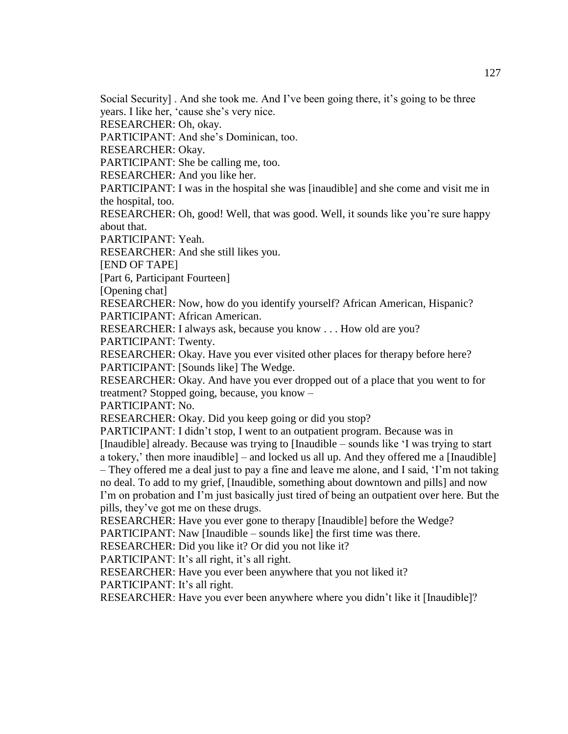Social Security] . And she took me. And I've been going there, it's going to be three years. I like her, 'cause she's very nice.

RESEARCHER: Oh, okay.

PARTICIPANT: And she's Dominican, too.

RESEARCHER: Okay.

PARTICIPANT: She be calling me, too.

RESEARCHER: And you like her.

PARTICIPANT: I was in the hospital she was [inaudible] and she come and visit me in the hospital, too.

RESEARCHER: Oh, good! Well, that was good. Well, it sounds like you're sure happy about that.

PARTICIPANT: Yeah.

RESEARCHER: And she still likes you.

[END OF TAPE]

[Part 6, Participant Fourteen]

[Opening chat]

RESEARCHER: Now, how do you identify yourself? African American, Hispanic?

PARTICIPANT: African American.

RESEARCHER: I always ask, because you know . . . How old are you?

PARTICIPANT: Twenty.

RESEARCHER: Okay. Have you ever visited other places for therapy before here?

PARTICIPANT: [Sounds like] The Wedge.

RESEARCHER: Okay. And have you ever dropped out of a place that you went to for treatment? Stopped going, because, you know –

PARTICIPANT: No.

RESEARCHER: Okay. Did you keep going or did you stop?

PARTICIPANT: I didn't stop, I went to an outpatient program. Because was in [Inaudible] already. Because was trying to [Inaudible – sounds like 'I was trying to start a tokery,' then more inaudible] – and locked us all up. And they offered me a [Inaudible] – They offered me a deal just to pay a fine and leave me alone, and I said, 'I'm not taking no deal. To add to my grief, [Inaudible, something about downtown and pills] and now I'm on probation and I'm just basically just tired of being an outpatient over here. But the pills, they've got me on these drugs.

RESEARCHER: Have you ever gone to therapy [Inaudible] before the Wedge?

PARTICIPANT: Naw [Inaudible – sounds like] the first time was there.

RESEARCHER: Did you like it? Or did you not like it?

PARTICIPANT: It's all right, it's all right.

RESEARCHER: Have you ever been anywhere that you not liked it?

PARTICIPANT: It's all right.

RESEARCHER: Have you ever been anywhere where you didn't like it [Inaudible]?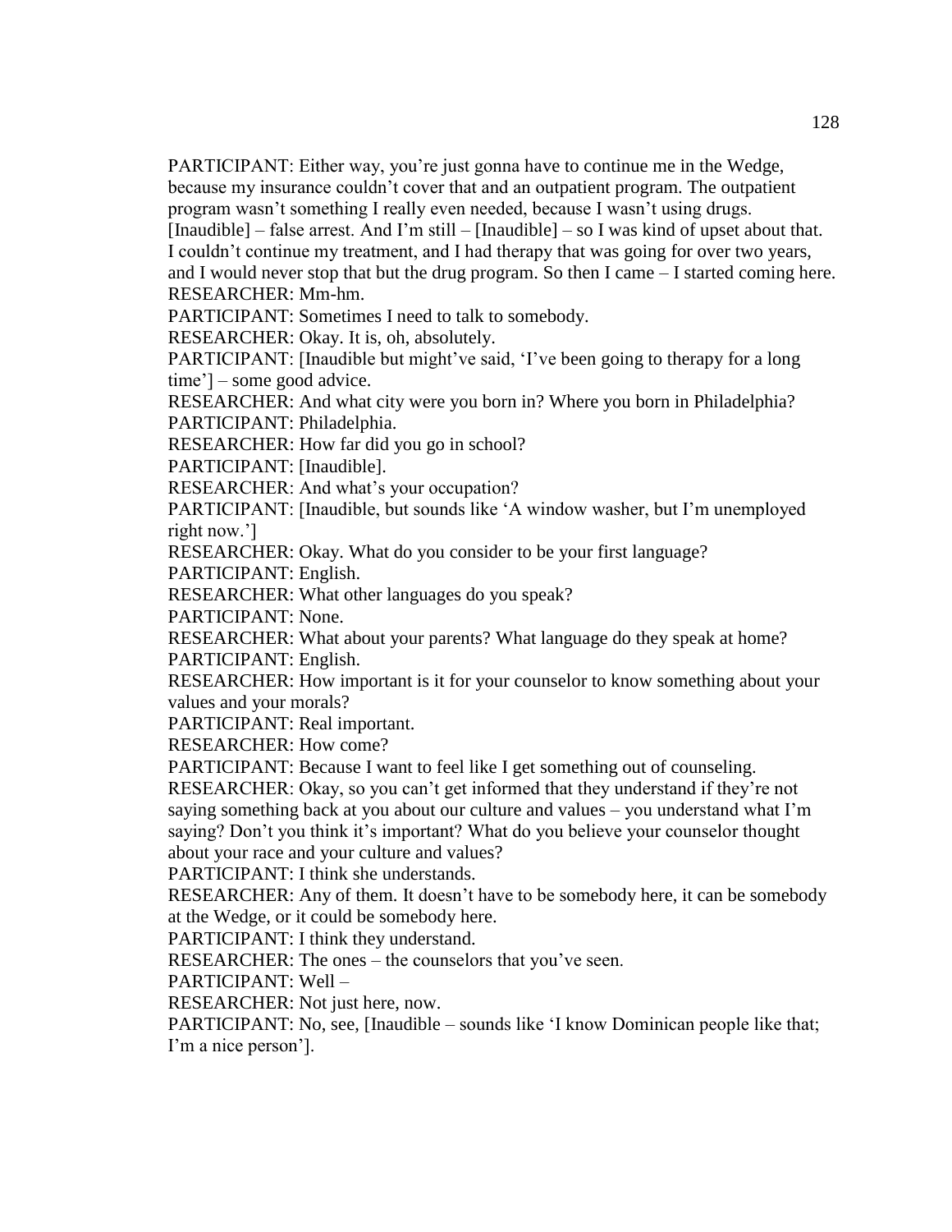PARTICIPANT: Either way, you're just gonna have to continue me in the Wedge, because my insurance couldn't cover that and an outpatient program. The outpatient program wasn't something I really even needed, because I wasn't using drugs. [Inaudible] – false arrest. And I'm still – [Inaudible] – so I was kind of upset about that. I couldn't continue my treatment, and I had therapy that was going for over two years, and I would never stop that but the drug program. So then I came – I started coming here.

RESEARCHER: Mm-hm.

PARTICIPANT: Sometimes I need to talk to somebody.

RESEARCHER: Okay. It is, oh, absolutely.

PARTICIPANT: [Inaudible but might've said, 'I've been going to therapy for a long time'] – some good advice.

RESEARCHER: And what city were you born in? Where you born in Philadelphia?

PARTICIPANT: Philadelphia.

RESEARCHER: How far did you go in school?

PARTICIPANT: [Inaudible].

RESEARCHER: And what's your occupation?

PARTICIPANT: [Inaudible, but sounds like 'A window washer, but I'm unemployed right now.']

RESEARCHER: Okay. What do you consider to be your first language?

PARTICIPANT: English.

RESEARCHER: What other languages do you speak?

PARTICIPANT: None.

RESEARCHER: What about your parents? What language do they speak at home?

PARTICIPANT: English.

RESEARCHER: How important is it for your counselor to know something about your values and your morals?

PARTICIPANT: Real important.

RESEARCHER: How come?

PARTICIPANT: Because I want to feel like I get something out of counseling.

RESEARCHER: Okay, so you can't get informed that they understand if they're not saying something back at you about our culture and values – you understand what I'm saying? Don't you think it's important? What do you believe your counselor thought about your race and your culture and values?

PARTICIPANT: I think she understands.

RESEARCHER: Any of them. It doesn't have to be somebody here, it can be somebody at the Wedge, or it could be somebody here.

PARTICIPANT: I think they understand.

RESEARCHER: The ones – the counselors that you've seen.

PARTICIPANT: Well –

RESEARCHER: Not just here, now.

PARTICIPANT: No, see, [Inaudible – sounds like 'I know Dominican people like that; I'm a nice person'].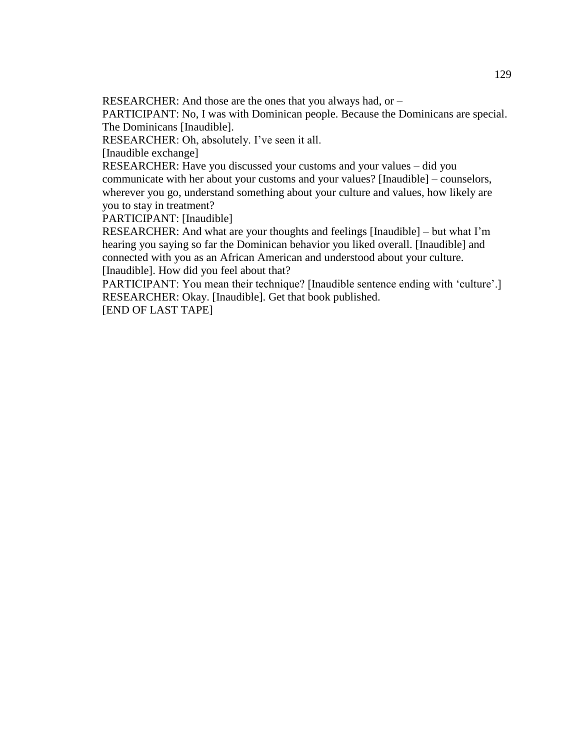RESEARCHER: And those are the ones that you always had, or –

PARTICIPANT: No, I was with Dominican people. Because the Dominicans are special. The Dominicans [Inaudible].

RESEARCHER: Oh, absolutely. I've seen it all.

[Inaudible exchange]

RESEARCHER: Have you discussed your customs and your values – did you communicate with her about your customs and your values? [Inaudible] – counselors, wherever you go, understand something about your culture and values, how likely are you to stay in treatment?

PARTICIPANT: [Inaudible]

RESEARCHER: And what are your thoughts and feelings [Inaudible] – but what I'm hearing you saying so far the Dominican behavior you liked overall. [Inaudible] and connected with you as an African American and understood about your culture. [Inaudible]. How did you feel about that?

PARTICIPANT: You mean their technique? [Inaudible sentence ending with 'culture'.]

RESEARCHER: Okay. [Inaudible]. Get that book published.

[END OF LAST TAPE]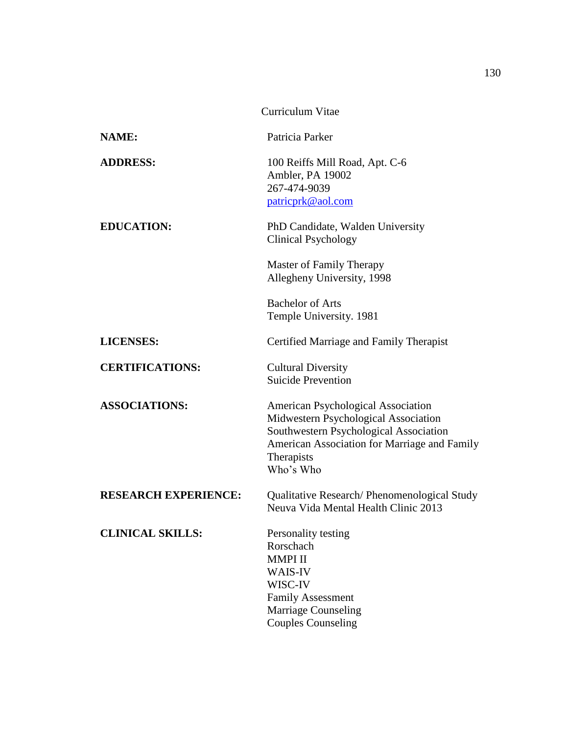# Curriculum Vitae

**NAME:** Patricia Parker

**ADDRESS:** 100 Reiffs Mill Road, Apt. C-6
Ambler, PA 19002
267-474-9039
patricprk@aol.com

**EDUCATION:** PhD Candidate, Walden University
Clinical Psychology

Master of Family Therapy
Allegheny University, 1998

Bachelor of Arts
Temple University. 1981

**LICENSES:** Certified Marriage and Family Therapist

**CERTIFICATIONS:** Cultural Diversity
Suicide Prevention

**ASSOCIATIONS:** American Psychological Association
Midwestern Psychological Association
Southwestern Psychological Association
American Association for Marriage and Family Therapists
Who's Who

**RESEARCH EXPERIENCE:** Qualitative Research/ Phenomenological Study
Neuva Vida Mental Health Clinic 2013

**CLINICAL SKILLS:** Personality testing
Rorschach
MMPI II
WAIS-IV
WISC-IV
Family Assessment
Marriage Counseling
Couples Counseling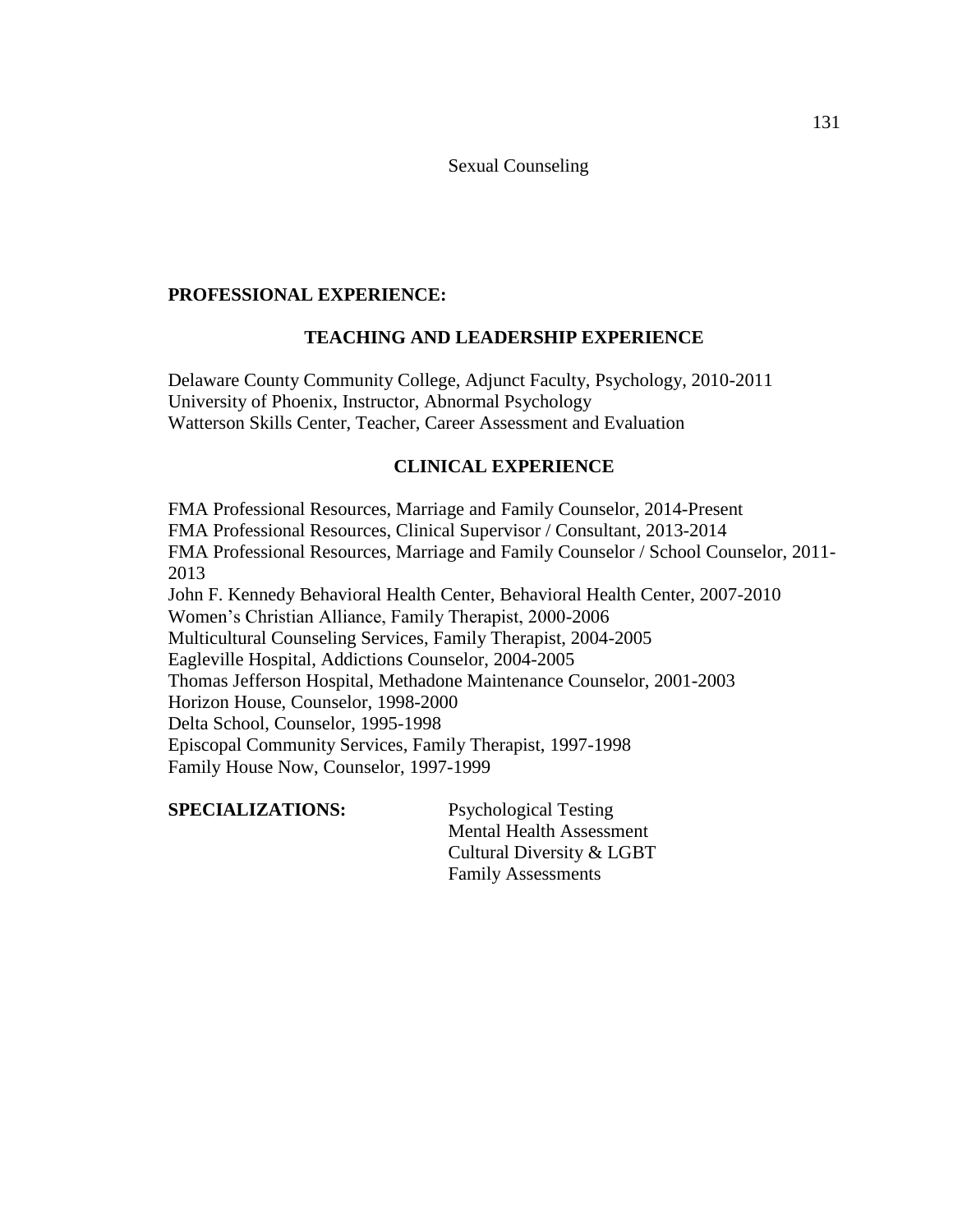**PROFESSIONAL EXPERIENCE:**

**TEACHING AND LEADERSHIP EXPERIENCE**

Delaware County Community College, Adjunct Faculty, Psychology, 2010-2011
University of Phoenix, Instructor, Abnormal Psychology
Watterson Skills Center, Teacher, Career Assessment and Evaluation

**CLINICAL EXPERIENCE**

FMA Professional Resources, Marriage and Family Counselor, 2014-Present
FMA Professional Resources, Clinical Supervisor / Consultant, 2013-2014
FMA Professional Resources, Marriage and Family Counselor / School Counselor, 2011-2013
John F. Kennedy Behavioral Health Center, Behavioral Health Center, 2007-2010
Women's Christian Alliance, Family Therapist, 2000-2006
Multicultural Counseling Services, Family Therapist, 2004-2005
Eagleville Hospital, Addictions Counselor, 2004-2005
Thomas Jefferson Hospital, Methadone Maintenance Counselor, 2001-2003
Horizon House, Counselor, 1998-2000
Delta School, Counselor, 1995-1998
Episcopal Community Services, Family Therapist, 1997-1998
Family House Now, Counselor, 1997-1999

**SPECIALIZATIONS:** Psychological Testing
Mental Health Assessment
Cultural Diversity & LGBT
Family Assessments